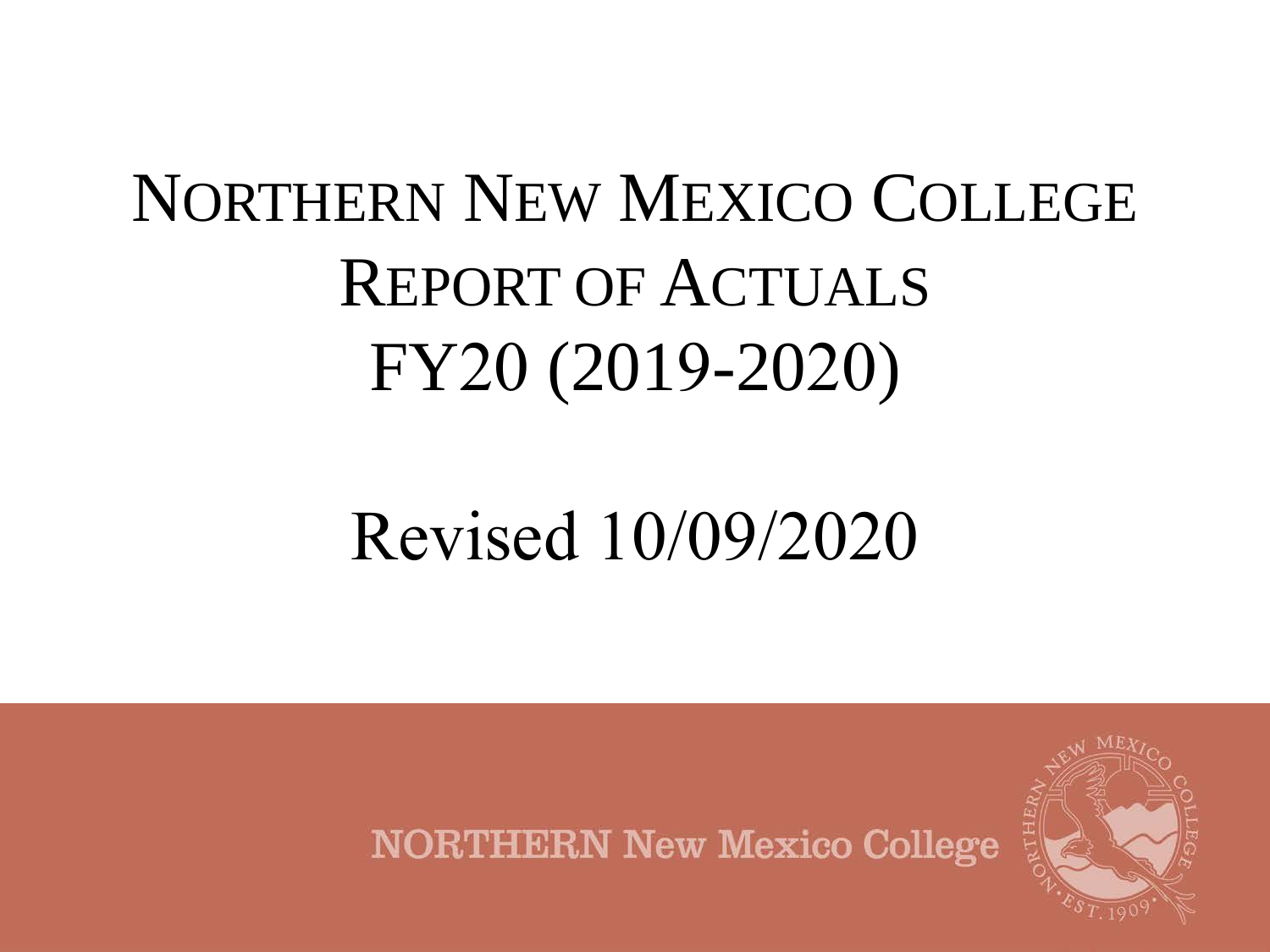# Northern New Mexico College Report of Actuals FY20 (2019-2020)

Revised 10/09/2020

NORTHERN New Mexico College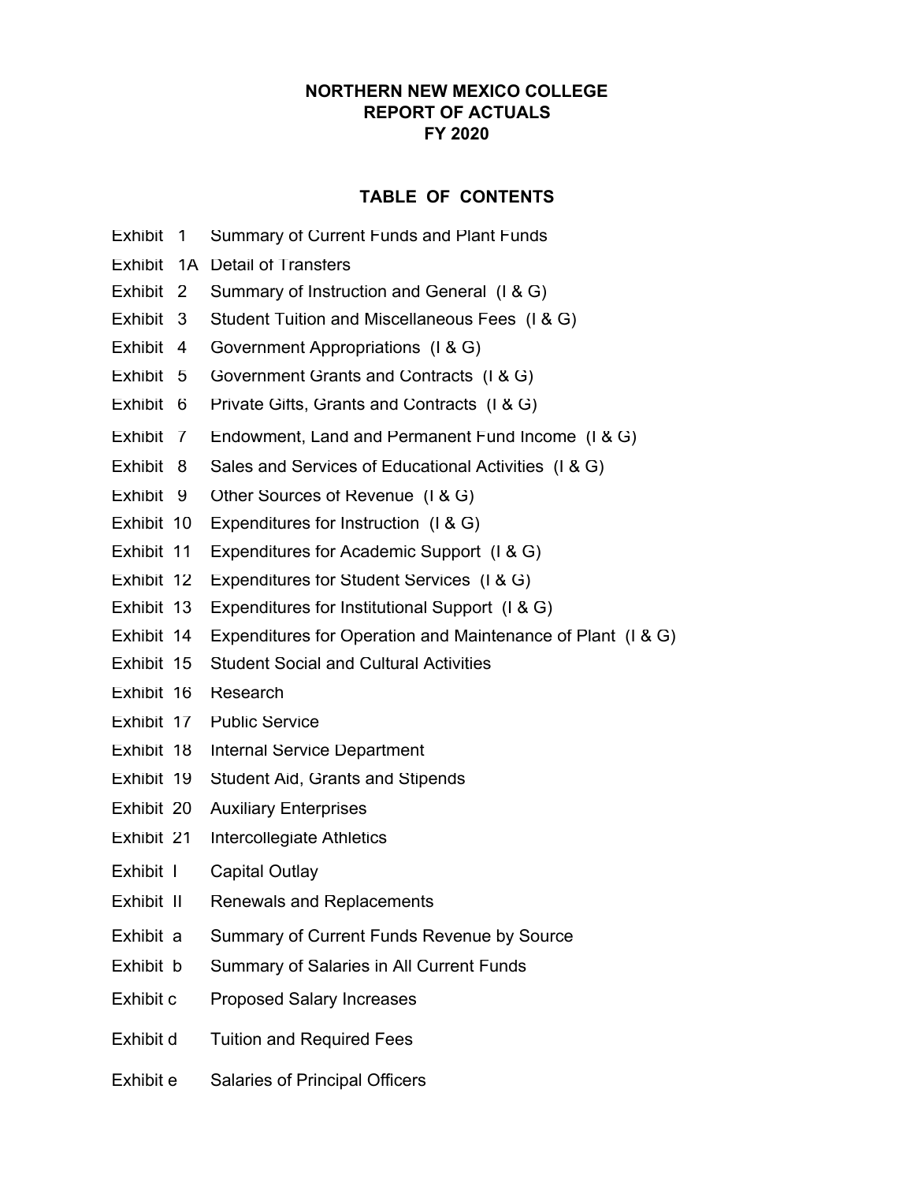# NORTHERN NEW MEXICO COLLEGE
# REPORT OF ACTUALS
# FY 2020

## TABLE OF CONTENTS

| | |
|---|---|
| Exhibit 1 | Summary of Current Funds and Plant Funds |
| Exhibit 1A | Detail of Transfers |
| Exhibit 2 | Summary of Instruction and General (I & G) |
| Exhibit 3 | Student Tuition and Miscellaneous Fees (I & G) |
| Exhibit 4 | Government Appropriations (I & G) |
| Exhibit 5 | Government Grants and Contracts (I & G) |
| Exhibit 6 | Private Gifts, Grants and Contracts (I & G) |
| Exhibit 7 | Endowment, Land and Permanent Fund Income (I & G) |
| Exhibit 8 | Sales and Services of Educational Activities (I & G) |
| Exhibit 9 | Other Sources of Revenue (I & G) |
| Exhibit 10 | Expenditures for Instruction (I & G) |
| Exhibit 11 | Expenditures for Academic Support (I & G) |
| Exhibit 12 | Expenditures for Student Services (I & G) |
| Exhibit 13 | Expenditures for Institutional Support (I & G) |
| Exhibit 14 | Expenditures for Operation and Maintenance of Plant (I & G) |
| Exhibit 15 | Student Social and Cultural Activities |
| Exhibit 16 | Research |
| Exhibit 17 | Public Service |
| Exhibit 18 | Internal Service Department |
| Exhibit 19 | Student Aid, Grants and Stipends |
| Exhibit 20 | Auxiliary Enterprises |
| Exhibit 21 | Intercollegiate Athletics |
| Exhibit I | Capital Outlay |
| Exhibit II | Renewals and Replacements |
| Exhibit a | Summary of Current Funds Revenue by Source |
| Exhibit b | Summary of Salaries in All Current Funds |
| Exhibit c | Proposed Salary Increases |
| Exhibit d | Tuition and Required Fees |
| Exhibit e | Salaries of Principal Officers |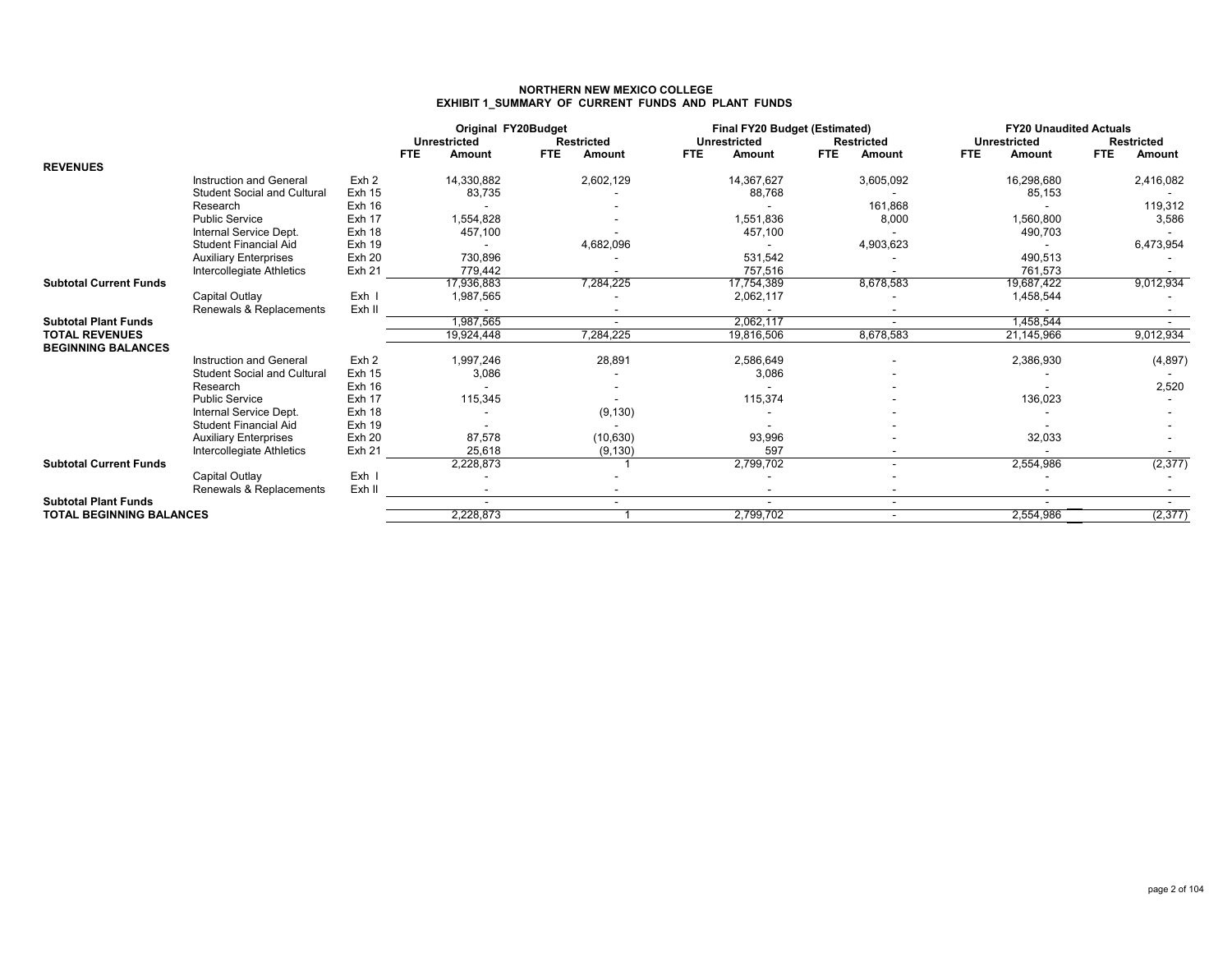**NORTHERN NEW MEXICO COLLEGE**
**EXHIBIT 1_SUMMARY OF CURRENT FUNDS AND PLANT FUNDS**

| | | | Original FY20Budget | | | | Final FY20 Budget (Estimated) | | | | FY20 Unaudited Actuals | | | |
|---|---|---|---|---|---|---|---|---|---|---|---|---|---|---|
| | | | Unrestricted | | Restricted | | Unrestricted | | Restricted | | Unrestricted | | Restricted | |
| | | | FTE | Amount | FTE | Amount | FTE | Amount | FTE | Amount | FTE | Amount | FTE | Amount |
| **REVENUES** | | | | | | | | | | | | | | |
| | Instruction and General | Exh 2 | | 14,330,882 | | 2,602,129 | | 14,367,627 | | 3,605,092 | | 16,298,680 | | 2,416,082 |
| | Student Social and Cultural | Exh 15 | | 83,735 | | - | | 88,768 | | - | | 85,153 | | - |
| | Research | Exh 16 | | - | | - | | - | | 161,868 | | - | | 119,312 |
| | Public Service | Exh 17 | | 1,554,828 | | - | | 1,551,836 | | 8,000 | | 1,560,800 | | 3,586 |
| | Internal Service Dept. | Exh 18 | | 457,100 | | - | | 457,100 | | - | | 490,703 | | - |
| | Student Financial Aid | Exh 19 | | - | | 4,682,096 | | - | | 4,903,623 | | - | | 6,473,954 |
| | Auxiliary Enterprises | Exh 20 | | 730,896 | | - | | 531,542 | | - | | 490,513 | | - |
| | Intercollegiate Athletics | Exh 21 | | 779,442 | | - | | 757,516 | | - | | 761,573 | | - |
| **Subtotal Current Funds** | | | | 17,936,883 | | 7,284,225 | | 17,754,389 | | 8,678,583 | | 19,687,422 | | 9,012,934 |
| | Capital Outlay | Exh I | | 1,987,565 | | - | | 2,062,117 | | - | | 1,458,544 | | - |
| | Renewals & Replacements | Exh II | | - | | - | | - | | - | | - | | - |
| **Subtotal Plant Funds** | | | | 1,987,565 | | - | | 2,062,117 | | - | | 1,458,544 | | - |
| **TOTAL REVENUES** | | | | 19,924,448 | | 7,284,225 | | 19,816,506 | | 8,678,583 | | 21,145,966 | | 9,012,934 |
| **BEGINNING BALANCES** | | | | | | | | | | | | | | |
| | Instruction and General | Exh 2 | | 1,997,246 | | 28,891 | | 2,586,649 | | - | | 2,386,930 | | (4,897) |
| | Student Social and Cultural | Exh 15 | | 3,086 | | - | | 3,086 | | - | | - | | - |
| | Research | Exh 16 | | - | | - | | - | | - | | - | | 2,520 |
| | Public Service | Exh 17 | | 115,345 | | - | | 115,374 | | - | | 136,023 | | - |
| | Internal Service Dept. | Exh 18 | | - | | (9,130) | | - | | - | | - | | - |
| | Student Financial Aid | Exh 19 | | - | | - | | - | | - | | - | | - |
| | Auxiliary Enterprises | Exh 20 | | 87,578 | | (10,630) | | 93,996 | | - | | 32,033 | | - |
| | Intercollegiate Athletics | Exh 21 | | 25,618 | | (9,130) | | 597 | | - | | - | | - |
| **Subtotal Current Funds** | | | | 2,228,873 | | 1 | | 2,799,702 | | - | | 2,554,986 | | (2,377) |
| | Capital Outlay | Exh I | | - | | - | | - | | - | | - | | - |
| | Renewals & Replacements | Exh II | | - | | - | | - | | - | | - | | - |
| **Subtotal Plant Funds** | | | | - | | - | | - | | - | | - | | - |
| **TOTAL BEGINNING BALANCES** | | | | 2,228,873 | | 1 | | 2,799,702 | | - | | 2,554,986 | | (2,377) |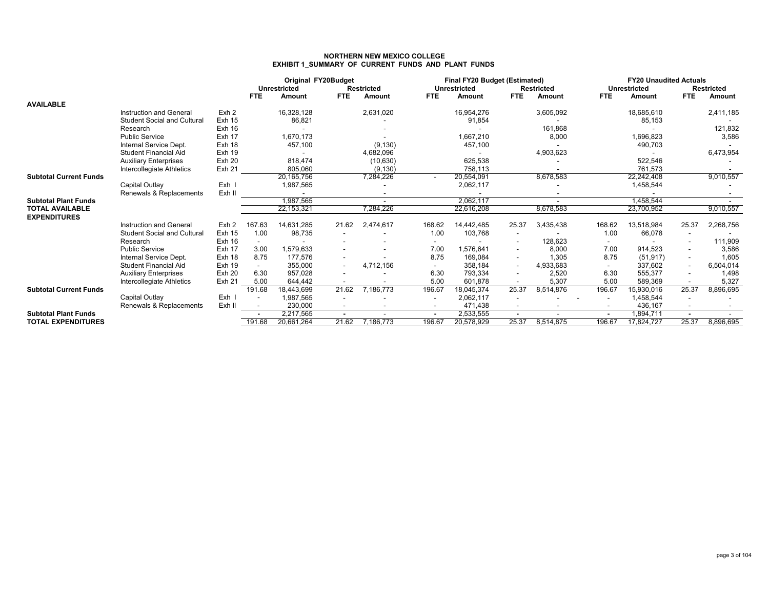# NORTHERN NEW MEXICO COLLEGE
## EXHIBIT 1_SUMMARY OF CURRENT FUNDS AND PLANT FUNDS

| | | | Original FY20Budget | | | | Final FY20 Budget (Estimated) | | | | FY20 Unaudited Actuals | | | |
|---|---|---|---|---|---|---|---|---|---|---|---|---|---|---|
| | | | Unrestricted | | Restricted | | Unrestricted | | Restricted | | Unrestricted | | Restricted | |
| | | | FTE | Amount | FTE | Amount | FTE | Amount | FTE | Amount | FTE | Amount | FTE | Amount |
| **AVAILABLE** | | | | | | | | | | | | | | |
| | Instruction and General | Exh 2 | | 16,328,128 | | 2,631,020 | | 16,954,276 | | 3,605,092 | | 18,685,610 | | 2,411,185 |
| | Student Social and Cultural | Exh 15 | | 86,821 | | - | | 91,854 | | - | | 85,153 | | - |
| | Research | Exh 16 | | - | | - | | - | | 161,868 | | - | | 121,832 |
| | Public Service | Exh 17 | | 1,670,173 | | - | | 1,667,210 | | 8,000 | | 1,696,823 | | 3,586 |
| | Internal Service Dept. | Exh 18 | | 457,100 | | (9,130) | | 457,100 | | - | | 490,703 | | - |
| | Student Financial Aid | Exh 19 | | - | | 4,682,096 | | - | | 4,903,623 | | - | | 6,473,954 |
| | Auxiliary Enterprises | Exh 20 | | 818,474 | | (10,630) | | 625,538 | | - | | 522,546 | | - |
| | Intercollegiate Athletics | Exh 21 | | 805,060 | | (9,130) | | 758,113 | | - | | 761,573 | | - |
| **Subtotal Current Funds** | | | | 20,165,756 | | 7,284,226 | - | 20,554,091 | | 8,678,583 | | 22,242,408 | | 9,010,557 |
| | Capital Outlay | Exh I | | 1,987,565 | | - | | 2,062,117 | | - | | 1,458,544 | | - |
| | Renewals & Replacements | Exh II | | - | | - | | - | | - | | - | | - |
| **Subtotal Plant Funds** | | | | 1,987,565 | | - | | 2,062,117 | | - | | 1,458,544 | | - |
| **TOTAL AVAILABLE** | | | | 22,153,321 | | 7,284,226 | | 22,616,208 | | 8,678,583 | | 23,700,952 | | 9,010,557 |
| **EXPENDITURES** | | | | | | | | | | | | | | |
| | Instruction and General | Exh 2 | 167.63 | 14,631,285 | 21.62 | 2,474,617 | 168.62 | 14,442,485 | 25.37 | 3,435,438 | 168.62 | 13,518,984 | 25.37 | 2,268,756 |
| | Student Social and Cultural | Exh 15 | 1.00 | 98,735 | - | - | 1.00 | 103,768 | - | - | 1.00 | 66,078 | - | - |
| | Research | Exh 16 | - | - | - | - | - | - | - | 128,623 | - | - | - | 111,909 |
| | Public Service | Exh 17 | 3.00 | 1,579,633 | - | - | 7.00 | 1,576,641 | - | 8,000 | 7.00 | 914,523 | - | 3,586 |
| | Internal Service Dept. | Exh 18 | 8.75 | 177,576 | - | - | 8.75 | 169,084 | - | 1,305 | 8.75 | (51,917) | - | 1,605 |
| | Student Financial Aid | Exh 19 | - | 355,000 | - | 4,712,156 | - | 358,184 | - | 4,933,683 | - | 337,602 | - | 6,504,014 |
| | Auxiliary Enterprises | Exh 20 | 6.30 | 957,028 | - | - | 6.30 | 793,334 | - | 2,520 | 6.30 | 555,377 | - | 1,498 |
| | Intercollegiate Athletics | Exh 21 | 5.00 | 644,442 | - | - | 5.00 | 601,878 | - | 5,307 | 5.00 | 589,369 | - | 5,327 |
| **Subtotal Current Funds** | | | 191.68 | 18,443,699 | 21.62 | 7,186,773 | 196.67 | 18,045,374 | 25.37 | 8,514,876 | 196.67 | 15,930,016 | 25.37 | 8,896,695 |
| | Capital Outlay | Exh I | - | 1,987,565 | - | - | - | 2,062,117 | - | - | - | 1,458,544 | - | - |
| | Renewals & Replacements | Exh II | - | 230,000 | - | - | - | 471,438 | - | - | - | 436,167 | - | - |
| **Subtotal Plant Funds** | | | - | 2,217,565 | - | - | - | 2,533,555 | - | - | - | 1,894,711 | - | - |
| **TOTAL EXPENDITURES** | | | 191.68 | 20,661,264 | 21.62 | 7,186,773 | 196.67 | 20,578,929 | 25.37 | 8,514,875 | 196.67 | 17,824,727 | 25.37 | 8,896,695 |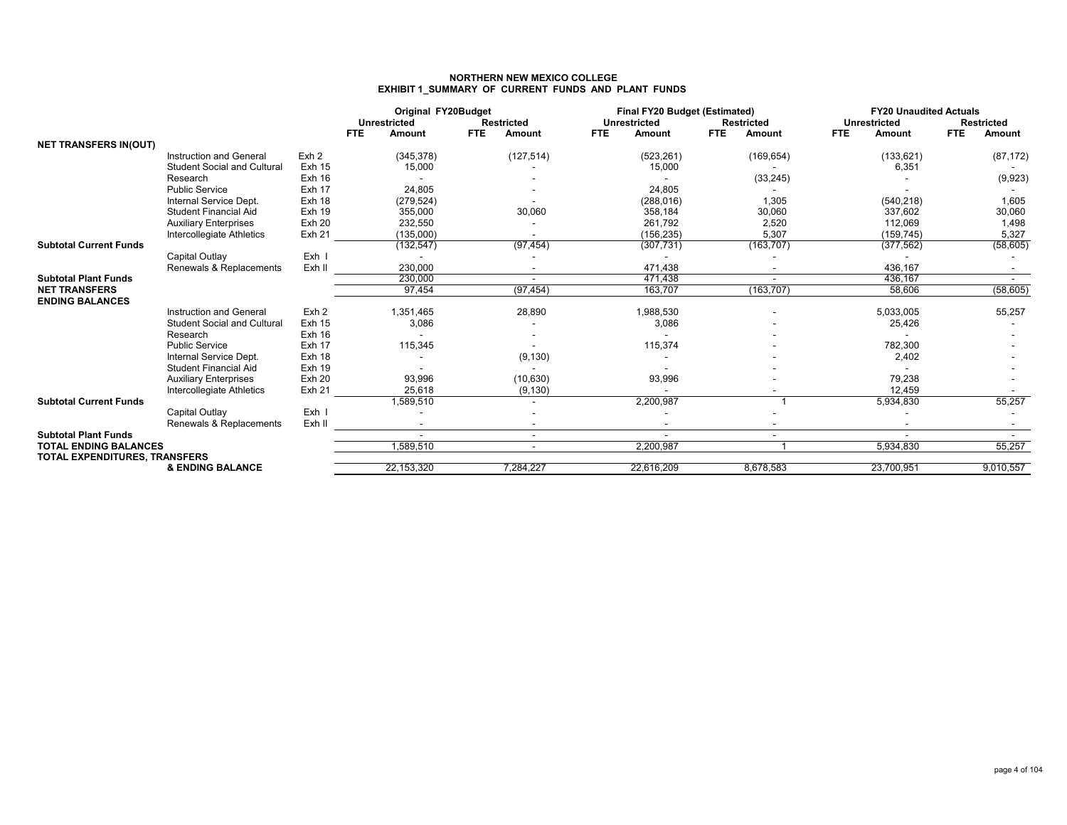# NORTHERN NEW MEXICO COLLEGE

## EXHIBIT 1_SUMMARY OF CURRENT FUNDS AND PLANT FUNDS

| | | | Original FY20Budget | | | | Final FY20 Budget (Estimated) | | | | FY20 Unaudited Actuals | | | |
|---|---|---|---|---|---|---|---|---|---|---|---|---|---|---|
| | | | Unrestricted | | Restricted | | Unrestricted | | Restricted | | Unrestricted | | Restricted | |
| | | | FTE | Amount | FTE | Amount | FTE | Amount | FTE | Amount | FTE | Amount | FTE | Amount |
| **NET TRANSFERS IN(OUT)** | | | | | | | | | | | | | | |
| | Instruction and General | Exh 2 | | (345,378) | | (127,514) | | (523,261) | | (169,654) | | (133,621) | | (87,172) |
| | Student Social and Cultural | Exh 15 | | 15,000 | | - | | 15,000 | | - | | 6,351 | | - |
| | Research | Exh 16 | | - | | - | | - | | (33,245) | | - | | (9,923) |
| | Public Service | Exh 17 | | 24,805 | | - | | 24,805 | | - | | - | | - |
| | Internal Service Dept. | Exh 18 | | (279,524) | | - | | (288,016) | | 1,305 | | (540,218) | | 1,605 |
| | Student Financial Aid | Exh 19 | | 355,000 | | 30,060 | | 358,184 | | 30,060 | | 337,602 | | 30,060 |
| | Auxiliary Enterprises | Exh 20 | | 232,550 | | - | | 261,792 | | 2,520 | | 112,069 | | 1,498 |
| | Intercollegiate Athletics | Exh 21 | | (135,000) | | - | | (156,235) | | 5,307 | | (159,745) | | 5,327 |
| **Subtotal Current Funds** | | | | (132,547) | | (97,454) | | (307,731) | | (163,707) | | (377,562) | | (58,605) |
| | Capital Outlay | Exh I | | - | | - | | - | | - | | - | | - |
| | Renewals & Replacements | Exh II | | 230,000 | | - | | 471,438 | | - | | 436,167 | | - |
| **Subtotal Plant Funds** | | | | 230,000 | | - | | 471,438 | | - | | 436,167 | | - |
| **NET TRANSFERS** | | | | 97,454 | | (97,454) | | 163,707 | | (163,707) | | 58,606 | | (58,605) |
| **ENDING BALANCES** | | | | | | | | | | | | | | |
| | Instruction and General | Exh 2 | | 1,351,465 | | 28,890 | | 1,988,530 | | - | | 5,033,005 | | 55,257 |
| | Student Social and Cultural | Exh 15 | | 3,086 | | - | | 3,086 | | - | | 25,426 | | - |
| | Research | Exh 16 | | - | | - | | - | | - | | - | | - |
| | Public Service | Exh 17 | | 115,345 | | - | | 115,374 | | - | | 782,300 | | - |
| | Internal Service Dept. | Exh 18 | | - | | (9,130) | | - | | - | | 2,402 | | - |
| | Student Financial Aid | Exh 19 | | - | | - | | - | | - | | - | | - |
| | Auxiliary Enterprises | Exh 20 | | 93,996 | | (10,630) | | 93,996 | | - | | 79,238 | | - |
| | Intercollegiate Athletics | Exh 21 | | 25,618 | | (9,130) | | - | | - | | 12,459 | | - |
| **Subtotal Current Funds** | | | | 1,589,510 | | - | | 2,200,987 | | 1 | | 5,934,830 | | 55,257 |
| | Capital Outlay | Exh I | | - | | - | | - | | - | | - | | - |
| | Renewals & Replacements | Exh II | | - | | - | | - | | - | | - | | - |
| **Subtotal Plant Funds** | | | | - | | - | | - | | - | | - | | - |
| **TOTAL ENDING BALANCES** | | | | 1,589,510 | | - | | 2,200,987 | | 1 | | 5,934,830 | | 55,257 |
| **TOTAL EXPENDITURES, TRANSFERS** | **& ENDING BALANCE** | | | 22,153,320 | | 7,284,227 | | 22,616,209 | | 8,678,583 | | 23,700,951 | | 9,010,557 |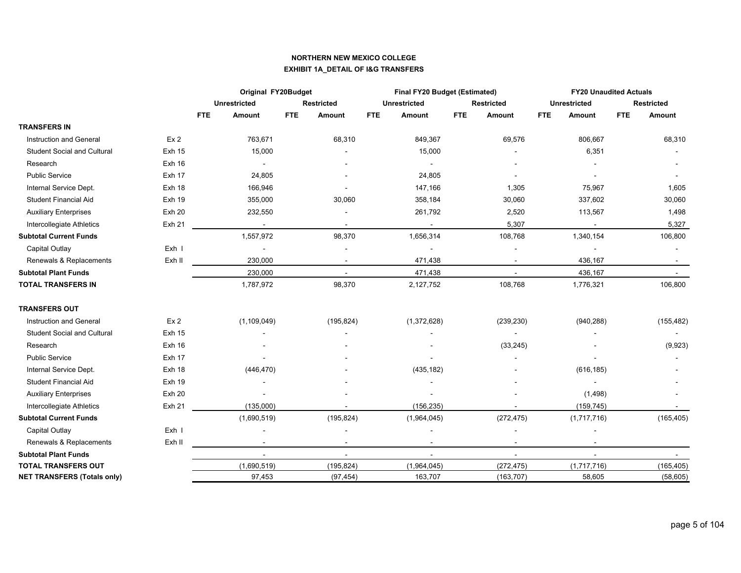**NORTHERN NEW MEXICO COLLEGE**

**EXHIBIT 1A_DETAIL OF I&G TRANSFERS**

| | | Original FY20Budget | | | | Final FY20 Budget (Estimated) | | | | FY20 Unaudited Actuals | | | |
|---|---|---|---|---|---|---|---|---|---|---|---|---|---|
| | | Unrestricted | | Restricted | | Unrestricted | | Restricted | | Unrestricted | | Restricted | |
| | | FTE | Amount | FTE | Amount | FTE | Amount | FTE | Amount | FTE | Amount | FTE | Amount |
| **TRANSFERS IN** | | | | | | | | | | | | | |
| Instruction and General | Ex 2 | | 763,671 | | 68,310 | | 849,367 | | 69,576 | | 806,667 | | 68,310 |
| Student Social and Cultural | Exh 15 | | 15,000 | | - | | 15,000 | | - | | 6,351 | | - |
| Research | Exh 16 | | - | | - | | - | | - | | - | | - |
| Public Service | Exh 17 | | 24,805 | | - | | 24,805 | | - | | - | | - |
| Internal Service Dept. | Exh 18 | | 166,946 | | - | | 147,166 | | 1,305 | | 75,967 | | 1,605 |
| Student Financial Aid | Exh 19 | | 355,000 | | 30,060 | | 358,184 | | 30,060 | | 337,602 | | 30,060 |
| Auxiliary Enterprises | Exh 20 | | 232,550 | | - | | 261,792 | | 2,520 | | 113,567 | | 1,498 |
| Intercollegiate Athletics | Exh 21 | | - | | - | | - | | 5,307 | | - | | 5,327 |
| **Subtotal Current Funds** | | | 1,557,972 | | 98,370 | | 1,656,314 | | 108,768 | | 1,340,154 | | 106,800 |
| Capital Outlay | Exh I | | - | | - | | - | | - | | - | | - |
| Renewals & Replacements | Exh II | | 230,000 | | - | | 471,438 | | - | | 436,167 | | - |
| **Subtotal Plant Funds** | | | 230,000 | | - | | 471,438 | | - | | 436,167 | | - |
| **TOTAL TRANSFERS IN** | | | 1,787,972 | | 98,370 | | 2,127,752 | | 108,768 | | 1,776,321 | | 106,800 |
| **TRANSFERS OUT** | | | | | | | | | | | | | |
| Instruction and General | Ex 2 | | (1,109,049) | | (195,824) | | (1,372,628) | | (239,230) | | (940,288) | | (155,482) |
| Student Social and Cultural | Exh 15 | | - | | - | | - | | - | | - | | - |
| Research | Exh 16 | | - | | - | | - | | (33,245) | | - | | (9,923) |
| Public Service | Exh 17 | | - | | - | | - | | - | | - | | - |
| Internal Service Dept. | Exh 18 | | (446,470) | | - | | (435,182) | | - | | (616,185) | | - |
| Student Financial Aid | Exh 19 | | - | | - | | - | | - | | - | | - |
| Auxiliary Enterprises | Exh 20 | | - | | - | | - | | - | | (1,498) | | - |
| Intercollegiate Athletics | Exh 21 | | (135,000) | | - | | (156,235) | | - | | (159,745) | | - |
| **Subtotal Current Funds** | | | (1,690,519) | | (195,824) | | (1,964,045) | | (272,475) | | (1,717,716) | | (165,405) |
| Capital Outlay | Exh I | | - | | - | | - | | - | | - | | |
| Renewals & Replacements | Exh II | | - | | - | | - | | - | | - | | |
| **Subtotal Plant Funds** | | | - | | - | | - | | - | | - | | - |
| **TOTAL TRANSFERS OUT** | | | (1,690,519) | | (195,824) | | (1,964,045) | | (272,475) | | (1,717,716) | | (165,405) |
| **NET TRANSFERS (Totals only)** | | | 97,453 | | (97,454) | | 163,707 | | (163,707) | | 58,605 | | (58,605) |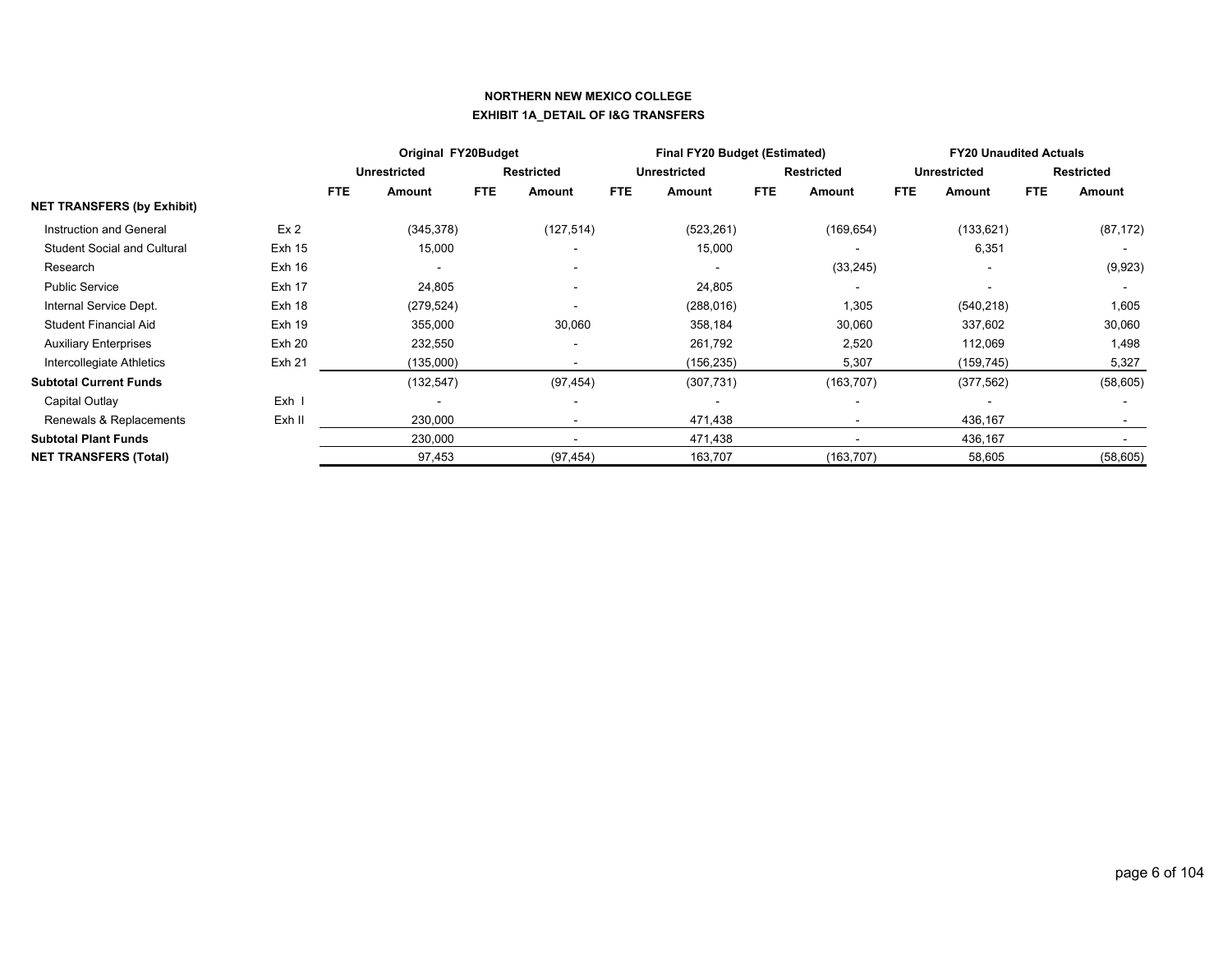**NORTHERN NEW MEXICO COLLEGE**

**EXHIBIT 1A_DETAIL OF I&G TRANSFERS**

| | | Original FY20Budget | | | | Final FY20 Budget (Estimated) | | | | FY20 Unaudited Actuals | | | |
|---|---|---|---|---|---|---|---|---|---|---|---|---|---|
| | | Unrestricted | | Restricted | | Unrestricted | | Restricted | | Unrestricted | | Restricted | |
| | | FTE | Amount | FTE | Amount | FTE | Amount | FTE | Amount | FTE | Amount | FTE | Amount |
| **NET TRANSFERS (by Exhibit)** | | | | | | | | | | | | | |
| Instruction and General | Ex 2 | | (345,378) | | (127,514) | | (523,261) | | (169,654) | | (133,621) | | (87,172) |
| Student Social and Cultural | Exh 15 | | 15,000 | | - | | 15,000 | | - | | 6,351 | | - |
| Research | Exh 16 | | - | | - | | - | | (33,245) | | - | | (9,923) |
| Public Service | Exh 17 | | 24,805 | | - | | 24,805 | | - | | - | | - |
| Internal Service Dept. | Exh 18 | | (279,524) | | - | | (288,016) | | 1,305 | | (540,218) | | 1,605 |
| Student Financial Aid | Exh 19 | | 355,000 | | 30,060 | | 358,184 | | 30,060 | | 337,602 | | 30,060 |
| Auxiliary Enterprises | Exh 20 | | 232,550 | | - | | 261,792 | | 2,520 | | 112,069 | | 1,498 |
| Intercollegiate Athletics | Exh 21 | | (135,000) | | - | | (156,235) | | 5,307 | | (159,745) | | 5,327 |
| **Subtotal Current Funds** | | | (132,547) | | (97,454) | | (307,731) | | (163,707) | | (377,562) | | (58,605) |
| Capital Outlay | Exh I | | - | | - | | - | | - | | - | | - |
| Renewals & Replacements | Exh II | | 230,000 | | - | | 471,438 | | - | | 436,167 | | - |
| **Subtotal Plant Funds** | | | 230,000 | | - | | 471,438 | | - | | 436,167 | | - |
| **NET TRANSFERS (Total)** | | | 97,453 | | (97,454) | | 163,707 | | (163,707) | | 58,605 | | (58,605) |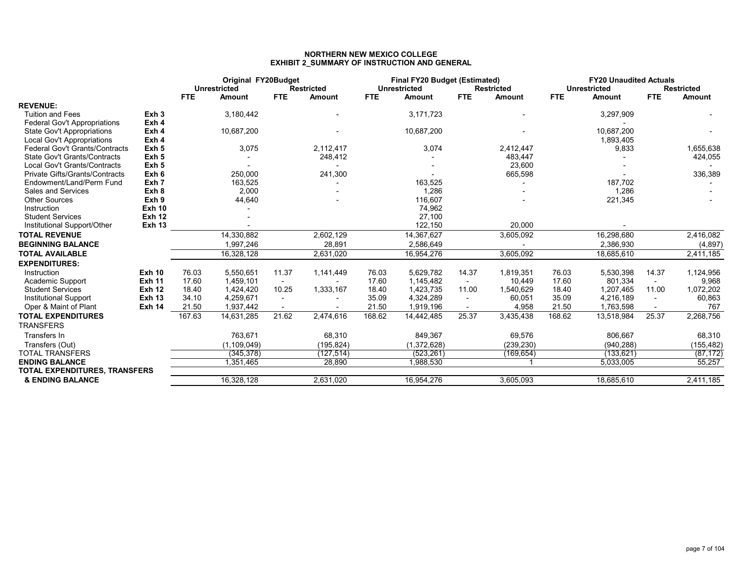**NORTHERN NEW MEXICO COLLEGE**
**EXHIBIT 2_SUMMARY OF INSTRUCTION AND GENERAL**

| | | Original FY20Budget | | | | Final FY20 Budget (Estimated) | | | | FY20 Unaudited Actuals | | | |
|---|---|---|---|---|---|---|---|---|---|---|---|---|---|
| | | Unrestricted | | Restricted | | Unrestricted | | Restricted | | Unrestricted | | Restricted | |
| | | FTE | Amount | FTE | Amount | FTE | Amount | FTE | Amount | FTE | Amount | FTE | Amount |
| **REVENUE:** | | | | | | | | | | | | | |
| Tuition and Fees | Exh 3 | | 3,180,442 | | - | | 3,171,723 | | - | | 3,297,909 | | - |
| Federal Gov't Appropriations | Exh 4 | | | | | | | | | | - | | |
| State Gov't Appropriations | Exh 4 | | 10,687,200 | | - | | 10,687,200 | | - | | 10,687,200 | | - |
| Local Gov't Appropriations | Exh 4 | | | | | | | | | | 1,893,405 | | |
| Federal Gov't Grants/Contracts | Exh 5 | | 3,075 | | 2,112,417 | | 3,074 | | 2,412,447 | | 9,833 | | 1,655,638 |
| State Gov't Grants/Contracts | Exh 5 | | - | | 248,412 | | - | | 483,447 | | - | | 424,055 |
| Local Gov't Grants/Contracts | Exh 5 | | - | | - | | - | | 23,600 | | - | | - |
| Private Gifts/Grants/Contracts | Exh 6 | | 250,000 | | 241,300 | | - | | 665,598 | | - | | 336,389 |
| Endowment/Land/Perm Fund | Exh 7 | | 163,525 | | - | | 163,525 | | - | | 187,702 | | - |
| Sales and Services | Exh 8 | | 2,000 | | - | | 1,286 | | - | | 1,286 | | - |
| Other Sources | Exh 9 | | 44,640 | | - | | 116,607 | | - | | 221,345 | | - |
| Instruction | **Exh 10** | | - | | | | 74,962 | | | | | | |
| Student Services | **Exh 12** | | - | | | | 27,100 | | | | | | |
| Institutional Support/Other | **Exh 13** | | - | | | | 122,150 | | 20,000 | | - | | |
| **TOTAL REVENUE** | | | 14,330,882 | | 2,602,129 | | 14,367,627 | | 3,605,092 | | 16,298,680 | | 2,416,082 |
| **BEGINNING BALANCE** | | | 1,997,246 | | 28,891 | | 2,586,649 | | - | | 2,386,930 | | (4,897) |
| **TOTAL AVAILABLE** | | | 16,328,128 | | 2,631,020 | | 16,954,276 | | 3,605,092 | | 18,685,610 | | 2,411,185 |
| **EXPENDITURES:** | | | | | | | | | | | | | |
| Instruction | **Exh 10** | 76.03 | 5,550,651 | 11.37 | 1,141,449 | 76.03 | 5,629,782 | 14.37 | 1,819,351 | 76.03 | 5,530,398 | 14.37 | 1,124,956 |
| Academic Support | **Exh 11** | 17.60 | 1,459,101 | - | - | 17.60 | 1,145,482 | - | 10,449 | 17.60 | 801,334 | - | 9,968 |
| Student Services | **Exh 12** | 18.40 | 1,424,420 | 10.25 | 1,333,167 | 18.40 | 1,423,735 | 11.00 | 1,540,629 | 18.40 | 1,207,465 | 11.00 | 1,072,202 |
| Institutional Support | **Exh 13** | 34.10 | 4,259,671 | - | - | 35.09 | 4,324,289 | - | 60,051 | 35.09 | 4,216,189 | - | 60,863 |
| Oper & Maint of Plant | **Exh 14** | 21.50 | 1,937,442 | - | - | 21.50 | 1,919,196 | - | 4,958 | 21.50 | 1,763,598 | - | 767 |
| **TOTAL EXPENDITURES** | | 167.63 | 14,631,285 | 21.62 | 2,474,616 | 168.62 | 14,442,485 | 25.37 | 3,435,438 | 168.62 | 13,518,984 | 25.37 | 2,268,756 |
| TRANSFERS | | | | | | | | | | | | | |
| Transfers In | | | 763,671 | | 68,310 | | 849,367 | | 69,576 | | 806,667 | | 68,310 |
| Transfers (Out) | | | (1,109,049) | | (195,824) | | (1,372,628) | | (239,230) | | (940,288) | | (155,482) |
| TOTAL TRANSFERS | | | (345,378) | | (127,514) | | (523,261) | | (169,654) | | (133,621) | | (87,172) |
| **ENDING BALANCE** | | | 1,351,465 | | 28,890 | | 1,988,530 | | 1 | | 5,033,005 | | 55,257 |
| **TOTAL EXPENDITURES, TRANSFERS & ENDING BALANCE** | | | 16,328,128 | | 2,631,020 | | 16,954,276 | | 3,605,093 | | 18,685,610 | | 2,411,185 |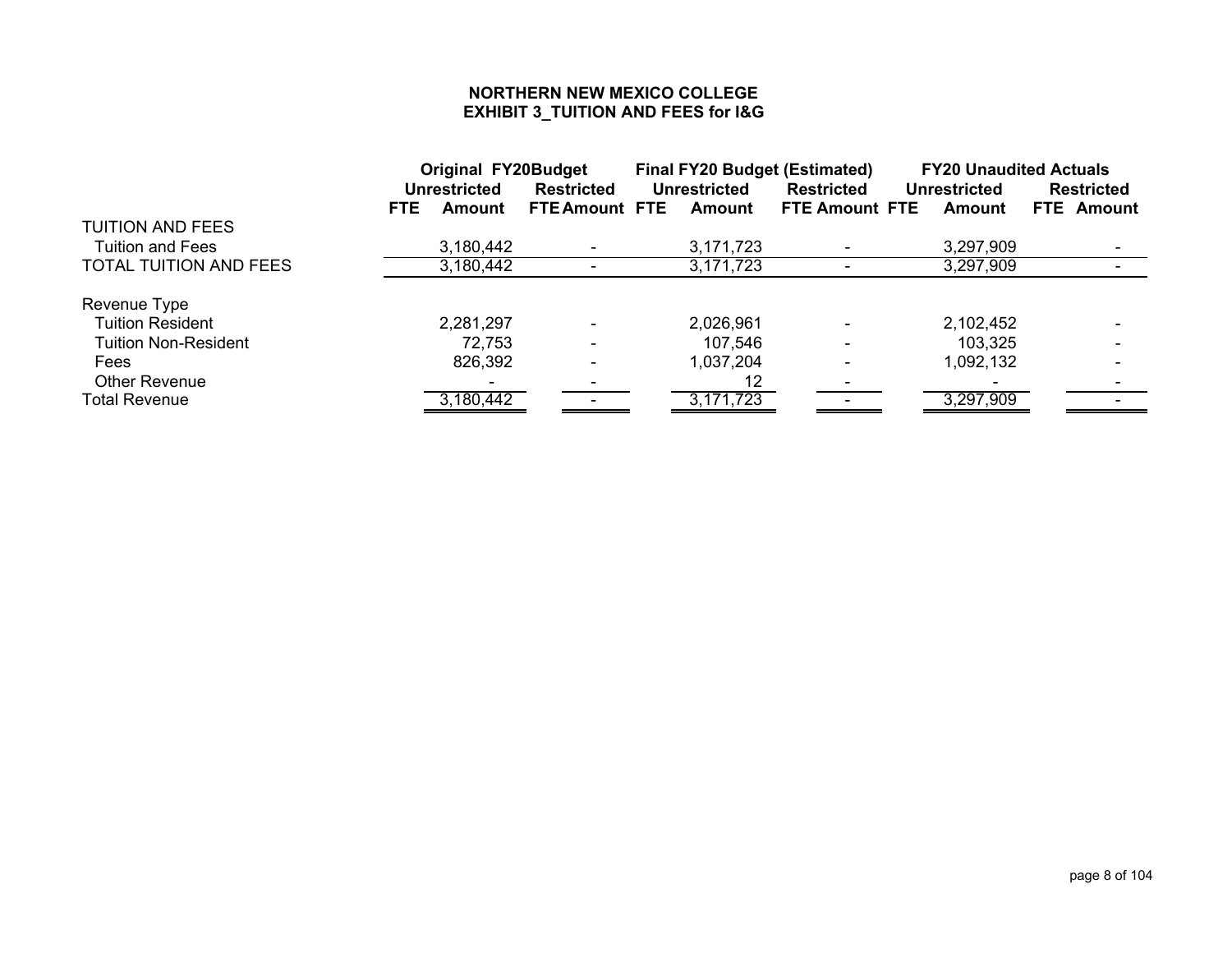# NORTHERN NEW MEXICO COLLEGE
## EXHIBIT 3_TUITION AND FEES for I&G

| | Original FY20Budget | | | | Final FY20 Budget (Estimated) | | | | FY20 Unaudited Actuals | | | |
|---|---|---|---|---|---|---|---|---|---|---|---|---|
| | Unrestricted | | Restricted | | Unrestricted | | Restricted | | Unrestricted | | Restricted | |
| | FTE | Amount | FTE | Amount | FTE | Amount | FTE | Amount | FTE | Amount | FTE | Amount |
| TUITION AND FEES | | | | | | | | | | | | |
| Tuition and Fees | | 3,180,442 | | - | | 3,171,723 | | - | | 3,297,909 | | - |
| TOTAL TUITION AND FEES | | 3,180,442 | | - | | 3,171,723 | | - | | 3,297,909 | | - |
| | | | | | | | | | | | | |
| Revenue Type | | | | | | | | | | | | |
| Tuition Resident | | 2,281,297 | | - | | 2,026,961 | | - | | 2,102,452 | | - |
| Tuition Non-Resident | | 72,753 | | - | | 107,546 | | - | | 103,325 | | - |
| Fees | | 826,392 | | - | | 1,037,204 | | - | | 1,092,132 | | - |
| Other Revenue | | - | | - | | 12 | | - | | - | | - |
| Total Revenue | | 3,180,442 | | - | | 3,171,723 | | - | | 3,297,909 | | - |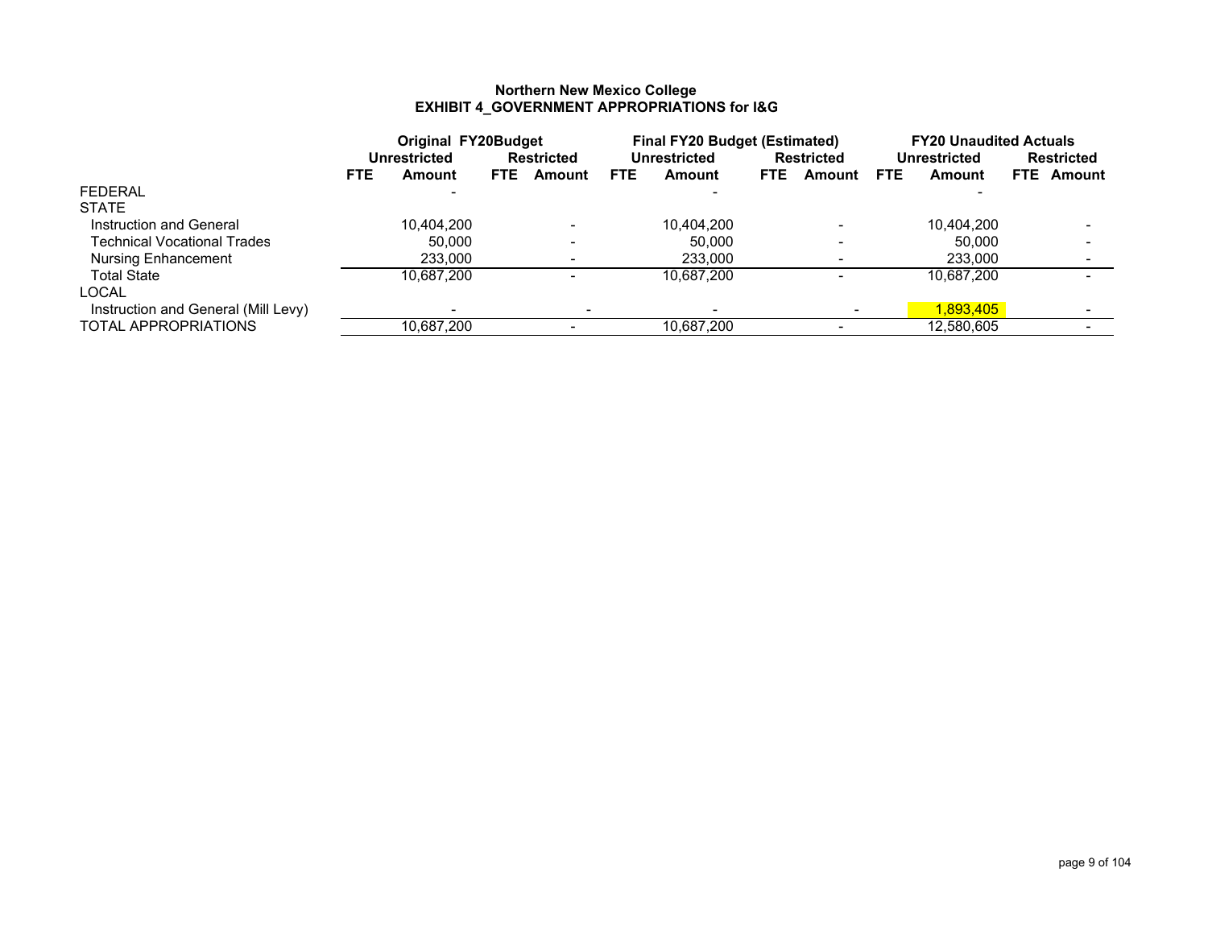**Northern New Mexico College**
**EXHIBIT 4_GOVERNMENT APPROPRIATIONS for I&G**

| | Original FY20Budget | | | | Final FY20 Budget (Estimated) | | | | FY20 Unaudited Actuals | | | |
|---|---|---|---|---|---|---|---|---|---|---|---|---|
| | Unrestricted | | Restricted | | Unrestricted | | Restricted | | Unrestricted | | Restricted | |
| | FTE | Amount | FTE | Amount | FTE | Amount | FTE | Amount | FTE | Amount | FTE | Amount |
| FEDERAL | | - | | | | - | | | | - | | |
| STATE | | | | | | | | | | | | |
| Instruction and General | | 10,404,200 | | - | | 10,404,200 | | - | | 10,404,200 | | - |
| Technical Vocational Trades | | 50,000 | | - | | 50,000 | | - | | 50,000 | | - |
| Nursing Enhancement | | 233,000 | | - | | 233,000 | | - | | 233,000 | | - |
| Total State | | 10,687,200 | | - | | 10,687,200 | | - | | 10,687,200 | | - |
| LOCAL | | | | | | | | | | | | |
| Instruction and General (Mill Levy) | | - | | - | | - | | - | | 1,893,405 | | - |
| TOTAL APPROPRIATIONS | | 10,687,200 | | - | | 10,687,200 | | - | | 12,580,605 | | - |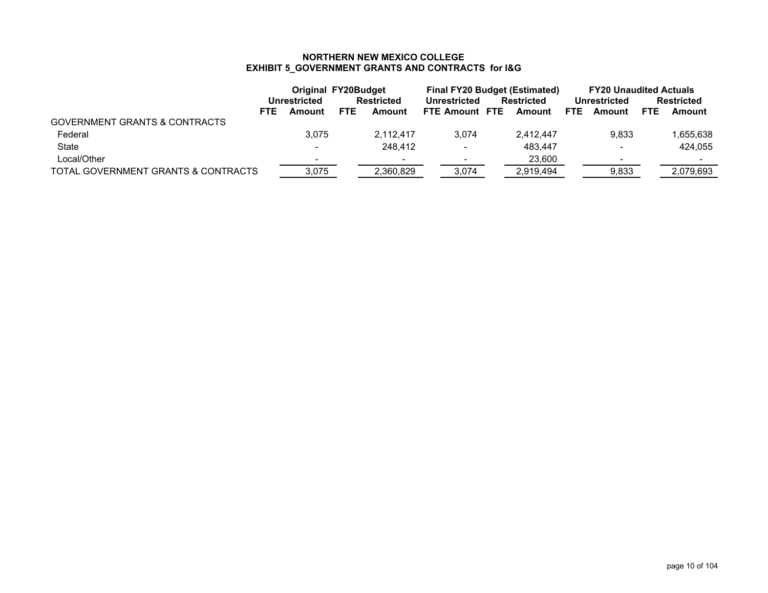**NORTHERN NEW MEXICO COLLEGE**
**EXHIBIT 5_GOVERNMENT GRANTS AND CONTRACTS for I&G**

| | Original FY20Budget | | | | Final FY20 Budget (Estimated) | | | | FY20 Unaudited Actuals | | | |
|---|---|---|---|---|---|---|---|---|---|---|---|---|
| | Unrestricted | | Restricted | | Unrestricted | | Restricted | | Unrestricted | | Restricted | |
| | FTE | Amount | FTE | Amount | FTE | Amount | FTE | Amount | FTE | Amount | FTE | Amount |
| GOVERNMENT GRANTS & CONTRACTS | | | | | | | | | | | | |
| Federal | | 3,075 | | 2,112,417 | | 3,074 | | 2,412,447 | | 9,833 | | 1,655,638 |
| State | | - | | 248,412 | | - | | 483,447 | | - | | 424,055 |
| Local/Other | | - | | - | | - | | 23,600 | | - | | - |
| TOTAL GOVERNMENT GRANTS & CONTRACTS | | 3,075 | | 2,360,829 | | 3,074 | | 2,919,494 | | 9,833 | | 2,079,693 |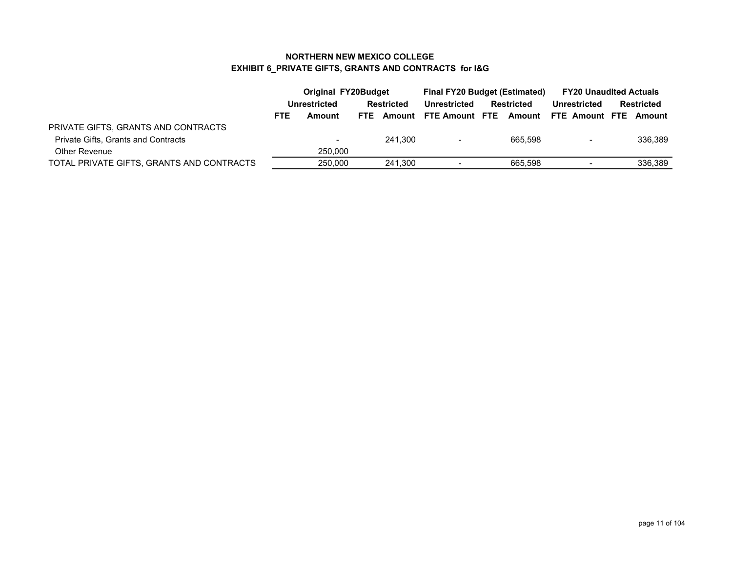**NORTHERN NEW MEXICO COLLEGE**
**EXHIBIT 6_PRIVATE GIFTS, GRANTS AND CONTRACTS for I&G**

| | Original FY20Budget | | | | Final FY20 Budget (Estimated) | | | | FY20 Unaudited Actuals | | | |
|---|---|---|---|---|---|---|---|---|---|---|---|---|
| | Unrestricted | | Restricted | | Unrestricted | | Restricted | | Unrestricted | | Restricted | |
| | FTE | Amount | FTE | Amount | FTE | Amount | FTE | Amount | FTE | Amount | FTE | Amount |
| PRIVATE GIFTS, GRANTS AND CONTRACTS | | | | | | | | | | | | |
| Private Gifts, Grants and Contracts | | - | | 241,300 | | - | | 665,598 | | - | | 336,389 |
| Other Revenue | | 250,000 | | | | | | | | | | |
| TOTAL PRIVATE GIFTS, GRANTS AND CONTRACTS | | 250,000 | | 241,300 | | - | | 665,598 | | - | | 336,389 |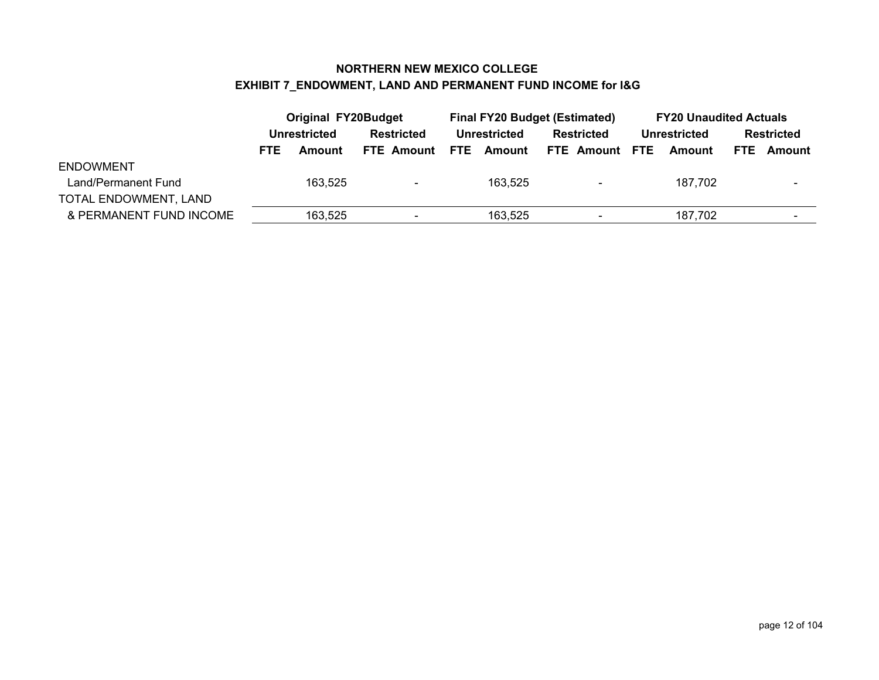## NORTHERN NEW MEXICO COLLEGE
## EXHIBIT 7_ENDOWMENT, LAND AND PERMANENT FUND INCOME for I&G

| | Original FY20Budget | | | | Final FY20 Budget (Estimated) | | | | FY20 Unaudited Actuals | | | |
|---|---|---|---|---|---|---|---|---|---|---|---|---|
| | Unrestricted | | Restricted | | Unrestricted | | Restricted | | Unrestricted | | Restricted | |
| | FTE | Amount | FTE | Amount | FTE | Amount | FTE | Amount | FTE | Amount | FTE | Amount |
| ENDOWMENT | | | | | | | | | | | | |
| Land/Permanent Fund | | 163,525 | | - | | 163,525 | | - | | 187,702 | | - |
| TOTAL ENDOWMENT, LAND & PERMANENT FUND INCOME | | 163,525 | | - | | 163,525 | | - | | 187,702 | | - |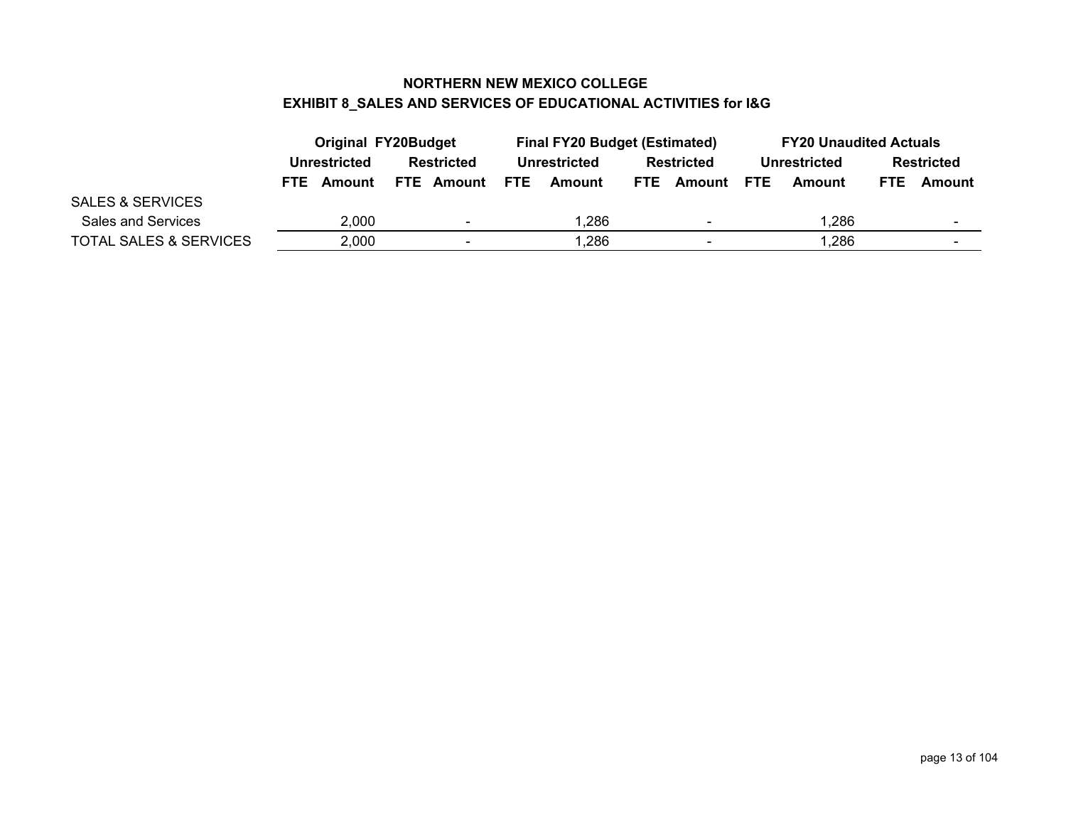# NORTHERN NEW MEXICO COLLEGE

## EXHIBIT 8_SALES AND SERVICES OF EDUCATIONAL ACTIVITIES for I&G

| | Original FY20Budget | | | | Final FY20 Budget (Estimated) | | | | FY20 Unaudited Actuals | | | |
|---|---|---|---|---|---|---|---|---|---|---|---|---|
| | Unrestricted | | Restricted | | Unrestricted | | Restricted | | Unrestricted | | Restricted | |
| | FTE | Amount | FTE | Amount | FTE | Amount | FTE | Amount | FTE | Amount | FTE | Amount |
| SALES & SERVICES | | | | | | | | | | | | |
| Sales and Services | | 2,000 | | - | | 1,286 | | - | | 1,286 | | - |
| TOTAL SALES & SERVICES | | 2,000 | | - | | 1,286 | | - | | 1,286 | | - |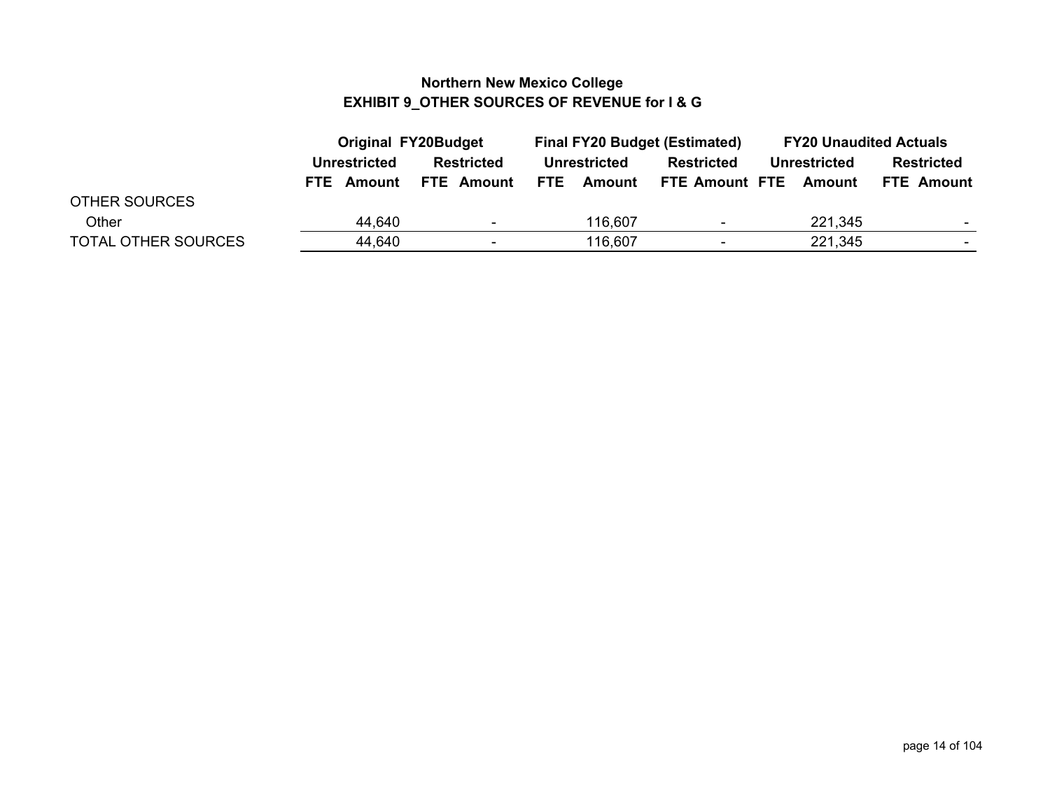# Northern New Mexico College

## EXHIBIT 9_OTHER SOURCES OF REVENUE for I & G

| | Original FY20Budget | | | | Final FY20 Budget (Estimated) | | | | FY20 Unaudited Actuals | | | |
|---|---|---|---|---|---|---|---|---|---|---|---|---|
| | Unrestricted | | Restricted | | Unrestricted | | Restricted | | Unrestricted | | Restricted | |
| | FTE | Amount | FTE | Amount | FTE | Amount | FTE | Amount | FTE | Amount | FTE | Amount |
| OTHER SOURCES | | | | | | | | | | | | |
| Other | | 44,640 | | - | | 116,607 | | - | | 221,345 | | - |
| TOTAL OTHER SOURCES | | 44,640 | | - | | 116,607 | | - | | 221,345 | | - |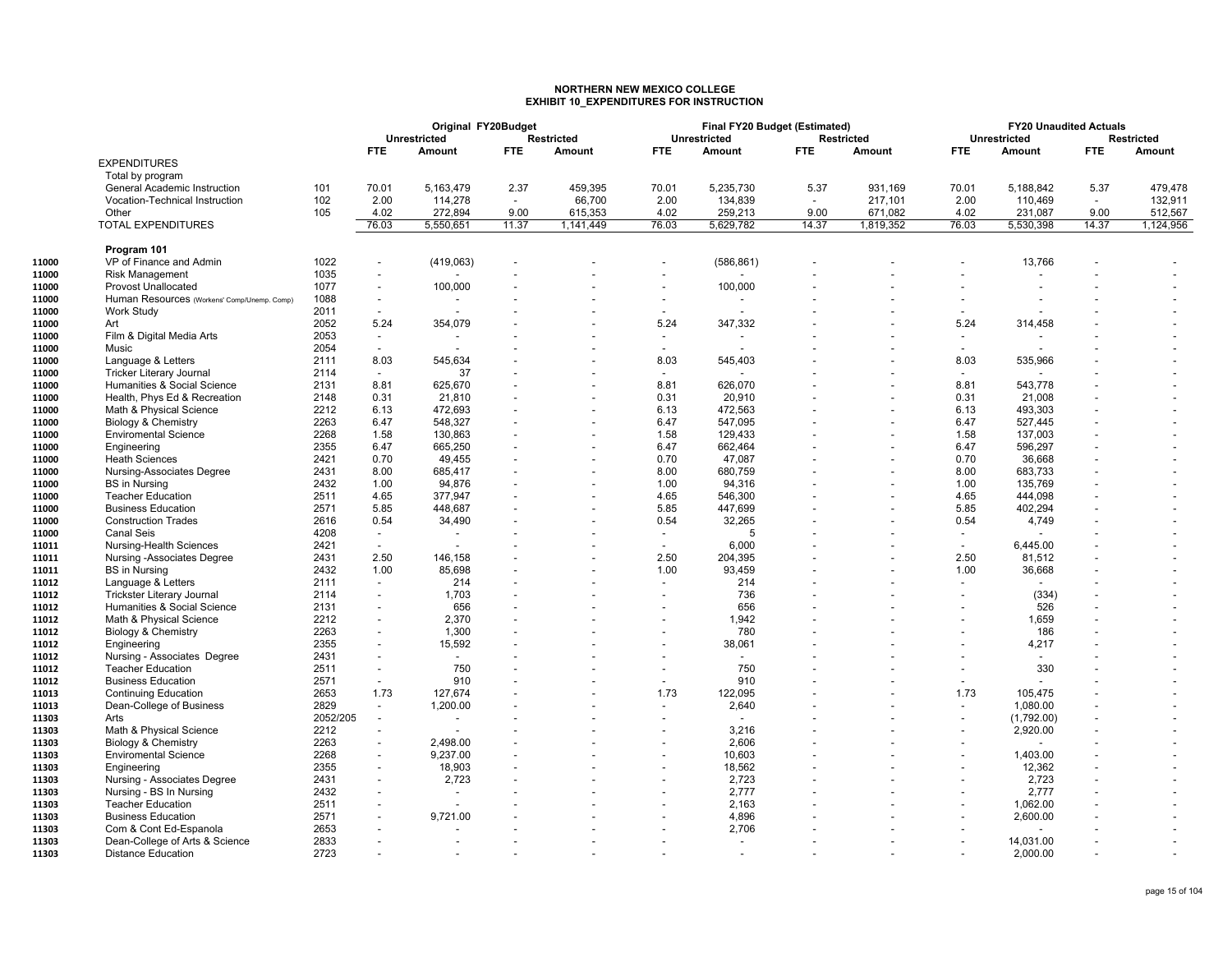# NORTHERN NEW MEXICO COLLEGE
## EXHIBIT 10_EXPENDITURES FOR INSTRUCTION

| | | | Original FY20Budget | | | | Final FY20 Budget (Estimated) | | | | FY20 Unaudited Actuals | | | |
|---|---|---|---|---|---|---|---|---|---|---|---|---|---|---|
| | | | Unrestricted | | Restricted | | Unrestricted | | Restricted | | Unrestricted | | Restricted | |
| | | | FTE | Amount | FTE | Amount | FTE | Amount | FTE | Amount | FTE | Amount | FTE | Amount |
| | EXPENDITURES | | | | | | | | | | | | | |
| | Total by program | | | | | | | | | | | | | |
| | General Academic Instruction | 101 | 70.01 | 5,163,479 | 2.37 | 459,395 | 70.01 | 5,235,730 | 5.37 | 931,169 | 70.01 | 5,188,842 | 5.37 | 479,478 |
| | Vocation-Technical Instruction | 102 | 2.00 | 114,278 | - | 66,700 | 2.00 | 134,839 | - | 217,101 | 2.00 | 110,469 | - | 132,911 |
| | Other | 105 | 4.02 | 272,894 | 9.00 | 615,353 | 4.02 | 259,213 | 9.00 | 671,082 | 4.02 | 231,087 | 9.00 | 512,567 |
| | TOTAL EXPENDITURES | | 76.03 | 5,550,651 | 11.37 | 1,141,449 | 76.03 | 5,629,782 | 14.37 | 1,819,352 | 76.03 | 5,530,398 | 14.37 | 1,124,956 |
| | **Program 101** | | | | | | | | | | | | | |
| 11000 | VP of Finance and Admin | 1022 | - | (419,063) | - | - | - | (586,861) | - | - | - | 13,766 | - | - |
| 11000 | Risk Management | 1035 | - | - | - | - | - | - | - | - | - | - | - | - |
| 11000 | Provost Unallocated | 1077 | - | 100,000 | - | - | - | 100,000 | - | - | - | - | - | - |
| 11000 | Human Resources (Workers' Comp/Unemp. Comp) | 1088 | - | - | - | - | - | - | - | - | - | - | - | - |
| 11000 | Work Study | 2011 | - | - | - | - | - | - | - | - | - | - | - | - |
| 11000 | Art | 2052 | 5.24 | 354,079 | - | - | 5.24 | 347,332 | - | - | 5.24 | 314,458 | - | - |
| 11000 | Film & Digital Media Arts | 2053 | - | - | - | - | - | - | - | - | - | - | - | - |
| 11000 | Music | 2054 | - | - | - | - | - | - | - | - | - | - | - | - |
| 11000 | Language & Letters | 2111 | 8.03 | 545,634 | - | - | 8.03 | 545,403 | - | - | 8.03 | 535,966 | - | - |
| 11000 | Tricker Literary Journal | 2114 | - | 37 | - | - | - | - | - | - | - | - | - | - |
| 11000 | Humanities & Social Science | 2131 | 8.81 | 625,670 | - | - | 8.81 | 626,070 | - | - | 8.81 | 543,778 | - | - |
| 11000 | Health, Phys Ed & Recreation | 2148 | 0.31 | 21,810 | - | - | 0.31 | 20,910 | - | - | 0.31 | 21,008 | - | - |
| 11000 | Math & Physical Science | 2212 | 6.13 | 472,693 | - | - | 6.13 | 472,563 | - | - | 6.13 | 493,303 | - | - |
| 11000 | Biology & Chemistry | 2263 | 6.47 | 548,327 | - | - | 6.47 | 547,095 | - | - | 6.47 | 527,445 | - | - |
| 11000 | Enviromental Science | 2268 | 1.58 | 130,863 | - | - | 1.58 | 129,433 | - | - | 1.58 | 137,003 | - | - |
| 11000 | Engineering | 2355 | 6.47 | 665,250 | - | - | 6.47 | 662,464 | - | - | 6.47 | 596,297 | - | - |
| 11000 | Heath Sciences | 2421 | 0.70 | 49,455 | - | - | 0.70 | 47,087 | - | - | 0.70 | 36,668 | - | - |
| 11000 | Nursing-Associates Degree | 2431 | 8.00 | 685,417 | - | - | 8.00 | 680,759 | - | - | 8.00 | 683,733 | - | - |
| 11000 | BS in Nursing | 2432 | 1.00 | 94,876 | - | - | 1.00 | 94,316 | - | - | 1.00 | 135,769 | - | - |
| 11000 | Teacher Education | 2511 | 4.65 | 377,947 | - | - | 4.65 | 546,300 | - | - | 4.65 | 444,098 | - | - |
| 11000 | Business Education | 2571 | 5.85 | 448,687 | - | - | 5.85 | 447,699 | - | - | 5.85 | 402,294 | - | - |
| 11000 | Construction Trades | 2616 | 0.54 | 34,490 | - | - | 0.54 | 32,265 | - | - | 0.54 | 4,749 | - | - |
| 11000 | Canal Seis | 4208 | - | - | - | - | - | 5 | - | - | - | - | - | - |
| 11011 | Nursing-Health Sciences | 2421 | - | - | - | - | - | 6,000 | - | - | - | 6,445.00 | - | - |
| 11011 | Nursing -Associates Degree | 2431 | 2.50 | 146,158 | - | - | 2.50 | 204,395 | - | - | 2.50 | 81,512 | - | - |
| 11011 | BS in Nursing | 2432 | 1.00 | 85,698 | - | - | 1.00 | 93,459 | - | - | 1.00 | 36,668 | - | - |
| 11012 | Language & Letters | 2111 | - | 214 | - | - | - | 214 | - | - | - | - | - | - |
| 11012 | Trickster Literary Journal | 2114 | - | 1,703 | - | - | - | 736 | - | - | - | (334) | - | - |
| 11012 | Humanities & Social Science | 2131 | - | 656 | - | - | - | 656 | - | - | - | 526 | - | - |
| 11012 | Math & Physical Science | 2212 | - | 2,370 | - | - | - | 1,942 | - | - | - | 1,659 | - | - |
| 11012 | Biology & Chemistry | 2263 | - | 1,300 | - | - | - | 780 | - | - | - | 186 | - | - |
| 11012 | Engineering | 2355 | - | 15,592 | - | - | - | 38,061 | - | - | - | 4,217 | - | - |
| 11012 | Nursing - Associates Degree | 2431 | - | - | - | - | - | - | - | - | - | - | - | - |
| 11012 | Teacher Education | 2511 | - | 750 | - | - | - | 750 | - | - | - | 330 | - | - |
| 11012 | Business Education | 2571 | - | 910 | - | - | - | 910 | - | - | - | - | - | - |
| 11013 | Continuing Education | 2653 | 1.73 | 127,674 | - | - | 1.73 | 122,095 | - | - | 1.73 | 105,475 | - | - |
| 11013 | Dean-College of Business | 2829 | - | 1,200.00 | - | - | - | 2,640 | - | - | - | 1,080.00 | - | - |
| 11303 | Arts | 2052/205 | - | - | - | - | - | - | - | - | - | (1,792.00) | - | - |
| 11303 | Math & Physical Science | 2212 | - | - | - | - | - | 3,216 | - | - | - | 2,920.00 | - | - |
| 11303 | Biology & Chemistry | 2263 | - | 2,498.00 | - | - | - | 2,606 | - | - | - | - | - | - |
| 11303 | Enviromental Science | 2268 | - | 9,237.00 | - | - | - | 10,603 | - | - | - | 1,403.00 | - | - |
| 11303 | Engineering | 2355 | - | 18,903 | - | - | - | 18,562 | - | - | - | 12,362 | - | - |
| 11303 | Nursing - Associates Degree | 2431 | - | 2,723 | - | - | - | 2,723 | - | - | - | 2,723 | - | - |
| 11303 | Nursing - BS In Nursing | 2432 | - | - | - | - | - | 2,777 | - | - | - | 2,777 | - | - |
| 11303 | Teacher Education | 2511 | - | - | - | - | - | 2,163 | - | - | - | 1,062.00 | - | - |
| 11303 | Business Education | 2571 | - | 9,721.00 | - | - | - | 4,896 | - | - | - | 2,600.00 | - | - |
| 11303 | Com & Cont Ed-Espanola | 2653 | - | - | - | - | - | 2,706 | - | - | - | - | - | - |
| 11303 | Dean-College of Arts & Science | 2833 | - | - | - | - | - | - | - | - | - | 14,031.00 | - | - |
| 11303 | Distance Education | 2723 | - | - | - | - | - | - | - | - | - | 2,000.00 | - | - |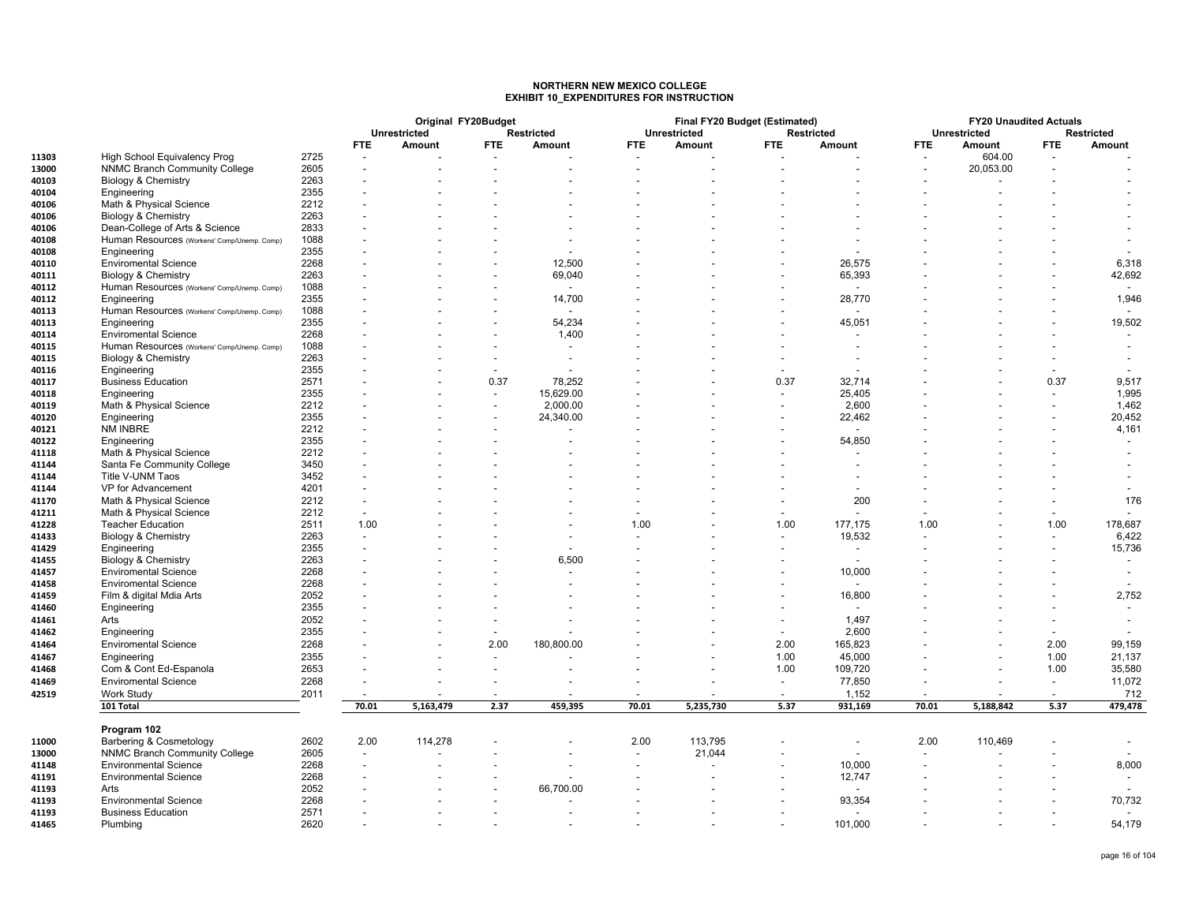# NORTHERN NEW MEXICO COLLEGE
## EXHIBIT 10_EXPENDITURES FOR INSTRUCTION

| | | | Original FY20Budget | | | | Final FY20 Budget (Estimated) | | | | FY20 Unaudited Actuals | | | |
|---|---|---|---|---|---|---|---|---|---|---|---|---|---|---|
| | | | Unrestricted | | Restricted | | Unrestricted | | Restricted | | Unrestricted | | Restricted | |
| | | | FTE | Amount | FTE | Amount | FTE | Amount | FTE | Amount | FTE | Amount | FTE | Amount |
| 11303 | High School Equivalency Prog | 2725 | - | - | - | - | - | - | - | - | - | 604.00 | - | - |
| 13000 | NNMC Branch Community College | 2605 | - | - | - | - | - | - | - | - | - | 20,053.00 | - | - |
| 40103 | Biology & Chemistry | 2263 | - | - | - | - | - | - | - | - | - | - | - | - |
| 40104 | Engineering | 2355 | - | - | - | - | - | - | - | - | - | - | - | - |
| 40106 | Math & Physical Science | 2212 | - | - | - | - | - | - | - | - | - | - | - | - |
| 40106 | Biology & Chemistry | 2263 | - | - | - | - | - | - | - | - | - | - | - | - |
| 40106 | Dean-College of Arts & Science | 2833 | - | - | - | - | - | - | - | - | - | - | - | - |
| 40108 | Human Resources (Workers' Comp/Unemp. Comp) | 1088 | - | - | - | - | - | - | - | - | - | - | - | - |
| 40108 | Engineering | 2355 | - | - | - | - | - | - | - | - | - | - | - | - |
| 40110 | Enviromental Science | 2268 | - | - | - | 12,500 | - | - | - | 26,575 | - | - | - | 6,318 |
| 40111 | Biology & Chemistry | 2263 | - | - | - | 69,040 | - | - | - | 65,393 | - | - | - | 42,692 |
| 40112 | Human Resources (Workers' Comp/Unemp. Comp) | 1088 | - | - | - | - | - | - | - | - | - | - | - | - |
| 40112 | Engineering | 2355 | - | - | - | 14,700 | - | - | - | 28,770 | - | - | - | 1,946 |
| 40113 | Human Resources (Workers' Comp/Unemp. Comp) | 1088 | - | - | - | - | - | - | - | - | - | - | - | - |
| 40113 | Engineering | 2355 | - | - | - | 54,234 | - | - | - | 45,051 | - | - | - | 19,502 |
| 40114 | Enviromental Science | 2268 | - | - | - | 1,400 | - | - | - | - | - | - | - | - |
| 40115 | Human Resources (Workers' Comp/Unemp. Comp) | 1088 | - | - | - | - | - | - | - | - | - | - | - | - |
| 40115 | Biology & Chemistry | 2263 | - | - | - | - | - | - | - | - | - | - | - | - |
| 40116 | Engineering | 2355 | - | - | - | - | - | - | - | - | - | - | - | - |
| 40117 | Business Education | 2571 | - | - | 0.37 | 78,252 | - | - | 0.37 | 32,714 | - | - | 0.37 | 9,517 |
| 40118 | Engineering | 2355 | - | - | - | 15,629.00 | - | - | - | 25,405 | - | - | - | 1,995 |
| 40119 | Math & Physical Science | 2212 | - | - | - | 2,000.00 | - | - | - | 2,600 | - | - | - | 1,462 |
| 40120 | Engineering | 2355 | - | - | - | 24,340.00 | - | - | - | 22,462 | - | - | - | 20,452 |
| 40121 | NM INBRE | 2212 | - | - | - | - | - | - | - | - | - | - | - | 4,161 |
| 40122 | Engineering | 2355 | - | - | - | - | - | - | - | 54,850 | - | - | - | - |
| 41118 | Math & Physical Science | 2212 | - | - | - | - | - | - | - | - | - | - | - | - |
| 41144 | Santa Fe Community College | 3450 | - | - | - | - | - | - | - | - | - | - | - | - |
| 41144 | Title V-UNM Taos | 3452 | - | - | - | - | - | - | - | - | - | - | - | - |
| 41144 | VP for Advancement | 4201 | - | - | - | - | - | - | - | - | - | - | - | - |
| 41170 | Math & Physical Science | 2212 | - | - | - | - | - | - | - | 200 | - | - | - | 176 |
| 41211 | Math & Physical Science | 2212 | - | - | - | - | - | - | - | - | - | - | - | - |
| 41228 | Teacher Education | 2511 | 1.00 | - | - | - | 1.00 | - | 1.00 | 177,175 | 1.00 | - | 1.00 | 178,687 |
| 41433 | Biology & Chemistry | 2263 | - | - | - | - | - | - | - | 19,532 | - | - | - | 6,422 |
| 41429 | Engineering | 2355 | - | - | - | - | - | - | - | - | - | - | - | 15,736 |
| 41455 | Biology & Chemistry | 2263 | - | - | - | 6,500 | - | - | - | - | - | - | - | - |
| 41457 | Enviromental Science | 2268 | - | - | - | - | - | - | - | 10,000 | - | - | - | - |
| 41458 | Enviromental Science | 2268 | - | - | - | - | - | - | - | - | - | - | - | - |
| 41459 | Film & digital Mdia Arts | 2052 | - | - | - | - | - | - | - | 16,800 | - | - | - | 2,752 |
| 41460 | Engineering | 2355 | - | - | - | - | - | - | - | - | - | - | - | - |
| 41461 | Arts | 2052 | - | - | - | - | - | - | - | 1,497 | - | - | - | - |
| 41462 | Engineering | 2355 | - | - | - | - | - | - | - | 2,600 | - | - | - | - |
| 41464 | Enviromental Science | 2268 | - | - | 2.00 | 180,800.00 | - | - | 2.00 | 165,823 | - | - | 2.00 | 99,159 |
| 41467 | Engineering | 2355 | - | - | - | - | - | - | 1.00 | 45,000 | - | - | 1.00 | 21,137 |
| 41468 | Com & Cont Ed-Espanola | 2653 | - | - | - | - | - | - | 1.00 | 109,720 | - | - | 1.00 | 35,580 |
| 41469 | Enviromental Science | 2268 | - | - | - | - | - | - | - | 77,850 | - | - | - | 11,072 |
| 42519 | Work Study | 2011 | - | - | - | - | - | - | - | 1,152 | - | - | - | 712 |
| | **101 Total** | | **70.01** | **5,163,479** | **2.37** | **459,395** | **70.01** | **5,235,730** | **5.37** | **931,169** | **70.01** | **5,188,842** | **5.37** | **479,478** |
| | **Program 102** | | | | | | | | | | | | | |
| 11000 | Barbering & Cosmetology | 2602 | 2.00 | 114,278 | - | - | 2.00 | 113,795 | - | - | 2.00 | 110,469 | - | - |
| 13000 | NNMC Branch Community College | 2605 | - | - | - | - | - | 21,044 | - | - | - | - | - | - |
| 41148 | Environmental Science | 2268 | - | - | - | - | - | - | - | 10,000 | - | - | - | 8,000 |
| 41191 | Environmental Science | 2268 | - | - | - | - | - | - | - | 12,747 | - | - | - | - |
| 41193 | Arts | 2052 | - | - | - | 66,700.00 | - | - | - | - | - | - | - | - |
| 41193 | Environmental Science | 2268 | - | - | - | - | - | - | - | 93,354 | - | - | - | 70,732 |
| 41193 | Business Education | 2571 | - | - | - | - | - | - | - | - | - | - | - | - |
| 41465 | Plumbing | 2620 | - | - | - | - | - | - | - | 101,000 | - | - | - | 54,179 |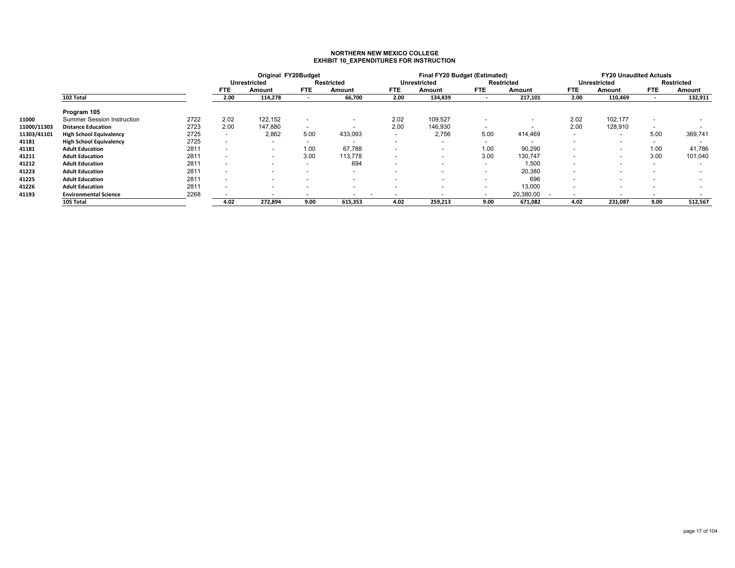# NORTHERN NEW MEXICO COLLEGE
## EXHIBIT 10_EXPENDITURES FOR INSTRUCTION

| | | | Original FY20Budget | | | | Final FY20 Budget (Estimated) | | | | FY20 Unaudited Actuals | | | |
|---|---|---|---|---|---|---|---|---|---|---|---|---|---|---|
| | | | Unrestricted | | Restricted | | Unrestricted | | Restricted | | Unrestricted | | Restricted | |
| | | | FTE | Amount | FTE | Amount | FTE | Amount | FTE | Amount | FTE | Amount | FTE | Amount |
| | **102 Total** | | **2.00** | **114,278** | **-** | **66,700** | **2.00** | **134,839** | **-** | **217,101** | **2.00** | **110,469** | **-** | **132,911** |
| | Program 105 | | | | | | | | | | | | | |
| 11000 | Summer Session Instruction | 2722 | 2.02 | 122,152 | - | - | 2.02 | 109,527 | - | - | 2.02 | 102,177 | - | - |
| 11000/11303 | **Distance Education** | 2723 | 2.00 | 147,880 | - | - | 2.00 | 146,930 | - | - | 2.00 | 128,910 | - | - |
| 11303/41101 | **High School Equivalency** | 2725 | - | 2,862 | 5.00 | 433,093 | - | 2,756 | 5.00 | 414,469 | - | - | 5.00 | 369,741 |
| 41181 | **High School Equivalency** | 2725 | - | - | - | - | - | - | - | - | - | - | - | - |
| 41181 | **Adult Education** | 2811 | - | - | 1.00 | 67,788 | - | - | 1.00 | 90,290 | - | - | 1.00 | 41,786 |
| 41211 | **Adult Education** | 2811 | - | - | 3.00 | 113,778 | - | - | 3.00 | 130,747 | - | - | 3.00 | 101,040 |
| 41212 | **Adult Education** | 2811 | - | - | - | 694 | - | - | - | 1,500 | - | - | - | - |
| 41223 | **Adult Education** | 2811 | - | - | - | - | - | - | - | 20,380 | - | - | - | - |
| 41225 | **Adult Education** | 2811 | - | - | - | - | - | - | - | 696 | - | - | - | - |
| 41226 | **Adult Education** | 2811 | - | - | - | - | - | - | - | 13,000 | - | - | - | - |
| 41193 | **Environmental Science** | 2268 | - | - | - | - | - | - | - | 20,380.00 | - | - | - | - |
| | **105 Total** | | **4.02** | **272,894** | **9.00** | **615,353** | **4.02** | **259,213** | **9.00** | **671,082** | **4.02** | **231,087** | **9.00** | **512,567** |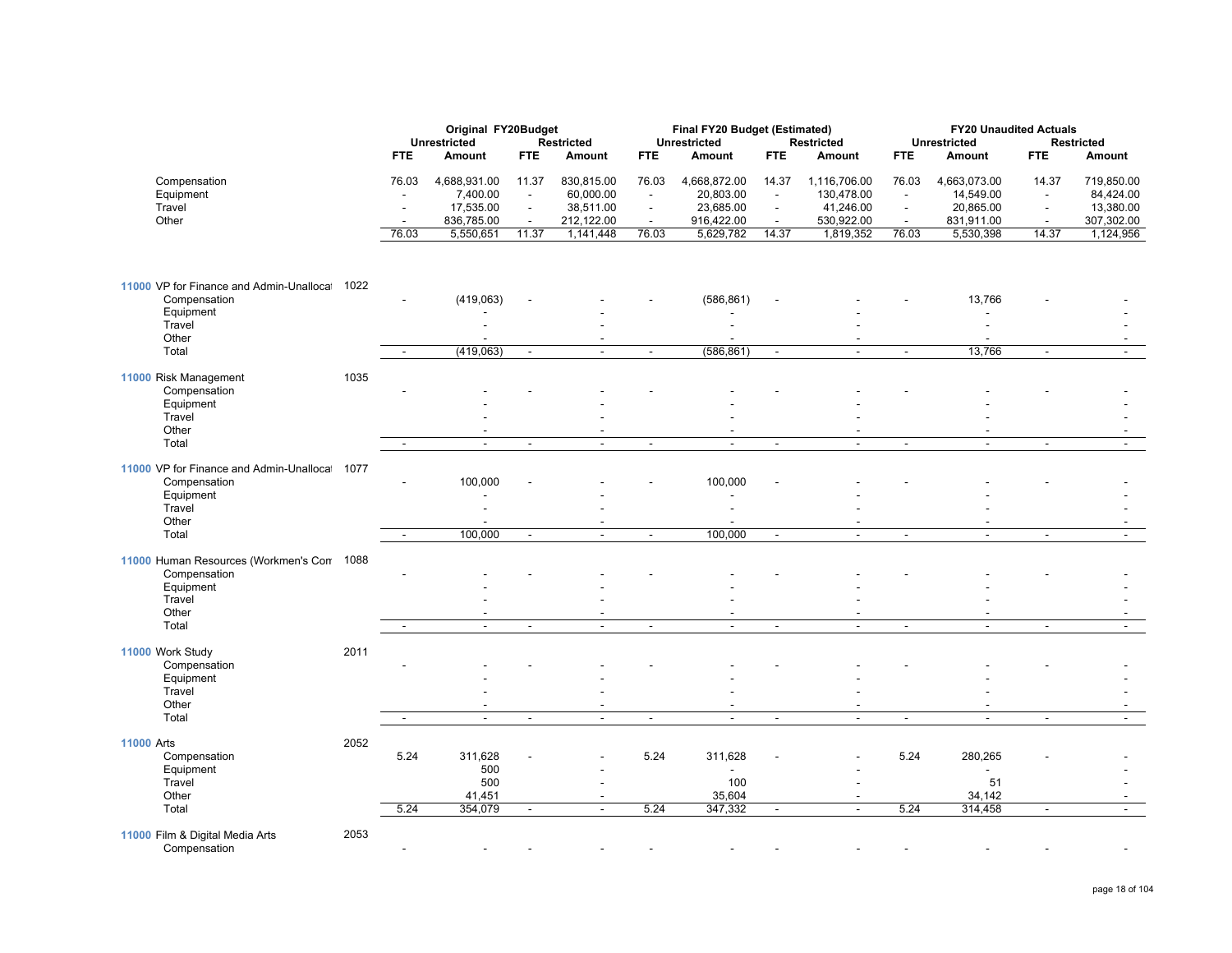| | | Original FY20Budget | | | | Final FY20 Budget (Estimated) | | | | FY20 Unaudited Actuals | | | |
|---|---|---|---|---|---|---|---|---|---|---|---|---|---|
| | | Unrestricted | | Restricted | | Unrestricted | | Restricted | | Unrestricted | | Restricted | |
| | | FTE | Amount | FTE | Amount | FTE | Amount | FTE | Amount | FTE | Amount | FTE | Amount |
| Compensation | | 76.03 | 4,688,931.00 | 11.37 | 830,815.00 | 76.03 | 4,668,872.00 | 14.37 | 1,116,706.00 | 76.03 | 4,663,073.00 | 14.37 | 719,850.00 |
| Equipment | | - | 7,400.00 | - | 60,000.00 | - | 20,803.00 | - | 130,478.00 | - | 14,549.00 | - | 84,424.00 |
| Travel | | - | 17,535.00 | - | 38,511.00 | - | 23,685.00 | - | 41,246.00 | - | 20,865.00 | - | 13,380.00 |
| Other | | - | 836,785.00 | - | 212,122.00 | - | 916,422.00 | - | 530,922.00 | - | 831,911.00 | - | 307,302.00 |
| | | 76.03 | 5,550,651 | 11.37 | 1,141,448 | 76.03 | 5,629,782 | 14.37 | 1,819,352 | 76.03 | 5,530,398 | 14.37 | 1,124,956 |
| **11000** VP for Finance and Admin-Unallocat | 1022 | | | | | | | | | | | | |
| Compensation | | - | (419,063) | - | - | - | (586,861) | - | - | - | 13,766 | - | - |
| Equipment | | | - | | - | | - | | - | | - | | - |
| Travel | | | - | | - | | - | | - | | - | | - |
| Other | | | - | | - | | - | | - | | - | | - |
| Total | | - | (419,063) | - | - | - | (586,861) | - | - | - | 13,766 | - | - |
| **11000** Risk Management | 1035 | | | | | | | | | | | | |
| Compensation | | - | - | - | - | - | - | - | - | - | - | - | - |
| Equipment | | | - | | - | | - | | - | | - | | - |
| Travel | | | - | | - | | - | | - | | - | | - |
| Other | | | - | | - | | - | | - | | - | | - |
| Total | | - | - | - | - | - | - | - | - | - | - | - | - |
| **11000** VP for Finance and Admin-Unallocat | 1077 | | | | | | | | | | | | |
| Compensation | | - | 100,000 | - | - | - | 100,000 | - | - | - | - | - | - |
| Equipment | | | - | | - | | - | | - | | - | | - |
| Travel | | | - | | - | | - | | - | | - | | - |
| Other | | | - | | - | | - | | - | | - | | - |
| Total | | - | 100,000 | - | - | - | 100,000 | - | - | - | - | - | - |
| **11000** Human Resources (Workmen's Com | 1088 | | | | | | | | | | | | |
| Compensation | | - | - | - | - | - | - | - | - | - | - | - | - |
| Equipment | | | - | | - | | - | | - | | - | | - |
| Travel | | | - | | - | | - | | - | | - | | - |
| Other | | | - | | - | | - | | - | | - | | - |
| Total | | - | - | - | - | - | - | - | - | - | - | - | - |
| **11000** Work Study | 2011 | | | | | | | | | | | | |
| Compensation | | - | - | - | - | - | - | - | - | - | - | - | - |
| Equipment | | | - | | - | | - | | - | | - | | - |
| Travel | | | - | | - | | - | | - | | - | | - |
| Other | | | - | | - | | - | | - | | - | | - |
| Total | | - | - | - | - | - | - | - | - | - | - | - | - |
| **11000** Arts | 2052 | | | | | | | | | | | | |
| Compensation | | 5.24 | 311,628 | - | - | 5.24 | 311,628 | - | - | 5.24 | 280,265 | - | - |
| Equipment | | | 500 | | - | | - | | - | | - | | - |
| Travel | | | 500 | | - | | 100 | | - | | 51 | | - |
| Other | | | 41,451 | | - | | 35,604 | | - | | 34,142 | | - |
| Total | | 5.24 | 354,079 | - | - | 5.24 | 347,332 | - | - | 5.24 | 314,458 | - | - |
| **11000** Film & Digital Media Arts | 2053 | | | | | | | | | | | | |
| Compensation | | - | - | - | - | - | - | - | - | - | - | - | - |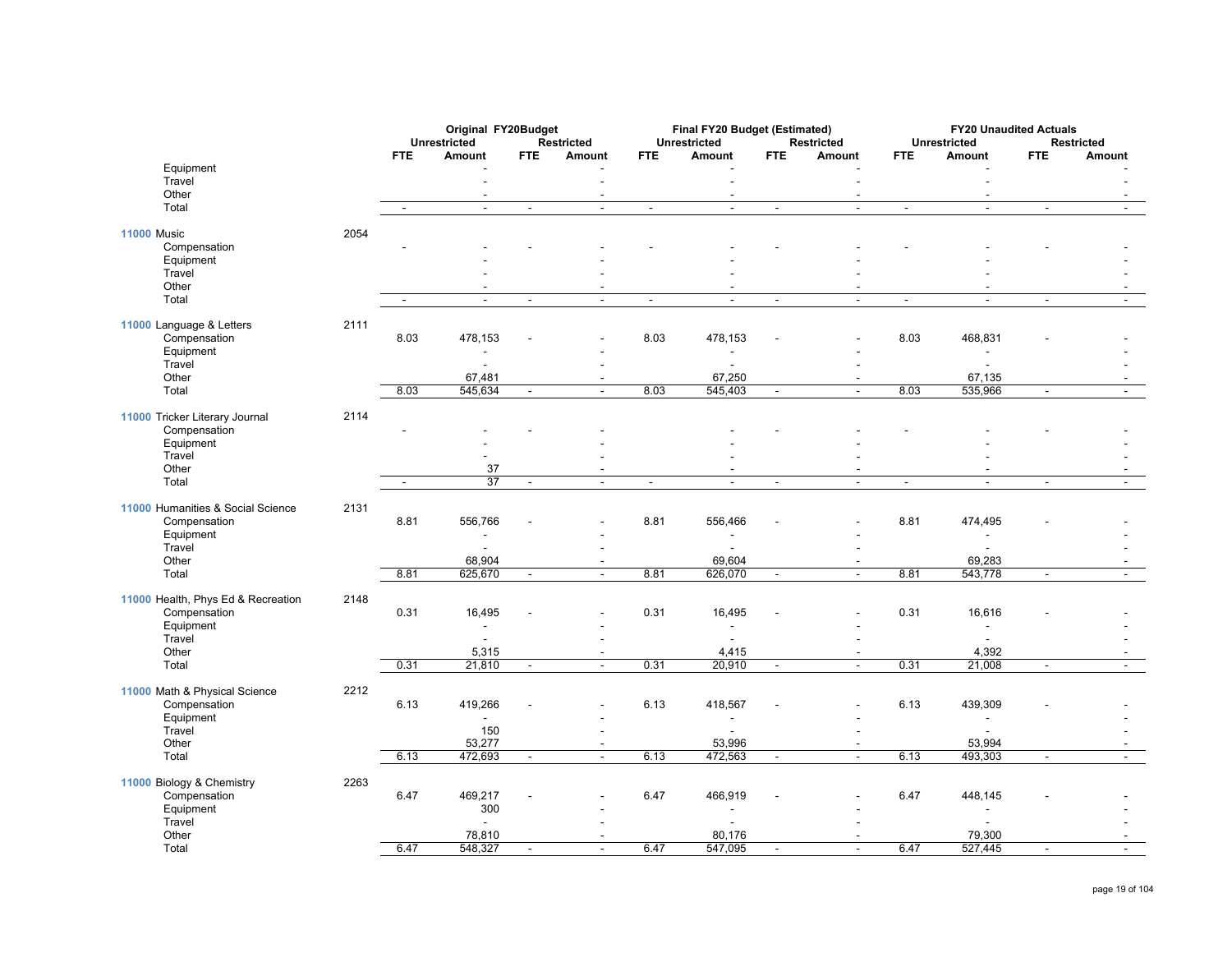| | | Original FY20Budget | | | | Final FY20 Budget (Estimated) | | | | FY20 Unaudited Actuals | | | |
|---|---|---|---|---|---|---|---|---|---|---|---|---|---|
| | | Unrestricted | | Restricted | | Unrestricted | | Restricted | | Unrestricted | | Restricted | |
| | | FTE | Amount | FTE | Amount | FTE | Amount | FTE | Amount | FTE | Amount | FTE | Amount |
| Equipment | | | - | | - | | - | | - | | - | | - |
| Travel | | | - | | - | | - | | - | | - | | - |
| Other | | | - | | - | | - | | - | | - | | - |
| Total | | - | - | - | - | - | - | - | - | - | - | - | - |
| **11000** Music | 2054 | | | | | | | | | | | | |
| Compensation | | - | - | - | - | - | - | - | - | - | - | - | - |
| Equipment | | | - | | - | | - | | - | | - | | - |
| Travel | | | - | | - | | - | | - | | - | | - |
| Other | | | - | | - | | - | | - | | - | | - |
| Total | | - | - | - | - | - | - | - | - | - | - | - | - |
| **11000** Language & Letters | 2111 | | | | | | | | | | | | |
| Compensation | | 8.03 | 478,153 | - | - | 8.03 | 478,153 | - | - | 8.03 | 468,831 | - | - |
| Equipment | | | - | | - | | - | | - | | - | | - |
| Travel | | | - | | - | | - | | - | | - | | - |
| Other | | | 67,481 | | - | | 67,250 | | - | | 67,135 | | - |
| Total | | 8.03 | 545,634 | - | - | 8.03 | 545,403 | - | - | 8.03 | 535,966 | - | - |
| **11000** Tricker Literary Journal | 2114 | | | | | | | | | | | | |
| Compensation | | - | - | - | - | | - | - | - | - | - | - | - |
| Equipment | | | - | | - | | - | | - | | - | | - |
| Travel | | | - | | - | | - | | - | | - | | - |
| Other | | | 37 | | - | | - | | - | | - | | - |
| Total | | - | 37 | - | - | - | - | - | - | - | - | - | - |
| **11000** Humanities & Social Science | 2131 | | | | | | | | | | | | |
| Compensation | | 8.81 | 556,766 | - | - | 8.81 | 556,466 | - | - | 8.81 | 474,495 | - | - |
| Equipment | | | - | | - | | - | | - | | - | | - |
| Travel | | | - | | - | | - | | - | | - | | - |
| Other | | | 68,904 | | - | | 69,604 | | - | | 69,283 | | - |
| Total | | 8.81 | 625,670 | - | - | 8.81 | 626,070 | - | - | 8.81 | 543,778 | - | - |
| **11000** Health, Phys Ed & Recreation | 2148 | | | | | | | | | | | | |
| Compensation | | 0.31 | 16,495 | - | - | 0.31 | 16,495 | - | - | 0.31 | 16,616 | - | - |
| Equipment | | | - | | - | | - | | - | | - | | - |
| Travel | | | - | | - | | - | | - | | - | | - |
| Other | | | 5,315 | | - | | 4,415 | | - | | 4,392 | | - |
| Total | | 0.31 | 21,810 | - | - | 0.31 | 20,910 | - | - | 0.31 | 21,008 | - | - |
| **11000** Math & Physical Science | 2212 | | | | | | | | | | | | |
| Compensation | | 6.13 | 419,266 | - | - | 6.13 | 418,567 | - | - | 6.13 | 439,309 | - | - |
| Equipment | | | - | | - | | - | | - | | - | | - |
| Travel | | | 150 | | - | | - | | - | | - | | - |
| Other | | | 53,277 | | - | | 53,996 | | - | | 53,994 | | - |
| Total | | 6.13 | 472,693 | - | - | 6.13 | 472,563 | - | - | 6.13 | 493,303 | - | - |
| **11000** Biology & Chemistry | 2263 | | | | | | | | | | | | |
| Compensation | | 6.47 | 469,217 | - | - | 6.47 | 466,919 | - | - | 6.47 | 448,145 | - | - |
| Equipment | | | 300 | | - | | - | | - | | - | | - |
| Travel | | | - | | - | | - | | - | | - | | - |
| Other | | | 78,810 | | - | | 80,176 | | - | | 79,300 | | - |
| Total | | 6.47 | 548,327 | - | - | 6.47 | 547,095 | - | - | 6.47 | 527,445 | - | - |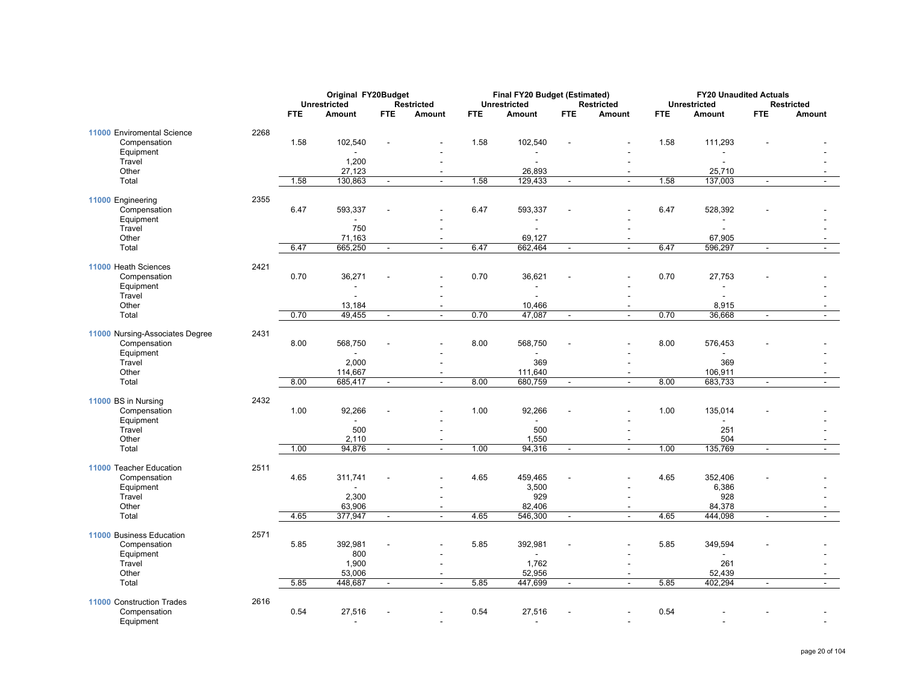| | | Original FY20Budget | | | | Final FY20 Budget (Estimated) | | | | FY20 Unaudited Actuals | | | |
|---|---|---|---|---|---|---|---|---|---|---|---|---|---|
| | | Unrestricted | | Restricted | | Unrestricted | | Restricted | | Unrestricted | | Restricted | |
| | | FTE | Amount | FTE | Amount | FTE | Amount | FTE | Amount | FTE | Amount | FTE | Amount |
| **11000** Enviromental Science | 2268 | | | | | | | | | | | | |
| Compensation | | 1.58 | 102,540 | - | - | 1.58 | 102,540 | - | - | 1.58 | 111,293 | - | - |
| Equipment | | | - | | - | | - | | - | | - | | - |
| Travel | | | 1,200 | | - | | - | | - | | - | | - |
| Other | | | 27,123 | | - | | 26,893 | | - | | 25,710 | | - |
| Total | | 1.58 | 130,863 | - | - | 1.58 | 129,433 | - | - | 1.58 | 137,003 | - | - |
| **11000** Engineering | 2355 | | | | | | | | | | | | |
| Compensation | | 6.47 | 593,337 | - | - | 6.47 | 593,337 | - | - | 6.47 | 528,392 | - | - |
| Equipment | | | - | | - | | - | | - | | - | | - |
| Travel | | | 750 | | - | | - | | - | | - | | - |
| Other | | | 71,163 | | - | | 69,127 | | - | | 67,905 | | - |
| Total | | 6.47 | 665,250 | - | - | 6.47 | 662,464 | - | - | 6.47 | 596,297 | - | - |
| **11000** Heath Sciences | 2421 | | | | | | | | | | | | |
| Compensation | | 0.70 | 36,271 | - | - | 0.70 | 36,621 | - | - | 0.70 | 27,753 | - | - |
| Equipment | | | - | | - | | - | | - | | - | | - |
| Travel | | | - | | - | | - | | - | | - | | - |
| Other | | | 13,184 | | - | | 10,466 | | - | | 8,915 | | - |
| Total | | 0.70 | 49,455 | - | - | 0.70 | 47,087 | - | - | 0.70 | 36,668 | - | - |
| **11000** Nursing-Associates Degree | 2431 | | | | | | | | | | | | |
| Compensation | | 8.00 | 568,750 | - | - | 8.00 | 568,750 | - | - | 8.00 | 576,453 | - | - |
| Equipment | | | - | | - | | - | | - | | - | | - |
| Travel | | | 2,000 | | - | | 369 | | - | | 369 | | - |
| Other | | | 114,667 | | - | | 111,640 | | - | | 106,911 | | - |
| Total | | 8.00 | 685,417 | - | - | 8.00 | 680,759 | - | - | 8.00 | 683,733 | - | - |
| **11000** BS in Nursing | 2432 | | | | | | | | | | | | |
| Compensation | | 1.00 | 92,266 | - | - | 1.00 | 92,266 | - | - | 1.00 | 135,014 | - | - |
| Equipment | | | - | | - | | - | | - | | - | | - |
| Travel | | | 500 | | - | | 500 | | - | | 251 | | - |
| Other | | | 2,110 | | - | | 1,550 | | - | | 504 | | - |
| Total | | 1.00 | 94,876 | - | - | 1.00 | 94,316 | - | - | 1.00 | 135,769 | - | - |
| **11000** Teacher Education | 2511 | | | | | | | | | | | | |
| Compensation | | 4.65 | 311,741 | - | - | 4.65 | 459,465 | - | - | 4.65 | 352,406 | - | - |
| Equipment | | | - | | - | | 3,500 | | - | | 6,386 | | - |
| Travel | | | 2,300 | | - | | 929 | | - | | 928 | | - |
| Other | | | 63,906 | | - | | 82,406 | | - | | 84,378 | | - |
| Total | | 4.65 | 377,947 | - | - | 4.65 | 546,300 | - | - | 4.65 | 444,098 | - | - |
| **11000** Business Education | 2571 | | | | | | | | | | | | |
| Compensation | | 5.85 | 392,981 | - | - | 5.85 | 392,981 | - | - | 5.85 | 349,594 | - | - |
| Equipment | | | 800 | | - | | - | | - | | - | | - |
| Travel | | | 1,900 | | - | | 1,762 | | - | | 261 | | - |
| Other | | | 53,006 | | - | | 52,956 | | - | | 52,439 | | - |
| Total | | 5.85 | 448,687 | - | - | 5.85 | 447,699 | - | - | 5.85 | 402,294 | - | - |
| **11000** Construction Trades | 2616 | | | | | | | | | | | | |
| Compensation | | 0.54 | 27,516 | - | - | 0.54 | 27,516 | - | - | 0.54 | - | - | - |
| Equipment | | | - | | - | | - | | - | | - | | - |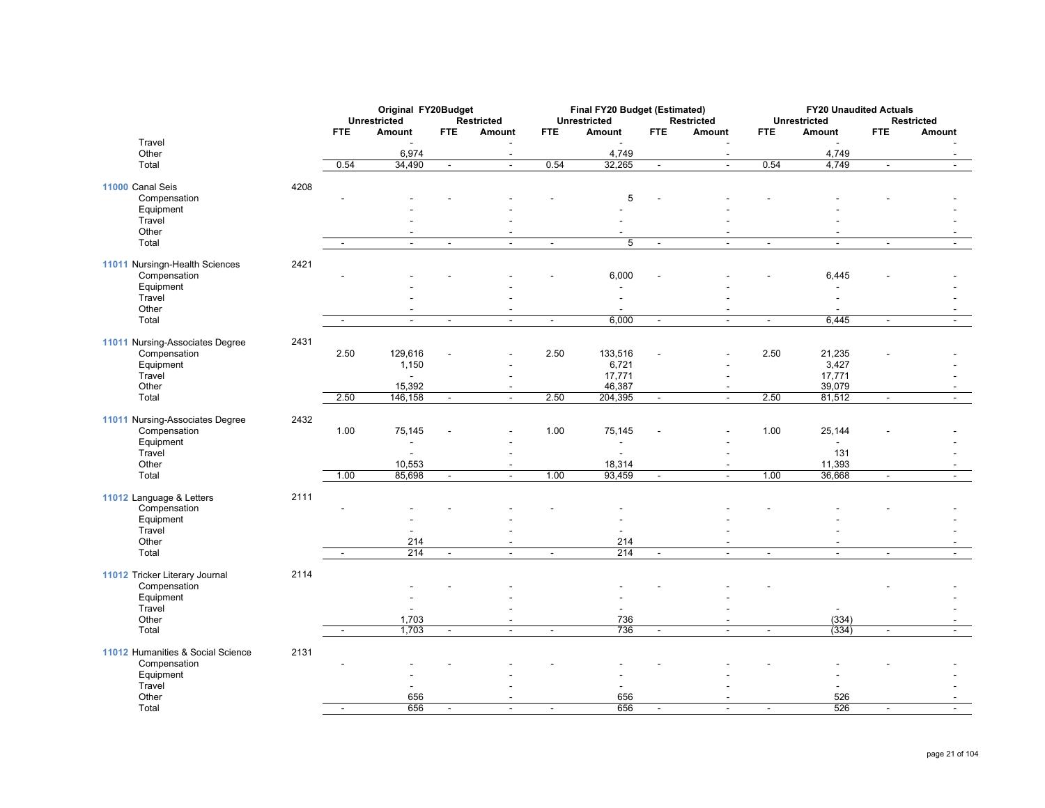| | | Original FY20Budget | | | | Final FY20 Budget (Estimated) | | | | FY20 Unaudited Actuals | | | |
|---|---|---|---|---|---|---|---|---|---|---|---|---|---|
| | | Unrestricted | | Restricted | | Unrestricted | | Restricted | | Unrestricted | | Restricted | |
| | | FTE | Amount | FTE | Amount | FTE | Amount | FTE | Amount | FTE | Amount | FTE | Amount |
| Travel | | | - | | - | | - | | - | | - | | - |
| Other | | | 6,974 | | - | | 4,749 | | - | | 4,749 | | - |
| Total | | 0.54 | 34,490 | - | - | 0.54 | 32,265 | - | - | 0.54 | 4,749 | - | - |
| **11000** Canal Seis | 4208 | | | | | | | | | | | | |
| Compensation | | - | - | - | - | - | 5 | - | - | - | - | - | - |
| Equipment | | | - | | - | | - | | - | | - | | - |
| Travel | | | - | | - | | - | | - | | - | | - |
| Other | | | - | | - | | - | | - | | - | | - |
| Total | | - | - | - | - | - | 5 | - | - | - | - | - | - |
| **11011** Nursingn-Health Sciences | 2421 | | | | | | | | | | | | |
| Compensation | | - | - | - | - | - | 6,000 | - | - | - | 6,445 | - | - |
| Equipment | | | - | | - | | - | | - | | - | | - |
| Travel | | | - | | - | | - | | - | | - | | - |
| Other | | | - | | - | | - | | - | | - | | - |
| Total | | - | - | - | - | - | 6,000 | - | - | - | 6,445 | - | - |
| **11011** Nursing-Associates Degree | 2431 | | | | | | | | | | | | |
| Compensation | | 2.50 | 129,616 | - | - | 2.50 | 133,516 | - | - | 2.50 | 21,235 | - | - |
| Equipment | | | 1,150 | | - | | 6,721 | | - | | 3,427 | | - |
| Travel | | | - | | - | | 17,771 | | - | | 17,771 | | - |
| Other | | | 15,392 | | - | | 46,387 | | - | | 39,079 | | - |
| Total | | 2.50 | 146,158 | - | - | 2.50 | 204,395 | - | - | 2.50 | 81,512 | - | - |
| **11011** Nursing-Associates Degree | 2432 | | | | | | | | | | | | |
| Compensation | | 1.00 | 75,145 | - | - | 1.00 | 75,145 | - | - | 1.00 | 25,144 | - | - |
| Equipment | | | - | | - | | - | | - | | - | | - |
| Travel | | | - | | - | | - | | - | | 131 | | - |
| Other | | | 10,553 | | - | | 18,314 | | - | | 11,393 | | - |
| Total | | 1.00 | 85,698 | - | - | 1.00 | 93,459 | - | - | 1.00 | 36,668 | - | - |
| **11012** Language & Letters | 2111 | | | | | | | | | | | | |
| Compensation | | - | - | - | - | - | - | | - | - | - | - | - |
| Equipment | | | - | | - | | - | | - | | - | | - |
| Travel | | | - | | - | | - | | - | | - | | - |
| Other | | | 214 | | - | | 214 | | - | | - | | - |
| Total | | - | 214 | - | - | - | 214 | - | - | - | - | - | - |
| **11012** Tricker Literary Journal | 2114 | | | | | | | | | | | | |
| Compensation | | | - | - | - | | - | - | - | - | | - | - |
| Equipment | | | - | | - | | - | | - | | | | - |
| Travel | | | - | | - | | - | | - | | - | | - |
| Other | | | 1,703 | | - | | 736 | | - | | (334) | | - |
| Total | | - | 1,703 | - | - | - | 736 | - | - | - | (334) | - | - |
| **11012** Humanities & Social Science | 2131 | | | | | | | | | | | | |
| Compensation | | - | - | - | - | - | - | - | - | - | - | - | - |
| Equipment | | | - | | - | | - | | - | | - | | - |
| Travel | | | - | | - | | - | | - | | - | | - |
| Other | | | 656 | | - | | 656 | | - | | 526 | | - |
| Total | | - | 656 | - | - | - | 656 | - | - | - | 526 | - | - |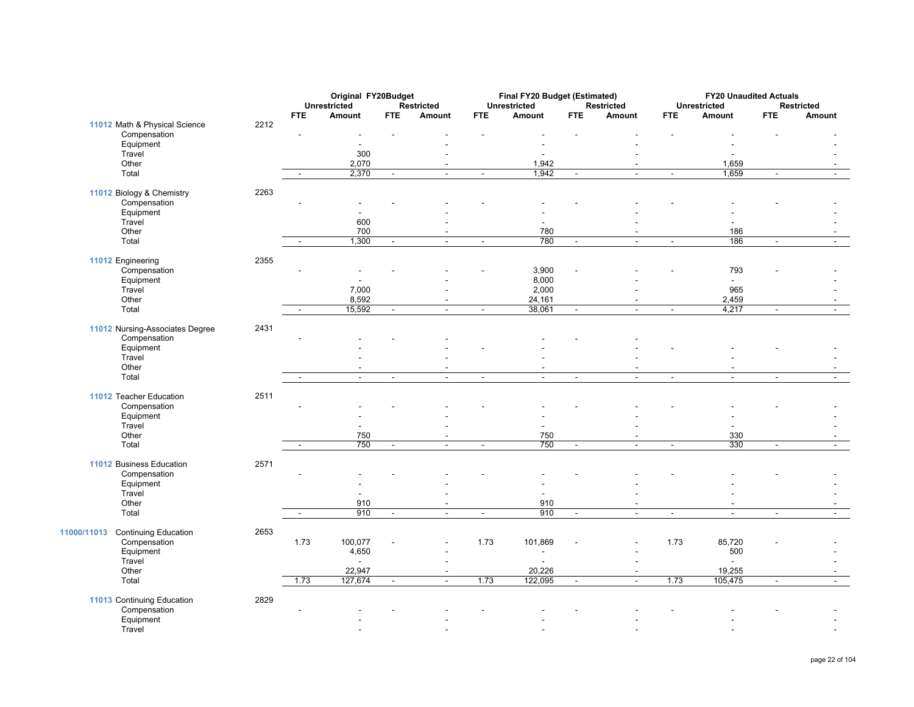| | | Original FY20Budget | | | | Final FY20 Budget (Estimated) | | | | FY20 Unaudited Actuals | | | |
|---|---|---|---|---|---|---|---|---|---|---|---|---|---|
| | | Unrestricted | | Restricted | | Unrestricted | | Restricted | | Unrestricted | | Restricted | |
| | | FTE | Amount | FTE | Amount | FTE | Amount | FTE | Amount | FTE | Amount | FTE | Amount |
| **11012** Math & Physical Science | 2212 | | | | | | | | | | | | |
| Compensation | | - | - | - | - | - | - | - | - | - | - | - | - |
| Equipment | | | - | | - | | - | | - | | - | | - |
| Travel | | | 300 | | - | | - | | - | | - | | - |
| Other | | | 2,070 | | - | | 1,942 | | - | | 1,659 | | - |
| Total | | - | 2,370 | - | - | - | 1,942 | - | - | - | 1,659 | - | - |
| **11012** Biology & Chemistry | 2263 | | | | | | | | | | | | |
| Compensation | | - | - | - | - | - | - | - | - | - | - | - | - |
| Equipment | | | - | | - | | - | | - | | - | | - |
| Travel | | | 600 | | - | | - | | - | | - | | - |
| Other | | | 700 | | - | | 780 | | - | | 186 | | - |
| Total | | - | 1,300 | - | - | - | 780 | - | - | - | 186 | - | - |
| **11012** Engineering | 2355 | | | | | | | | | | | | |
| Compensation | | - | - | - | - | - | 3,900 | - | - | - | 793 | - | - |
| Equipment | | | - | | - | | 8,000 | | - | | - | | - |
| Travel | | | 7,000 | | - | | 2,000 | | - | | 965 | | - |
| Other | | | 8,592 | | - | | 24,161 | | - | | 2,459 | | - |
| Total | | - | 15,592 | - | - | - | 38,061 | - | - | - | 4,217 | - | - |
| **11012** Nursing-Associates Degree | 2431 | | | | | | | | | | | | |
| Compensation | | - | - | - | - | | - | - | - | | | | |
| Equipment | | | - | | - | - | - | | - | - | - | - | - |
| Travel | | | - | | - | | - | | - | | - | | - |
| Other | | | - | | - | | - | | - | | - | | - |
| Total | | - | - | - | - | - | - | - | - | - | - | - | - |
| **11012** Teacher Education | 2511 | | | | | | | | | | | | |
| Compensation | | - | - | - | - | - | - | - | - | - | - | - | - |
| Equipment | | | - | | - | | - | | - | | - | | - |
| Travel | | | - | | - | | - | | - | | - | | - |
| Other | | | 750 | | - | | 750 | | - | | 330 | | - |
| Total | | - | 750 | - | - | - | 750 | - | - | - | 330 | - | - |
| **11012** Business Education | 2571 | | | | | | | | | | | | |
| Compensation | | - | - | - | - | - | - | - | - | - | - | - | - |
| Equipment | | | - | | - | | - | | - | | - | | - |
| Travel | | | - | | - | | - | | - | | - | | - |
| Other | | | 910 | | - | | 910 | | - | | - | | - |
| Total | | - | 910 | - | - | - | 910 | - | - | - | - | - | - |
| **11000/11013** Continuing Education | 2653 | | | | | | | | | | | | |
| Compensation | | 1.73 | 100,077 | - | - | 1.73 | 101,869 | - | - | 1.73 | 85,720 | - | - |
| Equipment | | | 4,650 | | - | | - | | - | | 500 | | - |
| Travel | | | - | | - | | - | | - | | - | | - |
| Other | | | 22,947 | | - | | 20,226 | | - | | 19,255 | | - |
| Total | | 1.73 | 127,674 | - | - | 1.73 | 122,095 | - | - | 1.73 | 105,475 | - | - |
| **11013** Continuing Education | 2829 | | | | | | | | | | | | |
| Compensation | | - | - | - | - | - | - | - | - | - | - | - | - |
| Equipment | | | - | | - | | - | | - | | - | | - |
| Travel | | | - | | - | | - | | - | | - | | - |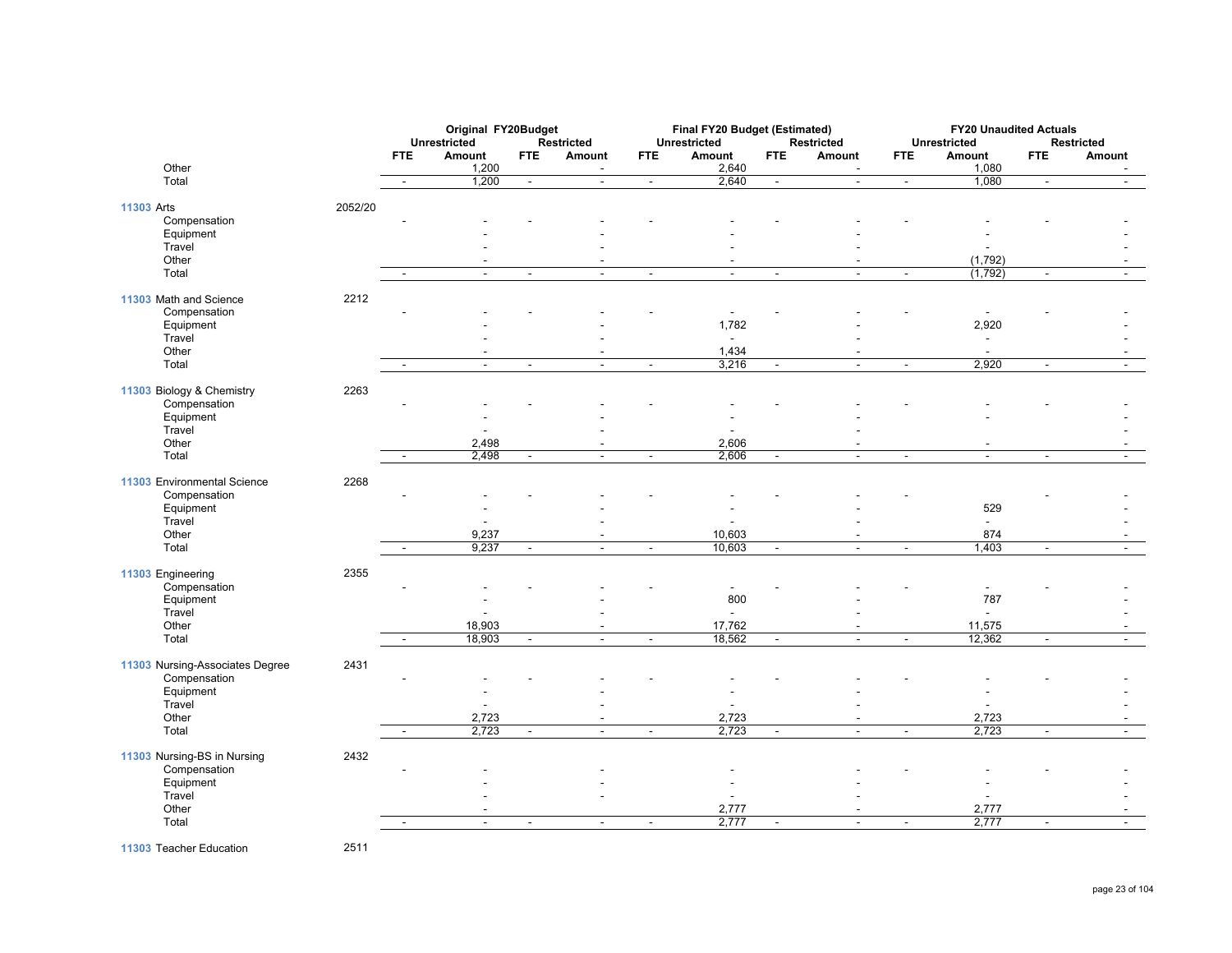| | | Original FY20Budget | | | | Final FY20 Budget (Estimated) | | | | FY20 Unaudited Actuals | | | |
|---|---|---|---|---|---|---|---|---|---|---|---|---|---|
| | | Unrestricted | | Restricted | | Unrestricted | | Restricted | | Unrestricted | | Restricted | |
| | | FTE | Amount | FTE | Amount | FTE | Amount | FTE | Amount | FTE | Amount | FTE | Amount |
| Other | | | 1,200 | | - | | 2,640 | | - | | 1,080 | | - |
| Total | | - | 1,200 | - | - | - | 2,640 | - | - | - | 1,080 | - | - |
| **11303** Arts | 2052/20 | | | | | | | | | | | | |
| Compensation | | - | - | - | - | - | - | - | - | - | - | - | - |
| Equipment | | | - | | - | | - | | - | | - | | - |
| Travel | | | - | | - | | - | | - | | - | | - |
| Other | | | - | | - | | - | | - | | (1,792) | | - |
| Total | | - | - | - | - | - | - | - | - | - | (1,792) | - | - |
| **11303** Math and Science | 2212 | | | | | | | | | | | | |
| Compensation | | - | - | - | - | - | - | - | - | - | - | - | - |
| Equipment | | | - | | - | | 1,782 | | - | | 2,920 | | - |
| Travel | | | - | | - | | - | | - | | - | | - |
| Other | | | - | | - | | 1,434 | | - | | - | | - |
| Total | | - | - | - | - | - | 3,216 | - | - | - | 2,920 | - | - |
| **11303** Biology & Chemistry | 2263 | | | | | | | | | | | | |
| Compensation | | - | - | - | - | - | - | - | - | - | - | - | - |
| Equipment | | | - | | - | | - | | - | | - | | - |
| Travel | | | - | | - | | - | | - | | | | - |
| Other | | | 2,498 | | - | | 2,606 | | - | | - | | - |
| Total | | - | 2,498 | - | - | - | 2,606 | - | - | - | - | - | - |
| **11303** Environmental Science | 2268 | | | | | | | | | | | | |
| Compensation | | - | - | - | - | - | - | - | - | - | | - | - |
| Equipment | | | - | | - | | - | | - | | 529 | | - |
| Travel | | | - | | - | | - | | - | | - | | - |
| Other | | | 9,237 | | - | | 10,603 | | - | | 874 | | - |
| Total | | - | 9,237 | - | - | - | 10,603 | - | - | - | 1,403 | - | - |
| **11303** Engineering | 2355 | | | | | | | | | | | | |
| Compensation | | - | - | - | - | - | - | - | - | - | - | - | - |
| Equipment | | | - | | - | | 800 | | - | | 787 | | - |
| Travel | | | - | | - | | - | | - | | - | | - |
| Other | | | 18,903 | | - | | 17,762 | | - | | 11,575 | | - |
| Total | | - | 18,903 | - | - | - | 18,562 | - | - | - | 12,362 | - | - |
| **11303** Nursing-Associates Degree | 2431 | | | | | | | | | | | | |
| Compensation | | - | - | - | - | - | - | - | - | - | - | - | - |
| Equipment | | | - | | - | | - | | - | | - | | - |
| Travel | | | - | | - | | - | | - | | - | | - |
| Other | | | 2,723 | | - | | 2,723 | | - | | 2,723 | | - |
| Total | | - | 2,723 | - | - | - | 2,723 | - | - | - | 2,723 | - | - |
| **11303** Nursing-BS in Nursing | 2432 | | | | | | | | | | | | |
| Compensation | | - | - | | - | | - | | - | - | - | - | - |
| Equipment | | | - | | - | | - | | - | | - | | - |
| Travel | | | - | | - | | - | | - | | - | | - |
| Other | | | - | | | | 2,777 | | - | | 2,777 | | - |
| Total | | - | - | - | - | - | 2,777 | - | - | - | 2,777 | - | - |
| **11303** Teacher Education | 2511 | | | | | | | | | | | | |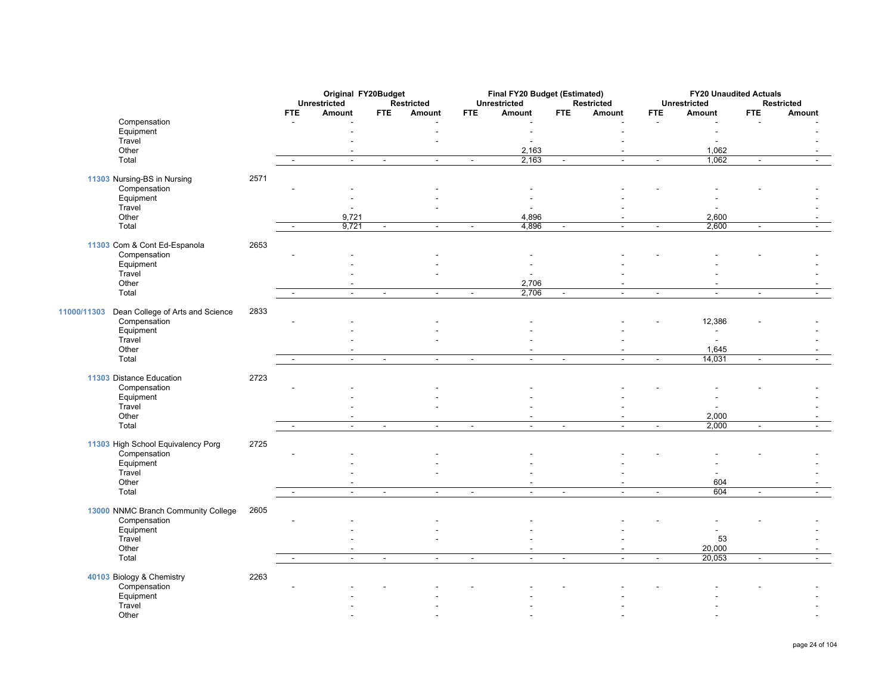| | | | Original FY20Budget | | | | Final FY20 Budget (Estimated) | | | | FY20 Unaudited Actuals | | | |
|---|---|---|---|---|---|---|---|---|---|---|---|---|---|---|
| | | | Unrestricted | | Restricted | | Unrestricted | | Restricted | | Unrestricted | | Restricted | |
| | | | FTE | Amount | FTE | Amount | FTE | Amount | FTE | Amount | FTE | Amount | FTE | Amount |
| | Compensation | | - | - | | - | | - | | - | - | - | - | - |
| | Equipment | | | - | | - | | - | | - | | - | | - |
| | Travel | | | - | | - | | - | | - | | - | | - |
| | Other | | | - | | | | 2,163 | | - | | 1,062 | | - |
| | Total | | - | - | - | - | - | 2,163 | - | - | - | 1,062 | - | - |
| 11303 | Nursing-BS in Nursing | 2571 | | | | | | | | | | | | |
| | Compensation | | - | - | | - | | - | | - | - | - | - | - |
| | Equipment | | | - | | - | | - | | - | | - | | - |
| | Travel | | | - | | - | | - | | - | | - | | - |
| | Other | | | 9,721 | | | | 4,896 | | - | | 2,600 | | - |
| | Total | | - | 9,721 | - | - | - | 4,896 | - | - | - | 2,600 | - | - |
| 11303 | Com & Cont Ed-Espanola | 2653 | | | | | | | | | | | | |
| | Compensation | | - | - | | - | | - | | - | - | - | - | - |
| | Equipment | | | - | | - | | - | | - | | - | | - |
| | Travel | | | - | | - | | - | | - | | - | | - |
| | Other | | | - | | | | 2,706 | | - | | - | | - |
| | Total | | - | - | - | - | - | 2,706 | - | - | - | - | - | - |
| 11000/11303 | Dean College of Arts and Science | 2833 | | | | | | | | | | | | |
| | Compensation | | - | - | | - | | - | | - | - | 12,386 | - | - |
| | Equipment | | | - | | - | | - | | - | | - | | - |
| | Travel | | | - | | - | | - | | - | | - | | - |
| | Other | | | - | | | | - | | - | | 1,645 | | - |
| | Total | | - | - | - | - | - | - | - | - | - | 14,031 | - | - |
| 11303 | Distance Education | 2723 | | | | | | | | | | | | |
| | Compensation | | - | - | | - | | - | | - | - | - | - | - |
| | Equipment | | | - | | - | | - | | - | | - | | - |
| | Travel | | | - | | - | | - | | - | | - | | - |
| | Other | | | - | | | | - | | - | | 2,000 | | - |
| | Total | | - | - | - | - | - | - | - | - | - | 2,000 | - | - |
| 11303 | High School Equivalency Porg | 2725 | | | | | | | | | | | | |
| | Compensation | | - | - | | - | | - | | - | - | - | - | - |
| | Equipment | | | - | | - | | - | | - | | - | | - |
| | Travel | | | - | | - | | - | | - | | - | | - |
| | Other | | | - | | | | - | | - | | 604 | | - |
| | Total | | - | - | - | - | - | - | - | - | - | 604 | - | - |
| 13000 | NNMC Branch Community College | 2605 | | | | | | | | | | | | |
| | Compensation | | - | - | | - | | - | | - | - | - | - | - |
| | Equipment | | | - | | - | | - | | - | | - | | - |
| | Travel | | | - | | - | | - | | - | | 53 | | - |
| | Other | | | - | | | | - | | - | | 20,000 | | - |
| | Total | | - | - | - | - | - | - | - | - | - | 20,053 | - | - |
| 40103 | Biology & Chemistry | 2263 | | | | | | | | | | | | |
| | Compensation | | - | - | - | - | - | - | - | - | - | - | - | - |
| | Equipment | | | - | | - | | - | | - | | - | | - |
| | Travel | | | - | | - | | - | | - | | - | | - |
| | Other | | | - | | - | | - | | - | | - | | - |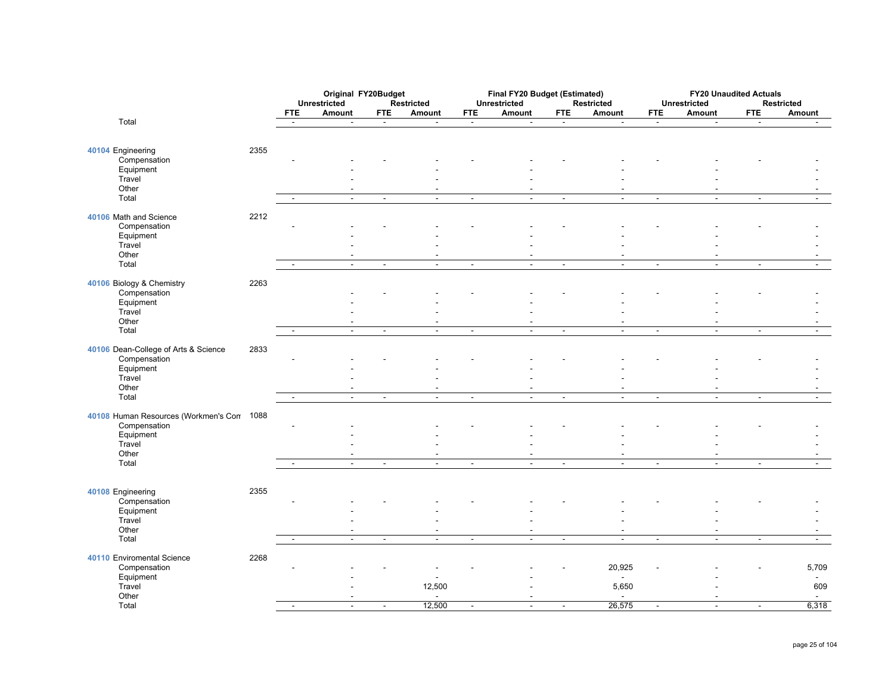| | | Original FY20Budget | | | | Final FY20 Budget (Estimated) | | | | FY20 Unaudited Actuals | | | |
|---|---|---|---|---|---|---|---|---|---|---|---|---|---|
| | | Unrestricted | | Restricted | | Unrestricted | | Restricted | | Unrestricted | | Restricted | |
| | | FTE | Amount | FTE | Amount | FTE | Amount | FTE | Amount | FTE | Amount | FTE | Amount |
| Total | | - | - | - | - | - | - | - | - | - | - | - | - |
| **40104** Engineering | 2355 | | | | | | | | | | | | |
| Compensation | | - | - | - | - | - | - | - | - | - | - | - | - |
| Equipment | | | - | | - | | - | | - | | - | | - |
| Travel | | | - | | - | | - | | - | | - | | - |
| Other | | | - | | - | | - | | - | | - | | - |
| Total | | - | - | - | - | - | - | - | - | - | - | - | - |
| **40106** Math and Science | 2212 | | | | | | | | | | | | |
| Compensation | | - | - | - | - | - | - | - | - | - | - | - | - |
| Equipment | | | - | | - | | - | | - | | - | | - |
| Travel | | | - | | - | | - | | - | | - | | - |
| Other | | | - | | - | | - | | - | | - | | - |
| Total | | - | - | - | - | - | - | - | - | - | - | - | - |
| **40106** Biology & Chemistry | 2263 | | | | | | | | | | | | |
| Compensation | | | - | - | - | - | - | - | - | - | - | - | - |
| Equipment | | | - | | - | | - | | - | | - | | - |
| Travel | | | - | | - | | - | | - | | - | | - |
| Other | | | - | | - | | - | | - | | - | | - |
| Total | | - | - | - | - | - | - | - | - | - | - | - | - |
| **40106** Dean-College of Arts & Science | 2833 | | | | | | | | | | | | |
| Compensation | | - | - | - | - | - | - | - | - | - | - | - | - |
| Equipment | | | - | | - | | - | | - | | - | | - |
| Travel | | | - | | - | | - | | - | | - | | - |
| Other | | | - | | - | | - | | - | | - | | - |
| Total | | - | - | - | - | - | - | - | - | - | - | - | - |
| **40108** Human Resources (Workmen's Com | 1088 | | | | | | | | | | | | |
| Compensation | | - | - | | - | - | - | - | - | - | - | - | - |
| Equipment | | | - | | - | | - | | - | | - | | - |
| Travel | | | - | | - | | - | | - | | - | | - |
| Other | | | - | | - | | - | | - | | - | | - |
| Total | | - | - | - | - | - | - | - | - | - | - | - | - |
| **40108** Engineering | 2355 | | | | | | | | | | | | |
| Compensation | | - | - | - | - | - | - | - | - | - | - | - | - |
| Equipment | | | - | | - | | - | | - | | - | | - |
| Travel | | | - | | - | | - | | - | | - | | - |
| Other | | | - | | - | | - | | - | | - | | - |
| Total | | - | - | - | - | - | - | - | - | - | - | - | - |
| **40110** Enviromental Science | 2268 | | | | | | | | | | | | |
| Compensation | | - | - | - | - | - | - | - | 20,925 | - | - | - | 5,709 |
| Equipment | | | - | | - | | - | | - | | - | | - |
| Travel | | | - | | 12,500 | | - | | 5,650 | | - | | 609 |
| Other | | | - | | - | | - | | - | | - | | - |
| Total | | - | - | - | 12,500 | - | - | - | 26,575 | - | - | - | 6,318 |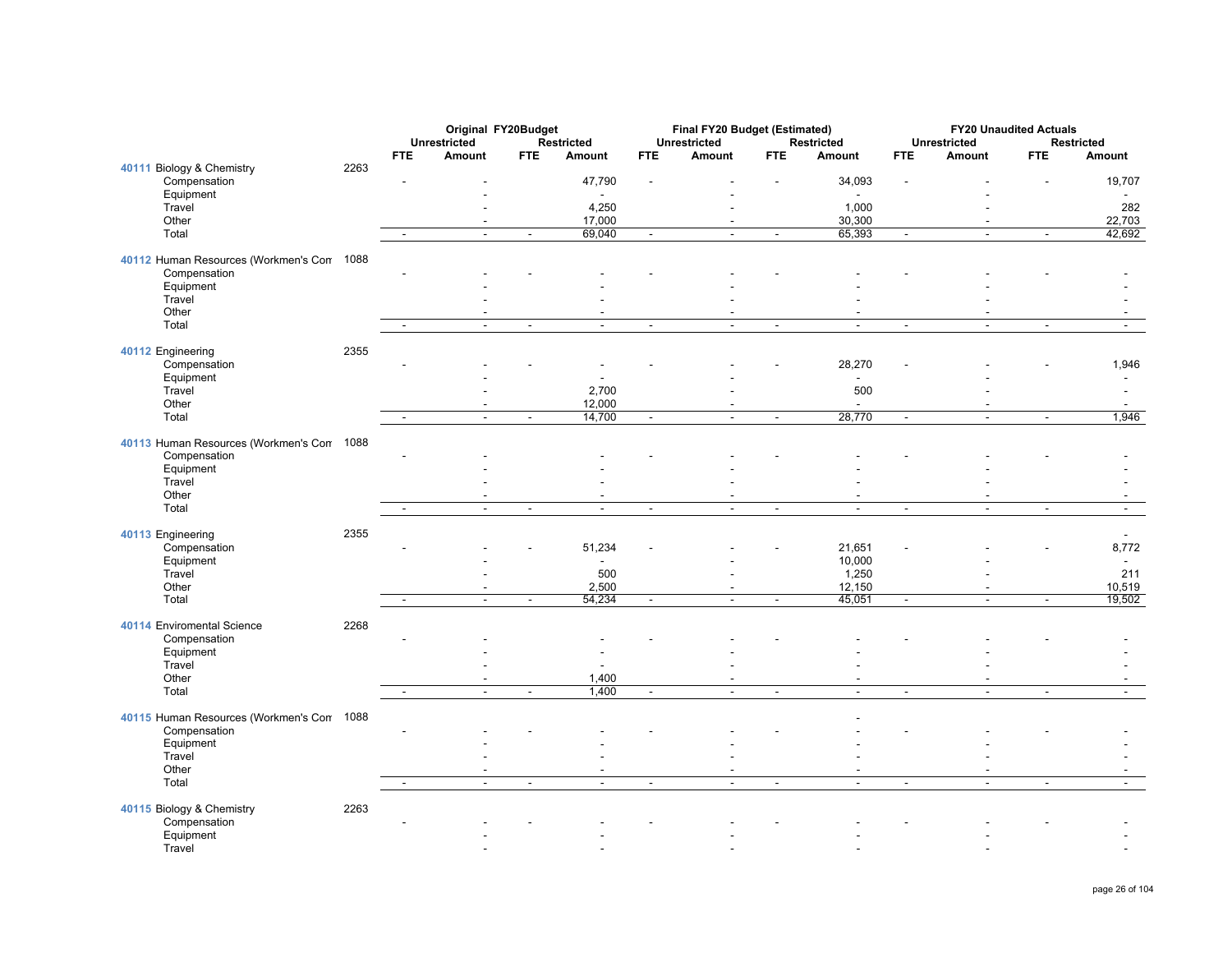| | | Original FY20Budget | | | | Final FY20 Budget (Estimated) | | | | FY20 Unaudited Actuals | | | |
|---|---|---|---|---|---|---|---|---|---|---|---|---|---|
| | | Unrestricted | | Restricted | | Unrestricted | | Restricted | | Unrestricted | | Restricted | |
| | | FTE | Amount | FTE | Amount | FTE | Amount | FTE | Amount | FTE | Amount | FTE | Amount |
| **40111** Biology & Chemistry | 2263 | | | | | | | | | | | | |
| Compensation | | - | - | | 47,790 | - | - | - | 34,093 | - | - | - | 19,707 |
| Equipment | | | - | | - | | - | | - | | - | | - |
| Travel | | | - | | 4,250 | | - | | 1,000 | | - | | 282 |
| Other | | | - | | 17,000 | | - | | 30,300 | | - | | 22,703 |
| Total | | - | - | - | 69,040 | - | - | - | 65,393 | - | - | - | 42,692 |
| **40112** Human Resources (Workmen's Con | 1088 | | | | | | | | | | | | |
| Compensation | | - | - | - | - | - | - | - | - | - | - | - | - |
| Equipment | | | - | | - | | - | | - | | - | | - |
| Travel | | | - | | - | | - | | - | | - | | - |
| Other | | | - | | - | | - | | - | | - | | - |
| Total | | - | - | - | - | - | - | - | - | - | - | - | - |
| **40112** Engineering | 2355 | | | | | | | | | | | | |
| Compensation | | - | - | - | - | - | - | - | 28,270 | - | - | - | 1,946 |
| Equipment | | | - | | - | | - | | - | | - | | - |
| Travel | | | - | | 2,700 | | - | | 500 | | - | | - |
| Other | | | - | | 12,000 | | - | | - | | - | | - |
| Total | | - | - | - | 14,700 | - | - | - | 28,770 | - | - | - | 1,946 |
| **40113** Human Resources (Workmen's Con | 1088 | | | | | | | | | | | | |
| Compensation | | - | - | | - | - | - | - | - | - | - | - | - |
| Equipment | | | - | | - | | - | | - | | - | | - |
| Travel | | | - | | - | | - | | - | | - | | - |
| Other | | | - | | - | | - | | - | | - | | - |
| Total | | - | - | - | - | - | - | - | - | - | - | - | - |
| **40113** Engineering | 2355 | | | | | | | | | | | | - |
| Compensation | | - | - | - | 51,234 | - | - | - | 21,651 | - | - | - | 8,772 |
| Equipment | | | - | | - | | - | | 10,000 | | - | | - |
| Travel | | | - | | 500 | | - | | 1,250 | | - | | 211 |
| Other | | | - | | 2,500 | | - | | 12,150 | | - | | 10,519 |
| Total | | - | - | - | 54,234 | - | - | - | 45,051 | - | - | - | 19,502 |
| **40114** Enviromental Science | 2268 | | | | | | | | | | | | |
| Compensation | | - | - | | - | - | - | - | - | - | - | - | - |
| Equipment | | | - | | - | | - | | - | | - | | - |
| Travel | | | - | | - | | - | | - | | - | | - |
| Other | | | - | | 1,400 | | - | | - | | - | | - |
| Total | | - | - | - | 1,400 | - | - | - | - | - | - | - | - |
| **40115** Human Resources (Workmen's Con | 1088 | | | | | | | | - | | | | |
| Compensation | | - | - | - | - | - | - | - | - | - | - | - | - |
| Equipment | | | - | | - | | - | | - | | - | | - |
| Travel | | | - | | - | | - | | - | | - | | - |
| Other | | | - | | - | | - | | - | | - | | - |
| Total | | - | - | - | - | - | - | - | - | - | - | - | - |
| **40115** Biology & Chemistry | 2263 | | | | | | | | | | | | |
| Compensation | | - | - | - | - | - | - | - | - | - | - | - | - |
| Equipment | | | - | | - | | - | | - | | - | | - |
| Travel | | | - | | - | | - | | - | | - | | - |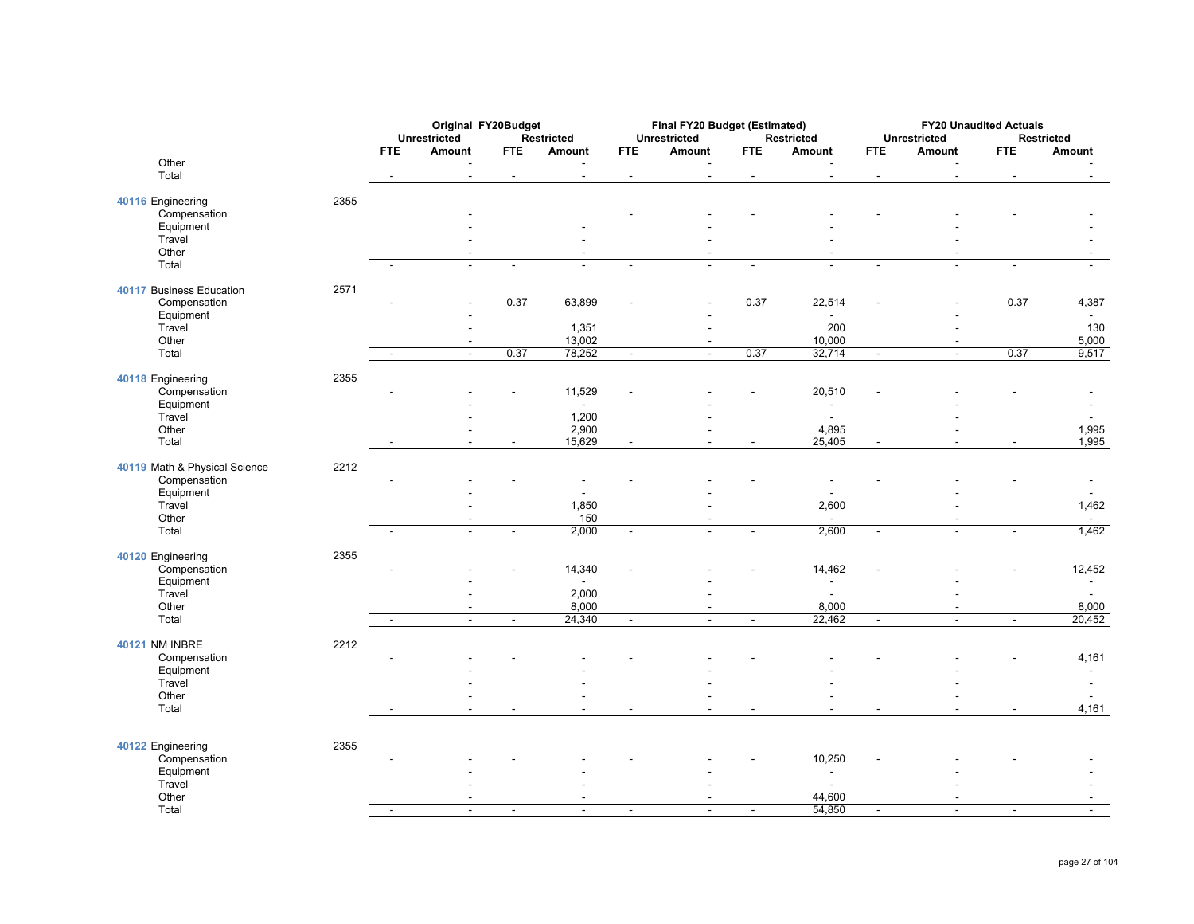| | | Original FY20Budget | | | | Final FY20 Budget (Estimated) | | | | FY20 Unaudited Actuals | | | |
|---|---|---|---|---|---|---|---|---|---|---|---|---|---|
| | | Unrestricted | | Restricted | | Unrestricted | | Restricted | | Unrestricted | | Restricted | |
| | | FTE | Amount | FTE | Amount | FTE | Amount | FTE | Amount | FTE | Amount | FTE | Amount |
| Other | | | - | | - | | - | | - | | - | | - |
| Total | | - | - | - | - | - | - | - | - | - | - | - | - |
| **40116** Engineering | 2355 | | | | | | | | | | | | |
| Compensation | | | - | | | - | - | - | - | - | - | - | - |
| Equipment | | | - | | - | | - | | - | | - | | - |
| Travel | | | - | | - | | - | | - | | - | | - |
| Other | | | - | | - | | - | | - | | - | | - |
| Total | | - | - | - | - | - | - | - | - | - | - | - | - |
| **40117** Business Education | 2571 | | | | | | | | | | | | |
| Compensation | | - | - | 0.37 | 63,899 | - | - | 0.37 | 22,514 | - | - | 0.37 | 4,387 |
| Equipment | | | - | | | | - | | - | | - | | - |
| Travel | | | - | | 1,351 | | - | | 200 | | - | | 130 |
| Other | | | - | | 13,002 | | - | | 10,000 | | - | | 5,000 |
| Total | | - | - | 0.37 | 78,252 | - | - | 0.37 | 32,714 | - | - | 0.37 | 9,517 |
| **40118** Engineering | 2355 | | | | | | | | | | | | |
| Compensation | | - | - | - | 11,529 | - | - | - | 20,510 | - | - | - | - |
| Equipment | | | - | | - | | - | | - | | - | | - |
| Travel | | | - | | 1,200 | | - | | - | | - | | - |
| Other | | | - | | 2,900 | | - | | 4,895 | | - | | 1,995 |
| Total | | - | - | - | 15,629 | - | - | - | 25,405 | - | - | - | 1,995 |
| **40119** Math & Physical Science | 2212 | | | | | | | | | | | | |
| Compensation | | - | - | - | - | - | - | - | - | - | - | - | - |
| Equipment | | | - | | - | | - | | - | | - | | - |
| Travel | | | - | | 1,850 | | - | | 2,600 | | - | | 1,462 |
| Other | | | - | | 150 | | - | | - | | - | | - |
| Total | | - | - | - | 2,000 | - | - | - | 2,600 | - | - | - | 1,462 |
| **40120** Engineering | 2355 | | | | | | | | | | | | |
| Compensation | | - | - | - | 14,340 | - | - | - | 14,462 | - | - | - | 12,452 |
| Equipment | | | - | | - | | - | | - | | - | | - |
| Travel | | | - | | 2,000 | | - | | - | | - | | - |
| Other | | | - | | 8,000 | | - | | 8,000 | | - | | 8,000 |
| Total | | - | - | - | 24,340 | - | - | - | 22,462 | - | - | - | 20,452 |
| **40121** NM INBRE | 2212 | | | | | | | | | | | | |
| Compensation | | - | - | - | - | - | - | - | - | - | - | - | 4,161 |
| Equipment | | | - | | - | | - | | - | | - | | - |
| Travel | | | - | | - | | - | | - | | - | | - |
| Other | | | - | | - | | - | | - | | - | | - |
| Total | | - | - | - | - | - | - | - | - | - | - | - | 4,161 |
| **40122** Engineering | 2355 | | | | | | | | | | | | |
| Compensation | | - | - | - | - | - | - | - | 10,250 | - | - | - | - |
| Equipment | | | - | | - | | - | | - | | - | | - |
| Travel | | | - | | - | | - | | - | | - | | - |
| Other | | | - | | - | | - | | 44,600 | | - | | - |
| Total | | - | - | - | - | - | - | - | 54,850 | - | - | - | - |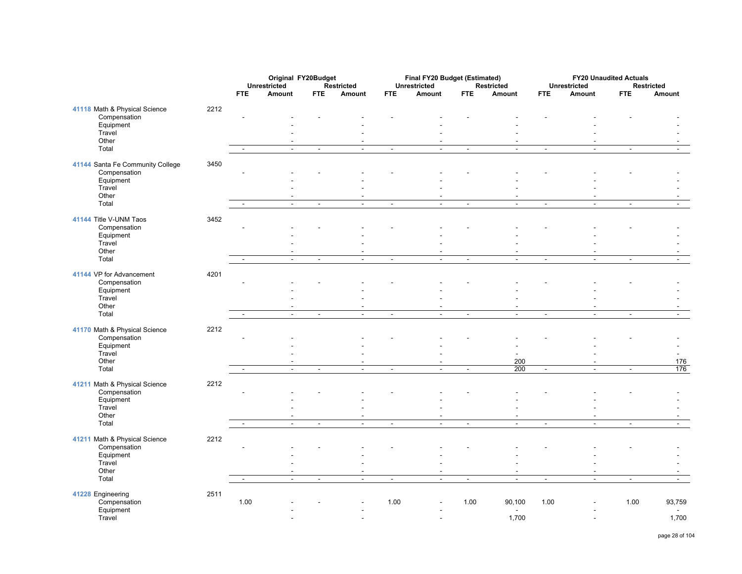| | | Original FY20Budget | | | | Final FY20 Budget (Estimated) | | | | FY20 Unaudited Actuals | | | |
|---|---|---|---|---|---|---|---|---|---|---|---|---|---|
| | | Unrestricted | | Restricted | | Unrestricted | | Restricted | | Unrestricted | | Restricted | |
| | | FTE | Amount | FTE | Amount | FTE | Amount | FTE | Amount | FTE | Amount | FTE | Amount |
| **41118** Math & Physical Science | 2212 | | | | | | | | | | | | |
| Compensation | | - | - | - | - | - | - | - | - | - | - | - | - |
| Equipment | | | - | | - | | - | | - | | - | | - |
| Travel | | | - | | - | | - | | - | | - | | - |
| Other | | | - | | - | | - | | - | | - | | - |
| Total | | - | - | - | - | - | - | - | - | - | - | - | - |
| **41144** Santa Fe Community College | 3450 | | | | | | | | | | | | |
| Compensation | | - | - | - | - | - | - | - | - | - | - | - | - |
| Equipment | | | - | | - | | - | | - | | - | | - |
| Travel | | | - | | - | | - | | - | | - | | - |
| Other | | | - | | - | | - | | - | | - | | - |
| Total | | - | - | - | - | - | - | - | - | - | - | - | - |
| **41144** Title V-UNM Taos | 3452 | | | | | | | | | | | | |
| Compensation | | - | - | - | - | - | - | - | - | - | - | - | - |
| Equipment | | | - | | - | | - | | - | | - | | - |
| Travel | | | - | | - | | - | | - | | - | | - |
| Other | | | - | | - | | - | | - | | - | | - |
| Total | | - | - | - | - | - | - | - | - | - | - | - | - |
| **41144** VP for Advancement | 4201 | | | | | | | | | | | | |
| Compensation | | - | - | - | - | - | - | - | - | - | - | - | - |
| Equipment | | | - | | - | | - | | - | | - | | - |
| Travel | | | - | | - | | - | | - | | - | | - |
| Other | | | - | | - | | - | | - | | - | | - |
| Total | | - | - | - | - | - | - | - | - | - | - | - | - |
| **41170** Math & Physical Science | 2212 | | | | | | | | | | | | |
| Compensation | | - | - | - | - | - | - | - | - | - | - | - | - |
| Equipment | | | - | | - | | - | | - | | - | | - |
| Travel | | | - | | - | | - | | - | | - | | - |
| Other | | | - | | - | | - | | 200 | | - | | 176 |
| Total | | - | - | - | - | - | - | - | 200 | - | - | - | 176 |
| **41211** Math & Physical Science | 2212 | | | | | | | | | | | | |
| Compensation | | - | - | - | - | - | - | - | - | - | - | - | - |
| Equipment | | | - | | - | | - | | - | | - | | - |
| Travel | | | - | | - | | - | | - | | - | | - |
| Other | | | - | | - | | - | | - | | - | | - |
| Total | | - | - | - | - | - | - | - | - | - | - | - | - |
| **41211** Math & Physical Science | 2212 | | | | | | | | | | | | |
| Compensation | | - | - | - | - | - | - | - | - | - | - | - | - |
| Equipment | | | - | | - | | - | | - | | - | | - |
| Travel | | | - | | - | | - | | - | | - | | - |
| Other | | | - | | - | | - | | - | | - | | - |
| Total | | - | - | - | - | - | - | - | - | - | - | - | - |
| **41228** Engineering | 2511 | | | | | | | | | | | | |
| Compensation | | 1.00 | - | - | - | 1.00 | - | 1.00 | 90,100 | 1.00 | - | 1.00 | 93,759 |
| Equipment | | | - | | - | | - | | - | | - | | - |
| Travel | | | - | | - | | - | | 1,700 | | - | | 1,700 |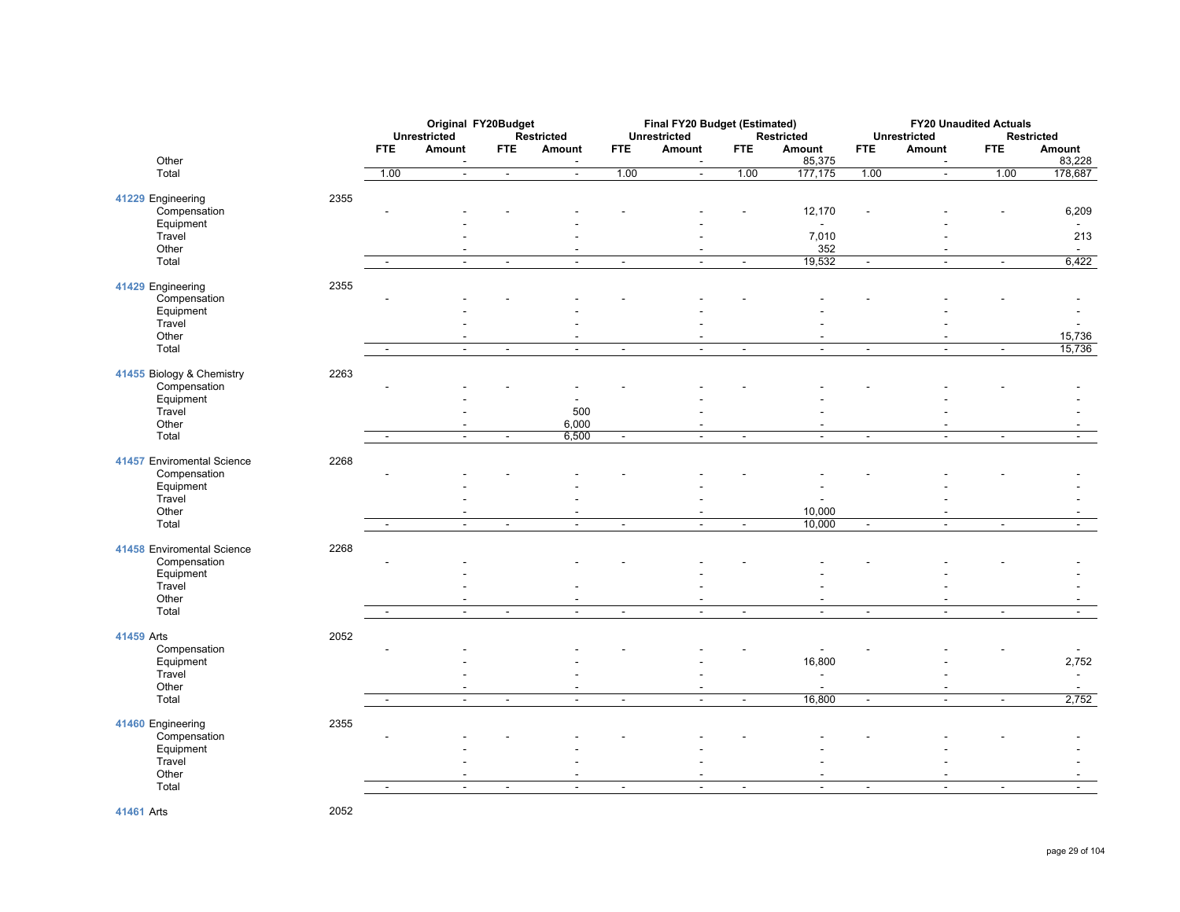| | | Original FY20Budget | | | | Final FY20 Budget (Estimated) | | | | FY20 Unaudited Actuals | | | |
|---|---|---|---|---|---|---|---|---|---|---|---|---|---|
| | | Unrestricted | | Restricted | | Unrestricted | | Restricted | | Unrestricted | | Restricted | |
| | | FTE | Amount | FTE | Amount | FTE | Amount | FTE | Amount | FTE | Amount | FTE | Amount |
| Other | | | - | | - | | - | | 85,375 | | - | | 83,228 |
| Total | | 1.00 | - | - | - | 1.00 | - | 1.00 | 177,175 | 1.00 | - | 1.00 | 178,687 |
| **41229** Engineering | 2355 | | | | | | | | | | | | |
| Compensation | | - | - | - | - | - | - | - | 12,170 | - | - | - | 6,209 |
| Equipment | | | - | | - | | - | | - | | - | | - |
| Travel | | | - | | - | | - | | 7,010 | | - | | 213 |
| Other | | | - | | - | | - | | 352 | | - | | - |
| Total | | - | - | - | - | - | - | - | 19,532 | - | - | - | 6,422 |
| **41429** Engineering | 2355 | | | | | | | | | | | | |
| Compensation | | - | - | - | - | - | - | - | - | - | - | - | - |
| Equipment | | | - | | - | | - | | - | | - | | - |
| Travel | | | - | | - | | - | | - | | - | | - |
| Other | | | - | | - | | - | | - | | - | | 15,736 |
| Total | | - | - | - | - | - | - | - | - | - | - | - | 15,736 |
| **41455** Biology & Chemistry | 2263 | | | | | | | | | | | | |
| Compensation | | - | - | - | - | - | - | - | - | - | - | - | - |
| Equipment | | | - | | - | | - | | - | | - | | - |
| Travel | | | - | | 500 | | - | | - | | - | | - |
| Other | | | - | | 6,000 | | - | | - | | - | | - |
| Total | | - | - | - | 6,500 | - | - | - | - | - | - | - | - |
| **41457** Enviromental Science | 2268 | | | | | | | | | | | | |
| Compensation | | - | - | - | - | - | - | - | - | - | - | - | - |
| Equipment | | | - | | - | | - | | - | | - | | - |
| Travel | | | - | | - | | - | | - | | - | | - |
| Other | | | - | | - | | - | | 10,000 | | - | | - |
| Total | | - | - | - | - | - | - | - | 10,000 | - | - | - | - |
| **41458** Enviromental Science | 2268 | | | | | | | | | | | | |
| Compensation | | - | - | | - | - | - | - | - | - | - | - | - |
| Equipment | | | - | | - | | - | | - | | - | | - |
| Travel | | | - | | - | | - | | - | | - | | - |
| Other | | | - | | - | | - | | - | | - | | - |
| Total | | - | - | - | - | - | - | - | - | - | - | - | - |
| **41459** Arts | 2052 | | | | | | | | | | | | |
| Compensation | | - | - | | - | - | - | - | - | - | - | - | - |
| Equipment | | | - | | - | | - | | 16,800 | | - | | 2,752 |
| Travel | | | - | | - | | - | | - | | - | | - |
| Other | | | - | | - | | - | | - | | - | | - |
| Total | | - | - | - | - | - | - | - | 16,800 | - | - | - | 2,752 |
| **41460** Engineering | 2355 | | | | | | | | | | | | |
| Compensation | | - | - | - | - | - | - | - | - | - | - | - | - |
| Equipment | | | - | | - | | - | | - | | - | | - |
| Travel | | | - | | - | | - | | - | | - | | - |
| Other | | | - | | - | | - | | - | | - | | - |
| Total | | - | - | - | - | - | - | - | - | - | - | - | - |
| **41461** Arts | 2052 | | | | | | | | | | | | |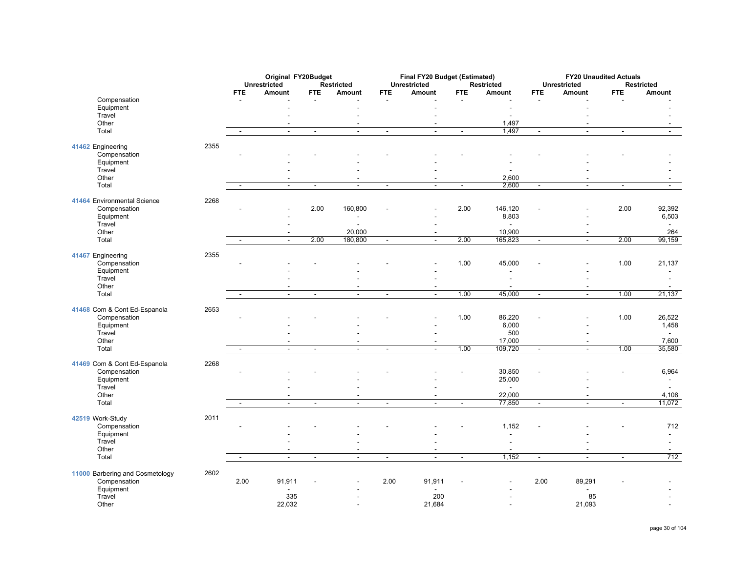| | | Original FY20Budget | | | | Final FY20 Budget (Estimated) | | | | FY20 Unaudited Actuals | | | |
|---|---|---|---|---|---|---|---|---|---|---|---|---|---|
| | | Unrestricted | | Restricted | | Unrestricted | | Restricted | | Unrestricted | | Restricted | |
| | | FTE | Amount | FTE | Amount | FTE | Amount | FTE | Amount | FTE | Amount | FTE | Amount |
| Compensation | | - | - | - | - | - | - | - | - | - | - | - | - |
| Equipment | | | - | | - | | - | | - | | - | | - |
| Travel | | | - | | - | | - | | - | | - | | - |
| Other | | | - | | - | | - | | 1,497 | | - | | - |
| Total | | - | - | - | - | - | - | - | 1,497 | - | - | - | - |
| **41462** Engineering | 2355 | | | | | | | | | | | | |
| Compensation | | - | - | - | - | - | - | - | - | - | - | - | - |
| Equipment | | | - | | - | | - | | - | | - | | - |
| Travel | | | - | | - | | - | | - | | - | | - |
| Other | | | - | | - | | - | | 2,600 | | - | | - |
| Total | | - | - | - | - | - | - | - | 2,600 | - | - | - | - |
| **41464** Environmental Science | 2268 | | | | | | | | | | | | |
| Compensation | | - | - | 2.00 | 160,800 | - | - | 2.00 | 146,120 | - | - | 2.00 | 92,392 |
| Equipment | | | - | | - | | - | | 8,803 | | - | | 6,503 |
| Travel | | | - | | - | | - | | - | | - | | - |
| Other | | | - | | 20,000 | | - | | 10,900 | | - | | 264 |
| Total | | - | - | 2.00 | 180,800 | - | - | 2.00 | 165,823 | - | - | 2.00 | 99,159 |
| **41467** Engineering | 2355 | | | | | | | | | | | | |
| Compensation | | - | - | - | - | - | - | 1.00 | 45,000 | - | - | 1.00 | 21,137 |
| Equipment | | | - | | - | | - | | - | | - | | - |
| Travel | | | - | | - | | - | | - | | - | | - |
| Other | | | - | | - | | - | | - | | - | | - |
| Total | | - | - | - | - | - | - | 1.00 | 45,000 | - | - | 1.00 | 21,137 |
| **41468** Com & Cont Ed-Espanola | 2653 | | | | | | | | | | | | |
| Compensation | | - | - | - | - | - | - | 1.00 | 86,220 | - | - | 1.00 | 26,522 |
| Equipment | | | - | | - | | - | | 6,000 | | - | | 1,458 |
| Travel | | | - | | - | | - | | 500 | | - | | - |
| Other | | | - | | - | | - | | 17,000 | | - | | 7,600 |
| Total | | - | - | - | - | - | - | 1.00 | 109,720 | - | - | 1.00 | 35,580 |
| **41469** Com & Cont Ed-Espanola | 2268 | | | | | | | | | | | | |
| Compensation | | - | - | - | - | - | - | - | 30,850 | - | - | - | 6,964 |
| Equipment | | | - | | - | | - | | 25,000 | | - | | - |
| Travel | | | - | | - | | - | | - | | - | | - |
| Other | | | - | | - | | - | | 22,000 | | - | | 4,108 |
| Total | | - | - | - | - | - | - | - | 77,850 | - | - | - | 11,072 |
| **42519** Work-Study | 2011 | | | | | | | | | | | | |
| Compensation | | - | - | - | - | - | - | - | 1,152 | - | - | - | 712 |
| Equipment | | | - | | - | | - | | - | | - | | - |
| Travel | | | - | | - | | - | | - | | - | | - |
| Other | | | - | | - | | - | | - | | - | | - |
| Total | | - | - | - | - | - | - | - | 1,152 | - | - | - | 712 |
| **11000** Barbering and Cosmetology | 2602 | | | | | | | | | | | | |
| Compensation | | 2.00 | 91,911 | - | - | 2.00 | 91,911 | - | - | 2.00 | 89,291 | - | - |
| Equipment | | | - | | - | | - | | - | | - | | - |
| Travel | | | 335 | | - | | 200 | | - | | 85 | | - |
| Other | | | 22,032 | | - | | 21,684 | | - | | 21,093 | | - |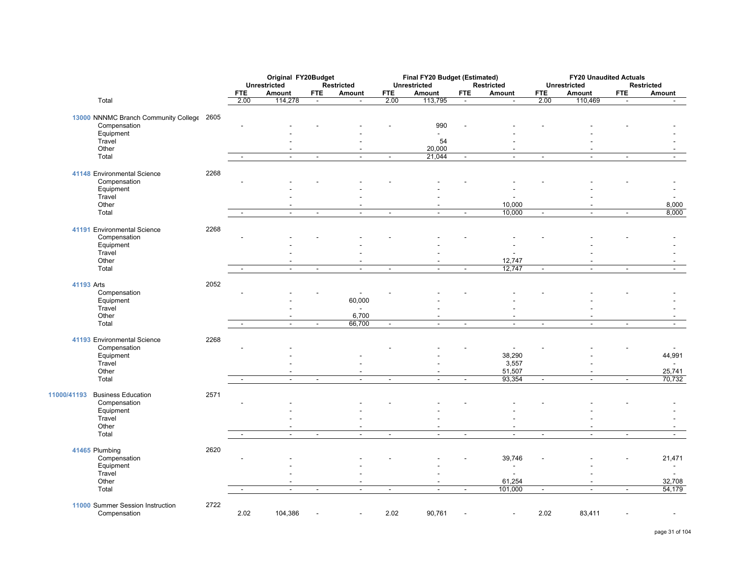| | | | Original FY20Budget | | | | Final FY20 Budget (Estimated) | | | | FY20 Unaudited Actuals | | | |
|---|---|---|---|---|---|---|---|---|---|---|---|---|---|---|
| | | | Unrestricted | | Restricted | | Unrestricted | | Restricted | | Unrestricted | | Restricted | |
| | | | FTE | Amount | FTE | Amount | FTE | Amount | FTE | Amount | FTE | Amount | FTE | Amount |
| | Total | | 2.00 | 114,278 | - | - | 2.00 | 113,795 | - | - | 2.00 | 110,469 | - | - |
| 13000 | NNNMC Branch Community College | 2605 | | | | | | | | | | | | |
| | Compensation | | - | - | - | - | - | 990 | - | - | - | - | - | - |
| | Equipment | | | - | | - | | - | | - | | - | | - |
| | Travel | | | - | | - | | 54 | | - | | - | | - |
| | Other | | | - | | - | | 20,000 | | - | | - | | - |
| | Total | | - | - | - | - | - | 21,044 | - | - | - | - | - | - |
| 41148 | Environmental Science | 2268 | | | | | | | | | | | | |
| | Compensation | | - | - | - | - | - | - | - | - | - | - | - | - |
| | Equipment | | | - | | - | | - | | - | | - | | - |
| | Travel | | | - | | - | | - | | - | | - | | - |
| | Other | | | - | | - | | - | | 10,000 | | - | | 8,000 |
| | Total | | - | - | - | - | - | - | - | 10,000 | - | - | - | 8,000 |
| 41191 | Environmental Science | 2268 | | | | | | | | | | | | |
| | Compensation | | - | - | - | - | - | - | - | - | - | - | - | - |
| | Equipment | | | - | | - | | - | | - | | - | | - |
| | Travel | | | - | | - | | - | | - | | - | | - |
| | Other | | | - | | - | | - | | 12,747 | | - | | - |
| | Total | | - | - | - | - | - | - | - | 12,747 | - | - | - | - |
| 41193 | Arts | 2052 | | | | | | | | | | | | |
| | Compensation | | - | - | - | - | - | - | - | - | - | - | - | - |
| | Equipment | | | - | | 60,000 | | - | | - | | - | | - |
| | Travel | | | - | | - | | - | | - | | - | | - |
| | Other | | | - | | 6,700 | | - | | - | | - | | - |
| | Total | | - | - | - | 66,700 | - | - | - | - | - | - | - | - |
| 41193 | Environmental Science | 2268 | | | | | | | | | | | | |
| | Compensation | | - | - | | | - | - | - | - | - | - | - | - |
| | Equipment | | | - | | - | | - | | 38,290 | | - | | 44,991 |
| | Travel | | | - | | - | | - | | 3,557 | | - | | - |
| | Other | | | - | | - | | - | | 51,507 | | - | | 25,741 |
| | Total | | - | - | - | - | - | - | - | 93,354 | - | - | - | 70,732 |
| 11000/41193 | Business Education | 2571 | | | | | | | | | | | | |
| | Compensation | | - | - | | - | - | - | - | - | - | - | - | - |
| | Equipment | | | - | | - | | - | | - | | - | | - |
| | Travel | | | - | | - | | - | | - | | - | | - |
| | Other | | | - | | - | | - | | - | | - | | - |
| | Total | | - | - | - | - | - | - | - | - | - | - | - | - |
| 41465 | Plumbing | 2620 | | | | | | | | | | | | |
| | Compensation | | - | - | | - | - | - | - | 39,746 | - | - | - | 21,471 |
| | Equipment | | | - | | - | | - | | - | | - | | - |
| | Travel | | | - | | - | | - | | - | | - | | - |
| | Other | | | - | | - | | - | | 61,254 | | - | | 32,708 |
| | Total | | - | - | - | - | - | - | - | 101,000 | - | - | - | 54,179 |
| 11000 | Summer Session Instruction | 2722 | | | | | | | | | | | | |
| | Compensation | | 2.02 | 104,386 | - | - | 2.02 | 90,761 | - | - | 2.02 | 83,411 | - | - |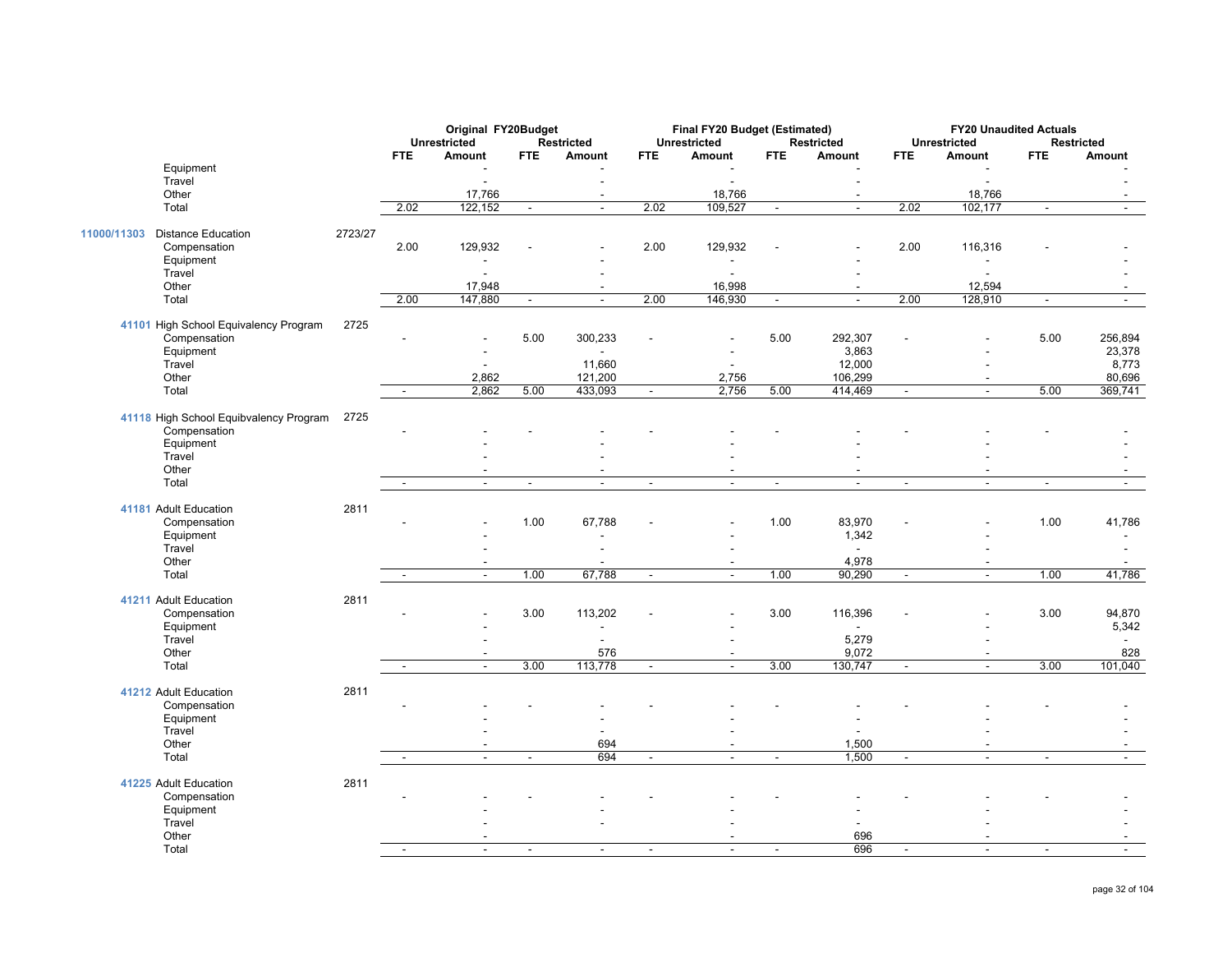| | | | Original FY20Budget | | | | Final FY20 Budget (Estimated) | | | | FY20 Unaudited Actuals | | | |
|---|---|---|---|---|---|---|---|---|---|---|---|---|---|---|
| | | | Unrestricted | | Restricted | | Unrestricted | | Restricted | | Unrestricted | | Restricted | |
| | | | FTE | Amount | FTE | Amount | FTE | Amount | FTE | Amount | FTE | Amount | FTE | Amount |
| | Equipment | | | - | | - | | - | | - | | - | | - |
| | Travel | | | - | | - | | - | | - | | - | | - |
| | Other | | | 17,766 | | - | | 18,766 | | - | | 18,766 | | - |
| | Total | | 2.02 | 122,152 | - | - | 2.02 | 109,527 | - | - | 2.02 | 102,177 | - | - |
| 11000/11303 | Distance Education | 2723/27 | | | | | | | | | | | | |
| | Compensation | | 2.00 | 129,932 | - | - | 2.00 | 129,932 | - | - | 2.00 | 116,316 | - | - |
| | Equipment | | | - | | - | | - | | - | | - | | - |
| | Travel | | | - | | - | | - | | - | | - | | - |
| | Other | | | 17,948 | | - | | 16,998 | | - | | 12,594 | | - |
| | Total | | 2.00 | 147,880 | - | - | 2.00 | 146,930 | - | - | 2.00 | 128,910 | - | - |
| 41101 | High School Equivalency Program | 2725 | | | | | | | | | | | | |
| | Compensation | | - | - | 5.00 | 300,233 | - | - | 5.00 | 292,307 | - | - | 5.00 | 256,894 |
| | Equipment | | | - | | - | | - | | 3,863 | | - | | 23,378 |
| | Travel | | | - | | 11,660 | | - | | 12,000 | | - | | 8,773 |
| | Other | | | 2,862 | | 121,200 | | 2,756 | | 106,299 | | - | | 80,696 |
| | Total | | - | 2,862 | 5.00 | 433,093 | - | 2,756 | 5.00 | 414,469 | - | - | 5.00 | 369,741 |
| 41118 | High School Equibvalency Program | 2725 | | | | | | | | | | | | |
| | Compensation | | - | - | - | - | - | - | - | - | - | - | - | - |
| | Equipment | | | - | | - | | - | | - | | - | | - |
| | Travel | | | - | | - | | - | | - | | - | | - |
| | Other | | | - | | - | | - | | - | | - | | - |
| | Total | | - | - | - | - | - | - | - | - | - | - | - | - |
| 41181 | Adult Education | 2811 | | | | | | | | | | | | |
| | Compensation | | - | - | 1.00 | 67,788 | - | - | 1.00 | 83,970 | - | - | 1.00 | 41,786 |
| | Equipment | | | - | | - | | - | | 1,342 | | - | | - |
| | Travel | | | - | | - | | - | | - | | - | | - |
| | Other | | | - | | - | | - | | 4,978 | | - | | - |
| | Total | | - | - | 1.00 | 67,788 | - | - | 1.00 | 90,290 | - | - | 1.00 | 41,786 |
| 41211 | Adult Education | 2811 | | | | | | | | | | | | |
| | Compensation | | - | - | 3.00 | 113,202 | - | - | 3.00 | 116,396 | - | - | 3.00 | 94,870 |
| | Equipment | | | - | | - | | - | | - | | - | | 5,342 |
| | Travel | | | - | | - | | - | | 5,279 | | - | | - |
| | Other | | | - | | 576 | | - | | 9,072 | | - | | 828 |
| | Total | | - | - | 3.00 | 113,778 | - | - | 3.00 | 130,747 | - | - | 3.00 | 101,040 |
| 41212 | Adult Education | 2811 | | | | | | | | | | | | |
| | Compensation | | - | - | - | - | - | - | - | - | - | - | - | - |
| | Equipment | | | - | | - | | - | | - | | - | | - |
| | Travel | | | - | | - | | - | | - | | - | | - |
| | Other | | | - | | 694 | | - | | 1,500 | | - | | - |
| | Total | | - | - | - | 694 | - | - | - | 1,500 | - | - | - | - |
| 41225 | Adult Education | 2811 | | | | | | | | | | | | |
| | Compensation | | - | - | - | - | - | - | - | - | - | - | - | - |
| | Equipment | | | - | | - | | - | | - | | - | | - |
| | Travel | | | - | | - | | - | | - | | - | | - |
| | Other | | | - | | | | - | | 696 | | - | | - |
| | Total | | - | - | - | - | - | - | - | 696 | - | - | - | - |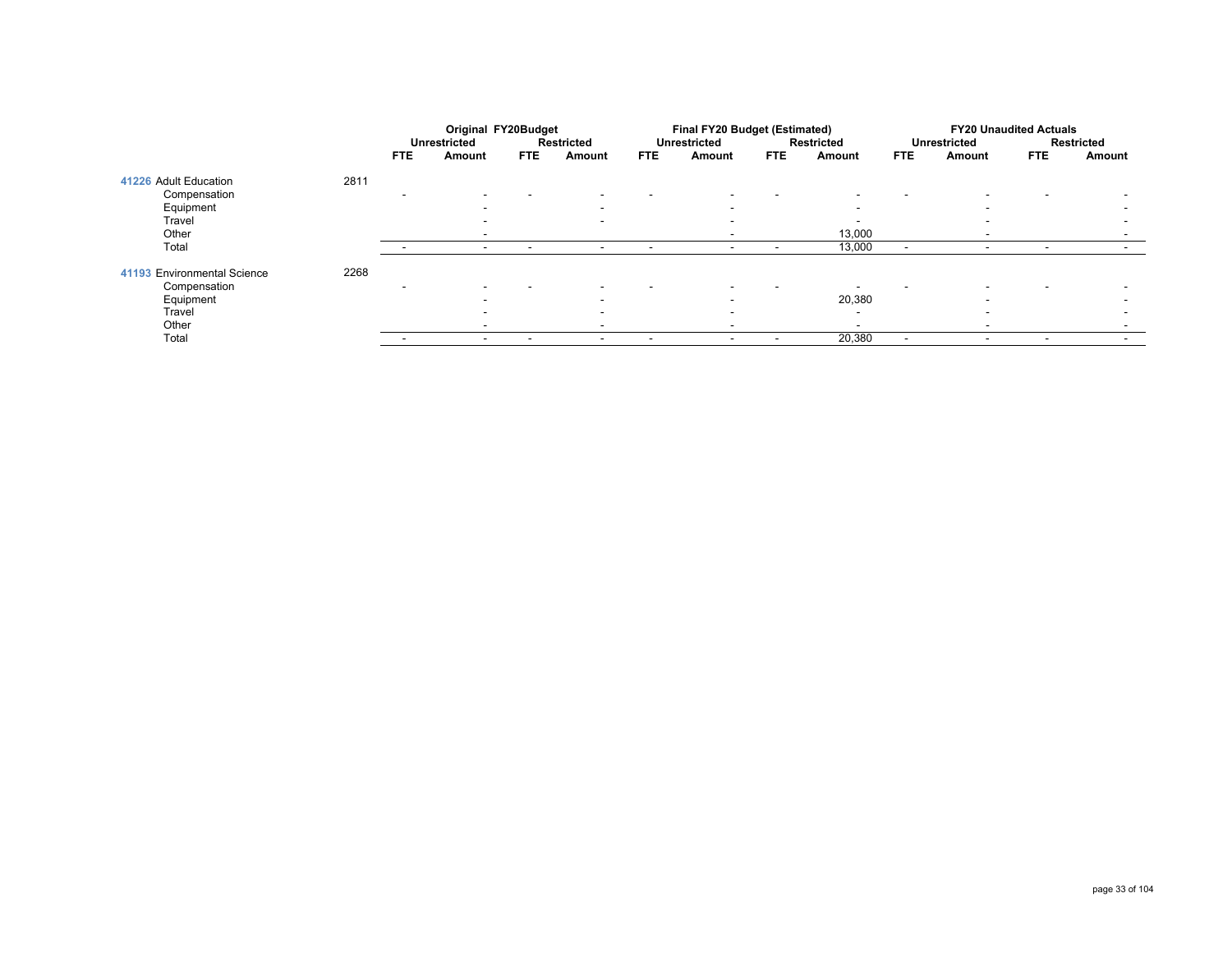| | | Original FY20Budget | | | | Final FY20 Budget (Estimated) | | | | FY20 Unaudited Actuals | | | |
|---|---|---|---|---|---|---|---|---|---|---|---|---|---|
| | | Unrestricted | | Restricted | | Unrestricted | | Restricted | | Unrestricted | | Restricted | |
| | | FTE | Amount | FTE | Amount | FTE | Amount | FTE | Amount | FTE | Amount | FTE | Amount |
| 41226 Adult Education | 2811 | | | | | | | | | | | | |
| Compensation | | - | - | - | - | - | - | - | - | - | - | - | - |
| Equipment | | | - | | - | | - | | - | | - | | - |
| Travel | | | - | | - | | - | | - | | - | | - |
| Other | | | - | | | | - | | 13,000 | | - | | - |
| Total | | - | - | - | - | - | - | - | 13,000 | - | - | - | - |
| 41193 Environmental Science | 2268 | | | | | | | | | | | | |
| Compensation | | - | - | - | - | - | - | - | - | - | - | - | - |
| Equipment | | | - | | - | | - | | 20,380 | | - | | - |
| Travel | | | - | | - | | - | | - | | - | | - |
| Other | | | - | | - | | - | | - | | - | | - |
| Total | | - | - | - | - | - | - | - | 20,380 | - | - | - | - |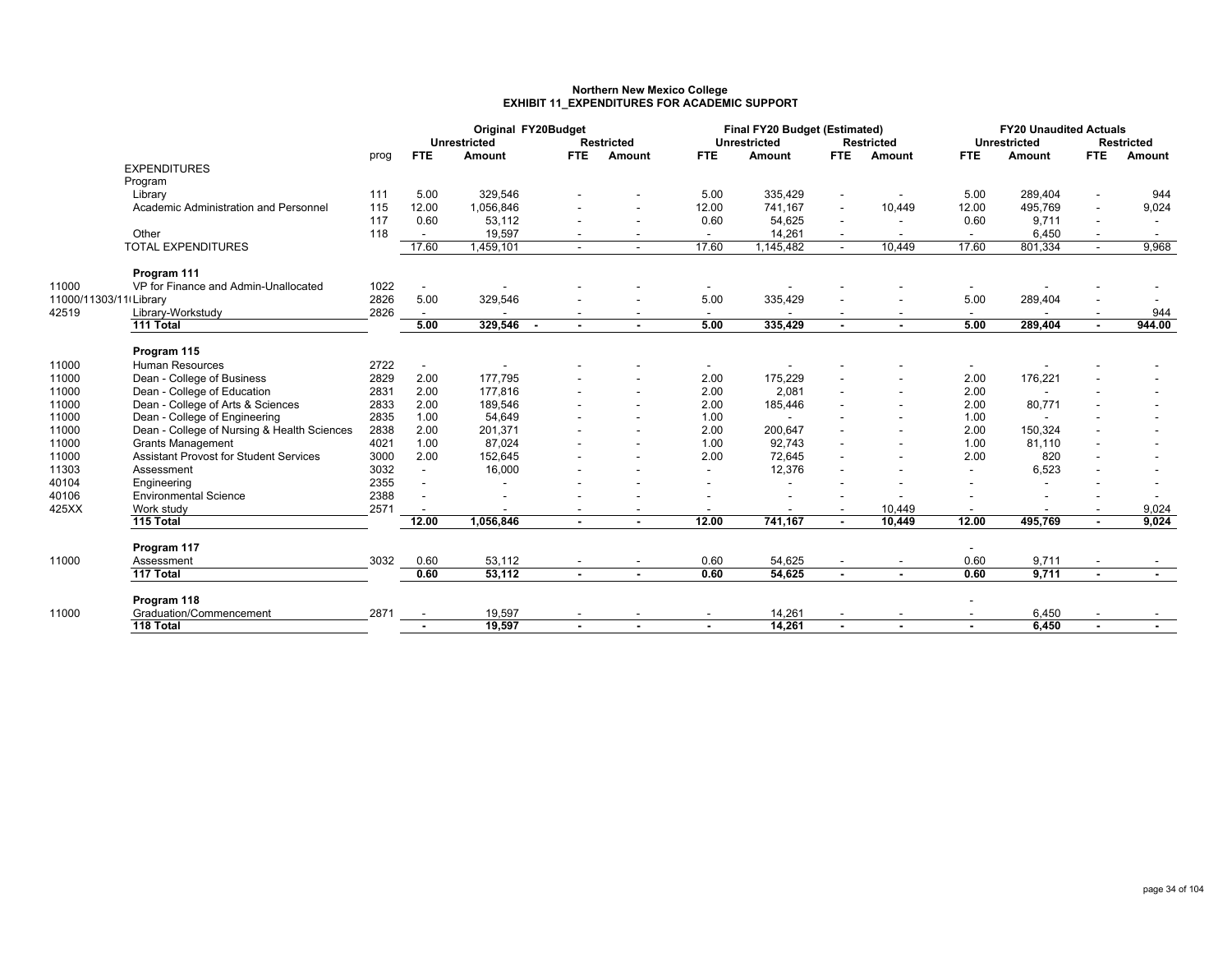**Northern New Mexico College**
**EXHIBIT 11_EXPENDITURES FOR ACADEMIC SUPPORT**

| | | | Original FY20Budget | | | | Final FY20 Budget (Estimated) | | | | FY20 Unaudited Actuals | | | |
|---|---|---|---|---|---|---|---|---|---|---|---|---|---|---|
| | | | Unrestricted | | Restricted | | Unrestricted | | Restricted | | Unrestricted | | Restricted | |
| | | prog | FTE | Amount | FTE | Amount | FTE | Amount | FTE | Amount | FTE | Amount | FTE | Amount |
| | EXPENDITURES | | | | | | | | | | | | | |
| | Program | | | | | | | | | | | | | |
| | Library | 111 | 5.00 | 329,546 | - | - | 5.00 | 335,429 | - | - | 5.00 | 289,404 | - | 944 |
| | Academic Administration and Personnel | 115 | 12.00 | 1,056,846 | - | - | 12.00 | 741,167 | - | 10,449 | 12.00 | 495,769 | - | 9,024 |
| | | 117 | 0.60 | 53,112 | - | - | 0.60 | 54,625 | - | - | 0.60 | 9,711 | - | - |
| | Other | 118 | - | 19,597 | - | - | - | 14,261 | - | - | - | 6,450 | - | - |
| | TOTAL EXPENDITURES | | 17.60 | 1,459,101 | - | - | 17.60 | 1,145,482 | - | 10,449 | 17.60 | 801,334 | - | 9,968 |
| | **Program 111** | | | | | | | | | | | | | |
| 11000 | VP for Finance and Admin-Unallocated | 1022 | - | - | - | - | - | - | - | - | - | - | - | - |
| 11000/11303/11( | Library | 2826 | 5.00 | 329,546 | - | - | 5.00 | 335,429 | - | - | 5.00 | 289,404 | - | - |
| 42519 | Library-Workstudy | 2826 | - | - | - | - | - | - | - | - | - | - | - | 944 |
| | **111 Total** | | **5.00** | **329,546 -** | **-** | **-** | **5.00** | **335,429** | **-** | **-** | **5.00** | **289,404** | **-** | **944.00** |
| | **Program 115** | | | | | | | | | | | | | |
| 11000 | Human Resources | 2722 | - | - | - | - | - | - | - | - | - | - | - | - |
| 11000 | Dean - College of Business | 2829 | 2.00 | 177,795 | - | - | 2.00 | 175,229 | - | - | 2.00 | 176,221 | - | - |
| 11000 | Dean - College of Education | 2831 | 2.00 | 177,816 | - | - | 2.00 | 2,081 | - | - | 2.00 | - | - | - |
| 11000 | Dean - College of Arts & Sciences | 2833 | 2.00 | 189,546 | - | - | 2.00 | 185,446 | - | - | 2.00 | 80,771 | - | - |
| 11000 | Dean - College of Engineering | 2835 | 1.00 | 54,649 | - | - | 1.00 | - | - | - | 1.00 | - | - | - |
| 11000 | Dean - College of Nursing & Health Sciences | 2838 | 2.00 | 201,371 | - | - | 2.00 | 200,647 | - | - | 2.00 | 150,324 | - | - |
| 11000 | Grants Management | 4021 | 1.00 | 87,024 | - | - | 1.00 | 92,743 | - | - | 1.00 | 81,110 | - | - |
| 11000 | Assistant Provost for Student Services | 3000 | 2.00 | 152,645 | - | - | 2.00 | 72,645 | - | - | 2.00 | 820 | - | - |
| 11303 | Assessment | 3032 | - | 16,000 | - | - | - | 12,376 | - | - | - | 6,523 | - | - |
| 40104 | Engineering | 2355 | - | - | - | - | - | - | - | - | - | - | - | - |
| 40106 | Environmental Science | 2388 | - | - | - | - | - | - | - | - | - | - | - | - |
| 425XX | Work study | 2571 | - | - | - | - | - | - | - | 10,449 | - | - | - | 9,024 |
| | **115 Total** | | **12.00** | **1,056,846** | **-** | **-** | **12.00** | **741,167** | **-** | **10,449** | **12.00** | **495,769** | **-** | **9,024** |
| | **Program 117** | | | | | | | | | | - | | | |
| 11000 | Assessment | 3032 | 0.60 | 53,112 | - | - | 0.60 | 54,625 | - | - | 0.60 | 9,711 | - | - |
| | **117 Total** | | **0.60** | **53,112** | **-** | **-** | **0.60** | **54,625** | **-** | **-** | **0.60** | **9,711** | **-** | **-** |
| | **Program 118** | | | | | | | | | | - | | | |
| 11000 | Graduation/Commencement | 2871 | - | 19,597 | - | - | - | 14,261 | - | - | - | 6,450 | - | - |
| | **118 Total** | | **-** | **19,597** | **-** | **-** | **-** | **14,261** | **-** | **-** | **-** | **6,450** | **-** | **-** |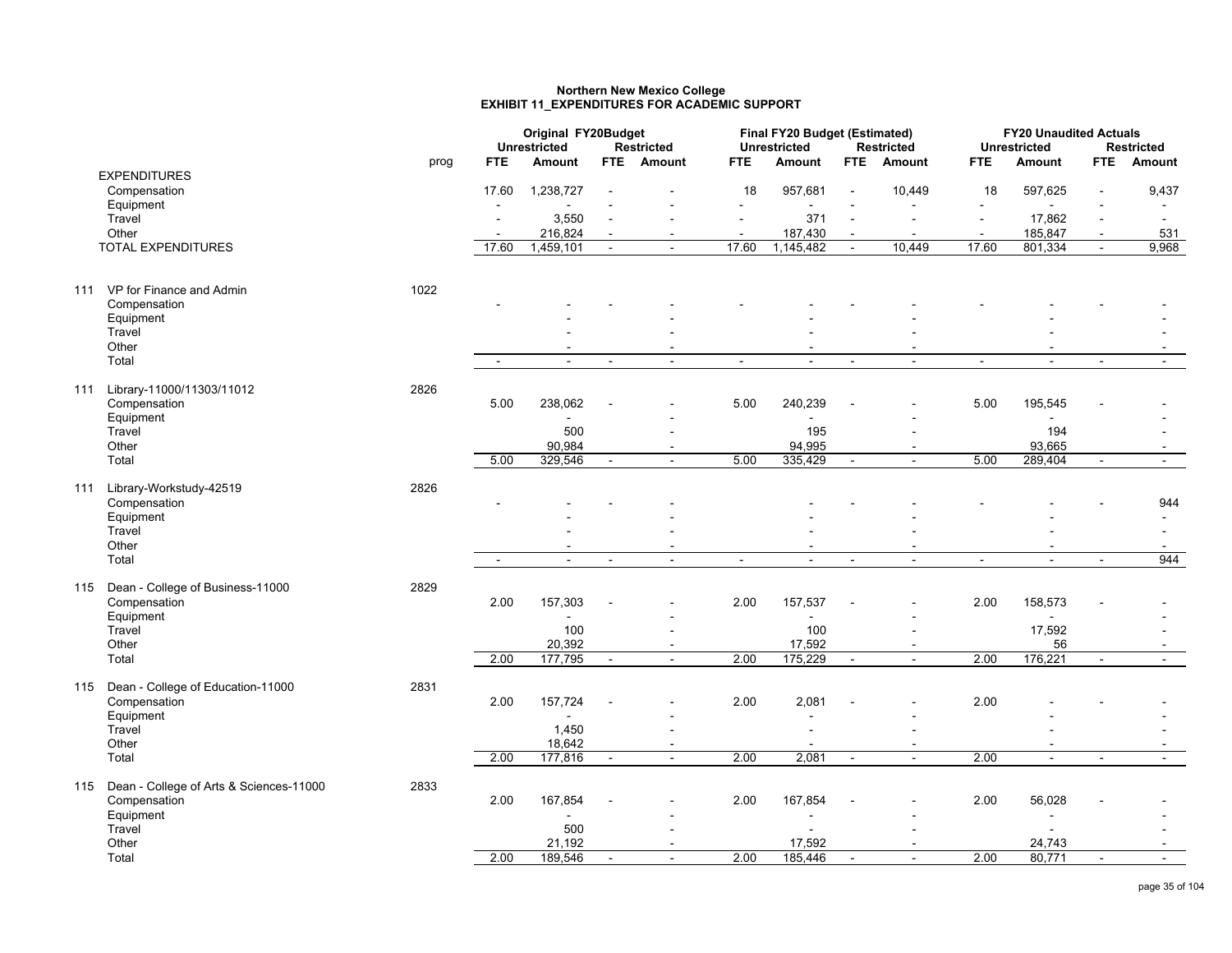# Northern New Mexico College
## EXHIBIT 11_EXPENDITURES FOR ACADEMIC SUPPORT

| | | prog | Original FY20Budget | | | | Final FY20 Budget (Estimated) | | | | FY20 Unaudited Actuals | | | |
|---|---|---|---|---|---|---|---|---|---|---|---|---|---|---|
| | | | Unrestricted | | Restricted | | Unrestricted | | Restricted | | Unrestricted | | Restricted | |
| | | | FTE | Amount | FTE | Amount | FTE | Amount | FTE | Amount | FTE | Amount | FTE | Amount |
| | EXPENDITURES | | | | | | | | | | | | | |
| | Compensation | | 17.60 | 1,238,727 | - | - | 18 | 957,681 | - | 10,449 | 18 | 597,625 | - | 9,437 |
| | Equipment | | - | - | - | - | - | - | - | - | - | - | - | - |
| | Travel | | - | 3,550 | - | - | - | 371 | - | - | - | 17,862 | - | - |
| | Other | | - | 216,824 | - | - | - | 187,430 | - | - | - | 185,847 | - | 531 |
| | TOTAL EXPENDITURES | | 17.60 | 1,459,101 | - | - | 17.60 | 1,145,482 | - | 10,449 | 17.60 | 801,334 | - | 9,968 |
| 111 | VP for Finance and Admin | 1022 | | | | | | | | | | | | |
| | Compensation | | - | - | - | - | - | - | - | - | - | - | - | - |
| | Equipment | | | - | | - | | - | | - | | - | | - |
| | Travel | | | - | | - | | - | | - | | - | | - |
| | Other | | | - | | - | | - | | - | | - | | - |
| | Total | | - | - | - | - | - | - | - | - | - | - | - | - |
| 111 | Library-11000/11303/11012 | 2826 | | | | | | | | | | | | |
| | Compensation | | 5.00 | 238,062 | - | - | 5.00 | 240,239 | - | - | 5.00 | 195,545 | - | - |
| | Equipment | | | - | | - | | - | | - | | - | | - |
| | Travel | | | 500 | | - | | 195 | | - | | 194 | | - |
| | Other | | | 90,984 | | - | | 94,995 | | - | | 93,665 | | - |
| | Total | | 5.00 | 329,546 | - | - | 5.00 | 335,429 | - | - | 5.00 | 289,404 | - | - |
| 111 | Library-Workstudy-42519 | 2826 | | | | | | | | | | | | |
| | Compensation | | - | - | - | - | - | - | - | - | - | - | - | 944 |
| | Equipment | | | - | | - | | - | | - | | - | | - |
| | Travel | | | - | | - | | - | | - | | - | | - |
| | Other | | | - | | - | | - | | - | | - | | - |
| | Total | | - | - | - | - | - | - | - | - | - | - | - | 944 |
| 115 | Dean - College of Business-11000 | 2829 | | | | | | | | | | | | |
| | Compensation | | 2.00 | 157,303 | - | - | 2.00 | 157,537 | - | - | 2.00 | 158,573 | - | - |
| | Equipment | | | - | | - | | - | | - | | - | | - |
| | Travel | | | 100 | | - | | 100 | | - | | 17,592 | | - |
| | Other | | | 20,392 | | - | | 17,592 | | - | | 56 | | - |
| | Total | | 2.00 | 177,795 | - | - | 2.00 | 175,229 | - | - | 2.00 | 176,221 | - | - |
| 115 | Dean - College of Education-11000 | 2831 | | | | | | | | | | | | |
| | Compensation | | 2.00 | 157,724 | - | - | 2.00 | 2,081 | - | - | 2.00 | - | - | - |
| | Equipment | | | - | | - | | - | | - | | - | | - |
| | Travel | | | 1,450 | | - | | - | | - | | - | | - |
| | Other | | | 18,642 | | - | | - | | - | | - | | - |
| | Total | | 2.00 | 177,816 | - | - | 2.00 | 2,081 | - | - | 2.00 | - | - | - |
| 115 | Dean - College of Arts & Sciences-11000 | 2833 | | | | | | | | | | | | |
| | Compensation | | 2.00 | 167,854 | - | - | 2.00 | 167,854 | - | - | 2.00 | 56,028 | - | - |
| | Equipment | | | - | | - | | - | | - | | - | | - |
| | Travel | | | 500 | | - | | - | | - | | - | | - |
| | Other | | | 21,192 | | - | | 17,592 | | - | | 24,743 | | - |
| | Total | | 2.00 | 189,546 | - | - | 2.00 | 185,446 | - | - | 2.00 | 80,771 | - | - |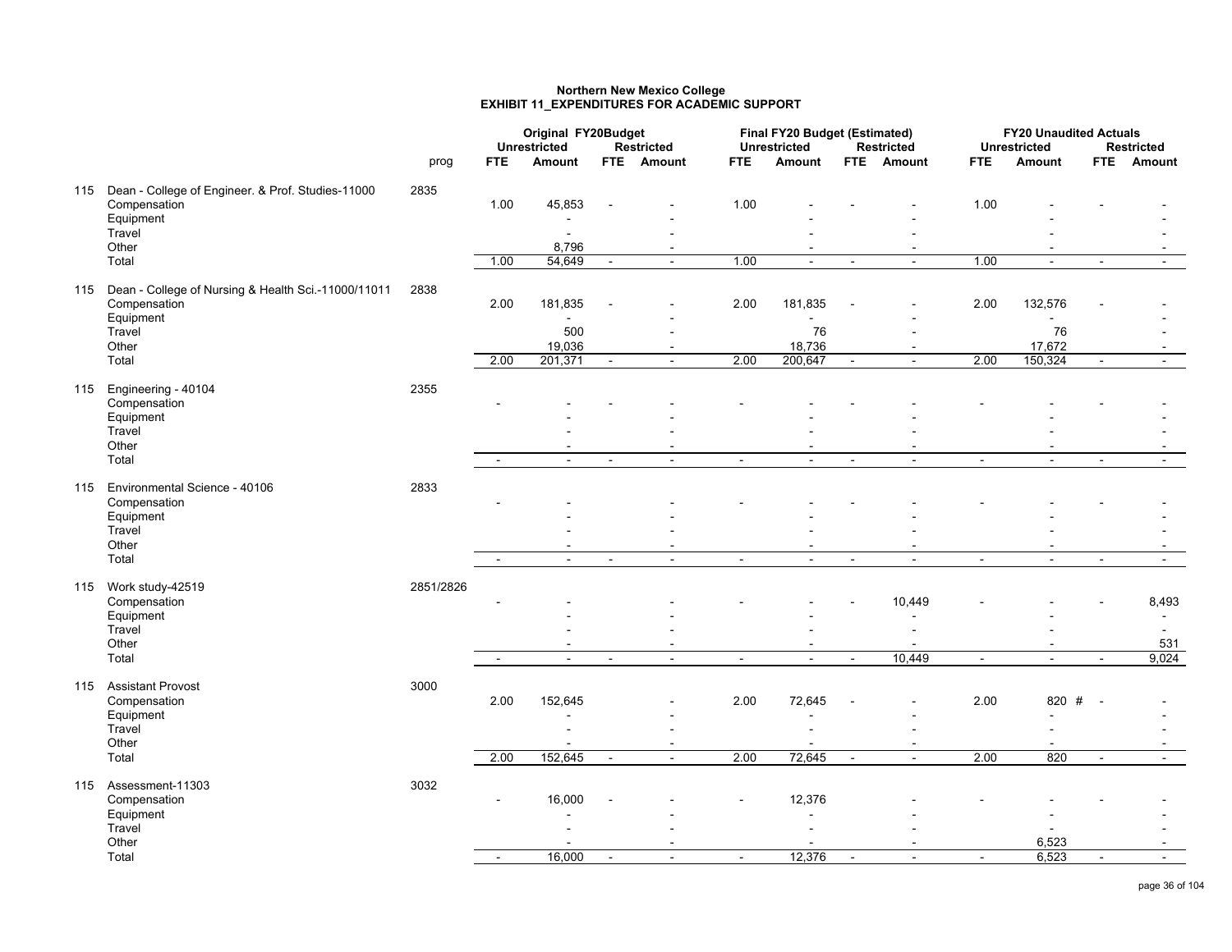# Northern New Mexico College
## EXHIBIT 11_EXPENDITURES FOR ACADEMIC SUPPORT

| | | prog | Original FY20Budget | | | | Final FY20 Budget (Estimated) | | | | FY20 Unaudited Actuals | | | |
|---|---|---|---|---|---|---|---|---|---|---|---|---|---|---|
| | | | Unrestricted | | Restricted | | Unrestricted | | Restricted | | Unrestricted | | Restricted | |
| | | | FTE | Amount | FTE | Amount | FTE | Amount | FTE | Amount | FTE | Amount | FTE | Amount |
| 115 | Dean - College of Engineer. & Prof. Studies-11000 | 2835 | | | | | | | | | | | | |
| | Compensation | | 1.00 | 45,853 | - | - | 1.00 | - | - | - | 1.00 | - | - | - |
| | Equipment | | | - | | - | | - | | - | | - | | - |
| | Travel | | | - | | - | | - | | - | | - | | - |
| | Other | | | 8,796 | | - | | - | | - | | - | | - |
| | Total | | 1.00 | 54,649 | - | - | 1.00 | - | - | - | 1.00 | - | - | - |
| 115 | Dean - College of Nursing & Health Sci.-11000/11011 | 2838 | | | | | | | | | | | | |
| | Compensation | | 2.00 | 181,835 | - | - | 2.00 | 181,835 | - | - | 2.00 | 132,576 | - | - |
| | Equipment | | | - | | - | | - | | - | | - | | - |
| | Travel | | | 500 | | - | | 76 | | - | | 76 | | - |
| | Other | | | 19,036 | | - | | 18,736 | | - | | 17,672 | | - |
| | Total | | 2.00 | 201,371 | - | - | 2.00 | 200,647 | - | - | 2.00 | 150,324 | - | - |
| 115 | Engineering - 40104 | 2355 | | | | | | | | | | | | |
| | Compensation | | - | - | - | - | - | - | - | - | - | - | - | - |
| | Equipment | | | - | | - | | - | | - | | - | | - |
| | Travel | | | - | | - | | - | | - | | - | | - |
| | Other | | | - | | - | | - | | - | | - | | - |
| | Total | | - | - | - | - | - | - | - | - | - | - | - | - |
| 115 | Environmental Science - 40106 | 2833 | | | | | | | | | | | | |
| | Compensation | | - | - | | - | - | - | - | - | - | - | - | - |
| | Equipment | | | - | | - | | - | | - | | - | | - |
| | Travel | | | - | | - | | - | | - | | - | | - |
| | Other | | | - | | - | | - | | - | | - | | - |
| | Total | | - | - | - | - | - | - | - | - | - | - | - | - |
| 115 | Work study-42519 | 2851/2826 | | | | | | | | | | | | |
| | Compensation | | - | - | | - | - | - | - | 10,449 | - | - | - | 8,493 |
| | Equipment | | | - | | - | | - | | - | | - | | - |
| | Travel | | | - | | - | | - | | - | | - | | - |
| | Other | | | - | | - | | - | | - | | - | | 531 |
| | Total | | - | - | - | - | - | - | - | 10,449 | - | - | - | 9,024 |
| 115 | Assistant Provost | 3000 | | | | | | | | | | | | |
| | Compensation | | 2.00 | 152,645 | | - | 2.00 | 72,645 | - | - | 2.00 | 820 # | - | - |
| | Equipment | | | - | | - | | - | | - | | - | | - |
| | Travel | | | - | | - | | - | | - | | - | | - |
| | Other | | | - | | - | | - | | - | | - | | - |
| | Total | | 2.00 | 152,645 | - | - | 2.00 | 72,645 | - | - | 2.00 | 820 | - | - |
| 115 | Assessment-11303 | 3032 | | | | | | | | | | | | |
| | Compensation | | - | 16,000 | - | - | - | 12,376 | | - | - | - | - | - |
| | Equipment | | | - | | - | | - | | - | | - | | - |
| | Travel | | | - | | - | | - | | - | | - | | - |
| | Other | | | - | | - | | - | | - | | 6,523 | | - |
| | Total | | - | 16,000 | - | - | - | 12,376 | - | - | - | 6,523 | - | - |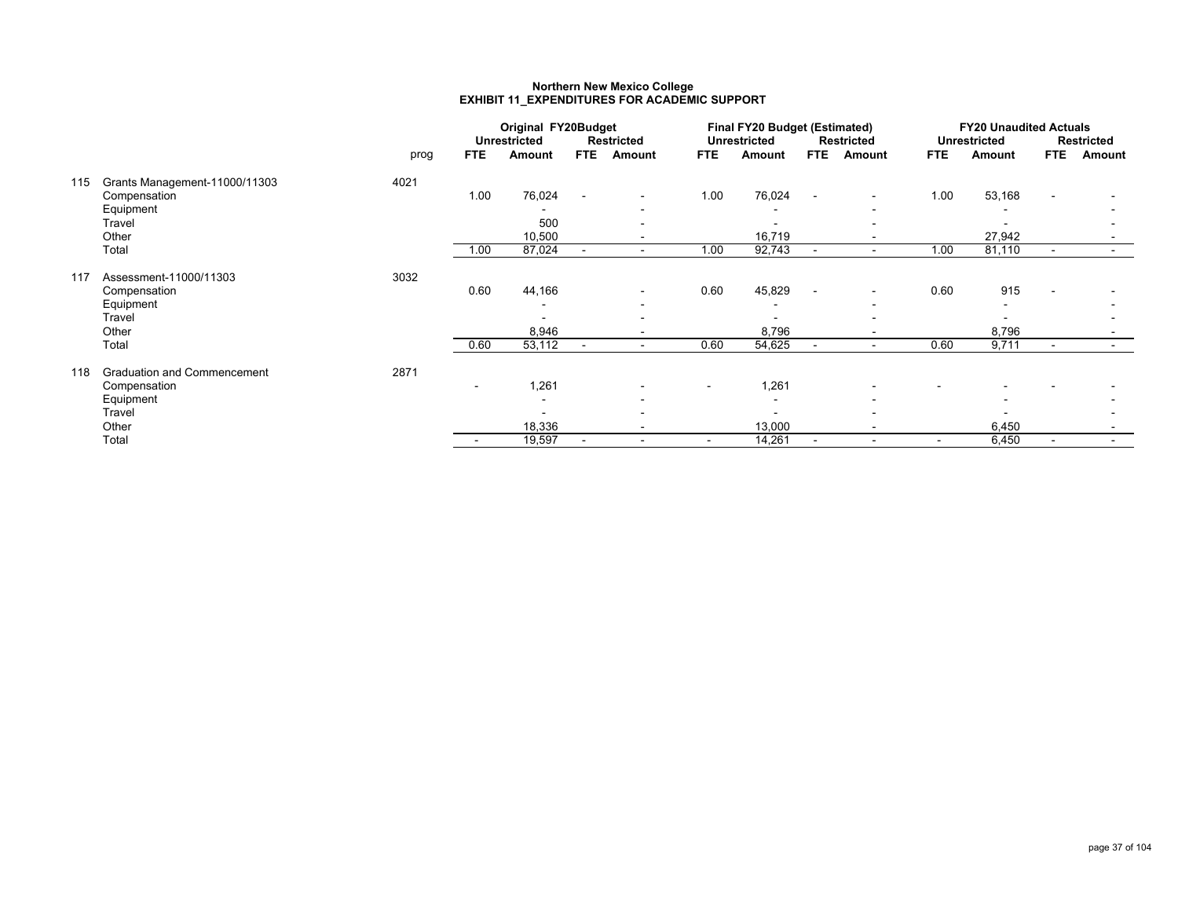# Northern New Mexico College
## EXHIBIT 11_EXPENDITURES FOR ACADEMIC SUPPORT

| | | prog | Original FY20Budget | | | | Final FY20 Budget (Estimated) | | | | FY20 Unaudited Actuals | | | |
|---|---|---|---|---|---|---|---|---|---|---|---|---|---|---|
| | | | Unrestricted | | Restricted | | Unrestricted | | Restricted | | Unrestricted | | Restricted | |
| | | | FTE | Amount | FTE | Amount | FTE | Amount | FTE | Amount | FTE | Amount | FTE | Amount |
| 115 | Grants Management-11000/11303 | 4021 | | | | | | | | | | | | |
| | Compensation | | 1.00 | 76,024 | - | - | 1.00 | 76,024 | - | - | 1.00 | 53,168 | - | - |
| | Equipment | | | - | | - | | - | | - | | - | | - |
| | Travel | | | 500 | | - | | - | | - | | - | | - |
| | Other | | | 10,500 | | - | | 16,719 | | - | | 27,942 | | - |
| | Total | | 1.00 | 87,024 | - | - | 1.00 | 92,743 | - | - | 1.00 | 81,110 | - | - |
| 117 | Assessment-11000/11303 | 3032 | | | | | | | | | | | | |
| | Compensation | | 0.60 | 44,166 | | - | 0.60 | 45,829 | - | - | 0.60 | 915 | - | - |
| | Equipment | | | - | | - | | - | | - | | - | | - |
| | Travel | | | - | | - | | - | | - | | - | | - |
| | Other | | | 8,946 | | - | | 8,796 | | - | | 8,796 | | - |
| | Total | | 0.60 | 53,112 | - | - | 0.60 | 54,625 | - | - | 0.60 | 9,711 | - | - |
| 118 | Graduation and Commencement | 2871 | | | | | | | | | | | | |
| | Compensation | | - | 1,261 | | - | - | 1,261 | | - | - | - | - | - |
| | Equipment | | | - | | - | | - | | - | | - | | - |
| | Travel | | | - | | - | | - | | - | | - | | - |
| | Other | | | 18,336 | | - | | 13,000 | | - | | 6,450 | | - |
| | Total | | - | 19,597 | - | - | - | 14,261 | - | - | - | 6,450 | - | - |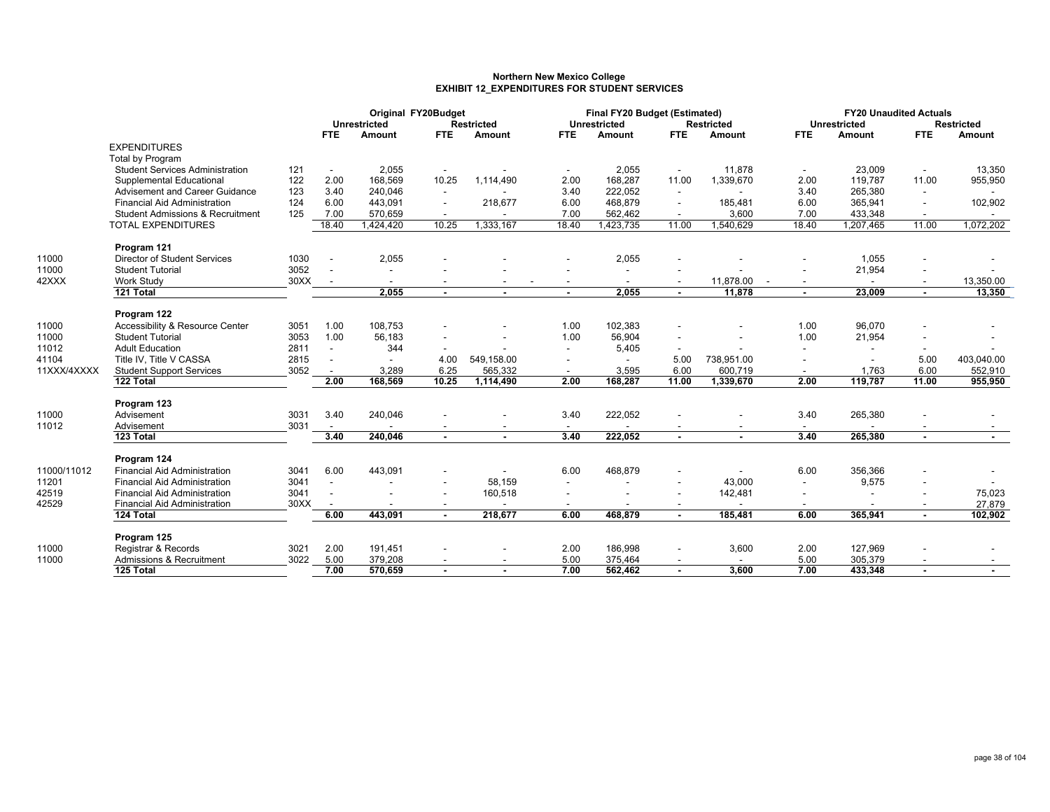**Northern New Mexico College**
**EXHIBIT 12_EXPENDITURES FOR STUDENT SERVICES**

| | | | Original FY20Budget | | | | Final FY20 Budget (Estimated) | | | | FY20 Unaudited Actuals | | | |
|---|---|---|---|---|---|---|---|---|---|---|---|---|---|---|
| | | | Unrestricted | | Restricted | | Unrestricted | | Restricted | | Unrestricted | | Restricted | |
| | | | FTE | Amount | FTE | Amount | FTE | Amount | FTE | Amount | FTE | Amount | FTE | Amount |
| | EXPENDITURES | | | | | | | | | | | | | |
| | Total by Program | | | | | | | | | | | | | |
| | Student Services Administration | 121 | - | 2,055 | - | - | - | 2,055 | - | 11,878 | - | 23,009 | - | 13,350 |
| | Supplemental Educational | 122 | 2.00 | 168,569 | 10.25 | 1,114,490 | 2.00 | 168,287 | 11.00 | 1,339,670 | 2.00 | 119,787 | 11.00 | 955,950 |
| | Advisement and Career Guidance | 123 | 3.40 | 240,046 | - | - | 3.40 | 222,052 | - | - | 3.40 | 265,380 | - | - |
| | Financial Aid Administration | 124 | 6.00 | 443,091 | - | 218,677 | 6.00 | 468,879 | - | 185,481 | 6.00 | 365,941 | - | 102,902 |
| | Student Admissions & Recruitment | 125 | 7.00 | 570,659 | - | - | 7.00 | 562,462 | - | 3,600 | 7.00 | 433,348 | - | - |
| | TOTAL EXPENDITURES | | 18.40 | 1,424,420 | 10.25 | 1,333,167 | 18.40 | 1,423,735 | 11.00 | 1,540,629 | 18.40 | 1,207,465 | 11.00 | 1,072,202 |
| | **Program 121** | | | | | | | | | | | | | |
| 11000 | Director of Student Services | 1030 | - | 2,055 | - | - | - | 2,055 | - | - | - | 1,055 | - | - |
| 11000 | Student Tutorial | 3052 | - | - | - | - | - | - | - | - | - | 21,954 | - | - |
| 42XXX | Work Study | 30XX | - | - | - | - | - | - | - | 11,878.00 | - | - | - | 13,350.00 |
| | **121 Total** | | | **2,055** | **-** | **-** | **-** | **2,055** | **-** | **11,878** | **-** | **23,009** | **-** | **13,350** |
| | **Program 122** | | | | | | | | | | | | | |
| 11000 | Accessibility & Resource Center | 3051 | 1.00 | 108,753 | - | - | 1.00 | 102,383 | - | - | 1.00 | 96,070 | - | - |
| 11000 | Student Tutorial | 3053 | 1.00 | 56,183 | - | - | 1.00 | 56,904 | - | - | 1.00 | 21,954 | - | - |
| 11012 | Adult Education | 2811 | - | 344 | - | - | - | 5,405 | - | - | - | - | - | - |
| 41104 | Title IV, Title V CASSA | 2815 | - | - | 4.00 | 549,158.00 | - | - | 5.00 | 738,951.00 | - | - | 5.00 | 403,040.00 |
| 11XXX/4XXXX | Student Support Services | 3052 | - | 3,289 | 6.25 | 565,332 | - | 3,595 | 6.00 | 600,719 | - | 1,763 | 6.00 | 552,910 |
| | **122 Total** | | **2.00** | **168,569** | **10.25** | **1,114,490** | **2.00** | **168,287** | **11.00** | **1,339,670** | **2.00** | **119,787** | **11.00** | **955,950** |
| | **Program 123** | | | | | | | | | | | | | |
| 11000 | Advisement | 3031 | 3.40 | 240,046 | - | - | 3.40 | 222,052 | - | - | 3.40 | 265,380 | - | - |
| 11012 | Advisement | 3031 | - | - | - | - | - | - | - | - | - | - | - | - |
| | **123 Total** | | **3.40** | **240,046** | **-** | **-** | **3.40** | **222,052** | **-** | **-** | **3.40** | **265,380** | **-** | **-** |
| | **Program 124** | | | | | | | | | | | | | |
| 11000/11012 | Financial Aid Administration | 3041 | 6.00 | 443,091 | - | - | 6.00 | 468,879 | - | - | 6.00 | 356,366 | - | - |
| 11201 | Financial Aid Administration | 3041 | - | - | - | 58,159 | - | - | - | 43,000 | - | 9,575 | - | - |
| 42519 | Financial Aid Administration | 3041 | - | - | - | 160,518 | - | - | - | 142,481 | - | - | - | 75,023 |
| 42529 | Financial Aid Administration | 30XX | - | - | - | - | - | - | - | - | - | - | - | 27,879 |
| | **124 Total** | | **6.00** | **443,091** | **-** | **218,677** | **6.00** | **468,879** | **-** | **185,481** | **6.00** | **365,941** | **-** | **102,902** |
| | **Program 125** | | | | | | | | | | | | | |
| 11000 | Registrar & Records | 3021 | 2.00 | 191,451 | - | - | 2.00 | 186,998 | - | 3,600 | 2.00 | 127,969 | - | - |
| 11000 | Admissions & Recruitment | 3022 | 5.00 | 379,208 | - | - | 5.00 | 375,464 | - | - | 5.00 | 305,379 | - | - |
| | **125 Total** | | **7.00** | **570,659** | **-** | **-** | **7.00** | **562,462** | **-** | **3,600** | **7.00** | **433,348** | **-** | **-** |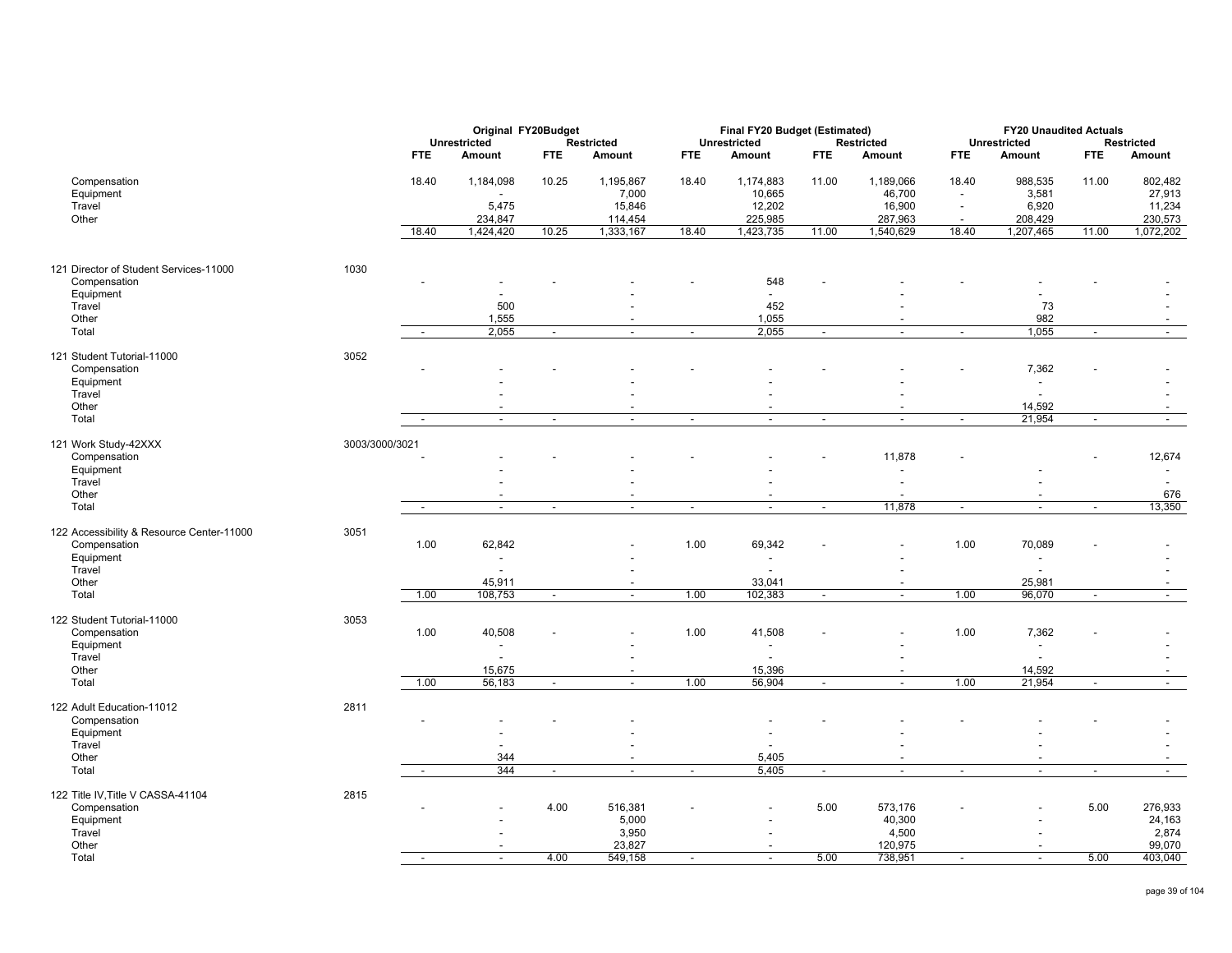| | | Original FY20Budget | | | | Final FY20 Budget (Estimated) | | | | FY20 Unaudited Actuals | | | |
|---|---|---|---|---|---|---|---|---|---|---|---|---|---|
| | | Unrestricted | | Restricted | | Unrestricted | | Restricted | | Unrestricted | | Restricted | |
| | | FTE | Amount | FTE | Amount | FTE | Amount | FTE | Amount | FTE | Amount | FTE | Amount |
| Compensation | | 18.40 | 1,184,098 | 10.25 | 1,195,867 | 18.40 | 1,174,883 | 11.00 | 1,189,066 | 18.40 | 988,535 | 11.00 | 802,482 |
| Equipment | | | - | | 7,000 | | 10,665 | | 46,700 | - | 3,581 | | 27,913 |
| Travel | | | 5,475 | | 15,846 | | 12,202 | | 16,900 | - | 6,920 | | 11,234 |
| Other | | | 234,847 | | 114,454 | | 225,985 | | 287,963 | - | 208,429 | | 230,573 |
| | | 18.40 | 1,424,420 | 10.25 | 1,333,167 | 18.40 | 1,423,735 | 11.00 | 1,540,629 | 18.40 | 1,207,465 | 11.00 | 1,072,202 |
| 121 Director of Student Services-11000 | 1030 | | | | | | | | | | | | |
| Compensation | | - | - | - | - | - | 548 | - | - | - | - | - | - |
| Equipment | | | - | | - | | - | | - | | - | | - |
| Travel | | | 500 | | - | | 452 | | - | | 73 | | - |
| Other | | | 1,555 | | - | | 1,055 | | - | | 982 | | - |
| Total | | - | 2,055 | - | - | - | 2,055 | - | - | - | 1,055 | - | - |
| 121 Student Tutorial-11000 | 3052 | | | | | | | | | | | | |
| Compensation | | - | - | - | - | - | - | - | - | - | 7,362 | - | - |
| Equipment | | | - | | - | | - | | - | | - | | - |
| Travel | | | - | | - | | - | | - | | - | | - |
| Other | | | - | | - | | - | | - | | 14,592 | | - |
| Total | | - | - | - | - | - | - | - | - | - | 21,954 | - | - |
| 121 Work Study-42XXX | 3003/3000/3021 | | | | | | | | | | | | |
| Compensation | | - | - | - | - | - | - | - | 11,878 | - | | - | 12,674 |
| Equipment | | | - | | - | | - | | - | | - | | - |
| Travel | | | - | | - | | - | | - | | - | | - |
| Other | | | - | | - | | - | | - | | - | | 676 |
| Total | | - | - | - | - | - | - | - | 11,878 | - | - | - | 13,350 |
| 122 Accessibility & Resource Center-11000 | 3051 | | | | | | | | | | | | |
| Compensation | | 1.00 | 62,842 | | - | 1.00 | 69,342 | - | - | 1.00 | 70,089 | - | - |
| Equipment | | | - | | - | | - | | - | | - | | - |
| Travel | | | - | | - | | - | | - | | - | | - |
| Other | | | 45,911 | | - | | 33,041 | | - | | 25,981 | | - |
| Total | | 1.00 | 108,753 | - | - | 1.00 | 102,383 | - | - | 1.00 | 96,070 | - | - |
| 122 Student Tutorial-11000 | 3053 | | | | | | | | | | | | |
| Compensation | | 1.00 | 40,508 | - | - | 1.00 | 41,508 | - | - | 1.00 | 7,362 | - | - |
| Equipment | | | - | | - | | - | | - | | - | | - |
| Travel | | | - | | - | | - | | - | | - | | - |
| Other | | | 15,675 | | - | | 15,396 | | - | | 14,592 | | - |
| Total | | 1.00 | 56,183 | - | - | 1.00 | 56,904 | - | - | 1.00 | 21,954 | - | - |
| 122 Adult Education-11012 | 2811 | | | | | | | | | | | | |
| Compensation | | - | - | - | - | | - | - | - | - | - | - | - |
| Equipment | | | - | | - | | - | | - | | - | | - |
| Travel | | | - | | - | | - | | - | | - | | - |
| Other | | | 344 | | - | | 5,405 | | - | | - | | - |
| Total | | - | 344 | - | - | - | 5,405 | - | - | - | - | - | - |
| 122 Title IV,Title V CASSA-41104 | 2815 | | | | | | | | | | | | |
| Compensation | | - | - | 4.00 | 516,381 | - | - | 5.00 | 573,176 | - | - | 5.00 | 276,933 |
| Equipment | | | - | | 5,000 | | - | | 40,300 | | - | | 24,163 |
| Travel | | | - | | 3,950 | | - | | 4,500 | | - | | 2,874 |
| Other | | | - | | 23,827 | | - | | 120,975 | | - | | 99,070 |
| Total | | - | - | 4.00 | 549,158 | - | - | 5.00 | 738,951 | - | - | 5.00 | 403,040 |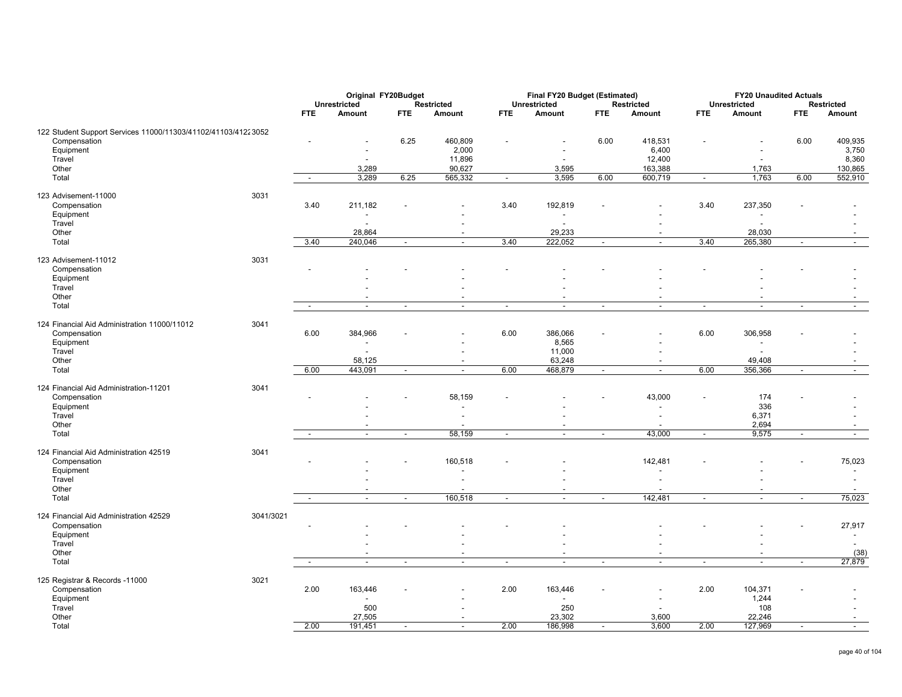| | | Original FY20Budget | | | | Final FY20 Budget (Estimated) | | | | FY20 Unaudited Actuals | | | |
|---|---|---|---|---|---|---|---|---|---|---|---|---|---|
| | | Unrestricted | | Restricted | | Unrestricted | | Restricted | | Unrestricted | | Restricted | |
| | | FTE | Amount | FTE | Amount | FTE | Amount | FTE | Amount | FTE | Amount | FTE | Amount |
| 122 Student Support Services 11000/11303/41102/41103/4122 | 3052 | | | | | | | | | | | | |
| Compensation | | - | - | 6.25 | 460,809 | - | - | 6.00 | 418,531 | - | - | 6.00 | 409,935 |
| Equipment | | | - | | 2,000 | | - | | 6,400 | | - | | 3,750 |
| Travel | | | - | | 11,896 | | - | | 12,400 | | - | | 8,360 |
| Other | | | 3,289 | | 90,627 | | 3,595 | | 163,388 | | 1,763 | | 130,865 |
| Total | | - | 3,289 | 6.25 | 565,332 | - | 3,595 | 6.00 | 600,719 | - | 1,763 | 6.00 | 552,910 |
| 123 Advisement-11000 | 3031 | | | | | | | | | | | | |
| Compensation | | 3.40 | 211,182 | - | - | 3.40 | 192,819 | - | - | 3.40 | 237,350 | - | - |
| Equipment | | | - | | - | | - | | - | | - | | - |
| Travel | | | - | | - | | - | | - | | - | | - |
| Other | | | 28,864 | | - | | 29,233 | | - | | 28,030 | | - |
| Total | | 3.40 | 240,046 | - | - | 3.40 | 222,052 | - | - | 3.40 | 265,380 | - | - |
| 123 Advisement-11012 | 3031 | | | | | | | | | | | | |
| Compensation | | - | - | - | - | - | - | - | - | - | - | - | - |
| Equipment | | | - | | - | | - | | - | | - | | - |
| Travel | | | - | | - | | - | | - | | - | | - |
| Other | | | - | | - | | - | | - | | - | | - |
| Total | | - | - | - | - | - | - | - | - | - | - | - | - |
| 124 Financial Aid Administration 11000/11012 | 3041 | | | | | | | | | | | | |
| Compensation | | 6.00 | 384,966 | - | - | 6.00 | 386,066 | - | - | 6.00 | 306,958 | - | - |
| Equipment | | | - | | - | | 8,565 | | - | | - | | - |
| Travel | | | - | | - | | 11,000 | | - | | - | | - |
| Other | | | 58,125 | | - | | 63,248 | | - | | 49,408 | | - |
| Total | | 6.00 | 443,091 | - | - | 6.00 | 468,879 | - | - | 6.00 | 356,366 | - | - |
| 124 Financial Aid Administration-11201 | 3041 | | | | | | | | | | | | |
| Compensation | | - | - | - | 58,159 | - | - | - | 43,000 | - | 174 | - | - |
| Equipment | | | - | | - | | - | | - | | 336 | | - |
| Travel | | | - | | - | | - | | - | | 6,371 | | - |
| Other | | | - | | - | | - | | - | | 2,694 | | - |
| Total | | - | - | - | 58,159 | - | - | - | 43,000 | - | 9,575 | - | - |
| 124 Financial Aid Administration 42519 | 3041 | | | | | | | | | | | | |
| Compensation | | - | - | - | 160,518 | - | - | | 142,481 | - | - | - | 75,023 |
| Equipment | | | - | | - | | - | | - | | - | | - |
| Travel | | | - | | - | | - | | - | | - | | - |
| Other | | | - | | - | | - | | - | | - | | - |
| Total | | - | - | - | 160,518 | - | - | - | 142,481 | - | - | - | 75,023 |
| 124 Financial Aid Administration 42529 | 3041/3021 | | | | | | | | | | | | |
| Compensation | | - | - | - | - | - | - | | - | - | - | - | 27,917 |
| Equipment | | | - | | - | | - | | - | | - | | - |
| Travel | | | - | | - | | - | | - | | - | | - |
| Other | | | - | | - | | - | | - | | - | | (38) |
| Total | | - | - | - | - | - | - | - | - | - | - | - | 27,879 |
| 125 Registrar & Records -11000 | 3021 | | | | | | | | | | | | |
| Compensation | | 2.00 | 163,446 | - | - | 2.00 | 163,446 | - | - | 2.00 | 104,371 | - | - |
| Equipment | | | - | | - | | - | | - | | 1,244 | | - |
| Travel | | | 500 | | - | | 250 | | - | | 108 | | - |
| Other | | | 27,505 | | - | | 23,302 | | 3,600 | | 22,246 | | - |
| Total | | 2.00 | 191,451 | - | - | 2.00 | 186,998 | - | 3,600 | 2.00 | 127,969 | - | - |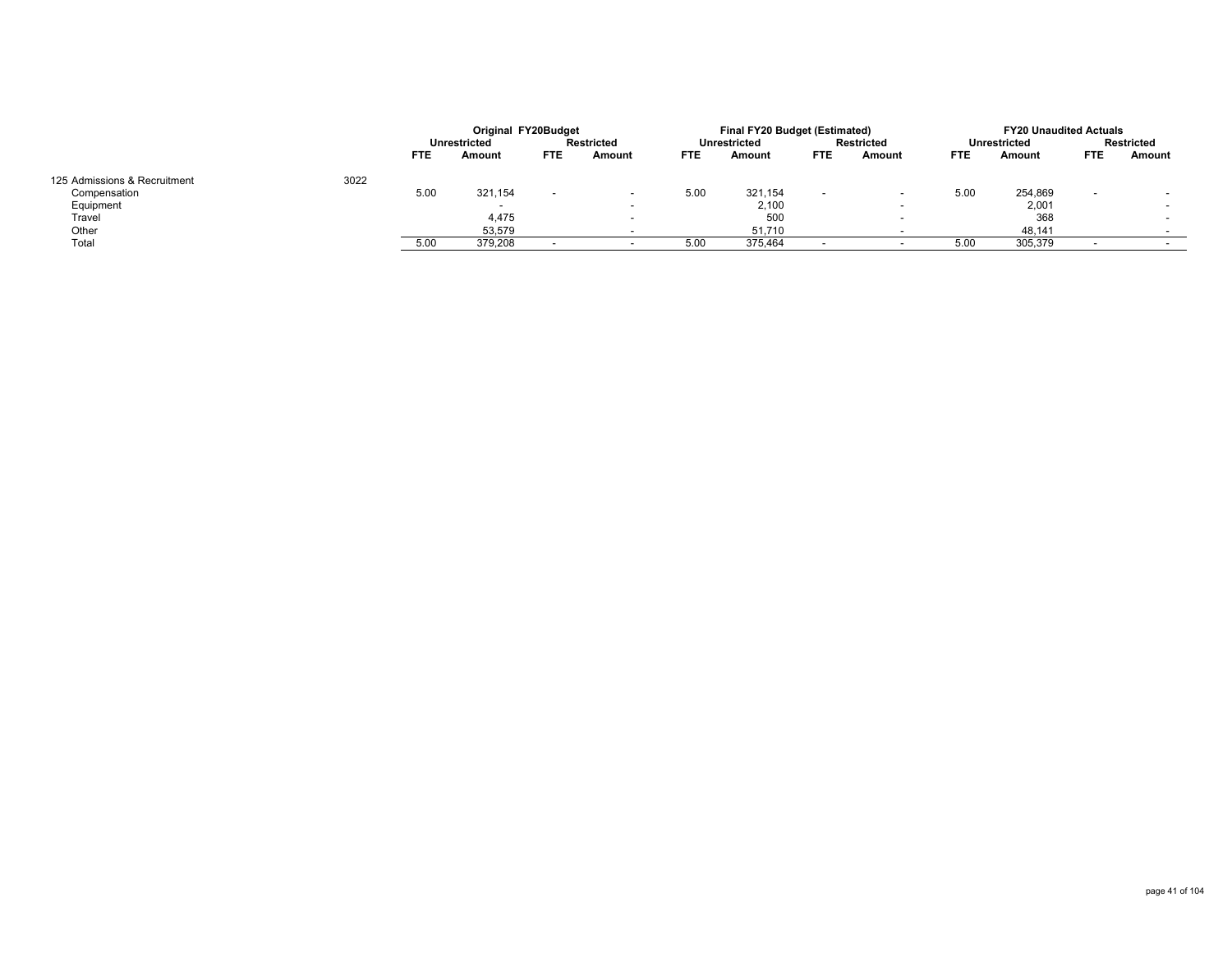| | | Original FY20Budget | | | | Final FY20 Budget (Estimated) | | | | FY20 Unaudited Actuals | | | |
|---|---|---|---|---|---|---|---|---|---|---|---|---|---|
| | | Unrestricted | | Restricted | | Unrestricted | | Restricted | | Unrestricted | | Restricted | |
| | | FTE | Amount | FTE | Amount | FTE | Amount | FTE | Amount | FTE | Amount | FTE | Amount |
| 125 Admissions & Recruitment | 3022 | | | | | | | | | | | | |
| Compensation | | 5.00 | 321,154 | - | - | 5.00 | 321,154 | - | - | 5.00 | 254,869 | - | - |
| Equipment | | | - | | - | | 2,100 | | - | | 2,001 | | - |
| Travel | | | 4,475 | | - | | 500 | | - | | 368 | | - |
| Other | | | 53,579 | | - | | 51,710 | | - | | 48,141 | | - |
| Total | | 5.00 | 379,208 | - | - | 5.00 | 375,464 | - | - | 5.00 | 305,379 | - | - |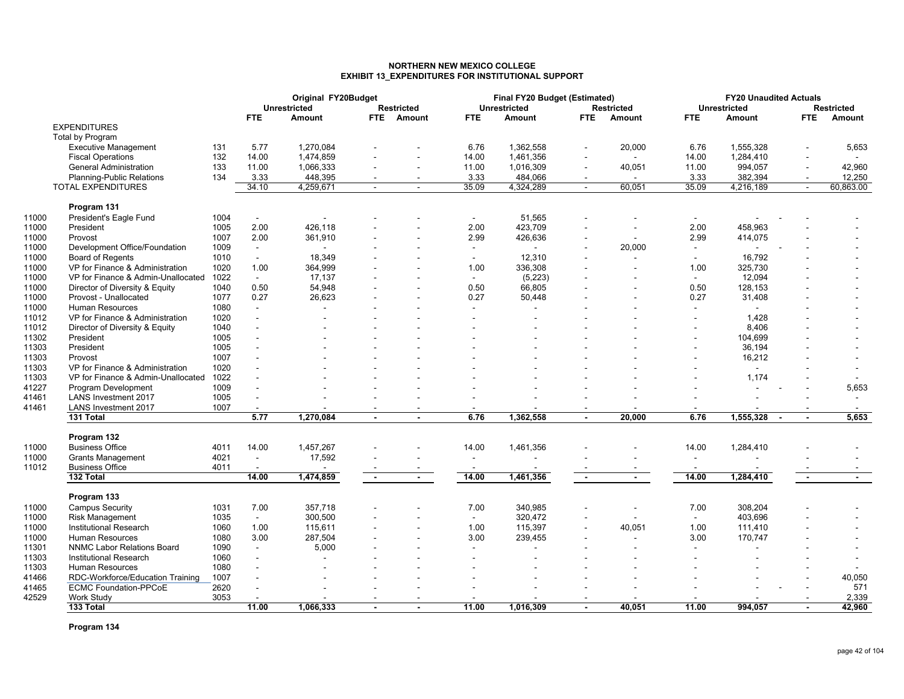## NORTHERN NEW MEXICO COLLEGE
## EXHIBIT 13_EXPENDITURES FOR INSTITUTIONAL SUPPORT

| | | | Original FY20Budget | | | | Final FY20 Budget (Estimated) | | | | FY20 Unaudited Actuals | | | |
|---|---|---|---|---|---|---|---|---|---|---|---|---|---|---|
| | | | Unrestricted | | Restricted | | Unrestricted | | Restricted | | Unrestricted | | Restricted | |
| | | | FTE | Amount | FTE | Amount | FTE | Amount | FTE | Amount | FTE | Amount | FTE | Amount |
| | EXPENDITURES | | | | | | | | | | | | | |
| | Total by Program | | | | | | | | | | | | | |
| | Executive Management | 131 | 5.77 | 1,270,084 | - | - | 6.76 | 1,362,558 | - | 20,000 | 6.76 | 1,555,328 | - | 5,653 |
| | Fiscal Operations | 132 | 14.00 | 1,474,859 | - | - | 14.00 | 1,461,356 | - | - | 14.00 | 1,284,410 | - | - |
| | General Administration | 133 | 11.00 | 1,066,333 | - | - | 11.00 | 1,016,309 | - | 40,051 | 11.00 | 994,057 | - | 42,960 |
| | Planning-Public Relations | 134 | 3.33 | 448,395 | - | - | 3.33 | 484,066 | - | - | 3.33 | 382,394 | - | 12,250 |
| | TOTAL EXPENDITURES | | 34.10 | 4,259,671 | - | - | 35.09 | 4,324,289 | - | 60,051 | 35.09 | 4,216,189 | - | 60,863.00 |
| | **Program 131** | | | | | | | | | | | | | |
| 11000 | President's Eagle Fund | 1004 | - | - | - | - | - | 51,565 | - | - | - | - | - | - |
| 11000 | President | 1005 | 2.00 | 426,118 | - | - | 2.00 | 423,709 | - | - | 2.00 | 458,963 | - | - |
| 11000 | Provost | 1007 | 2.00 | 361,910 | - | - | 2.99 | 426,636 | - | - | 2.99 | 414,075 | - | - |
| 11000 | Development Office/Foundation | 1009 | - | - | - | - | - | - | - | 20,000 | - | - | - | - |
| 11000 | Board of Regents | 1010 | - | 18,349 | - | - | - | 12,310 | - | - | - | 16,792 | - | - |
| 11000 | VP for Finance & Administration | 1020 | 1.00 | 364,999 | - | - | 1.00 | 336,308 | - | - | 1.00 | 325,730 | - | - |
| 11000 | VP for Finance & Admin-Unallocated | 1022 | - | 17,137 | - | - | - | (5,223) | - | - | - | 12,094 | - | - |
| 11000 | Director of Diversity & Equity | 1040 | 0.50 | 54,948 | - | - | 0.50 | 66,805 | - | - | 0.50 | 128,153 | - | - |
| 11000 | Provost - Unallocated | 1077 | 0.27 | 26,623 | - | - | 0.27 | 50,448 | - | - | 0.27 | 31,408 | - | - |
| 11000 | Human Resources | 1080 | - | - | - | - | - | - | - | - | - | - | - | - |
| 11012 | VP for Finance & Administration | 1020 | - | - | - | - | - | - | - | - | - | 1,428 | - | - |
| 11012 | Director of Diversity & Equity | 1040 | - | - | - | - | - | - | - | - | - | 8,406 | - | - |
| 11302 | President | 1005 | - | - | - | - | - | - | - | - | - | 104,699 | - | - |
| 11303 | President | 1005 | - | - | - | - | - | - | - | - | - | 36,194 | - | - |
| 11303 | Provost | 1007 | - | - | - | - | - | - | - | - | - | 16,212 | - | - |
| 11303 | VP for Finance & Administration | 1020 | - | - | - | - | - | - | - | - | - | - | - | - |
| 11303 | VP for Finance & Admin-Unallocated | 1022 | - | - | - | - | - | - | - | - | - | 1,174 | - | - |
| 41227 | Program Development | 1009 | - | - | - | - | - | - | - | - | - | - | - | 5,653 |
| 41461 | LANS Investment 2017 | 1005 | - | - | - | - | - | - | - | - | - | - | - | - |
| 41461 | LANS Investment 2017 | 1007 | - | - | - | - | - | - | - | - | - | - | - | - |
| | **131 Total** | | **5.77** | **1,270,084** | **-** | **-** | **6.76** | **1,362,558** | **-** | **20,000** | **6.76** | **1,555,328** | **-** | **5,653** |
| | **Program 132** | | | | | | | | | | | | | |
| 11000 | Business Office | 4011 | 14.00 | 1,457,267 | - | - | 14.00 | 1,461,356 | - | - | 14.00 | 1,284,410 | - | - |
| 11000 | Grants Management | 4021 | - | 17,592 | - | - | - | - | - | - | - | - | - | - |
| 11012 | Business Office | 4011 | - | - | - | - | - | - | - | - | - | - | - | - |
| | **132 Total** | | **14.00** | **1,474,859** | **-** | **-** | **14.00** | **1,461,356** | **-** | **-** | **14.00** | **1,284,410** | **-** | **-** |
| | **Program 133** | | | | | | | | | | | | | |
| 11000 | Campus Security | 1031 | 7.00 | 357,718 | - | - | 7.00 | 340,985 | - | - | 7.00 | 308,204 | - | - |
| 11000 | Risk Management | 1035 | - | 300,500 | - | - | - | 320,472 | - | - | - | 403,696 | - | - |
| 11000 | Institutional Research | 1060 | 1.00 | 115,611 | - | - | 1.00 | 115,397 | - | 40,051 | 1.00 | 111,410 | - | - |
| 11000 | Human Resources | 1080 | 3.00 | 287,504 | - | - | 3.00 | 239,455 | - | - | 3.00 | 170,747 | - | - |
| 11301 | NNMC Labor Relations Board | 1090 | - | 5,000 | - | - | - | - | - | - | - | - | - | - |
| 11303 | Institutional Research | 1060 | - | - | - | - | - | - | - | - | - | - | - | - |
| 11303 | Human Resources | 1080 | - | - | - | - | - | - | - | - | - | - | - | - |
| 41466 | RDC-Workforce/Education Training | 1007 | - | - | - | - | - | - | - | - | - | - | - | 40,050 |
| 41465 | ECMC Foundation-PPCoE | 2620 | - | - | - | - | - | - | - | - | - | - | - | 571 |
| 42529 | Work Study | 3053 | - | - | - | - | - | - | - | - | - | - | - | 2,339 |
| | **133 Total** | | **11.00** | **1,066,333** | **-** | **-** | **11.00** | **1,016,309** | **-** | **40,051** | **11.00** | **994,057** | **-** | **42,960** |

**Program 134**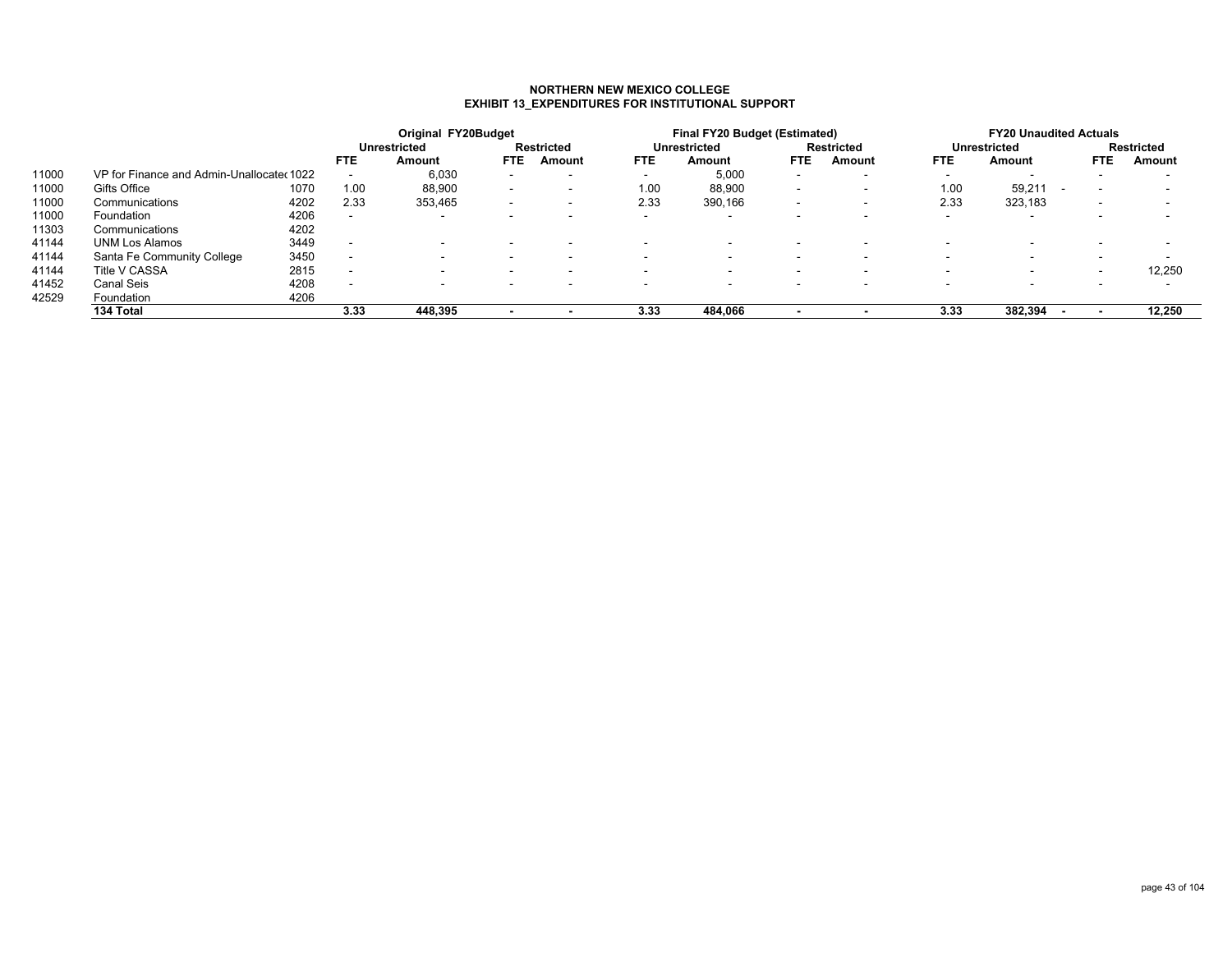**NORTHERN NEW MEXICO COLLEGE**
**EXHIBIT 13_EXPENDITURES FOR INSTITUTIONAL SUPPORT**

| | | | Original FY20Budget | | | | Final FY20 Budget (Estimated) | | | | FY20 Unaudited Actuals | | | |
|---|---|---|---|---|---|---|---|---|---|---|---|---|---|---|
| | | | Unrestricted | | Restricted | | Unrestricted | | Restricted | | Unrestricted | | Restricted | |
| | | | FTE | Amount | FTE | Amount | FTE | Amount | FTE | Amount | FTE | Amount | FTE | Amount |
| 11000 | VP for Finance and Admin-Unallocated | 1022 | - | 6,030 | - | - | - | 5,000 | - | - | - | - | - | - |
| 11000 | Gifts Office | 1070 | 1.00 | 88,900 | - | - | 1.00 | 88,900 | - | - | 1.00 | 59,211 - | - | - |
| 11000 | Communications | 4202 | 2.33 | 353,465 | - | - | 2.33 | 390,166 | - | - | 2.33 | 323,183 | - | - |
| 11000 | Foundation | 4206 | - | - | - | - | - | - | - | - | - | - | - | - |
| 11303 | Communications | 4202 | | | | | | | | | | | | |
| 41144 | UNM Los Alamos | 3449 | - | - | - | - | - | - | - | - | - | - | - | - |
| 41144 | Santa Fe Community College | 3450 | - | - | - | - | - | - | - | - | - | - | - | - |
| 41144 | Title V CASSA | 2815 | - | - | - | - | - | - | - | - | - | - | - | 12,250 |
| 41452 | Canal Seis | 4208 | - | - | - | - | - | - | - | - | - | - | - | - |
| 42529 | Foundation | 4206 | | | | | | | | | | | | |
| | **134 Total** | | **3.33** | **448,395** | **-** | **-** | **3.33** | **484,066** | **-** | **-** | **3.33** | **382,394 -** | **-** | **12,250** |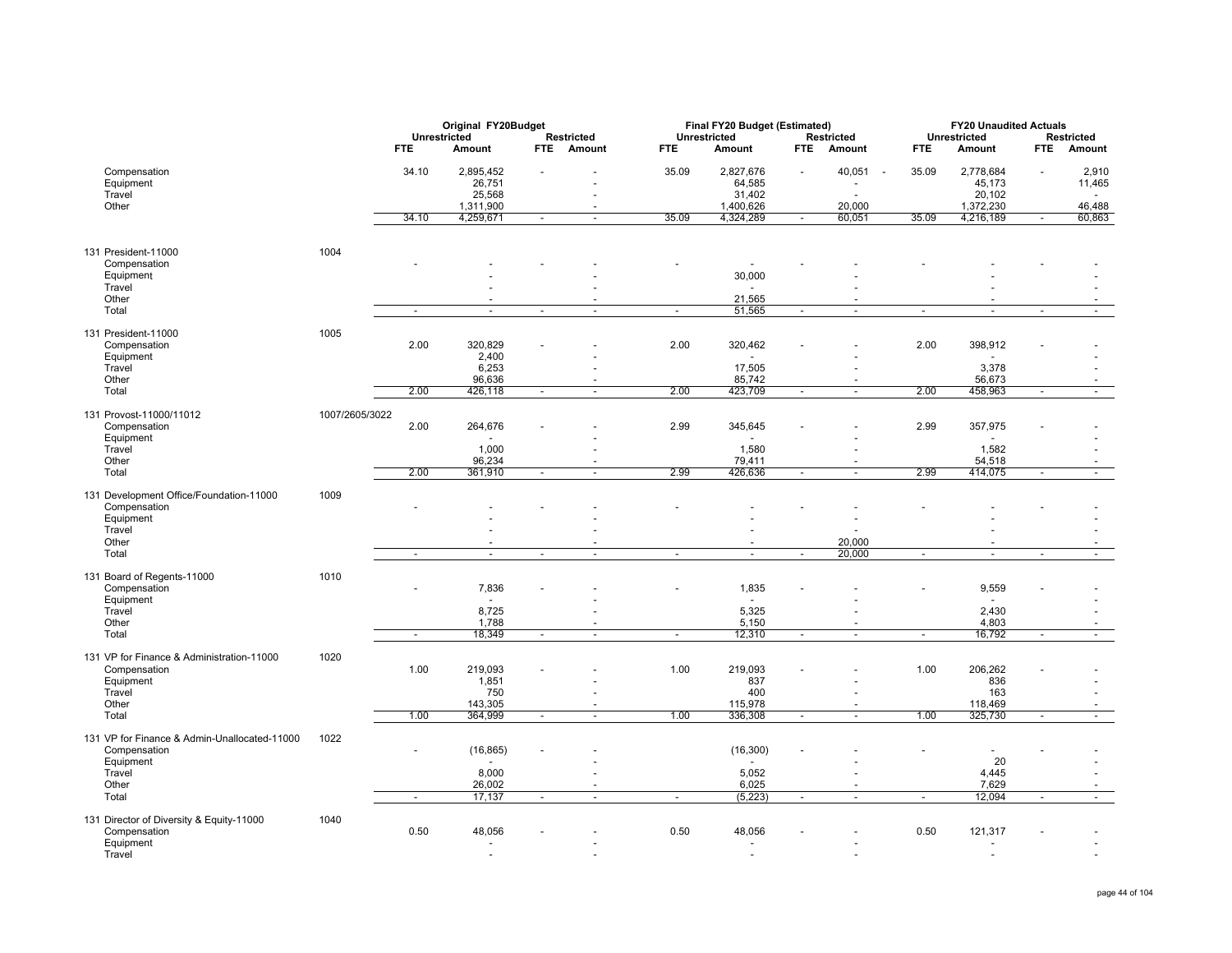| | | Original FY20Budget | | | | Final FY20 Budget (Estimated) | | | | FY20 Unaudited Actuals | | | |
|---|---|---|---|---|---|---|---|---|---|---|---|---|---|
| | | Unrestricted | | Restricted | | Unrestricted | | Restricted | | Unrestricted | | Restricted | |
| | | FTE | Amount | FTE | Amount | FTE | Amount | FTE | Amount | FTE | Amount | FTE | Amount |
| Compensation | | 34.10 | 2,895,452 | - | - | 35.09 | 2,827,676 | - | 40,051 | 35.09 | 2,778,684 | - | 2,910 |
| Equipment | | | 26,751 | | - | | 64,585 | | - | | 45,173 | | 11,465 |
| Travel | | | 25,568 | | - | | 31,402 | | - | | 20,102 | | - |
| Other | | | 1,311,900 | | - | | 1,400,626 | | 20,000 | | 1,372,230 | | 46,488 |
| | | 34.10 | 4,259,671 | - | - | 35.09 | 4,324,289 | - | 60,051 | 35.09 | 4,216,189 | - | 60,863 |
| 131 President-11000 | 1004 | | | | | | | | | | | | |
| Compensation | | - | - | - | - | - | - | - | - | - | - | - | - |
| Equipment | | | - | | - | | 30,000 | | - | | - | | - |
| Travel | | | - | | - | | - | | - | | - | | - |
| Other | | | - | | - | | 21,565 | | - | | - | | - |
| Total | | - | - | - | - | - | 51,565 | - | - | - | - | - | - |
| 131 President-11000 | 1005 | | | | | | | | | | | | |
| Compensation | | 2.00 | 320,829 | - | - | 2.00 | 320,462 | - | - | 2.00 | 398,912 | - | - |
| Equipment | | | 2,400 | | - | | - | | - | | - | | - |
| Travel | | | 6,253 | | - | | 17,505 | | - | | 3,378 | | - |
| Other | | | 96,636 | | - | | 85,742 | | - | | 56,673 | | - |
| Total | | 2.00 | 426,118 | - | - | 2.00 | 423,709 | - | - | 2.00 | 458,963 | - | - |
| 131 Provost-11000/11012 | 1007/2605/3022 | | | | | | | | | | | | |
| Compensation | | 2.00 | 264,676 | - | - | 2.99 | 345,645 | - | - | 2.99 | 357,975 | - | - |
| Equipment | | | - | | - | | - | | - | | - | | - |
| Travel | | | 1,000 | | - | | 1,580 | | - | | 1,582 | | - |
| Other | | | 96,234 | | - | | 79,411 | | - | | 54,518 | | - |
| Total | | 2.00 | 361,910 | - | - | 2.99 | 426,636 | - | - | 2.99 | 414,075 | - | - |
| 131 Development Office/Foundation-11000 | 1009 | | | | | | | | | | | | |
| Compensation | | - | - | - | - | - | - | - | - | - | - | - | - |
| Equipment | | | - | | - | | - | | - | | - | | - |
| Travel | | | - | | - | | - | | - | | - | | - |
| Other | | | - | | - | | - | | 20,000 | | - | | - |
| Total | | - | - | - | - | - | - | - | 20,000 | - | - | - | - |
| 131 Board of Regents-11000 | 1010 | | | | | | | | | | | | |
| Compensation | | - | 7,836 | - | - | - | 1,835 | - | - | - | 9,559 | - | - |
| Equipment | | | - | | - | | - | | - | | - | | - |
| Travel | | | 8,725 | | - | | 5,325 | | - | | 2,430 | | - |
| Other | | | 1,788 | | - | | 5,150 | | - | | 4,803 | | - |
| Total | | - | 18,349 | - | - | - | 12,310 | - | - | - | 16,792 | - | - |
| 131 VP for Finance & Administration-11000 | 1020 | | | | | | | | | | | | |
| Compensation | | 1.00 | 219,093 | - | - | 1.00 | 219,093 | - | - | 1.00 | 206,262 | - | - |
| Equipment | | | 1,851 | | - | | 837 | | - | | 836 | | - |
| Travel | | | 750 | | - | | 400 | | - | | 163 | | - |
| Other | | | 143,305 | | - | | 115,978 | | - | | 118,469 | | - |
| Total | | 1.00 | 364,999 | - | - | 1.00 | 336,308 | - | - | 1.00 | 325,730 | - | - |
| 131 VP for Finance & Admin-Unallocated-11000 | 1022 | | | | | | | | | | | | |
| Compensation | | - | (16,865) | - | - | | (16,300) | - | - | - | - | - | - |
| Equipment | | | - | | - | | - | | - | | 20 | | - |
| Travel | | | 8,000 | | - | | 5,052 | | - | | 4,445 | | - |
| Other | | | 26,002 | | - | | 6,025 | | - | | 7,629 | | - |
| Total | | - | 17,137 | - | - | - | (5,223) | - | - | - | 12,094 | - | - |
| 131 Director of Diversity & Equity-11000 | 1040 | | | | | | | | | | | | |
| Compensation | | 0.50 | 48,056 | - | - | 0.50 | 48,056 | - | - | 0.50 | 121,317 | - | - |
| Equipment | | | - | | - | | - | | - | | - | | - |
| Travel | | | - | | - | | - | | - | | - | | - |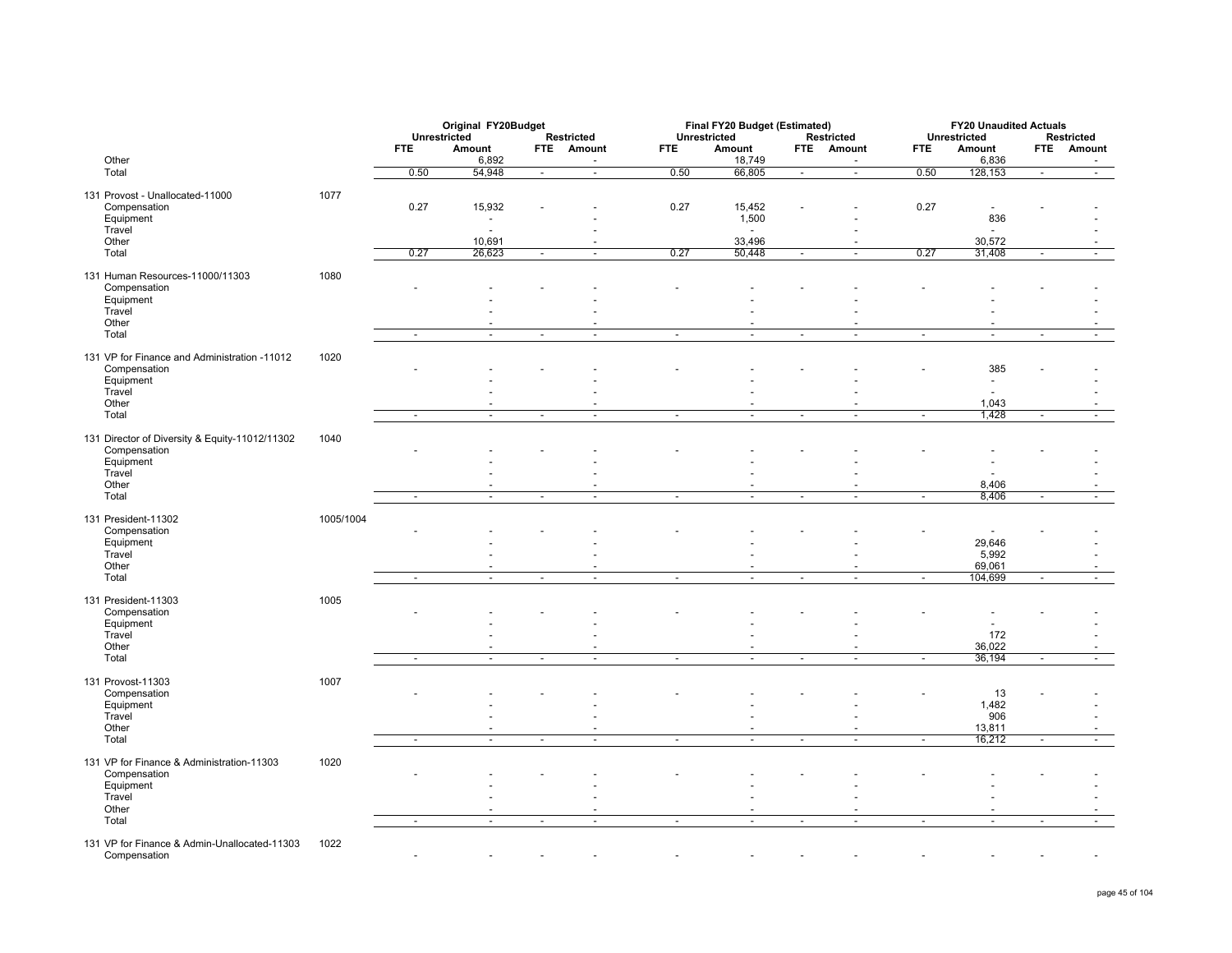| | | Original FY20Budget | | | | Final FY20 Budget (Estimated) | | | | FY20 Unaudited Actuals | | | |
|---|---|---|---|---|---|---|---|---|---|---|---|---|---|
| | | Unrestricted | | Restricted | | Unrestricted | | Restricted | | Unrestricted | | Restricted | |
| | | FTE | Amount | FTE | Amount | FTE | Amount | FTE | Amount | FTE | Amount | FTE | Amount |
| Other | | | 6,892 | | - | | 18,749 | | - | | 6,836 | | - |
| Total | | 0.50 | 54,948 | - | - | 0.50 | 66,805 | - | - | 0.50 | 128,153 | - | - |
| 131 Provost - Unallocated-11000 | 1077 | | | | | | | | | | | | |
| Compensation | | 0.27 | 15,932 | - | - | 0.27 | 15,452 | - | - | 0.27 | - | - | - |
| Equipment | | | - | | - | | 1,500 | | - | | 836 | | - |
| Travel | | | - | | - | | - | | - | | - | | - |
| Other | | | 10,691 | | - | | 33,496 | | - | | 30,572 | | - |
| Total | | 0.27 | 26,623 | - | - | 0.27 | 50,448 | - | - | 0.27 | 31,408 | - | - |
| 131 Human Resources-11000/11303 | 1080 | | | | | | | | | | | | |
| Compensation | | - | - | - | - | - | - | - | - | - | - | - | - |
| Equipment | | | - | | - | | - | | - | | - | | - |
| Travel | | | - | | - | | - | | - | | - | | - |
| Other | | | - | | - | | - | | - | | - | | - |
| Total | | - | - | - | - | - | - | - | - | - | - | - | - |
| 131 VP for Finance and Administration -11012 | 1020 | | | | | | | | | | | | |
| Compensation | | - | - | - | - | - | - | - | - | - | 385 | - | - |
| Equipment | | | - | | - | | - | | - | | - | | - |
| Travel | | | - | | - | | - | | - | | - | | - |
| Other | | | - | | - | | - | | - | | 1,043 | | - |
| Total | | - | - | - | - | - | - | - | - | - | 1,428 | - | - |
| 131 Director of Diversity & Equity-11012/11302 | 1040 | | | | | | | | | | | | |
| Compensation | | - | - | - | - | - | - | - | - | - | - | - | - |
| Equipment | | | - | | - | | - | | - | | - | | - |
| Travel | | | - | | - | | - | | - | | - | | - |
| Other | | | - | | - | | - | | - | | 8,406 | | - |
| Total | | - | - | - | - | - | - | - | - | - | 8,406 | - | - |
| 131 President-11302 | 1005/1004 | | | | | | | | | | | | |
| Compensation | | - | - | - | - | - | - | - | - | - | - | - | - |
| Equipment | | | - | | - | | - | | - | | 29,646 | | - |
| Travel | | | - | | - | | - | | - | | 5,992 | | - |
| Other | | | - | | - | | - | | - | | 69,061 | | - |
| Total | | - | - | - | - | - | - | - | - | - | 104,699 | - | - |
| 131 President-11303 | 1005 | | | | | | | | | | | | |
| Compensation | | - | - | - | - | - | - | - | - | - | - | - | - |
| Equipment | | | - | | - | | - | | - | | - | | - |
| Travel | | | - | | - | | - | | - | | 172 | | - |
| Other | | | - | | - | | - | | - | | 36,022 | | - |
| Total | | - | - | - | - | - | - | - | - | - | 36,194 | - | - |
| 131 Provost-11303 | 1007 | | | | | | | | | | | | |
| Compensation | | - | - | - | - | - | - | - | - | - | 13 | - | - |
| Equipment | | | - | | - | | - | | - | | 1,482 | | - |
| Travel | | | - | | - | | - | | - | | 906 | | - |
| Other | | | - | | - | | - | | - | | 13,811 | | - |
| Total | | - | - | - | - | - | - | - | - | - | 16,212 | - | - |
| 131 VP for Finance & Administration-11303 | 1020 | | | | | | | | | | | | |
| Compensation | | - | - | - | - | - | - | - | - | - | - | - | - |
| Equipment | | | - | | - | | - | | - | | - | | - |
| Travel | | | - | | - | | - | | - | | - | | - |
| Other | | | - | | - | | - | | - | | - | | - |
| Total | | - | - | - | - | - | - | - | - | - | - | - | - |
| 131 VP for Finance & Admin-Unallocated-11303 | 1022 | | | | | | | | | | | | |
| Compensation | | - | - | - | - | - | - | - | - | - | - | - | - |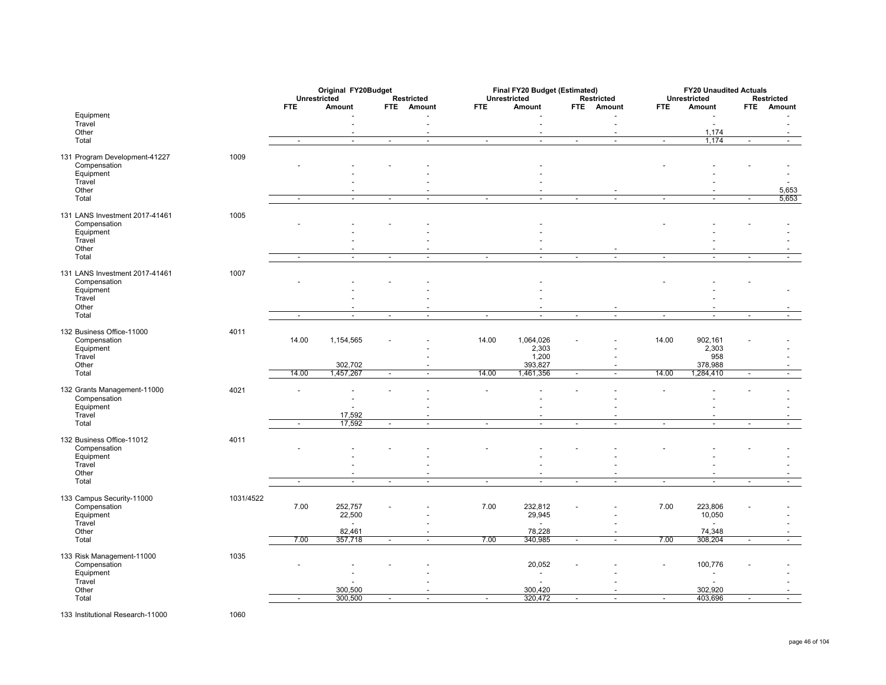| | | Original FY20Budget | | | | Final FY20 Budget (Estimated) | | | | FY20 Unaudited Actuals | | | |
|---|---|---|---|---|---|---|---|---|---|---|---|---|---|
| | | Unrestricted | | Restricted | | Unrestricted | | Restricted | | Unrestricted | | Restricted | |
| | | FTE | Amount | FTE | Amount | FTE | Amount | FTE | Amount | FTE | Amount | FTE | Amount |
| Equipment | | | - | | - | | - | | - | | - | | - |
| Travel | | | - | | - | | - | | - | | - | | - |
| Other | | | - | | - | | - | | - | | 1,174 | | - |
| Total | | - | - | - | - | - | - | - | - | - | 1,174 | - | - |
| 131 Program Development-41227 | 1009 | | | | | | | | | | | | |
| Compensation | | - | - | - | - | | - | | | - | - | - | - |
| Equipment | | | - | | - | | - | | | | - | | - |
| Travel | | | - | | - | | - | | | | - | | - |
| Other | | | - | | - | | - | | - | | - | | 5,653 |
| Total | | - | - | - | - | - | - | - | - | - | - | - | 5,653 |
| 131 LANS Investment 2017-41461 | 1005 | | | | | | | | | | | | |
| Compensation | | - | - | - | - | | - | | | - | - | - | - |
| Equipment | | | - | | - | | - | | | | - | | - |
| Travel | | | - | | - | | - | | | | - | | - |
| Other | | | - | | - | | - | | - | | - | | - |
| Total | | - | - | - | - | - | - | - | - | - | - | - | - |
| 131 LANS Investment 2017-41461 | 1007 | | | | | | | | | | | | |
| Compensation | | - | - | - | - | | - | | | - | - | - | |
| Equipment | | | - | | - | | - | | | | - | | - |
| Travel | | | - | | - | | - | | | | - | | |
| Other | | | - | | - | | - | | - | | - | | - |
| Total | | - | - | - | - | - | - | - | - | - | - | - | - |
| 132 Business Office-11000 | 4011 | | | | | | | | | | | | |
| Compensation | | 14.00 | 1,154,565 | - | - | 14.00 | 1,064,026 | - | - | 14.00 | 902,161 | - | - |
| Equipment | | | | | - | | 2,303 | | - | | 2,303 | | - |
| Travel | | | | | - | | 1,200 | | - | | 958 | | - |
| Other | | | 302,702 | | - | | 393,827 | | - | | 378,988 | | - |
| Total | | 14.00 | 1,457,267 | - | - | 14.00 | 1,461,356 | - | - | 14.00 | 1,284,410 | - | - |
| 132 Grants Management-11000 | 4021 | - | - | - | - | - | - | - | - | - | - | - | - |
| Compensation | | | - | | - | | - | | - | | - | | - |
| Equipment | | | - | | - | | - | | - | | - | | - |
| Travel | | | 17,592 | | - | | - | | - | | - | | - |
| Total | | - | 17,592 | - | - | - | - | - | - | - | - | - | - |
| 132 Business Office-11012 | 4011 | | | | | | | | | | | | |
| Compensation | | - | - | - | - | - | - | - | - | - | - | - | - |
| Equipment | | | - | | - | | - | | - | | - | | - |
| Travel | | | - | | - | | - | | - | | - | | - |
| Other | | | - | | - | | - | | - | | - | | - |
| Total | | - | - | - | - | - | - | - | - | - | - | - | - |
| 133 Campus Security-11000 | 1031/4522 | | | | | | | | | | | | |
| Compensation | | 7.00 | 252,757 | - | - | 7.00 | 232,812 | - | - | 7.00 | 223,806 | - | - |
| Equipment | | | 22,500 | | - | | 29,945 | | - | | 10,050 | | - |
| Travel | | | - | | - | | - | | - | | - | | - |
| Other | | | 82,461 | | - | | 78,228 | | - | | 74,348 | | - |
| Total | | 7.00 | 357,718 | - | - | 7.00 | 340,985 | - | - | 7.00 | 308,204 | - | - |
| 133 Risk Management-11000 | 1035 | | | | | | | | | | | | |
| Compensation | | - | - | - | - | | 20,052 | - | - | - | 100,776 | - | - |
| Equipment | | | - | | - | | - | | - | | - | | - |
| Travel | | | - | | - | | - | | - | | - | | - |
| Other | | | 300,500 | | - | | 300,420 | | - | | 302,920 | | - |
| Total | | - | 300,500 | - | - | - | 320,472 | - | - | - | 403,696 | - | - |
| 133 Institutional Research-11000 | 1060 | | | | | | | | | | | | |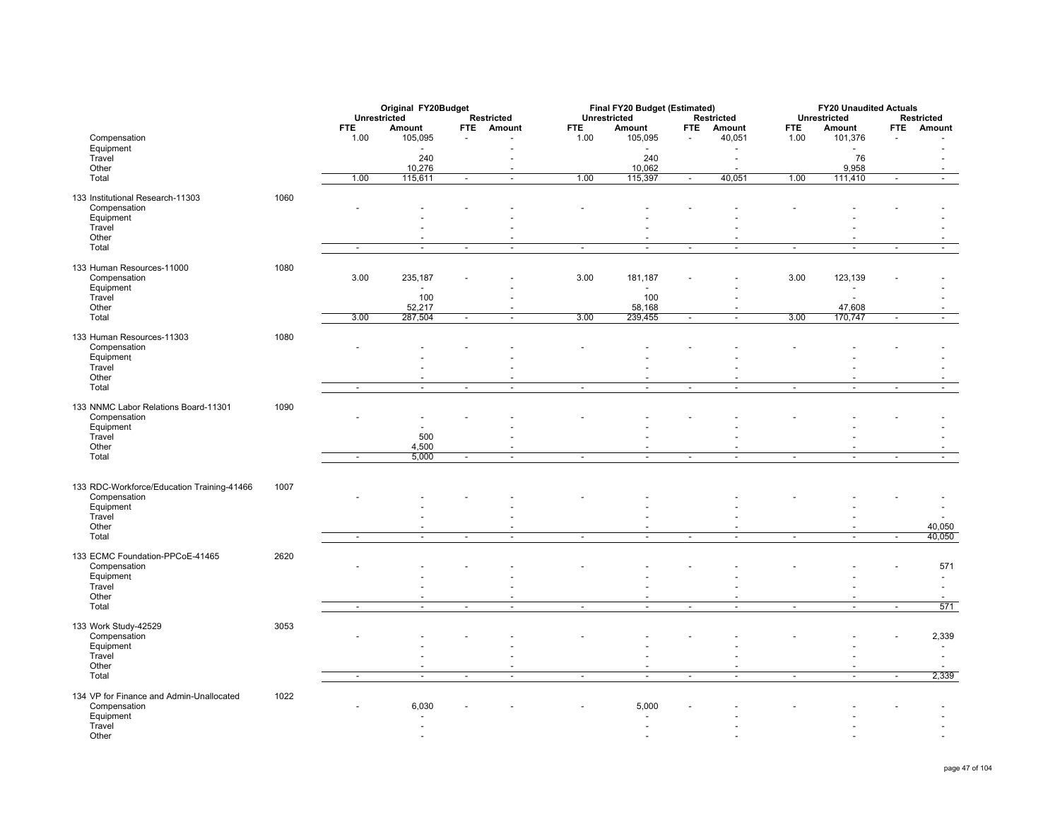| | | Original FY20Budget | | | | Final FY20 Budget (Estimated) | | | | FY20 Unaudited Actuals | | | |
|---|---|---|---|---|---|---|---|---|---|---|---|---|---|
| | | Unrestricted | | Restricted | | Unrestricted | | Restricted | | Unrestricted | | Restricted | |
| | | FTE | Amount | FTE | Amount | FTE | Amount | FTE | Amount | FTE | Amount | FTE | Amount |
| Compensation | | 1.00 | 105,095 | - | - | 1.00 | 105,095 | - | 40,051 | 1.00 | 101,376 | - | - |
| Equipment | | | - | | - | | - | | - | | - | | - |
| Travel | | | 240 | | - | | 240 | | - | | 76 | | - |
| Other | | | 10,276 | | - | | 10,062 | | - | | 9,958 | | - |
| Total | | 1.00 | 115,611 | - | - | 1.00 | 115,397 | - | 40,051 | 1.00 | 111,410 | - | - |
| 133 Institutional Research-11303 | 1060 | | | | | | | | | | | | |
| Compensation | | - | - | - | - | - | - | - | - | - | - | - | - |
| Equipment | | | - | | - | | - | | - | | - | | - |
| Travel | | | - | | - | | - | | - | | - | | - |
| Other | | | - | | - | | - | | - | | - | | - |
| Total | | - | - | - | - | - | - | - | - | - | - | - | - |
| 133 Human Resources-11000 | 1080 | | | | | | | | | | | | |
| Compensation | | 3.00 | 235,187 | - | - | 3.00 | 181,187 | - | - | 3.00 | 123,139 | - | - |
| Equipment | | | - | | - | | - | | - | | - | | - |
| Travel | | | 100 | | - | | 100 | | - | | - | | - |
| Other | | | 52,217 | | - | | 58,168 | | - | | 47,608 | | - |
| Total | | 3.00 | 287,504 | - | - | 3.00 | 239,455 | - | - | 3.00 | 170,747 | - | - |
| 133 Human Resources-11303 | 1080 | | | | | | | | | | | | |
| Compensation | | - | - | - | - | - | - | - | - | - | - | - | - |
| Equipment | | | - | | - | | - | | - | | - | | - |
| Travel | | | - | | - | | - | | - | | - | | - |
| Other | | | - | | - | | - | | - | | - | | - |
| Total | | - | - | - | - | - | - | - | - | - | - | - | - |
| 133 NNMC Labor Relations Board-11301 | 1090 | | | | | | | | | | | | |
| Compensation | | - | - | - | - | - | - | - | - | - | - | - | - |
| Equipment | | | - | | - | | - | | - | | - | | - |
| Travel | | | 500 | | - | | - | | - | | - | | - |
| Other | | | 4,500 | | - | | - | | - | | - | | - |
| Total | | - | 5,000 | - | - | - | - | - | - | - | - | - | - |
| 133 RDC-Workforce/Education Training-41466 | 1007 | | | | | | | | | | | | |
| Compensation | | - | - | - | - | - | - | | - | - | - | - | - |
| Equipment | | | - | | - | | - | | - | | - | | - |
| Travel | | | - | | - | | - | | - | | - | | - |
| Other | | | - | | - | | - | | - | | - | | 40,050 |
| Total | | - | - | - | - | - | - | - | - | - | - | - | 40,050 |
| 133 ECMC Foundation-PPCoE-41465 | 2620 | | | | | | | | | | | | |
| Compensation | | - | - | - | - | - | - | - | - | - | - | - | 571 |
| Equipment | | | - | | - | | - | | - | | - | | - |
| Travel | | | - | | - | | - | | - | | - | | - |
| Other | | | - | | - | | - | | - | | - | | - |
| Total | | - | - | - | - | - | - | - | - | - | - | - | 571 |
| 133 Work Study-42529 | 3053 | | | | | | | | | | | | |
| Compensation | | - | - | - | - | - | - | - | - | - | - | - | 2,339 |
| Equipment | | | - | | - | | - | | - | | - | | - |
| Travel | | | - | | - | | - | | - | | - | | - |
| Other | | | - | | - | | - | | - | | - | | - |
| Total | | - | - | - | - | - | - | - | - | - | - | - | 2,339 |
| 134 VP for Finance and Admin-Unallocated | 1022 | | | | | | | | | | | | |
| Compensation | | - | 6,030 | - | - | - | 5,000 | - | - | - | - | - | - |
| Equipment | | | - | | | | - | | - | | - | | - |
| Travel | | | - | | | | - | | - | | - | | - |
| Other | | | - | | | | - | | - | | - | | - |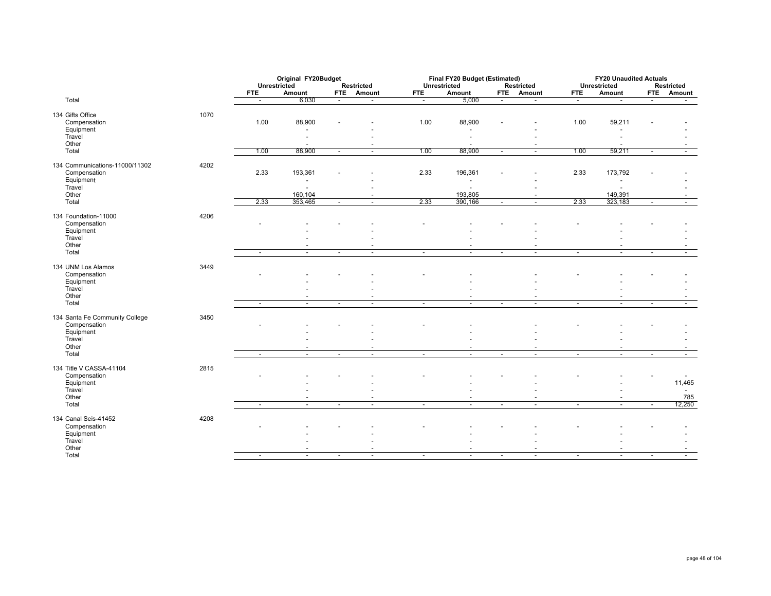| | | Original FY20Budget | | | | Final FY20 Budget (Estimated) | | | | FY20 Unaudited Actuals | | | |
|---|---|---|---|---|---|---|---|---|---|---|---|---|---|
| | | Unrestricted | | Restricted | | Unrestricted | | Restricted | | Unrestricted | | Restricted | |
| | | FTE | Amount | FTE | Amount | FTE | Amount | FTE | Amount | FTE | Amount | FTE | Amount |
| Total | | - | 6,030 | - | - | - | 5,000 | - | - | - | - | - | - |
| 134 Gifts Office | 1070 | | | | | | | | | | | | |
| Compensation | | 1.00 | 88,900 | - | - | 1.00 | 88,900 | - | - | 1.00 | 59,211 | - | - |
| Equipment | | | - | | - | | - | | - | | - | | - |
| Travel | | | - | | - | | - | | - | | - | | - |
| Other | | | - | | - | | - | | - | | - | | - |
| Total | | 1.00 | 88,900 | - | - | 1.00 | 88,900 | - | - | 1.00 | 59,211 | - | - |
| 134 Communications-11000/11302 | 4202 | | | | | | | | | | | | |
| Compensation | | 2.33 | 193,361 | - | - | 2.33 | 196,361 | - | - | 2.33 | 173,792 | - | - |
| Equipment | | | - | | - | | - | | - | | - | | - |
| Travel | | | - | | - | | - | | - | | - | | - |
| Other | | | 160,104 | | - | | 193,805 | | - | | 149,391 | | - |
| Total | | 2.33 | 353,465 | - | - | 2.33 | 390,166 | - | - | 2.33 | 323,183 | - | - |
| 134 Foundation-11000 | 4206 | | | | | | | | | | | | |
| Compensation | | - | - | - | - | - | - | - | - | - | - | - | - |
| Equipment | | | - | | - | | - | | - | | - | | - |
| Travel | | | - | | - | | - | | - | | - | | - |
| Other | | | - | | - | | - | | - | | - | | - |
| Total | | - | - | - | - | - | - | - | - | - | - | - | - |
| 134 UNM Los Alamos | 3449 | | | | | | | | | | | | |
| Compensation | | - | - | - | - | - | - | | - | - | - | - | - |
| Equipment | | | - | | - | | - | | - | | - | | - |
| Travel | | | - | | - | | - | | - | | - | | - |
| Other | | | - | | - | | - | | - | | - | | - |
| Total | | - | - | - | - | - | - | - | - | - | - | - | - |
| 134 Santa Fe Community College | 3450 | | | | | | | | | | | | |
| Compensation | | - | - | - | - | - | - | | - | - | - | - | - |
| Equipment | | | - | | - | | - | | - | | - | | - |
| Travel | | | - | | - | | - | | - | | - | | - |
| Other | | | - | | - | | - | | - | | - | | - |
| Total | | - | - | - | - | - | - | - | - | - | - | - | - |
| 134 Title V CASSA-41104 | 2815 | | | | | | | | | | | | |
| Compensation | | - | - | - | - | - | - | - | - | - | - | - | - |
| Equipment | | | - | | - | | - | | - | | - | | 11,465 |
| Travel | | | - | | - | | - | | - | | - | | - |
| Other | | | - | | - | | - | | - | | - | | 785 |
| Total | | - | - | - | - | - | - | - | - | - | - | - | 12,250 |
| 134 Canal Seis-41452 | 4208 | | | | | | | | | | | | |
| Compensation | | - | - | - | - | - | - | - | - | - | - | - | - |
| Equipment | | | - | | - | | - | | - | | - | | - |
| Travel | | | - | | - | | - | | - | | - | | - |
| Other | | | - | | - | | - | | - | | - | | - |
| Total | | - | - | - | - | - | - | - | - | - | - | - | - |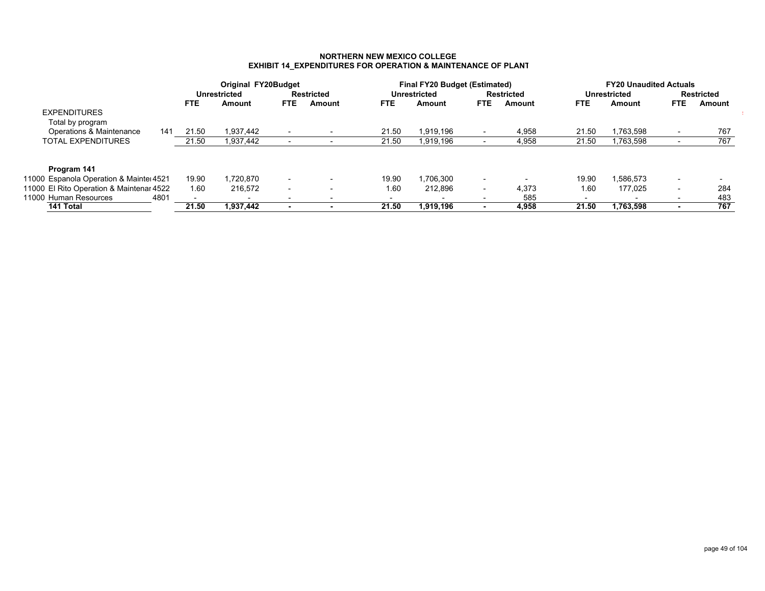**NORTHERN NEW MEXICO COLLEGE**
**EXHIBIT 14_EXPENDITURES FOR OPERATION & MAINTENANCE OF PLANT**

| | | | Original FY20Budget | | | | Final FY20 Budget (Estimated) | | | | FY20 Unaudited Actuals | | | |
|---|---|---|---|---|---|---|---|---|---|---|---|---|---|---|
| | | | Unrestricted | | Restricted | | Unrestricted | | Restricted | | Unrestricted | | Restricted | |
| | | | FTE | Amount | FTE | Amount | FTE | Amount | FTE | Amount | FTE | Amount | FTE | Amount |
| | EXPENDITURES | | | | | | | | | | | | | |
| | Total by program | | | | | | | | | | | | | |
| | Operations & Maintenance | 141 | 21.50 | 1,937,442 | - | - | 21.50 | 1,919,196 | - | 4,958 | 21.50 | 1,763,598 | - | 767 |
| | TOTAL EXPENDITURES | | 21.50 | 1,937,442 | - | - | 21.50 | 1,919,196 | - | 4,958 | 21.50 | 1,763,598 | - | 767 |
| | | | | | | | | | | | | | | |
| | **Program 141** | | | | | | | | | | | | | |
| 11000 | Espanola Operation & Mainte | 4521 | 19.90 | 1,720,870 | - | - | 19.90 | 1,706,300 | - | - | 19.90 | 1,586,573 | - | - |
| 11000 | El Rito Operation & Maintenar | 4522 | 1.60 | 216,572 | - | - | 1.60 | 212,896 | - | 4,373 | 1.60 | 177,025 | - | 284 |
| 11000 | Human Resources | 4801 | - | - | - | - | - | - | - | 585 | - | - | - | 483 |
| | **141 Total** | | **21.50** | **1,937,442** | **-** | **-** | **21.50** | **1,919,196** | **-** | **4,958** | **21.50** | **1,763,598** | **-** | **767** |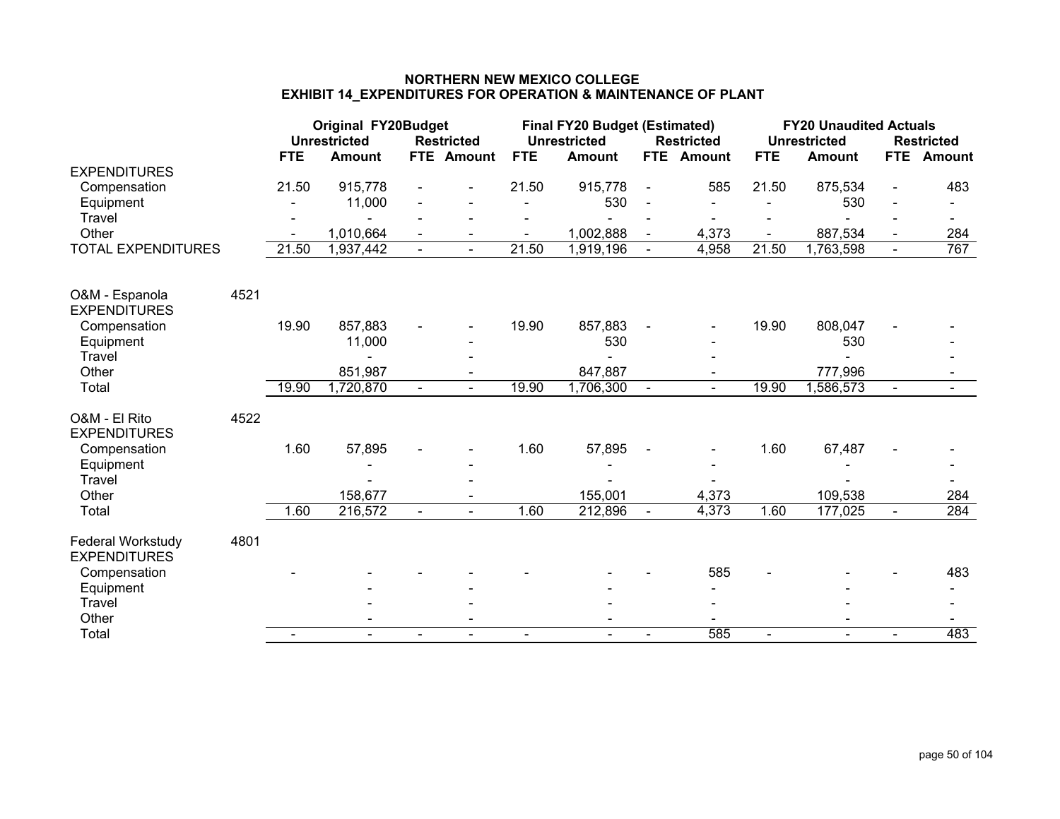# NORTHERN NEW MEXICO COLLEGE
## EXHIBIT 14_EXPENDITURES FOR OPERATION & MAINTENANCE OF PLANT

| | | Original FY20Budget | | | | Final FY20 Budget (Estimated) | | | | FY20 Unaudited Actuals | | | |
|---|---|---|---|---|---|---|---|---|---|---|---|---|---|
| | | Unrestricted | | Restricted | | Unrestricted | | Restricted | | Unrestricted | | Restricted | |
| | | FTE | Amount | FTE | Amount | FTE | Amount | FTE | Amount | FTE | Amount | FTE | Amount |
| EXPENDITURES | | | | | | | | | | | | | |
| Compensation | | 21.50 | 915,778 | - | - | 21.50 | 915,778 | - | 585 | 21.50 | 875,534 | - | 483 |
| Equipment | | - | 11,000 | - | - | - | 530 | - | - | - | 530 | - | - |
| Travel | | - | - | - | - | - | - | - | - | - | - | - | - |
| Other | | - | 1,010,664 | - | - | - | 1,002,888 | - | 4,373 | - | 887,534 | - | 284 |
| TOTAL EXPENDITURES | | 21.50 | 1,937,442 | - | - | 21.50 | 1,919,196 | - | 4,958 | 21.50 | 1,763,598 | - | 767 |
| | | | | | | | | | | | | | |
| O&M - Espanola | 4521 | | | | | | | | | | | | |
| EXPENDITURES | | | | | | | | | | | | | |
| Compensation | | 19.90 | 857,883 | - | - | 19.90 | 857,883 | - | - | 19.90 | 808,047 | - | - |
| Equipment | | | 11,000 | | - | | 530 | | - | | 530 | | - |
| Travel | | | - | | - | | - | | - | | - | | - |
| Other | | | 851,987 | | - | | 847,887 | | - | | 777,996 | | - |
| Total | | 19.90 | 1,720,870 | - | - | 19.90 | 1,706,300 | - | - | 19.90 | 1,586,573 | - | - |
| | | | | | | | | | | | | | |
| O&M - El Rito | 4522 | | | | | | | | | | | | |
| EXPENDITURES | | | | | | | | | | | | | |
| Compensation | | 1.60 | 57,895 | - | - | 1.60 | 57,895 | - | - | 1.60 | 67,487 | - | - |
| Equipment | | | - | | - | | - | | - | | - | | - |
| Travel | | | - | | - | | - | | - | | - | | - |
| Other | | | 158,677 | | - | | 155,001 | | 4,373 | | 109,538 | | 284 |
| Total | | 1.60 | 216,572 | - | - | 1.60 | 212,896 | - | 4,373 | 1.60 | 177,025 | - | 284 |
| | | | | | | | | | | | | | |
| Federal Workstudy | 4801 | | | | | | | | | | | | |
| EXPENDITURES | | | | | | | | | | | | | |
| Compensation | | - | - | - | - | - | - | - | 585 | - | - | - | 483 |
| Equipment | | | - | | - | | - | | - | | - | | - |
| Travel | | | - | | - | | - | | - | | - | | - |
| Other | | | - | | - | | - | | - | | - | | - |
| Total | | - | - | - | - | - | - | - | 585 | - | - | - | 483 |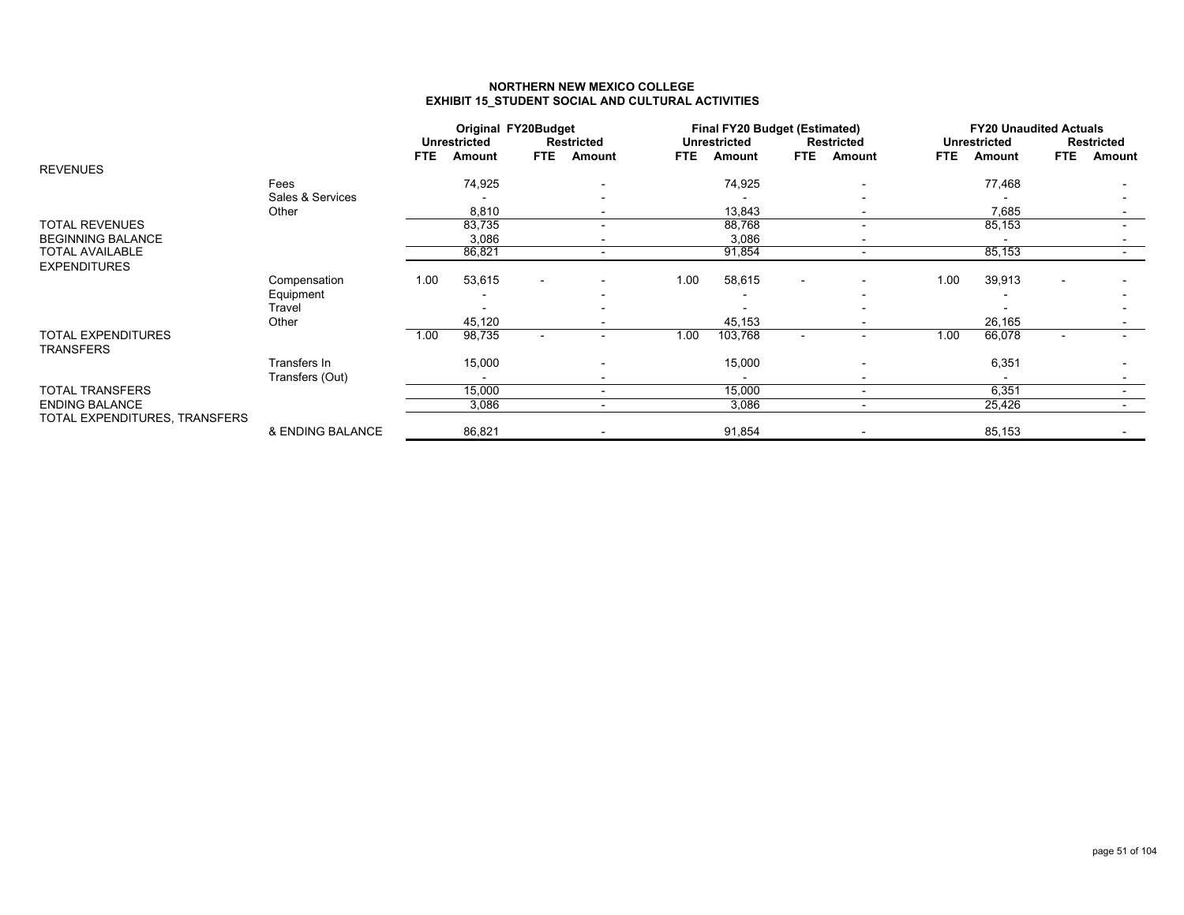# NORTHERN NEW MEXICO COLLEGE
## EXHIBIT 15_STUDENT SOCIAL AND CULTURAL ACTIVITIES

| | | Original FY20Budget | | | | Final FY20 Budget (Estimated) | | | | FY20 Unaudited Actuals | | | |
|---|---|---|---|---|---|---|---|---|---|---|---|---|---|
| | | Unrestricted | | Restricted | | Unrestricted | | Restricted | | Unrestricted | | Restricted | |
| | | FTE | Amount | FTE | Amount | FTE | Amount | FTE | Amount | FTE | Amount | FTE | Amount |
| REVENUES | | | | | | | | | | | | | |
| | Fees | | 74,925 | | - | | 74,925 | | - | | 77,468 | | - |
| | Sales & Services | | - | | - | | - | | - | | - | | - |
| | Other | | 8,810 | | - | | 13,843 | | - | | 7,685 | | - |
| TOTAL REVENUES | | | 83,735 | | - | | 88,768 | | - | | 85,153 | | - |
| BEGINNING BALANCE | | | 3,086 | | - | | 3,086 | | - | | - | | - |
| TOTAL AVAILABLE | | | 86,821 | | - | | 91,854 | | - | | 85,153 | | - |
| EXPENDITURES | | | | | | | | | | | | | |
| | Compensation | 1.00 | 53,615 | - | - | 1.00 | 58,615 | - | - | 1.00 | 39,913 | - | - |
| | Equipment | | - | | - | | - | | - | | - | | - |
| | Travel | | - | | - | | - | | - | | - | | - |
| | Other | | 45,120 | | - | | 45,153 | | - | | 26,165 | | - |
| TOTAL EXPENDITURES | | 1.00 | 98,735 | - | - | 1.00 | 103,768 | - | - | 1.00 | 66,078 | - | - |
| TRANSFERS | | | | | | | | | | | | | |
| | Transfers In | | 15,000 | | - | | 15,000 | | - | | 6,351 | | - |
| | Transfers (Out) | | - | | - | | - | | - | | - | | - |
| TOTAL TRANSFERS | | | 15,000 | | - | | 15,000 | | - | | 6,351 | | - |
| ENDING BALANCE | | | 3,086 | | - | | 3,086 | | - | | 25,426 | | - |
| TOTAL EXPENDITURES, TRANSFERS | & ENDING BALANCE | | 86,821 | | - | | 91,854 | | - | | 85,153 | | - |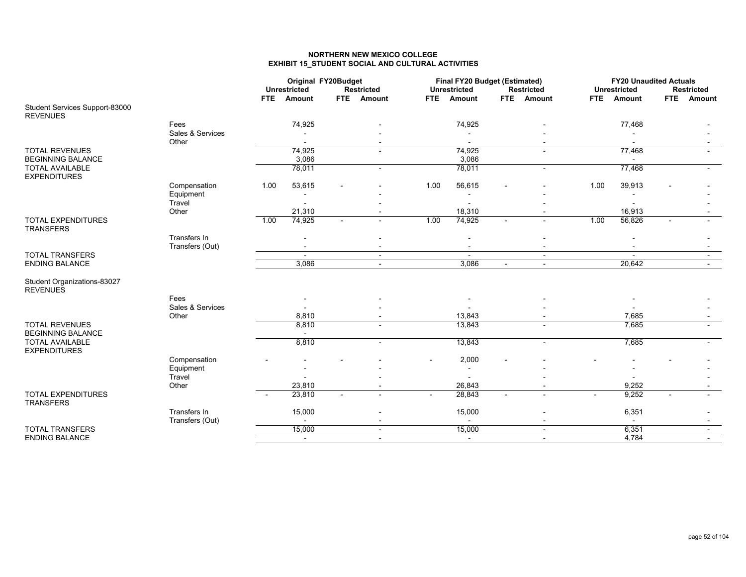# NORTHERN NEW MEXICO COLLEGE
## EXHIBIT 15_STUDENT SOCIAL AND CULTURAL ACTIVITIES

| | | Original FY20Budget | | | | Final FY20 Budget (Estimated) | | | | FY20 Unaudited Actuals | | | |
|---|---|---|---|---|---|---|---|---|---|---|---|---|---|
| | | Unrestricted | | Restricted | | Unrestricted | | Restricted | | Unrestricted | | Restricted | |
| | | FTE | Amount | FTE | Amount | FTE | Amount | FTE | Amount | FTE | Amount | FTE | Amount |
| Student Services Support-83000 | | | | | | | | | | | | | |
| REVENUES | | | | | | | | | | | | | |
| | Fees | | 74,925 | | - | | 74,925 | | - | | 77,468 | | - |
| | Sales & Services | | - | | - | | - | | - | | - | | - |
| | Other | | - | | - | | - | | - | | - | | - |
| TOTAL REVENUES | | | 74,925 | | - | | 74,925 | | - | | 77,468 | | - |
| BEGINNING BALANCE | | | 3,086 | | | | 3,086 | | | | - | | |
| TOTAL AVAILABLE | | | 78,011 | | - | | 78,011 | | - | | 77,468 | | - |
| EXPENDITURES | | | | | | | | | | | | | |
| | Compensation | 1.00 | 53,615 | - | - | 1.00 | 56,615 | - | - | 1.00 | 39,913 | - | - |
| | Equipment | | - | | - | | - | | - | | - | | - |
| | Travel | | - | | - | | - | | - | | - | | - |
| | Other | | 21,310 | | - | | 18,310 | | - | | 16,913 | | - |
| TOTAL EXPENDITURES | | 1.00 | 74,925 | - | - | 1.00 | 74,925 | - | - | 1.00 | 56,826 | - | - |
| TRANSFERS | | | | | | | | | | | | | |
| | Transfers In | | - | | - | | - | | - | | - | | - |
| | Transfers (Out) | | - | | - | | - | | - | | - | | - |
| TOTAL TRANSFERS | | | - | | - | | - | | - | | - | | - |
| ENDING BALANCE | | | 3,086 | | - | | 3,086 | - | - | | 20,642 | | - |
| Student Organizations-83027 | | | | | | | | | | | | | |
| REVENUES | | | | | | | | | | | | | |
| | Fees | | - | | - | | - | | - | | - | | - |
| | Sales & Services | | - | | - | | - | | - | | - | | - |
| | Other | | 8,810 | | - | | 13,843 | | - | | 7,685 | | - |
| TOTAL REVENUES | | | 8,810 | | - | | 13,843 | | - | | 7,685 | | - |
| BEGINNING BALANCE | | | - | | | | | | | | | | |
| TOTAL AVAILABLE | | | 8,810 | | - | | 13,843 | | - | | 7,685 | | - |
| EXPENDITURES | | | | | | | | | | | | | |
| | Compensation | - | - | - | - | - | 2,000 | - | - | - | - | - | - |
| | Equipment | | - | | - | | - | | - | | - | | - |
| | Travel | | - | | - | | - | | - | | - | | - |
| | Other | | 23,810 | | - | | 26,843 | | - | | 9,252 | | - |
| TOTAL EXPENDITURES | | - | 23,810 | - | - | - | 28,843 | - | - | - | 9,252 | - | - |
| TRANSFERS | | | | | | | | | | | | | |
| | Transfers In | | 15,000 | | - | | 15,000 | | - | | 6,351 | | - |
| | Transfers (Out) | | - | | - | | - | | - | | - | | - |
| TOTAL TRANSFERS | | | 15,000 | | - | | 15,000 | | - | | 6,351 | | - |
| ENDING BALANCE | | | - | | - | | - | | - | | 4,784 | | - |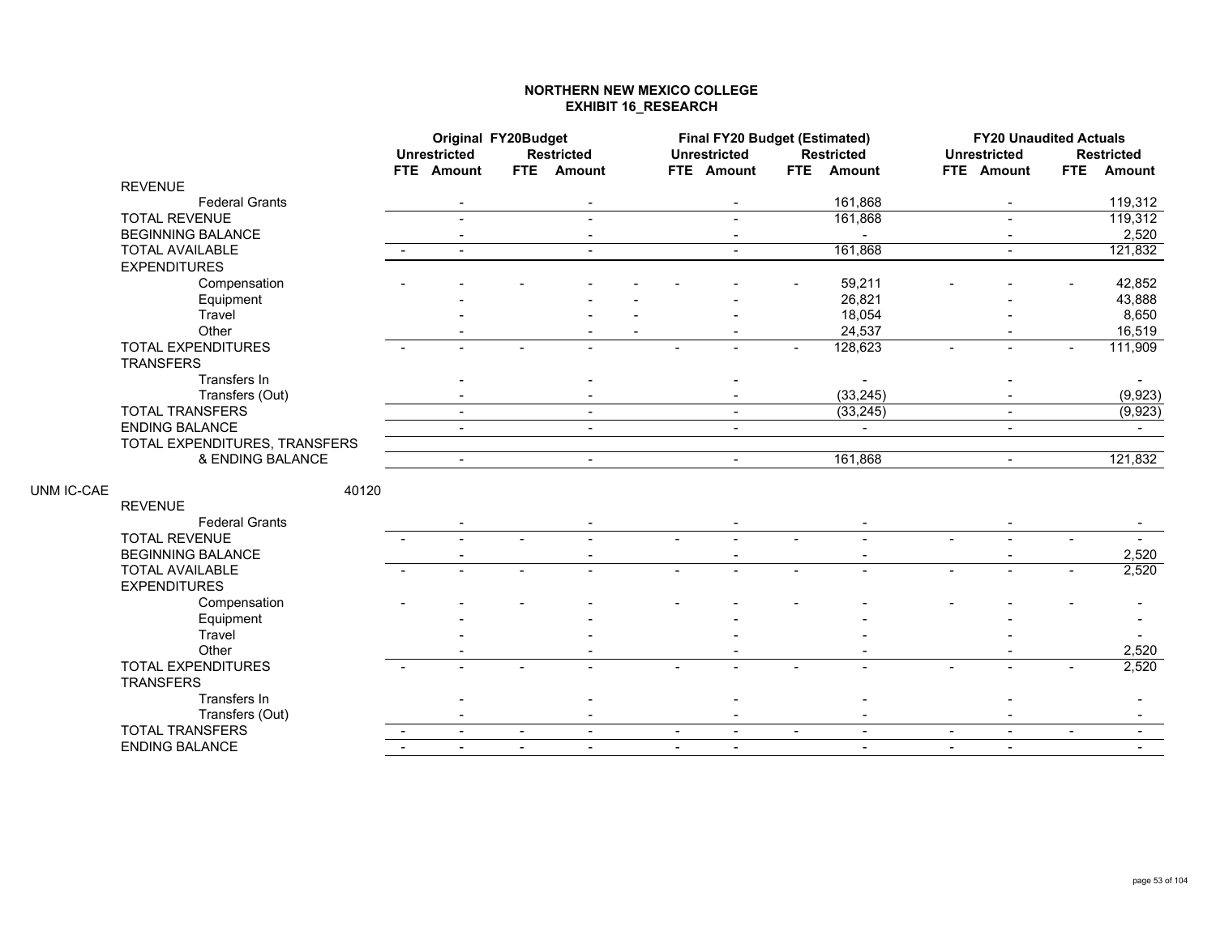# NORTHERN NEW MEXICO COLLEGE
## EXHIBIT 16_RESEARCH

| | Original FY20Budget | | | | Final FY20 Budget (Estimated) | | | | FY20 Unaudited Actuals | | | |
|---|---|---|---|---|---|---|---|---|---|---|---|---|
| | Unrestricted | | Restricted | | Unrestricted | | Restricted | | Unrestricted | | Restricted | |
| | FTE | Amount | FTE | Amount | FTE | Amount | FTE | Amount | FTE | Amount | FTE | Amount |
| REVENUE | | | | | | | | | | | | |
| Federal Grants | | - | | - | | - | | 161,868 | | - | | 119,312 |
| TOTAL REVENUE | | - | | - | | - | | 161,868 | | - | | 119,312 |
| BEGINNING BALANCE | | - | | - | | - | | - | | - | | 2,520 |
| TOTAL AVAILABLE | - | - | | - | | - | | 161,868 | | - | | 121,832 |
| EXPENDITURES | | | | | | | | | | | | |
| Compensation | - | - | - | - | - | - | - | 59,211 | - | - | - | 42,852 |
| Equipment | | - | | - | - | - | | 26,821 | | - | | 43,888 |
| Travel | | - | | - | - | - | | 18,054 | | - | | 8,650 |
| Other | | - | | - | - | - | | 24,537 | | - | | 16,519 |
| TOTAL EXPENDITURES | - | - | - | - | - | - | - | 128,623 | - | - | - | 111,909 |
| TRANSFERS | | | | | | | | | | | | |
| Transfers In | | - | | - | | - | | - | | - | | - |
| Transfers (Out) | | - | | - | | - | | (33,245) | | - | | (9,923) |
| TOTAL TRANSFERS | | - | | - | | - | | (33,245) | | - | | (9,923) |
| ENDING BALANCE | | - | | - | | - | | - | | - | | - |
| TOTAL EXPENDITURES, TRANSFERS & ENDING BALANCE | | - | | - | | - | | 161,868 | | - | | 121,832 |

UNM IC-CAE 40120

| | Original FY20Budget | | | | Final FY20 Budget (Estimated) | | | | FY20 Unaudited Actuals | | | |
|---|---|---|---|---|---|---|---|---|---|---|---|---|
| | Unrestricted | | Restricted | | Unrestricted | | Restricted | | Unrestricted | | Restricted | |
| | FTE | Amount | FTE | Amount | FTE | Amount | FTE | Amount | FTE | Amount | FTE | Amount |
| REVENUE | | | | | | | | | | | | |
| Federal Grants | | - | | - | | - | | - | | - | | - |
| TOTAL REVENUE | - | - | - | - | - | - | - | - | - | - | - | - |
| BEGINNING BALANCE | | - | | - | | - | | - | | - | | 2,520 |
| TOTAL AVAILABLE | - | - | - | - | - | - | - | - | - | - | - | 2,520 |
| EXPENDITURES | | | | | | | | | | | | |
| Compensation | - | - | - | - | - | - | - | - | - | - | - | - |
| Equipment | | - | | - | | - | | - | | - | | - |
| Travel | | - | | - | | - | | - | | - | | - |
| Other | | - | | - | | - | | - | | - | | 2,520 |
| TOTAL EXPENDITURES | - | - | - | - | - | - | - | - | - | - | - | 2,520 |
| TRANSFERS | | | | | | | | | | | | |
| Transfers In | | - | | - | | - | | - | | - | | - |
| Transfers (Out) | | - | | - | | - | | - | | - | | - |
| TOTAL TRANSFERS | - | - | - | - | - | - | - | - | - | - | - | - |
| ENDING BALANCE | - | - | - | - | - | - | | - | - | - | | - |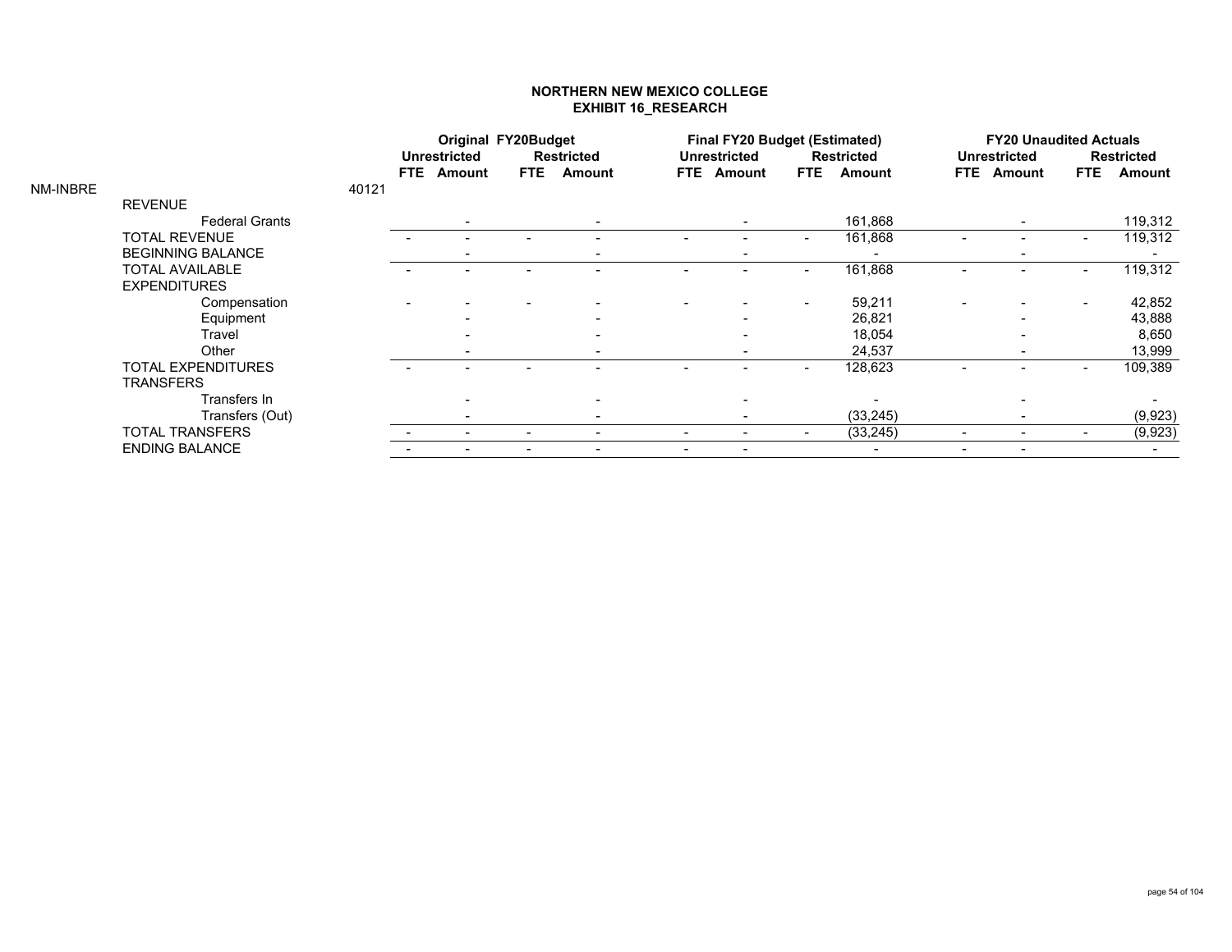# NORTHERN NEW MEXICO COLLEGE
## EXHIBIT 16_RESEARCH

| | | Original FY20Budget | | | | Final FY20 Budget (Estimated) | | | | FY20 Unaudited Actuals | | | |
|---|---|---|---|---|---|---|---|---|---|---|---|---|---|
| | | Unrestricted | | Restricted | | Unrestricted | | Restricted | | Unrestricted | | Restricted | |
| | | FTE | Amount | FTE | Amount | FTE | Amount | FTE | Amount | FTE | Amount | FTE | Amount |
| NM-INBRE | 40121 | | | | | | | | | | | | |
| REVENUE | | | | | | | | | | | | | |
| Federal Grants | | | - | | - | | - | | 161,868 | | - | | 119,312 |
| TOTAL REVENUE | | - | - | - | - | - | - | - | 161,868 | - | - | - | 119,312 |
| BEGINNING BALANCE | | | - | | - | | - | | - | | - | | - |
| TOTAL AVAILABLE | | - | - | - | - | - | - | - | 161,868 | - | - | - | 119,312 |
| EXPENDITURES | | | | | | | | | | | | | |
| Compensation | | - | - | - | - | - | - | - | 59,211 | - | - | - | 42,852 |
| Equipment | | | - | | - | | - | | 26,821 | | - | | 43,888 |
| Travel | | | - | | - | | - | | 18,054 | | - | | 8,650 |
| Other | | | - | | - | | - | | 24,537 | | - | | 13,999 |
| TOTAL EXPENDITURES | | - | - | - | - | - | - | - | 128,623 | - | - | - | 109,389 |
| TRANSFERS | | | | | | | | | | | | | |
| Transfers In | | | - | | - | | - | | - | | - | | - |
| Transfers (Out) | | | - | | - | | - | | (33,245) | | - | | (9,923) |
| TOTAL TRANSFERS | | - | - | - | - | - | - | - | (33,245) | - | - | - | (9,923) |
| ENDING BALANCE | | - | - | - | - | - | - | | - | - | - | | - |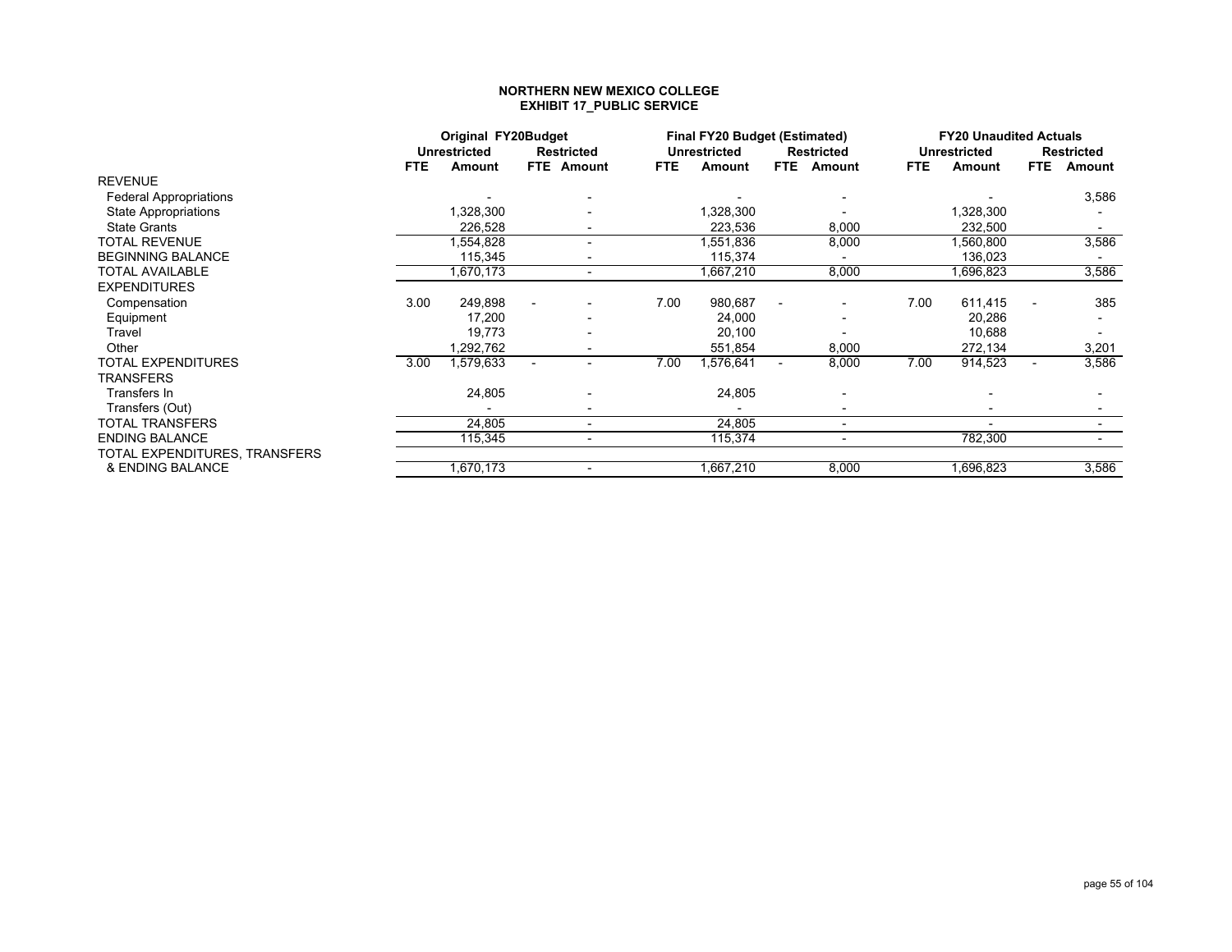**NORTHERN NEW MEXICO COLLEGE**
**EXHIBIT 17_PUBLIC SERVICE**

| | Original FY20Budget | | | | Final FY20 Budget (Estimated) | | | | FY20 Unaudited Actuals | | | |
|---|---|---|---|---|---|---|---|---|---|---|---|---|
| | Unrestricted | | Restricted | | Unrestricted | | Restricted | | Unrestricted | | Restricted | |
| | FTE | Amount | FTE | Amount | FTE | Amount | FTE | Amount | FTE | Amount | FTE | Amount |
| REVENUE | | | | | | | | | | | | |
| Federal Appropriations | | - | | - | | - | | - | | - | | 3,586 |
| State Appropriations | | 1,328,300 | | - | | 1,328,300 | | - | | 1,328,300 | | - |
| State Grants | | 226,528 | | - | | 223,536 | | 8,000 | | 232,500 | | - |
| TOTAL REVENUE | | 1,554,828 | | - | | 1,551,836 | | 8,000 | | 1,560,800 | | 3,586 |
| BEGINNING BALANCE | | 115,345 | | - | | 115,374 | | - | | 136,023 | | - |
| TOTAL AVAILABLE | | 1,670,173 | | - | | 1,667,210 | | 8,000 | | 1,696,823 | | 3,586 |
| EXPENDITURES | | | | | | | | | | | | |
| Compensation | 3.00 | 249,898 | - | - | 7.00 | 980,687 | - | - | 7.00 | 611,415 | - | 385 |
| Equipment | | 17,200 | | - | | 24,000 | | - | | 20,286 | | - |
| Travel | | 19,773 | | - | | 20,100 | | - | | 10,688 | | - |
| Other | | 1,292,762 | | - | | 551,854 | | 8,000 | | 272,134 | | 3,201 |
| TOTAL EXPENDITURES | 3.00 | 1,579,633 | - | - | 7.00 | 1,576,641 | - | 8,000 | 7.00 | 914,523 | - | 3,586 |
| TRANSFERS | | | | | | | | | | | | |
| Transfers In | | 24,805 | | - | | 24,805 | | - | | - | | - |
| Transfers (Out) | | - | | - | | - | | - | | - | | - |
| TOTAL TRANSFERS | | 24,805 | | - | | 24,805 | | - | | - | | - |
| ENDING BALANCE | | 115,345 | | - | | 115,374 | | - | | 782,300 | | - |
| TOTAL EXPENDITURES, TRANSFERS & ENDING BALANCE | | 1,670,173 | | - | | 1,667,210 | | 8,000 | | 1,696,823 | | 3,586 |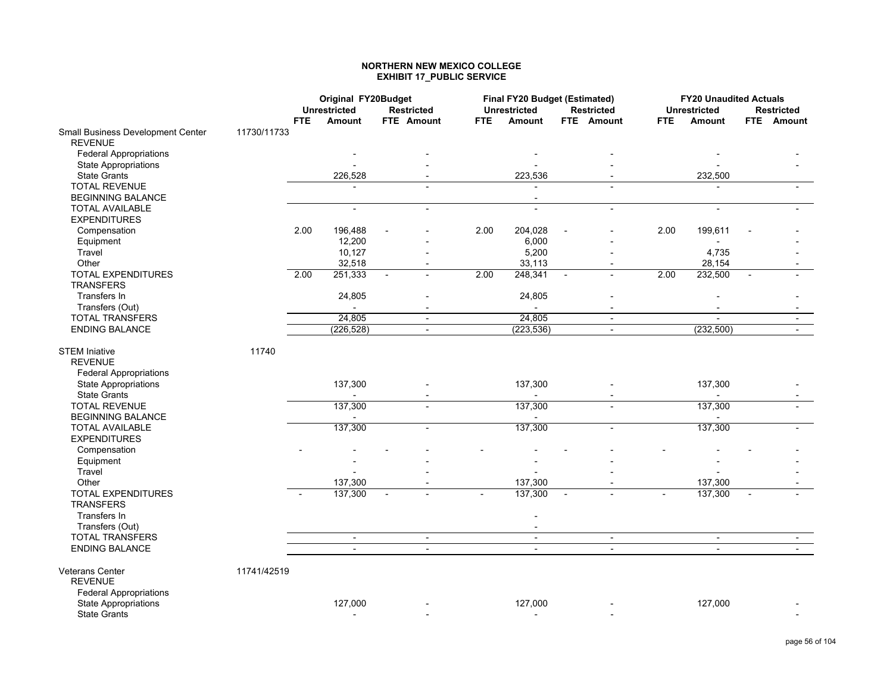# NORTHERN NEW MEXICO COLLEGE
## EXHIBIT 17_PUBLIC SERVICE

| | | Original FY20Budget | | | | Final FY20 Budget (Estimated) | | | | FY20 Unaudited Actuals | | | |
|---|---|---|---|---|---|---|---|---|---|---|---|---|---|
| | | Unrestricted | | Restricted | | Unrestricted | | Restricted | | Unrestricted | | Restricted | |
| | | FTE | Amount | FTE | Amount | FTE | Amount | FTE | Amount | FTE | Amount | FTE | Amount |
| Small Business Development Center | 11730/11733 | | | | | | | | | | | | |
| REVENUE | | | | | | | | | | | | | |
| Federal Appropriations | | | - | | - | | - | | - | | - | | - |
| State Appropriations | | | - | | - | | - | | - | | - | | - |
| State Grants | | | 226,528 | | - | | 223,536 | | - | | 232,500 | | |
| TOTAL REVENUE | | | - | | - | | - | | - | | - | | - |
| BEGINNING BALANCE | | | | | | | - | | | | | | |
| TOTAL AVAILABLE | | | - | | - | | - | | - | | - | | - |
| EXPENDITURES | | | | | | | | | | | | | |
| Compensation | | 2.00 | 196,488 | - | - | 2.00 | 204,028 | - | - | 2.00 | 199,611 | - | - |
| Equipment | | | 12,200 | | - | | 6,000 | | - | | - | | - |
| Travel | | | 10,127 | | - | | 5,200 | | - | | 4,735 | | - |
| Other | | | 32,518 | | - | | 33,113 | | - | | 28,154 | | - |
| TOTAL EXPENDITURES | | 2.00 | 251,333 | - | - | 2.00 | 248,341 | - | - | 2.00 | 232,500 | - | - |
| TRANSFERS | | | | | | | | | | | | | |
| Transfers In | | | 24,805 | | - | | 24,805 | | - | | - | | - |
| Transfers (Out) | | | - | | - | | - | | - | | - | | - |
| TOTAL TRANSFERS | | | 24,805 | | - | | 24,805 | | - | | - | | - |
| ENDING BALANCE | | | (226,528) | | - | | (223,536) | | - | | (232,500) | | - |
| | | | | | | | | | | | | | |
| STEM Iniative | 11740 | | | | | | | | | | | | |
| REVENUE | | | | | | | | | | | | | |
| Federal Appropriations | | | | | | | | | | | | | |
| State Appropriations | | | 137,300 | | - | | 137,300 | | - | | 137,300 | | - |
| State Grants | | | - | | - | | - | | - | | - | | - |
| TOTAL REVENUE | | | 137,300 | | - | | 137,300 | | - | | 137,300 | | - |
| BEGINNING BALANCE | | | - | | | | - | | | | - | | |
| TOTAL AVAILABLE | | | 137,300 | | - | | 137,300 | | - | | 137,300 | | - |
| EXPENDITURES | | | | | | | | | | | | | |
| Compensation | | - | - | - | - | - | - | - | - | - | - | - | - |
| Equipment | | | - | | - | | - | | - | | - | | - |
| Travel | | | - | | - | | - | | - | | - | | - |
| Other | | | 137,300 | | - | | 137,300 | | - | | 137,300 | | - |
| TOTAL EXPENDITURES | | - | 137,300 | - | - | - | 137,300 | - | - | - | 137,300 | - | - |
| TRANSFERS | | | | | | | | | | | | | |
| Transfers In | | | | | | | - | | | | | | |
| Transfers (Out) | | | | | | | - | | | | | | |
| TOTAL TRANSFERS | | | - | | - | | - | | - | | - | | - |
| ENDING BALANCE | | | - | | - | | - | | - | | - | | - |
| | | | | | | | | | | | | | |
| Veterans Center | 11741/42519 | | | | | | | | | | | | |
| REVENUE | | | | | | | | | | | | | |
| Federal Appropriations | | | | | | | | | | | | | |
| State Appropriations | | | 127,000 | | - | | 127,000 | | - | | 127,000 | | - |
| State Grants | | | - | | - | | - | | - | | | | - |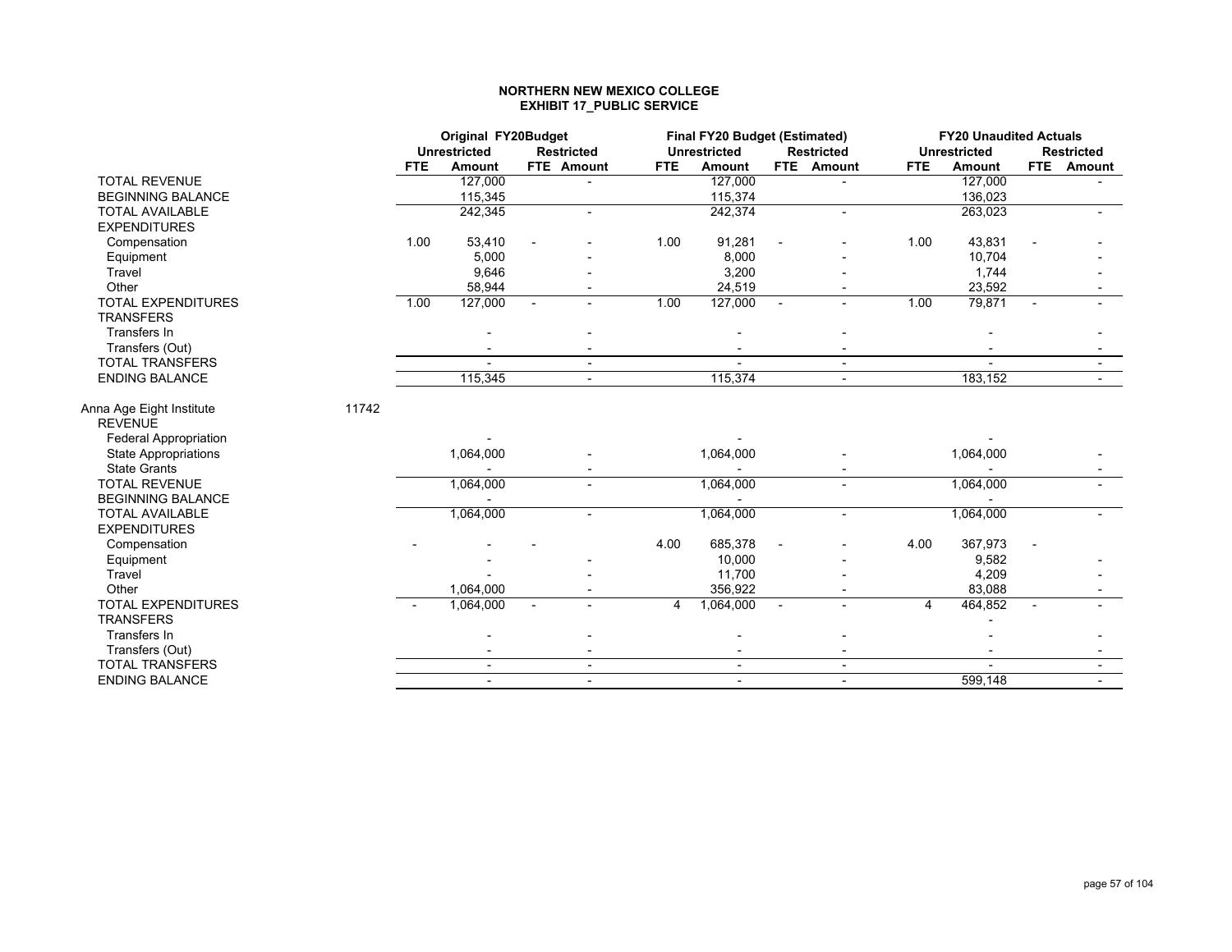**NORTHERN NEW MEXICO COLLEGE**
**EXHIBIT 17_PUBLIC SERVICE**

| | | Original FY20Budget | | | | Final FY20 Budget (Estimated) | | | | FY20 Unaudited Actuals | | | |
|---|---|---|---|---|---|---|---|---|---|---|---|---|---|
| | | Unrestricted | | Restricted | | Unrestricted | | Restricted | | Unrestricted | | Restricted | |
| | | FTE | Amount | FTE | Amount | FTE | Amount | FTE | Amount | FTE | Amount | FTE | Amount |
| TOTAL REVENUE | | | 127,000 | | - | | 127,000 | | - | | 127,000 | | - |
| BEGINNING BALANCE | | | 115,345 | | | | 115,374 | | | | 136,023 | | |
| TOTAL AVAILABLE | | | 242,345 | | - | | 242,374 | | - | | 263,023 | | - |
| EXPENDITURES | | | | | | | | | | | | | |
| Compensation | | 1.00 | 53,410 | - | - | 1.00 | 91,281 | - | - | 1.00 | 43,831 | - | - |
| Equipment | | | 5,000 | | - | | 8,000 | | - | | 10,704 | | - |
| Travel | | | 9,646 | | - | | 3,200 | | - | | 1,744 | | - |
| Other | | | 58,944 | | - | | 24,519 | | - | | 23,592 | | - |
| TOTAL EXPENDITURES | | 1.00 | 127,000 | - | - | 1.00 | 127,000 | - | - | 1.00 | 79,871 | - | - |
| TRANSFERS | | | | | | | | | | | | | |
| Transfers In | | | - | | - | | - | | - | | - | | - |
| Transfers (Out) | | | - | | - | | - | | - | | - | | - |
| TOTAL TRANSFERS | | | - | | - | | - | | - | | - | | - |
| ENDING BALANCE | | | 115,345 | | - | | 115,374 | | - | | 183,152 | | - |
| Anna Age Eight Institute | 11742 | | | | | | | | | | | | |
| REVENUE | | | | | | | | | | | | | |
| Federal Appropriation | | | - | | | | - | | | | - | | |
| State Appropriations | | | 1,064,000 | | - | | 1,064,000 | | - | | 1,064,000 | | - |
| State Grants | | | - | | - | | - | | - | | - | | - |
| TOTAL REVENUE | | | 1,064,000 | | - | | 1,064,000 | | - | | 1,064,000 | | - |
| BEGINNING BALANCE | | | - | | | | - | | | | - | | |
| TOTAL AVAILABLE | | | 1,064,000 | | - | | 1,064,000 | | - | | 1,064,000 | | - |
| EXPENDITURES | | | | | | | | | | | | | |
| Compensation | | - | - | - | | 4.00 | 685,378 | - | - | 4.00 | 367,973 | - | |
| Equipment | | | - | | - | | 10,000 | | - | | 9,582 | | - |
| Travel | | | - | | - | | 11,700 | | - | | 4,209 | | - |
| Other | | | 1,064,000 | | - | | 356,922 | | - | | 83,088 | | - |
| TOTAL EXPENDITURES | | - | 1,064,000 | - | - | 4 | 1,064,000 | - | - | 4 | 464,852 | - | - |
| TRANSFERS | | | | | | | | | | | - | | |
| Transfers In | | | - | | - | | - | | - | | - | | - |
| Transfers (Out) | | | - | | - | | - | | - | | - | | - |
| TOTAL TRANSFERS | | | - | | - | | - | | - | | - | | - |
| ENDING BALANCE | | | - | | - | | - | | - | | 599,148 | | - |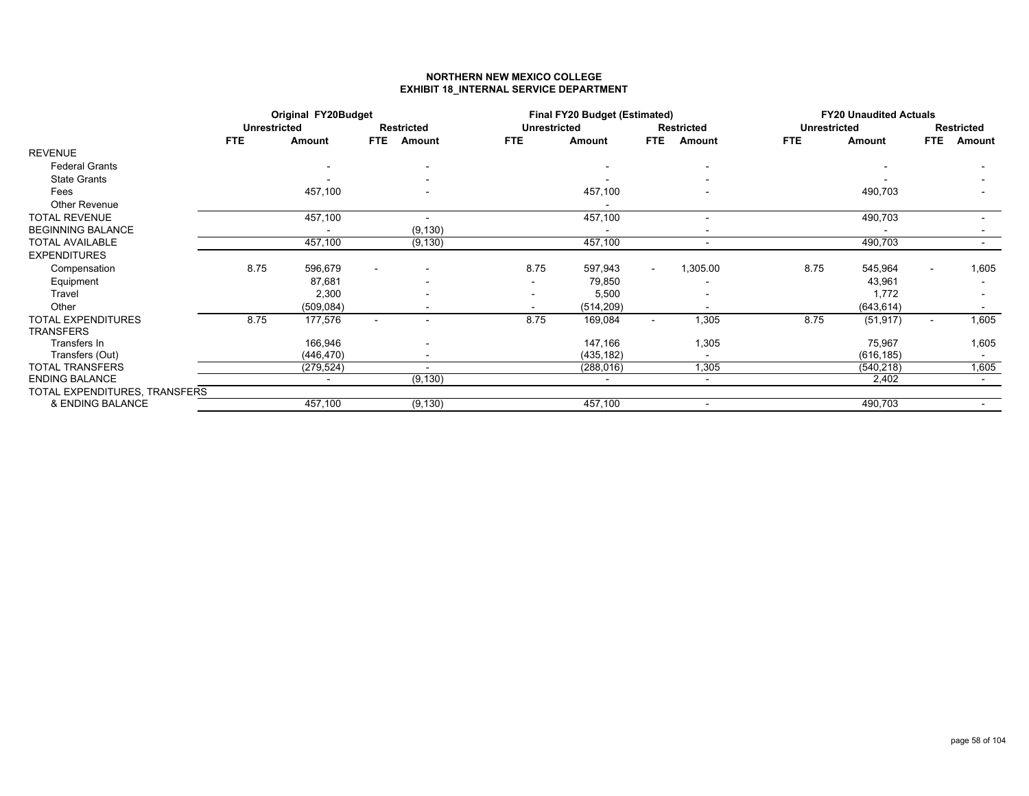**NORTHERN NEW MEXICO COLLEGE**
**EXHIBIT 18_INTERNAL SERVICE DEPARTMENT**

| | Original FY20Budget | | | | Final FY20 Budget (Estimated) | | | | FY20 Unaudited Actuals | | | |
|---|---|---|---|---|---|---|---|---|---|---|---|---|
| | Unrestricted | | Restricted | | Unrestricted | | Restricted | | Unrestricted | | Restricted | |
| | FTE | Amount | FTE | Amount | FTE | Amount | FTE | Amount | FTE | Amount | FTE | Amount |
| REVENUE | | | | | | | | | | | | |
| Federal Grants | | - | | - | | - | | - | | - | | - |
| State Grants | | - | | - | | - | | - | | - | | - |
| Fees | | 457,100 | | - | | 457,100 | | - | | 490,703 | | - |
| Other Revenue | | | | | | - | | | | | | |
| TOTAL REVENUE | | 457,100 | | - | | 457,100 | | - | | 490,703 | | - |
| BEGINNING BALANCE | | - | | (9,130) | | - | | - | | - | | - |
| TOTAL AVAILABLE | | 457,100 | | (9,130) | | 457,100 | | - | | 490,703 | | - |
| EXPENDITURES | | | | | | | | | | | | |
| Compensation | 8.75 | 596,679 | - | - | 8.75 | 597,943 | - | 1,305.00 | 8.75 | 545,964 | - | 1,605 |
| Equipment | | 87,681 | | - | - | 79,850 | | - | | 43,961 | | - |
| Travel | | 2,300 | | - | - | 5,500 | | - | | 1,772 | | - |
| Other | | (509,084) | | - | - | (514,209) | | - | | (643,614) | | - |
| TOTAL EXPENDITURES | 8.75 | 177,576 | - | - | 8.75 | 169,084 | - | 1,305 | 8.75 | (51,917) | - | 1,605 |
| TRANSFERS | | | | | | | | | | | | |
| Transfers In | | 166,946 | | - | | 147,166 | | 1,305 | | 75,967 | | 1,605 |
| Transfers (Out) | | (446,470) | | - | | (435,182) | | - | | (616,185) | | - |
| TOTAL TRANSFERS | | (279,524) | | - | | (288,016) | | 1,305 | | (540,218) | | 1,605 |
| ENDING BALANCE | | - | | (9,130) | | - | | - | | 2,402 | | - |
| TOTAL EXPENDITURES, TRANSFERS & ENDING BALANCE | | 457,100 | | (9,130) | | 457,100 | | - | | 490,703 | | - |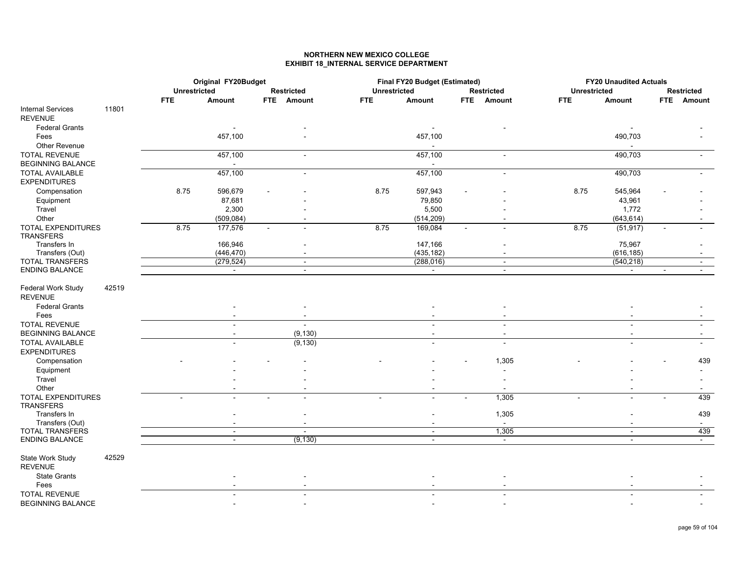**NORTHERN NEW MEXICO COLLEGE**
**EXHIBIT 18_INTERNAL SERVICE DEPARTMENT**

| | | Original FY20Budget | | | | Final FY20 Budget (Estimated) | | | | FY20 Unaudited Actuals | | | |
|---|---|---|---|---|---|---|---|---|---|---|---|---|---|
| | | Unrestricted | | Restricted | | Unrestricted | | Restricted | | Unrestricted | | Restricted | |
| | | FTE | Amount | FTE | Amount | FTE | Amount | FTE | Amount | FTE | Amount | FTE | Amount |
| Internal Services | 11801 | | | | | | | | | | | | |
| REVENUE | | | | | | | | | | | | | |
| Federal Grants | | | - | | - | | - | | - | | - | | - |
| Fees | | | 457,100 | | - | | 457,100 | | | | 490,703 | | - |
| Other Revenue | | | | | | | - | | | | - | | |
| TOTAL REVENUE | | | 457,100 | | - | | 457,100 | | - | | 490,703 | | - |
| BEGINNING BALANCE | | | - | | | | - | | | | | | |
| TOTAL AVAILABLE | | | 457,100 | | - | | 457,100 | | - | | 490,703 | | - |
| EXPENDITURES | | | | | | | | | | | | | |
| Compensation | | 8.75 | 596,679 | - | - | 8.75 | 597,943 | - | - | 8.75 | 545,964 | - | - |
| Equipment | | | 87,681 | | - | | 79,850 | | - | | 43,961 | | - |
| Travel | | | 2,300 | | - | | 5,500 | | - | | 1,772 | | - |
| Other | | | (509,084) | | - | | (514,209) | | - | | (643,614) | | - |
| TOTAL EXPENDITURES | | 8.75 | 177,576 | - | - | 8.75 | 169,084 | - | - | 8.75 | (51,917) | - | - |
| TRANSFERS | | | | | | | | | | | | | |
| Transfers In | | | 166,946 | | - | | 147,166 | | - | | 75,967 | | - |
| Transfers (Out) | | | (446,470) | | - | | (435,182) | | - | | (616,185) | | - |
| TOTAL TRANSFERS | | | (279,524) | | - | | (288,016) | | - | | (540,218) | | - |
| ENDING BALANCE | | | - | | - | | - | | - | | - | - | - |
| | | | | | | | | | | | | | |
| Federal Work Study | 42519 | | | | | | | | | | | | |
| REVENUE | | | | | | | | | | | | | |
| Federal Grants | | | - | | - | | - | | - | | - | | - |
| Fees | | | - | | - | | - | | - | | - | | - |
| TOTAL REVENUE | | | - | | - | | - | | - | | - | | - |
| BEGINNING BALANCE | | | - | | (9,130) | | - | | - | | - | | - |
| TOTAL AVAILABLE | | | - | | (9,130) | | - | | - | | - | | - |
| EXPENDITURES | | | | | | | | | | | | | |
| Compensation | | - | - | - | - | - | - | - | 1,305 | - | - | - | 439 |
| Equipment | | | - | | - | | - | | - | | - | | - |
| Travel | | | - | | - | | - | | - | | - | | - |
| Other | | | - | | - | | - | | - | | - | | - |
| TOTAL EXPENDITURES | | - | - | - | - | - | - | - | 1,305 | - | - | - | 439 |
| TRANSFERS | | | | | | | | | | | | | |
| Transfers In | | | - | | - | | - | | 1,305 | | - | | 439 |
| Transfers (Out) | | | - | | - | | - | | - | | - | | - |
| TOTAL TRANSFERS | | | - | | - | | - | | 1,305 | | - | | 439 |
| ENDING BALANCE | | | - | | (9,130) | | - | | - | | - | | - |
| | | | | | | | | | | | | | |
| State Work Study | 42529 | | | | | | | | | | | | |
| REVENUE | | | | | | | | | | | | | |
| State Grants | | | - | | - | | - | | - | | - | | - |
| Fees | | | - | | - | | - | | - | | - | | - |
| TOTAL REVENUE | | | - | | - | | - | | - | | - | | - |
| BEGINNING BALANCE | | | - | | - | | - | | - | | - | | - |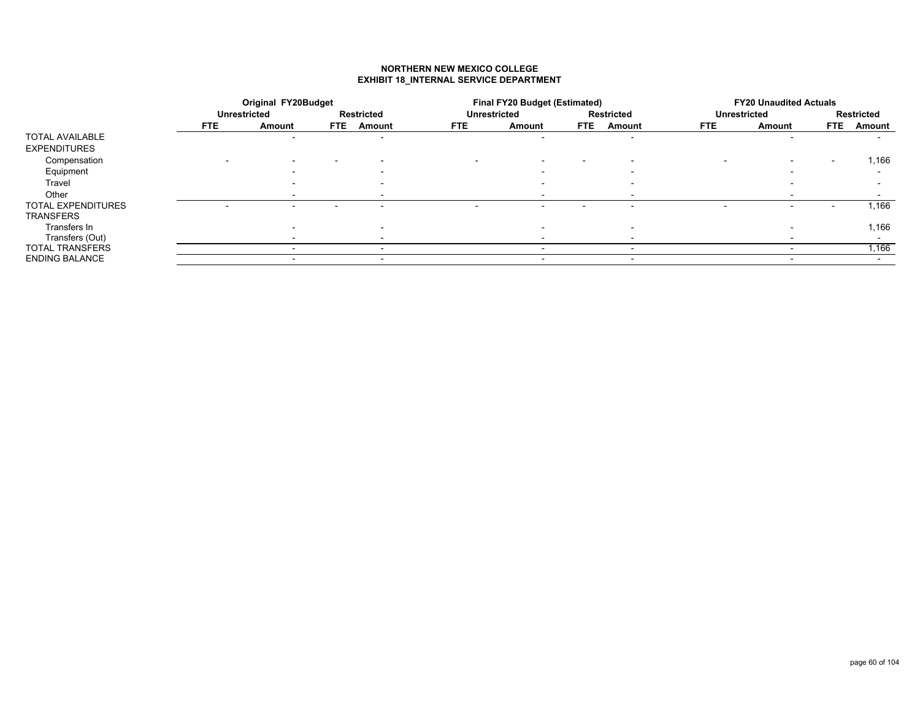## NORTHERN NEW MEXICO COLLEGE
## EXHIBIT 18_INTERNAL SERVICE DEPARTMENT

| | Original FY20Budget | | | | Final FY20 Budget (Estimated) | | | | FY20 Unaudited Actuals | | | |
|---|---|---|---|---|---|---|---|---|---|---|---|---|
| | Unrestricted | | Restricted | | Unrestricted | | Restricted | | Unrestricted | | Restricted | |
| | FTE | Amount | FTE | Amount | FTE | Amount | FTE | Amount | FTE | Amount | FTE | Amount |
| TOTAL AVAILABLE | | - | | - | | - | | - | | - | | - |
| EXPENDITURES | | | | | | | | | | | | |
| Compensation | - | - | - | - | - | - | - | - | - | - | - | 1,166 |
| Equipment | | - | | - | | - | | - | | - | | - |
| Travel | | - | | - | | - | | - | | - | | - |
| Other | | - | | - | | - | | - | | - | | - |
| TOTAL EXPENDITURES | - | - | - | - | - | - | - | - | - | - | - | 1,166 |
| TRANSFERS | | | | | | | | | | | | |
| Transfers In | | - | | - | | - | | - | | - | | 1,166 |
| Transfers (Out) | | - | | - | | - | | - | | - | | - |
| TOTAL TRANSFERS | | - | | - | | - | | - | | - | | 1,166 |
| ENDING BALANCE | | - | | - | | - | | - | | - | | - |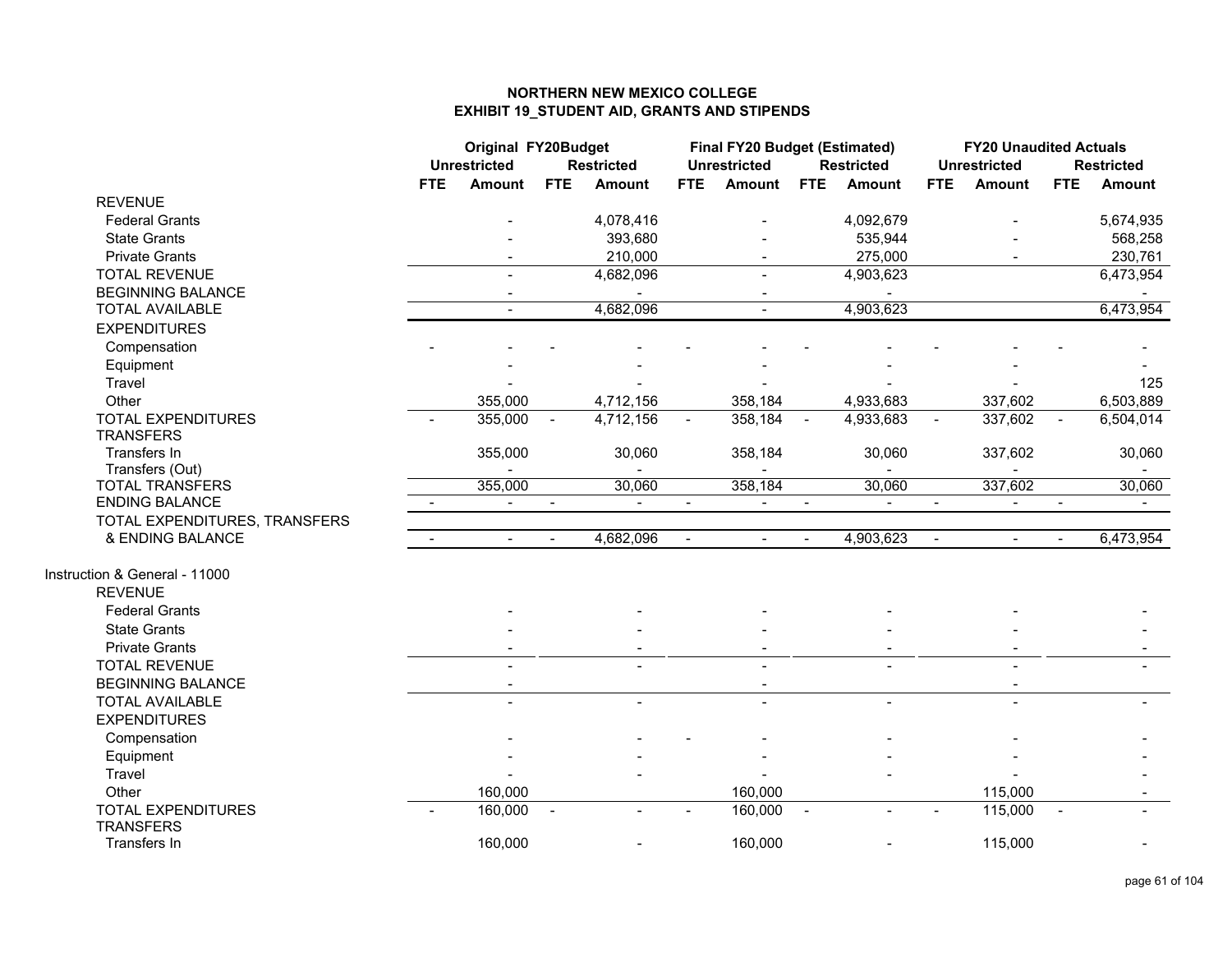# NORTHERN NEW MEXICO COLLEGE
## EXHIBIT 19_STUDENT AID, GRANTS AND STIPENDS

| | Original FY20Budget | | | | Final FY20 Budget (Estimated) | | | | FY20 Unaudited Actuals | | | |
|---|---|---|---|---|---|---|---|---|---|---|---|---|
| | Unrestricted | | Restricted | | Unrestricted | | Restricted | | Unrestricted | | Restricted | |
| | FTE | Amount | FTE | Amount | FTE | Amount | FTE | Amount | FTE | Amount | FTE | Amount |
| REVENUE | | | | | | | | | | | | |
| Federal Grants | | - | | 4,078,416 | | - | | 4,092,679 | | - | | 5,674,935 |
| State Grants | | - | | 393,680 | | - | | 535,944 | | - | | 568,258 |
| Private Grants | | - | | 210,000 | | - | | 275,000 | | - | | 230,761 |
| TOTAL REVENUE | | - | | 4,682,096 | | - | | 4,903,623 | | | | 6,473,954 |
| BEGINNING BALANCE | | - | | - | | - | | - | | | | - |
| TOTAL AVAILABLE | | - | | 4,682,096 | | - | | 4,903,623 | | | | 6,473,954 |
| EXPENDITURES | | | | | | | | | | | | |
| Compensation | - | - | - | - | - | - | - | - | - | - | - | - |
| Equipment | | - | | - | | - | | - | | - | | - |
| Travel | | - | | - | | - | | - | | - | | 125 |
| Other | | 355,000 | | 4,712,156 | | 358,184 | | 4,933,683 | | 337,602 | | 6,503,889 |
| TOTAL EXPENDITURES | - | 355,000 | - | 4,712,156 | - | 358,184 | - | 4,933,683 | - | 337,602 | - | 6,504,014 |
| TRANSFERS | | | | | | | | | | | | |
| Transfers In | | 355,000 | | 30,060 | | 358,184 | | 30,060 | | 337,602 | | 30,060 |
| Transfers (Out) | | - | | - | | - | | - | | - | | - |
| TOTAL TRANSFERS | | 355,000 | | 30,060 | | 358,184 | | 30,060 | | 337,602 | | 30,060 |
| ENDING BALANCE | - | - | - | - | - | - | - | - | - | - | - | - |
| TOTAL EXPENDITURES, TRANSFERS & ENDING BALANCE | - | - | - | 4,682,096 | - | - | - | 4,903,623 | - | - | - | 6,473,954 |
| **Instruction & General - 11000** | | | | | | | | | | | | |
| REVENUE | | | | | | | | | | | | |
| Federal Grants | | - | | - | | - | | - | | - | | - |
| State Grants | | - | | - | | - | | - | | - | | - |
| Private Grants | | - | | - | | - | | - | | - | | - |
| TOTAL REVENUE | | - | | - | | - | | - | | - | | - |
| BEGINNING BALANCE | | - | | | | - | | | | - | | |
| TOTAL AVAILABLE | | - | | - | | - | | - | | - | | - |
| EXPENDITURES | | | | | | | | | | | | |
| Compensation | | - | | - | - | - | | - | | - | | - |
| Equipment | | - | | - | | - | | - | | - | | - |
| Travel | | - | | - | | - | | - | | - | | - |
| Other | | 160,000 | | | | 160,000 | | | | 115,000 | | - |
| TOTAL EXPENDITURES | - | 160,000 | - | - | - | 160,000 | - | - | - | 115,000 | - | - |
| TRANSFERS | | | | | | | | | | | | |
| Transfers In | | 160,000 | | - | | 160,000 | | - | | 115,000 | | - |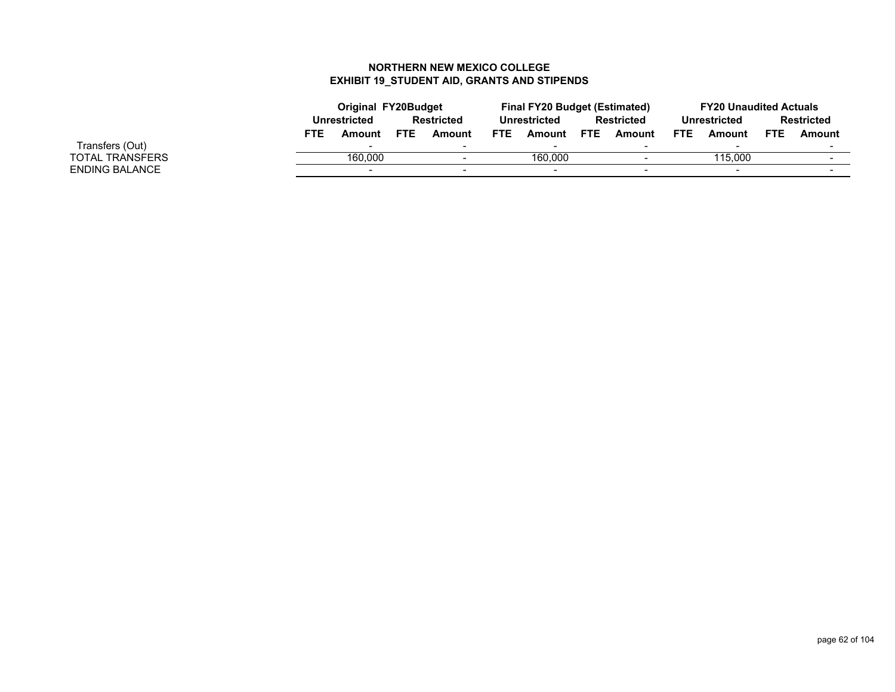**NORTHERN NEW MEXICO COLLEGE**
**EXHIBIT 19_STUDENT AID, GRANTS AND STIPENDS**

| | Original FY20Budget | | | | Final FY20 Budget (Estimated) | | | | FY20 Unaudited Actuals | | | |
|---|---|---|---|---|---|---|---|---|---|---|---|---|
| | Unrestricted | | Restricted | | Unrestricted | | Restricted | | Unrestricted | | Restricted | |
| | FTE | Amount | FTE | Amount | FTE | Amount | FTE | Amount | FTE | Amount | FTE | Amount |
| Transfers (Out) | | - | | - | | - | | - | | - | | - |
| TOTAL TRANSFERS | | 160,000 | | - | | 160,000 | | - | | 115,000 | | - |
| ENDING BALANCE | | - | | - | | - | | - | | - | | - |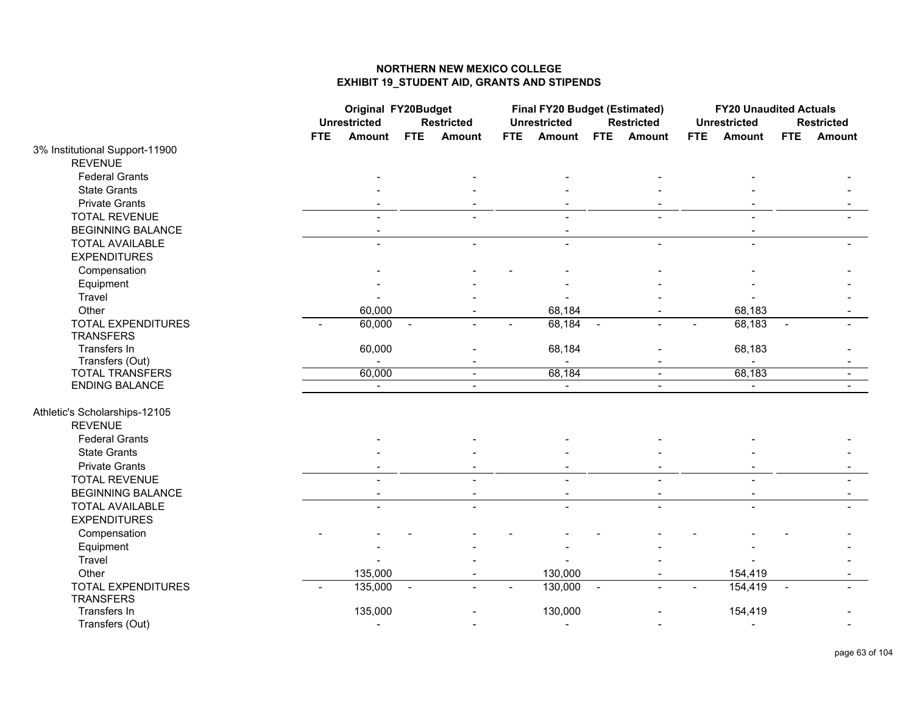# NORTHERN NEW MEXICO COLLEGE
## EXHIBIT 19_STUDENT AID, GRANTS AND STIPENDS

| | Original FY20Budget | | | | Final FY20 Budget (Estimated) | | | | FY20 Unaudited Actuals | | | |
|---|---|---|---|---|---|---|---|---|---|---|---|---|
| | Unrestricted | | Restricted | | Unrestricted | | Restricted | | Unrestricted | | Restricted | |
| | FTE | Amount | FTE | Amount | FTE | Amount | FTE | Amount | FTE | Amount | FTE | Amount |
| **3% Institutional Support-11900** | | | | | | | | | | | | |
| REVENUE | | | | | | | | | | | | |
| Federal Grants | | - | | - | | - | | - | | - | | - |
| State Grants | | - | | - | | - | | - | | - | | - |
| Private Grants | | - | | - | | - | | - | | - | | - |
| TOTAL REVENUE | | - | | - | | - | | - | | - | | - |
| BEGINNING BALANCE | | - | | | | - | | | | - | | |
| TOTAL AVAILABLE | | - | | - | | - | | - | | - | | - |
| EXPENDITURES | | | | | | | | | | | | |
| Compensation | | - | | - | - | - | | - | | - | | - |
| Equipment | | - | | - | | - | | - | | - | | - |
| Travel | | - | | - | | - | | - | | - | | - |
| Other | | 60,000 | | - | | 68,184 | | - | | 68,183 | | - |
| TOTAL EXPENDITURES | - | 60,000 | - | - | - | 68,184 | - | - | - | 68,183 | - | - |
| TRANSFERS | | | | | | | | | | | | |
| Transfers In | | 60,000 | | - | | 68,184 | | - | | 68,183 | | - |
| Transfers (Out) | | - | | - | | - | | - | | - | | - |
| TOTAL TRANSFERS | | 60,000 | | - | | 68,184 | | - | | 68,183 | | - |
| ENDING BALANCE | | - | | - | | - | | - | | - | | - |
| **Athletic's Scholarships-12105** | | | | | | | | | | | | |
| REVENUE | | | | | | | | | | | | |
| Federal Grants | | - | | - | | - | | - | | - | | - |
| State Grants | | - | | - | | - | | - | | - | | - |
| Private Grants | | - | | - | | - | | - | | - | | - |
| TOTAL REVENUE | | - | | - | | - | | - | | - | | - |
| BEGINNING BALANCE | | - | | - | | - | | - | | - | | - |
| TOTAL AVAILABLE | | - | | - | | - | | - | | - | | - |
| EXPENDITURES | | | | | | | | | | | | |
| Compensation | - | - | - | - | - | - | - | - | - | - | - | - |
| Equipment | | - | | - | | - | | - | | - | | - |
| Travel | | - | | - | | - | | - | | - | | - |
| Other | | 135,000 | | - | | 130,000 | | - | | 154,419 | | - |
| TOTAL EXPENDITURES | - | 135,000 | - | - | - | 130,000 | - | - | - | 154,419 | - | - |
| TRANSFERS | | | | | | | | | | | | |
| Transfers In | | 135,000 | | - | | 130,000 | | - | | 154,419 | | - |
| Transfers (Out) | | - | | - | | - | | - | | - | | - |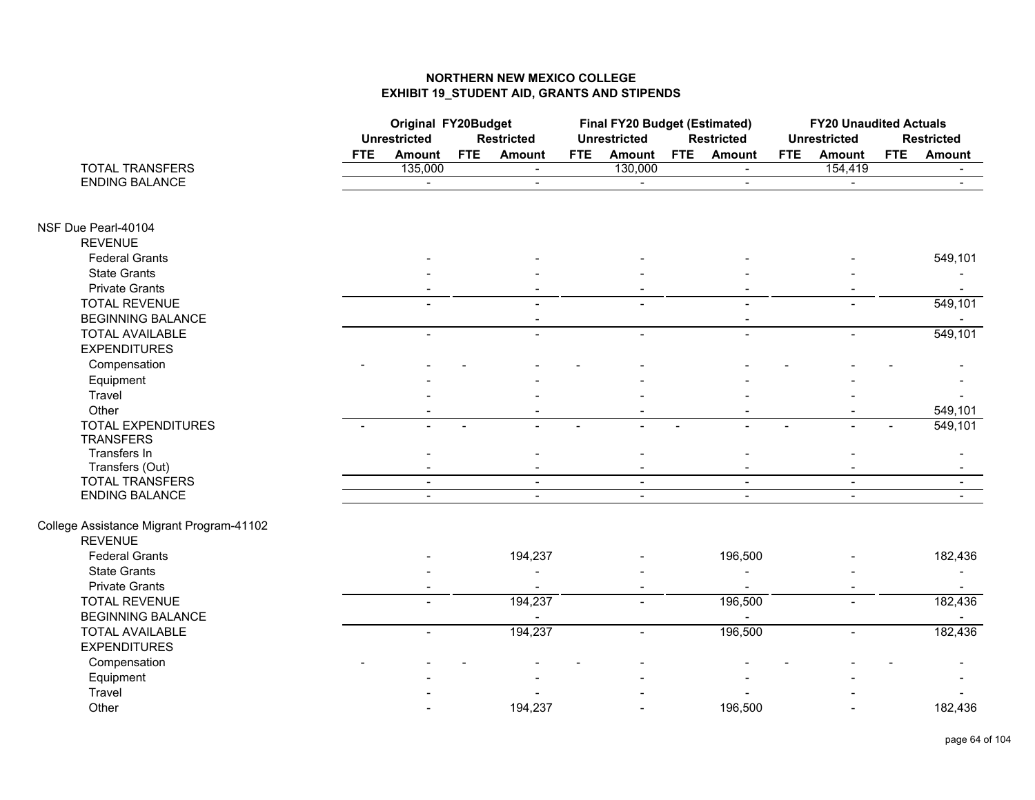# NORTHERN NEW MEXICO COLLEGE
## EXHIBIT 19_STUDENT AID, GRANTS AND STIPENDS

| | Original FY20Budget | | | | Final FY20 Budget (Estimated) | | | | FY20 Unaudited Actuals | | | |
|---|---|---|---|---|---|---|---|---|---|---|---|---|
| | Unrestricted | | Restricted | | Unrestricted | | Restricted | | Unrestricted | | Restricted | |
| | FTE | Amount | FTE | Amount | FTE | Amount | FTE | Amount | FTE | Amount | FTE | Amount |
| TOTAL TRANSFERS | | 135,000 | | - | | 130,000 | | - | | 154,419 | | - |
| ENDING BALANCE | | - | | - | | - | | - | | - | | - |
| | | | | | | | | | | | | |
| **NSF Due Pearl-40104** | | | | | | | | | | | | |
| REVENUE | | | | | | | | | | | | |
| Federal Grants | | - | | - | | - | | - | | - | | 549,101 |
| State Grants | | - | | - | | - | | - | | - | | - |
| Private Grants | | - | | - | | - | | - | | - | | - |
| TOTAL REVENUE | | - | | - | | - | | - | | - | | 549,101 |
| BEGINNING BALANCE | | | | - | | | | - | | | | - |
| TOTAL AVAILABLE | | - | | - | | - | | - | | - | | 549,101 |
| EXPENDITURES | | | | | | | | | | | | |
| Compensation | - | - | - | - | - | - | | - | - | - | - | - |
| Equipment | | - | | - | | - | | - | | - | | - |
| Travel | | - | | - | | - | | - | | - | | - |
| Other | | - | | - | | - | | - | | - | | 549,101 |
| TOTAL EXPENDITURES | - | - | - | - | - | - | - | - | - | - | - | 549,101 |
| TRANSFERS | | | | | | | | | | | | |
| Transfers In | | - | | - | | - | | - | | - | | - |
| Transfers (Out) | | - | | - | | - | | - | | - | | - |
| TOTAL TRANSFERS | | - | | - | | - | | - | | - | | - |
| ENDING BALANCE | | - | | - | | - | | - | | - | | - |
| | | | | | | | | | | | | |
| **College Assistance Migrant Program-41102** | | | | | | | | | | | | |
| REVENUE | | | | | | | | | | | | |
| Federal Grants | | - | | 194,237 | | - | | 196,500 | | - | | 182,436 |
| State Grants | | - | | - | | - | | - | | - | | - |
| Private Grants | | - | | - | | - | | - | | - | | - |
| TOTAL REVENUE | | - | | 194,237 | | - | | 196,500 | | - | | 182,436 |
| BEGINNING BALANCE | | | | - | | | | - | | | | - |
| TOTAL AVAILABLE | | - | | 194,237 | | - | | 196,500 | | - | | 182,436 |
| EXPENDITURES | | | | | | | | | | | | |
| Compensation | - | - | - | - | - | - | | - | - | - | - | - |
| Equipment | | - | | - | | - | | - | | - | | - |
| Travel | | - | | - | | - | | - | | - | | - |
| Other | | - | | 194,237 | | - | | 196,500 | | - | | 182,436 |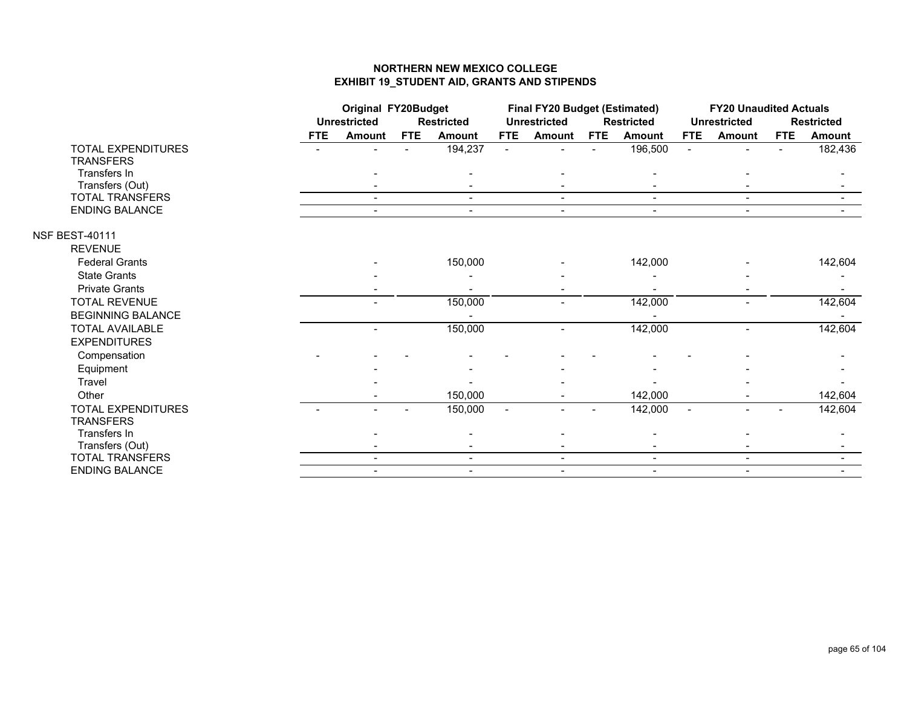# NORTHERN NEW MEXICO COLLEGE
## EXHIBIT 19_STUDENT AID, GRANTS AND STIPENDS

| | Original FY20Budget | | | | Final FY20 Budget (Estimated) | | | | FY20 Unaudited Actuals | | | |
|---|---|---|---|---|---|---|---|---|---|---|---|---|
| | Unrestricted | | Restricted | | Unrestricted | | Restricted | | Unrestricted | | Restricted | |
| | FTE | Amount | FTE | Amount | FTE | Amount | FTE | Amount | FTE | Amount | FTE | Amount |
| TOTAL EXPENDITURES | - | - | - | 194,237 | - | - | - | 196,500 | - | - | - | 182,436 |
| TRANSFERS | | | | | | | | | | | | |
| Transfers In | | - | | - | | - | | - | | - | | - |
| Transfers (Out) | | - | | - | | - | | - | | - | | - |
| TOTAL TRANSFERS | | - | | - | | - | | - | | - | | - |
| ENDING BALANCE | | - | | - | | - | | - | | - | | - |
| NSF BEST-40111 | | | | | | | | | | | | |
| REVENUE | | | | | | | | | | | | |
| Federal Grants | | - | | 150,000 | | - | | 142,000 | | - | | 142,604 |
| State Grants | | - | | - | | - | | - | | - | | - |
| Private Grants | | - | | - | | - | | - | | - | | - |
| TOTAL REVENUE | | - | | 150,000 | | - | | 142,000 | | - | | 142,604 |
| BEGINNING BALANCE | | | | - | | | | - | | | | - |
| TOTAL AVAILABLE | | - | | 150,000 | | - | | 142,000 | | - | | 142,604 |
| EXPENDITURES | | | | | | | | | | | | |
| Compensation | - | - | - | - | - | - | - | - | - | - | | - |
| Equipment | | - | | - | | - | | - | | - | | - |
| Travel | | - | | - | | - | | - | | - | | - |
| Other | | - | | 150,000 | | - | | 142,000 | | - | | 142,604 |
| TOTAL EXPENDITURES | - | - | - | 150,000 | - | - | - | 142,000 | - | - | - | 142,604 |
| TRANSFERS | | | | | | | | | | | | |
| Transfers In | | - | | - | | - | | - | | - | | - |
| Transfers (Out) | | - | | - | | - | | - | | - | | - |
| TOTAL TRANSFERS | | - | | - | | - | | - | | - | | - |
| ENDING BALANCE | | - | | - | | - | | - | | - | | - |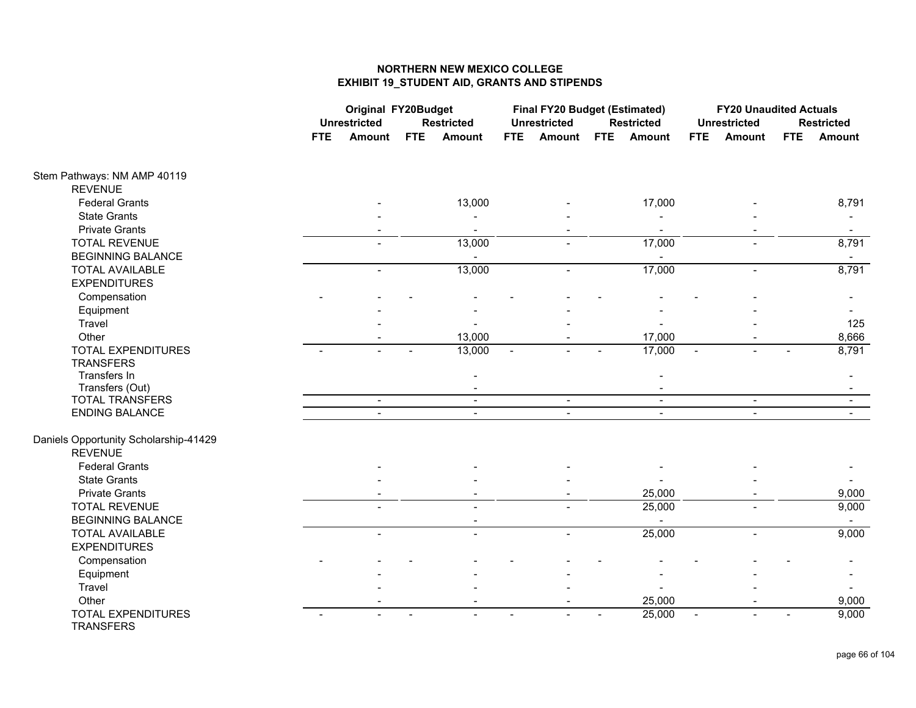# NORTHERN NEW MEXICO COLLEGE
## EXHIBIT 19_STUDENT AID, GRANTS AND STIPENDS

| | Original FY20Budget | | | | Final FY20 Budget (Estimated) | | | | FY20 Unaudited Actuals | | | |
|---|---|---|---|---|---|---|---|---|---|---|---|---|
| | Unrestricted | | Restricted | | Unrestricted | | Restricted | | Unrestricted | | Restricted | |
| | FTE | Amount | FTE | Amount | FTE | Amount | FTE | Amount | FTE | Amount | FTE | Amount |
| **Stem Pathways: NM AMP 40119** | | | | | | | | | | | | |
| REVENUE | | | | | | | | | | | | |
| Federal Grants | | - | | 13,000 | | - | | 17,000 | | - | | 8,791 |
| State Grants | | - | | - | | - | | - | | - | | - |
| Private Grants | | - | | - | | - | | - | | - | | - |
| TOTAL REVENUE | | - | | 13,000 | | - | | 17,000 | | - | | 8,791 |
| BEGINNING BALANCE | | | | - | | | | - | | | | - |
| TOTAL AVAILABLE | | - | | 13,000 | | - | | 17,000 | | - | | 8,791 |
| EXPENDITURES | | | | | | | | | | | | |
| Compensation | - | - | - | - | - | - | - | - | - | - | | - |
| Equipment | | - | | - | | - | | - | | - | | - |
| Travel | | - | | - | | - | | - | | - | | 125 |
| Other | | - | | 13,000 | | - | | 17,000 | | - | | 8,666 |
| TOTAL EXPENDITURES | - | - | - | 13,000 | - | - | - | 17,000 | - | - | - | 8,791 |
| TRANSFERS | | | | | | | | | | | | |
| Transfers In | | | | - | | | | - | | | | - |
| Transfers (Out) | | | | - | | | | - | | | | - |
| TOTAL TRANSFERS | | - | | - | | - | | - | | - | | - |
| ENDING BALANCE | | - | | - | | - | | - | | - | | - |
| **Daniels Opportunity Scholarship-41429** | | | | | | | | | | | | |
| REVENUE | | | | | | | | | | | | |
| Federal Grants | | - | | - | | - | | - | | - | | - |
| State Grants | | - | | - | | - | | - | | - | | - |
| Private Grants | | - | | - | | - | | 25,000 | | - | | 9,000 |
| TOTAL REVENUE | | - | | - | | - | | 25,000 | | - | | 9,000 |
| BEGINNING BALANCE | | | | - | | | | - | | | | - |
| TOTAL AVAILABLE | | - | | - | | - | | 25,000 | | - | | 9,000 |
| EXPENDITURES | | | | | | | | | | | | |
| Compensation | - | - | - | - | - | - | - | - | - | - | - | - |
| Equipment | | - | | - | | - | | - | | - | | - |
| Travel | | - | | - | | - | | - | | - | | - |
| Other | | - | | - | | - | | 25,000 | | - | | 9,000 |
| TOTAL EXPENDITURES | - | - | - | - | - | - | - | 25,000 | - | - | - | 9,000 |
| TRANSFERS | | | | | | | | | | | | |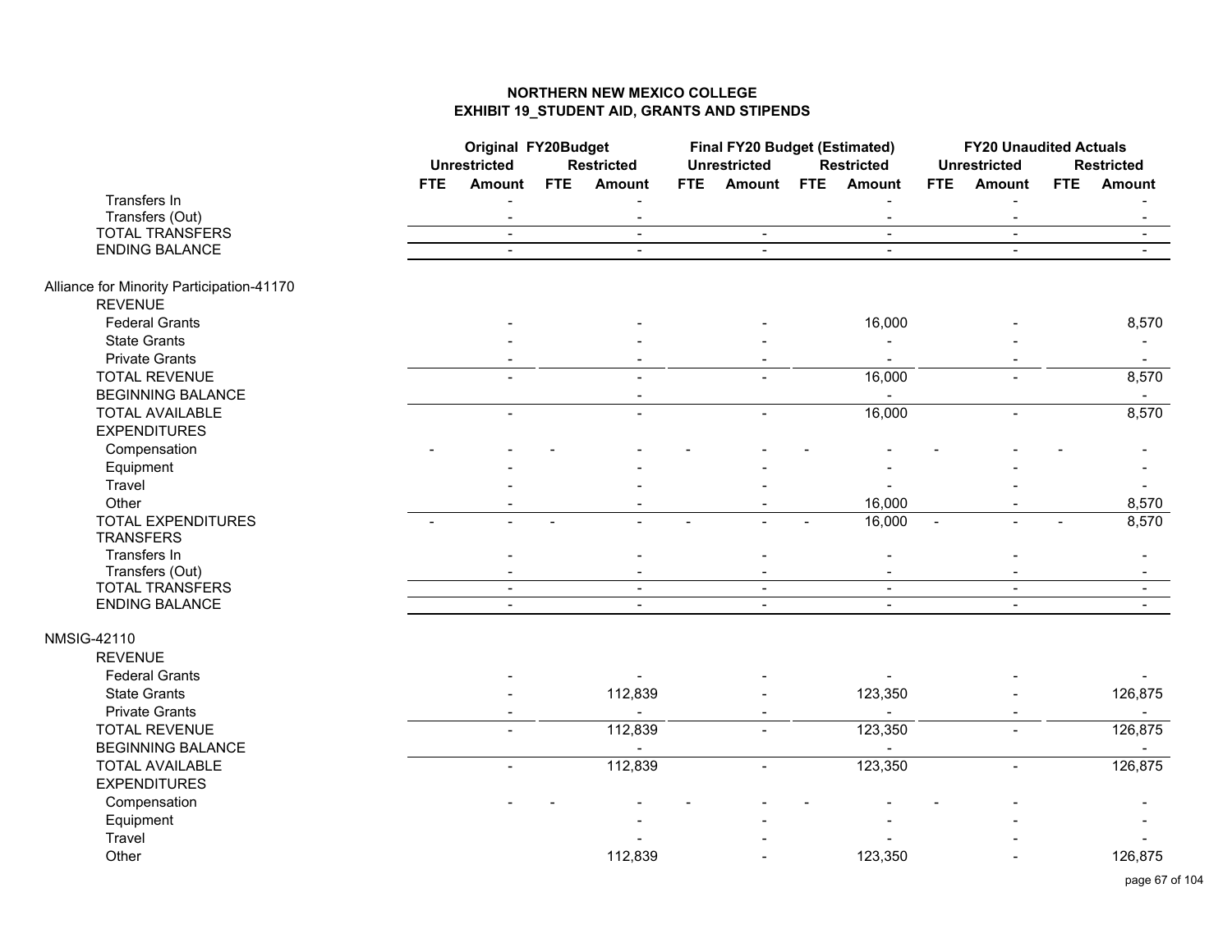# NORTHERN NEW MEXICO COLLEGE
## EXHIBIT 19_STUDENT AID, GRANTS AND STIPENDS

| | Original FY20Budget | | | | Final FY20 Budget (Estimated) | | | | FY20 Unaudited Actuals | | | |
|---|---|---|---|---|---|---|---|---|---|---|---|---|
| | Unrestricted | | Restricted | | Unrestricted | | Restricted | | Unrestricted | | Restricted | |
| | FTE | Amount | FTE | Amount | FTE | Amount | FTE | Amount | FTE | Amount | FTE | Amount |
| Transfers In | | - | | - | | | | - | | - | | - |
| Transfers (Out) | | - | | - | | | | - | | - | | - |
| TOTAL TRANSFERS | | - | | - | | - | | - | | - | | - |
| ENDING BALANCE | | - | | - | | - | | - | | - | | - |
| | | | | | | | | | | | | |
| **Alliance for Minority Participation-41170** | | | | | | | | | | | | |
| REVENUE | | | | | | | | | | | | |
| Federal Grants | | - | | - | | - | | 16,000 | | - | | 8,570 |
| State Grants | | - | | - | | - | | - | | - | | - |
| Private Grants | | - | | - | | - | | - | | - | | - |
| TOTAL REVENUE | | - | | - | | - | | 16,000 | | - | | 8,570 |
| BEGINNING BALANCE | | | | - | | | | - | | | | - |
| TOTAL AVAILABLE | | - | | - | | - | | 16,000 | | - | | 8,570 |
| EXPENDITURES | | | | | | | | | | | | |
| Compensation | - | - | - | - | - | - | - | - | - | - | - | - |
| Equipment | | - | | - | | - | | - | | - | | - |
| Travel | | - | | - | | - | | - | | - | | - |
| Other | | - | | - | | - | | 16,000 | | - | | 8,570 |
| TOTAL EXPENDITURES | - | - | - | - | - | - | - | 16,000 | - | - | - | 8,570 |
| TRANSFERS | | | | | | | | | | | | |
| Transfers In | | - | | - | | - | | - | | - | | - |
| Transfers (Out) | | - | | - | | - | | - | | - | | - |
| TOTAL TRANSFERS | | - | | - | | - | | - | | - | | - |
| ENDING BALANCE | | - | | - | | - | | - | | - | | - |
| | | | | | | | | | | | | |
| **NMSIG-42110** | | | | | | | | | | | | |
| REVENUE | | | | | | | | | | | | |
| Federal Grants | | - | | - | | - | | - | | - | | - |
| State Grants | | - | | 112,839 | | - | | 123,350 | | - | | 126,875 |
| Private Grants | | - | | - | | - | | - | | - | | - |
| TOTAL REVENUE | | - | | 112,839 | | - | | 123,350 | | - | | 126,875 |
| BEGINNING BALANCE | | | | - | | | | - | | | | - |
| TOTAL AVAILABLE | | - | | 112,839 | | - | | 123,350 | | - | | 126,875 |
| EXPENDITURES | | | | | | | | | | | | |
| Compensation | | - | - | - | - | - | - | - | - | - | | - |
| Equipment | | | | - | | - | | - | | - | | - |
| Travel | | | | - | | - | | - | | - | | - |
| Other | | | | 112,839 | | - | | 123,350 | | - | | 126,875 |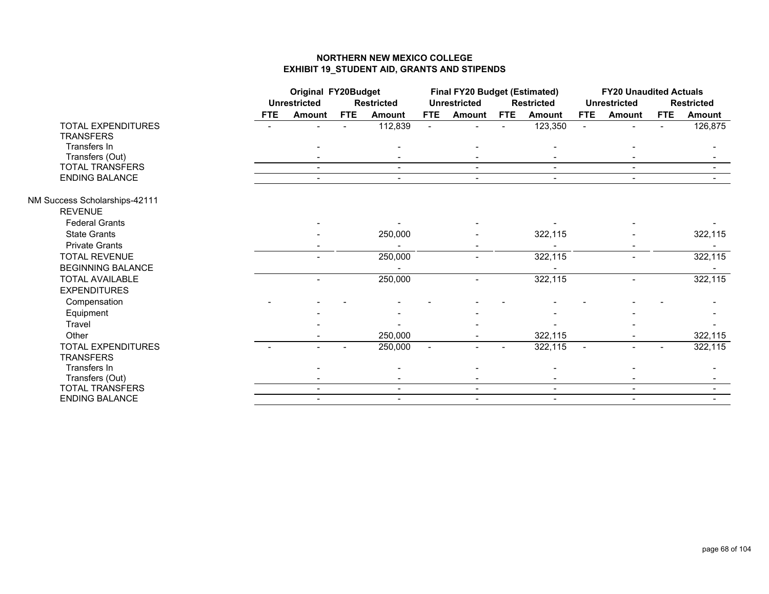**NORTHERN NEW MEXICO COLLEGE**
**EXHIBIT 19_STUDENT AID, GRANTS AND STIPENDS**

| | Original FY20Budget | | | | Final FY20 Budget (Estimated) | | | | FY20 Unaudited Actuals | | | |
|---|---|---|---|---|---|---|---|---|---|---|---|---|
| | Unrestricted | | Restricted | | Unrestricted | | Restricted | | Unrestricted | | Restricted | |
| | FTE | Amount | FTE | Amount | FTE | Amount | FTE | Amount | FTE | Amount | FTE | Amount |
| TOTAL EXPENDITURES | - | - | - | 112,839 | - | - | - | 123,350 | - | - | - | 126,875 |
| TRANSFERS | | | | | | | | | | | | |
| Transfers In | | - | | - | | - | | - | | - | | - |
| Transfers (Out) | | - | | - | | - | | - | | - | | - |
| TOTAL TRANSFERS | | - | | - | | - | | - | | - | | - |
| ENDING BALANCE | | - | | - | | - | | - | | - | | - |
| | | | | | | | | | | | | |
| NM Success Scholarships-42111 | | | | | | | | | | | | |
| REVENUE | | | | | | | | | | | | |
| Federal Grants | | - | | - | | - | | - | | - | | - |
| State Grants | | - | | 250,000 | | - | | 322,115 | | - | | 322,115 |
| Private Grants | | - | | - | | - | | - | | - | | - |
| TOTAL REVENUE | | - | | 250,000 | | - | | 322,115 | | - | | 322,115 |
| BEGINNING BALANCE | | | | - | | | | - | | | | - |
| TOTAL AVAILABLE | | - | | 250,000 | | - | | 322,115 | | - | | 322,115 |
| EXPENDITURES | | | | | | | | | | | | |
| Compensation | - | - | - | - | - | - | - | - | - | - | - | - |
| Equipment | | - | | - | | - | | - | | - | | - |
| Travel | | - | | - | | - | | - | | - | | - |
| Other | | - | | 250,000 | | - | | 322,115 | | - | | 322,115 |
| TOTAL EXPENDITURES | - | - | - | 250,000 | - | - | - | 322,115 | - | - | - | 322,115 |
| TRANSFERS | | | | | | | | | | | | |
| Transfers In | | - | | - | | - | | - | | - | | - |
| Transfers (Out) | | - | | - | | - | | - | | - | | - |
| TOTAL TRANSFERS | | - | | - | | - | | - | | - | | - |
| ENDING BALANCE | | - | | - | | - | | - | | - | | - |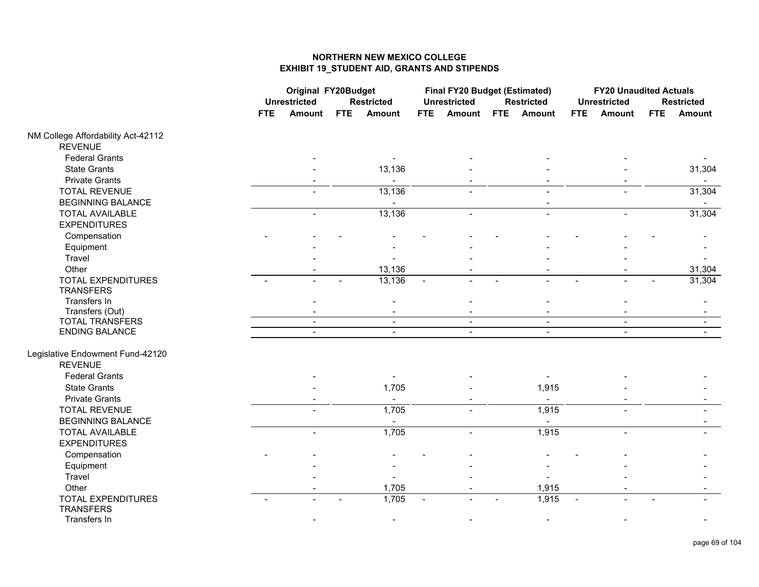**NORTHERN NEW MEXICO COLLEGE**
**EXHIBIT 19_STUDENT AID, GRANTS AND STIPENDS**

| | Original FY20Budget | | | | Final FY20 Budget (Estimated) | | | | FY20 Unaudited Actuals | | | |
|---|---|---|---|---|---|---|---|---|---|---|---|---|
| | Unrestricted | | Restricted | | Unrestricted | | Restricted | | Unrestricted | | Restricted | |
| | FTE | Amount | FTE | Amount | FTE | Amount | FTE | Amount | FTE | Amount | FTE | Amount |
| NM College Affordability Act-42112 | | | | | | | | | | | | |
| REVENUE | | | | | | | | | | | | |
| Federal Grants | | - | | - | | - | | - | | - | | - |
| State Grants | | - | | 13,136 | | - | | - | | - | | 31,304 |
| Private Grants | | - | | - | | - | | - | | - | | - |
| TOTAL REVENUE | | - | | 13,136 | | - | | - | | - | | 31,304 |
| BEGINNING BALANCE | | | | - | | | | - | | | | - |
| TOTAL AVAILABLE | | - | | 13,136 | | - | | - | | - | | 31,304 |
| EXPENDITURES | | | | | | | | | | | | |
| Compensation | - | - | - | - | - | - | - | - | - | - | - | - |
| Equipment | | - | | - | | - | | - | | - | | - |
| Travel | | - | | - | | - | | - | | - | | - |
| Other | | - | | 13,136 | | - | | - | | - | | 31,304 |
| TOTAL EXPENDITURES | - | - | - | 13,136 | - | - | - | - | - | - | - | 31,304 |
| TRANSFERS | | | | | | | | | | | | |
| Transfers In | | - | | - | | - | | - | | - | | - |
| Transfers (Out) | | - | | - | | - | | - | | - | | - |
| TOTAL TRANSFERS | | - | | - | | - | | - | | - | | - |
| ENDING BALANCE | | - | | - | | - | | - | | - | | - |
| Legislative Endowment Fund-42120 | | | | | | | | | | | | |
| REVENUE | | | | | | | | | | | | |
| Federal Grants | | - | | - | | - | | - | | - | | - |
| State Grants | | - | | 1,705 | | - | | 1,915 | | - | | - |
| Private Grants | | - | | - | | - | | - | | - | | - |
| TOTAL REVENUE | | - | | 1,705 | | - | | 1,915 | | - | | - |
| BEGINNING BALANCE | | | | - | | | | - | | | | - |
| TOTAL AVAILABLE | | - | | 1,705 | | - | | 1,915 | | - | | - |
| EXPENDITURES | | | | | | | | | | | | |
| Compensation | - | - | | - | - | - | | - | - | - | | - |
| Equipment | | - | | - | | - | | - | | - | | - |
| Travel | | - | | - | | - | | - | | - | | - |
| Other | | - | | 1,705 | | - | | 1,915 | | - | | - |
| TOTAL EXPENDITURES | - | - | - | 1,705 | - | - | - | 1,915 | - | - | - | - |
| TRANSFERS | | | | | | | | | | | | |
| Transfers In | | - | | - | | - | | - | | - | | - |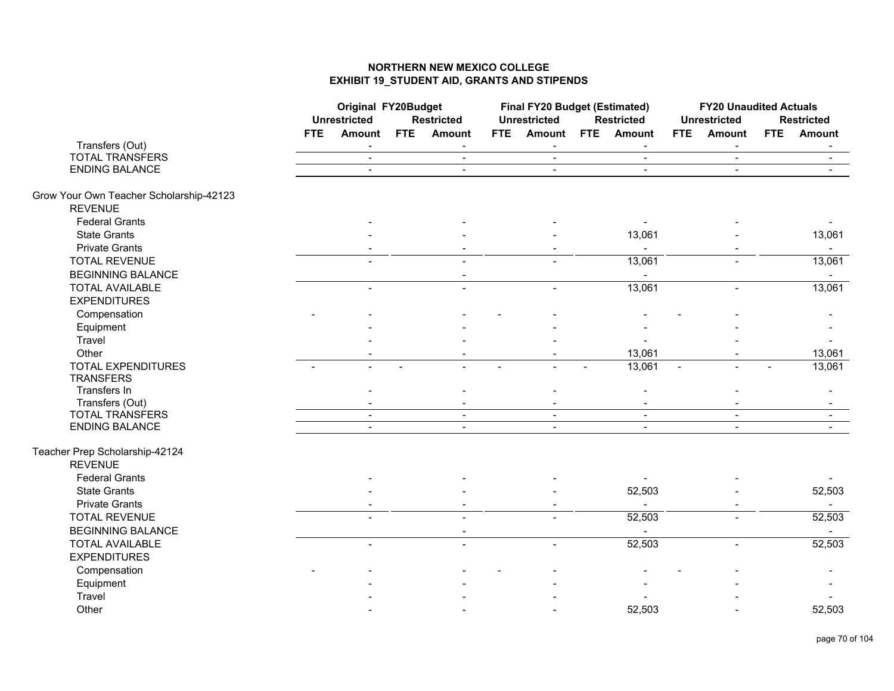# NORTHERN NEW MEXICO COLLEGE
## EXHIBIT 19_STUDENT AID, GRANTS AND STIPENDS

| | Original FY20Budget | | | | Final FY20 Budget (Estimated) | | | | FY20 Unaudited Actuals | | | |
|---|---|---|---|---|---|---|---|---|---|---|---|---|
| | Unrestricted | | Restricted | | Unrestricted | | Restricted | | Unrestricted | | Restricted | |
| | FTE | Amount | FTE | Amount | FTE | Amount | FTE | Amount | FTE | Amount | FTE | Amount |
| Transfers (Out) | | - | | - | | - | | - | | - | | - |
| TOTAL TRANSFERS | | - | | - | | - | | - | | - | | - |
| ENDING BALANCE | | - | | - | | - | | - | | - | | - |
| **Grow Your Own Teacher Scholarship-42123** | | | | | | | | | | | | |
| REVENUE | | | | | | | | | | | | |
| Federal Grants | | - | | - | | - | | - | | - | | - |
| State Grants | | - | | - | | - | | 13,061 | | - | | 13,061 |
| Private Grants | | - | | - | | - | | - | | - | | - |
| TOTAL REVENUE | | - | | - | | - | | 13,061 | | - | | 13,061 |
| BEGINNING BALANCE | | | | - | | | | - | | | | - |
| TOTAL AVAILABLE | | - | | - | | - | | 13,061 | | - | | 13,061 |
| EXPENDITURES | | | | | | | | | | | | |
| Compensation | - | - | | - | - | - | | - | - | - | | - |
| Equipment | | - | | - | | - | | - | | - | | - |
| Travel | | - | | - | | - | | - | | - | | - |
| Other | | - | | - | | - | | 13,061 | | - | | 13,061 |
| TOTAL EXPENDITURES | - | - | - | - | - | - | - | 13,061 | - | - | - | 13,061 |
| TRANSFERS | | | | | | | | | | | | |
| Transfers In | | - | | - | | - | | - | | - | | - |
| Transfers (Out) | | - | | - | | - | | - | | - | | - |
| TOTAL TRANSFERS | | - | | - | | - | | - | | - | | - |
| ENDING BALANCE | | - | | - | | - | | - | | - | | - |
| **Teacher Prep Scholarship-42124** | | | | | | | | | | | | |
| REVENUE | | | | | | | | | | | | |
| Federal Grants | | - | | - | | - | | - | | - | | - |
| State Grants | | - | | - | | - | | 52,503 | | - | | 52,503 |
| Private Grants | | - | | - | | - | | - | | - | | - |
| TOTAL REVENUE | | - | | - | | - | | 52,503 | | - | | 52,503 |
| BEGINNING BALANCE | | | | - | | | | - | | | | - |
| TOTAL AVAILABLE | | - | | - | | - | | 52,503 | | - | | 52,503 |
| EXPENDITURES | | | | | | | | | | | | |
| Compensation | - | - | | - | - | - | | - | - | - | | - |
| Equipment | | - | | - | | - | | - | | - | | - |
| Travel | | - | | - | | - | | - | | - | | - |
| Other | | - | | - | | - | | 52,503 | | - | | 52,503 |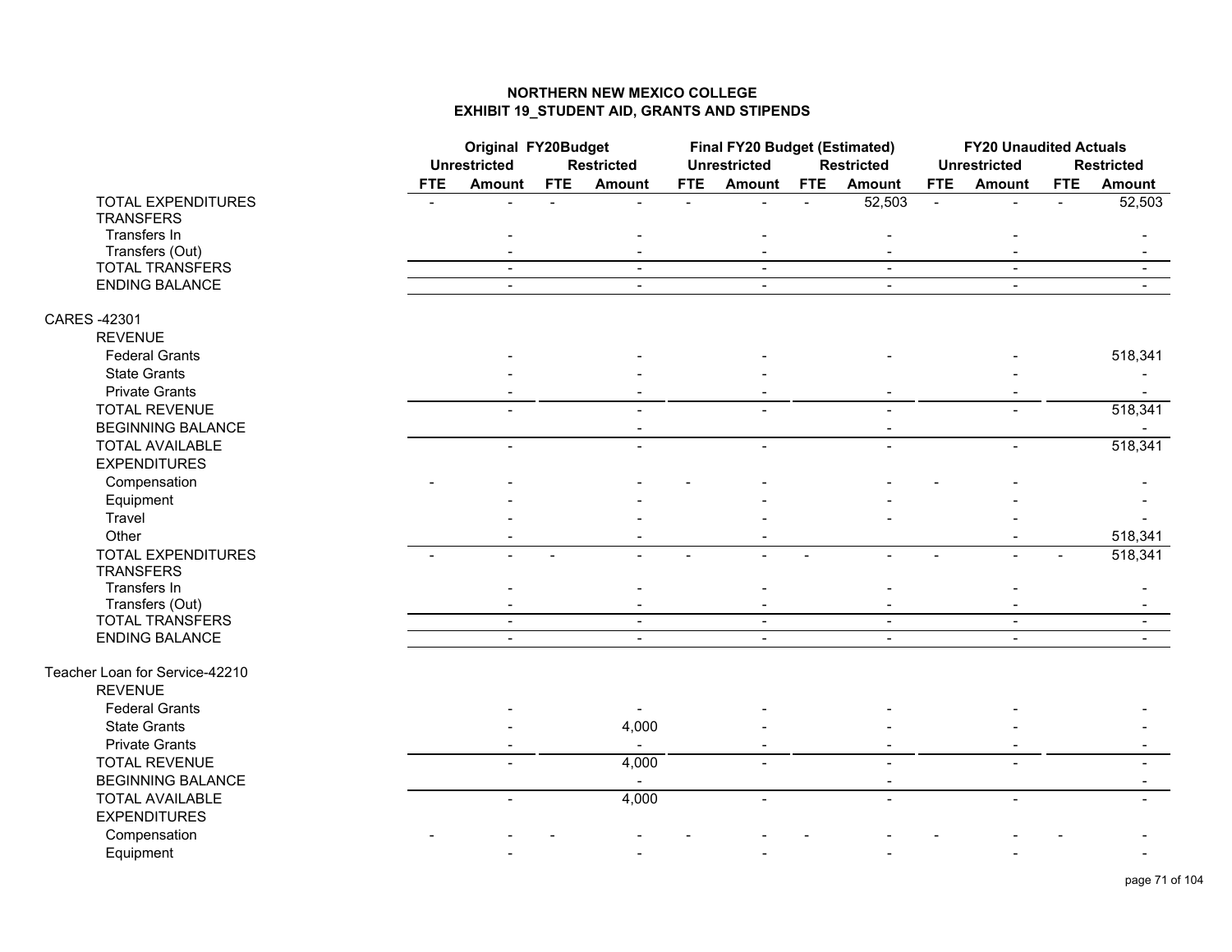## NORTHERN NEW MEXICO COLLEGE
## EXHIBIT 19_STUDENT AID, GRANTS AND STIPENDS

| | Original FY20Budget | | | | Final FY20 Budget (Estimated) | | | | FY20 Unaudited Actuals | | | |
|---|---|---|---|---|---|---|---|---|---|---|---|---|
| | Unrestricted | | Restricted | | Unrestricted | | Restricted | | Unrestricted | | Restricted | |
| | FTE | Amount | FTE | Amount | FTE | Amount | FTE | Amount | FTE | Amount | FTE | Amount |
| TOTAL EXPENDITURES | - | - | - | - | - | - | - | 52,503 | - | - | - | 52,503 |
| TRANSFERS | | | | | | | | | | | | |
| Transfers In | | - | | - | | - | | - | | - | | - |
| Transfers (Out) | | - | | - | | - | | - | | - | | - |
| TOTAL TRANSFERS | | - | | - | | - | | - | | - | | - |
| ENDING BALANCE | | - | | - | | - | | - | | - | | - |
| CARES -42301 | | | | | | | | | | | | |
| REVENUE | | | | | | | | | | | | |
| Federal Grants | | - | | - | | - | | - | | - | | 518,341 |
| State Grants | | - | | - | | - | | | | - | | - |
| Private Grants | | - | | - | | - | | - | | - | | - |
| TOTAL REVENUE | | - | | - | | - | | - | | - | | 518,341 |
| BEGINNING BALANCE | | | | - | | | | - | | | | - |
| TOTAL AVAILABLE | | - | | - | | - | | - | | - | | 518,341 |
| EXPENDITURES | | | | | | | | | | | | |
| Compensation | - | - | | - | - | - | | - | - | - | | - |
| Equipment | | - | | - | | - | | - | | - | | - |
| Travel | | - | | - | | - | | - | | - | | - |
| Other | | - | | - | | - | | | | - | | 518,341 |
| TOTAL EXPENDITURES | - | - | - | - | - | - | - | - | - | - | - | 518,341 |
| TRANSFERS | | | | | | | | | | | | |
| Transfers In | | - | | - | | - | | - | | - | | - |
| Transfers (Out) | | - | | - | | - | | - | | - | | - |
| TOTAL TRANSFERS | | - | | - | | - | | - | | - | | - |
| ENDING BALANCE | | - | | - | | - | | - | | - | | - |
| Teacher Loan for Service-42210 | | | | | | | | | | | | |
| REVENUE | | | | | | | | | | | | |
| Federal Grants | | - | | - | | - | | - | | - | | - |
| State Grants | | - | | 4,000 | | - | | - | | - | | - |
| Private Grants | | - | | - | | - | | - | | - | | - |
| TOTAL REVENUE | | - | | 4,000 | | - | | - | | - | | - |
| BEGINNING BALANCE | | | | - | | | | - | | | | - |
| TOTAL AVAILABLE | | - | | 4,000 | | - | | - | | - | | - |
| EXPENDITURES | | | | | | | | | | | | |
| Compensation | - | - | - | - | - | - | - | - | - | - | - | - |
| Equipment | | - | | - | | - | | - | | - | | - |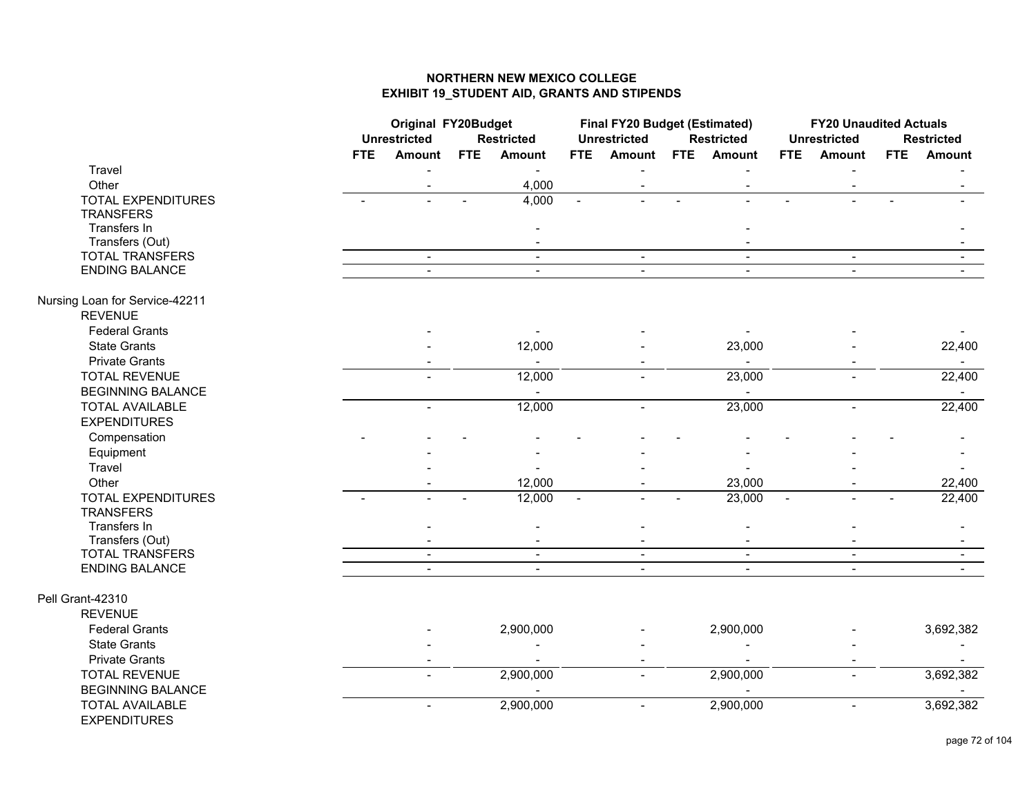## NORTHERN NEW MEXICO COLLEGE
## EXHIBIT 19_STUDENT AID, GRANTS AND STIPENDS

| | Original FY20Budget | | | | Final FY20 Budget (Estimated) | | | | FY20 Unaudited Actuals | | | |
|---|---|---|---|---|---|---|---|---|---|---|---|---|
| | Unrestricted | | Restricted | | Unrestricted | | Restricted | | Unrestricted | | Restricted | |
| | FTE | Amount | FTE | Amount | FTE | Amount | FTE | Amount | FTE | Amount | FTE | Amount |
| Travel | | - | | - | | - | | - | | - | | - |
| Other | | - | | 4,000 | | - | | - | | - | | - |
| TOTAL EXPENDITURES | - | - | - | 4,000 | - | - | - | - | - | - | - | - |
| TRANSFERS | | | | | | | | | | | | |
| Transfers In | | | | - | | | | - | | | | - |
| Transfers (Out) | | | | - | | | | - | | | | - |
| TOTAL TRANSFERS | | - | | - | | - | | - | | - | | - |
| ENDING BALANCE | | - | | - | | - | | - | | - | | - |
| | | | | | | | | | | | | |
| Nursing Loan for Service-42211 | | | | | | | | | | | | |
| REVENUE | | | | | | | | | | | | |
| Federal Grants | | - | | - | | - | | - | | - | | - |
| State Grants | | - | | 12,000 | | - | | 23,000 | | - | | 22,400 |
| Private Grants | | - | | - | | - | | - | | - | | - |
| TOTAL REVENUE | | - | | 12,000 | | - | | 23,000 | | - | | 22,400 |
| BEGINNING BALANCE | | | | - | | | | - | | | | - |
| TOTAL AVAILABLE | | - | | 12,000 | | - | | 23,000 | | - | | 22,400 |
| EXPENDITURES | | | | | | | | | | | | |
| Compensation | - | - | - | - | - | - | - | - | - | - | - | - |
| Equipment | | - | | - | | - | | - | | - | | - |
| Travel | | - | | - | | - | | - | | - | | - |
| Other | | - | | 12,000 | | - | | 23,000 | | - | | 22,400 |
| TOTAL EXPENDITURES | - | - | - | 12,000 | - | - | - | 23,000 | - | - | - | 22,400 |
| TRANSFERS | | | | | | | | | | | | |
| Transfers In | | - | | - | | - | | - | | - | | - |
| Transfers (Out) | | - | | - | | - | | - | | - | | - |
| TOTAL TRANSFERS | | - | | - | | - | | - | | - | | - |
| ENDING BALANCE | | - | | - | | - | | - | | - | | - |
| | | | | | | | | | | | | |
| Pell Grant-42310 | | | | | | | | | | | | |
| REVENUE | | | | | | | | | | | | |
| Federal Grants | | - | | 2,900,000 | | - | | 2,900,000 | | - | | 3,692,382 |
| State Grants | | - | | - | | - | | - | | - | | - |
| Private Grants | | - | | - | | - | | - | | - | | - |
| TOTAL REVENUE | | - | | 2,900,000 | | - | | 2,900,000 | | - | | 3,692,382 |
| BEGINNING BALANCE | | | | - | | | | - | | | | - |
| TOTAL AVAILABLE | | - | | 2,900,000 | | - | | 2,900,000 | | - | | 3,692,382 |
| EXPENDITURES | | | | | | | | | | | | |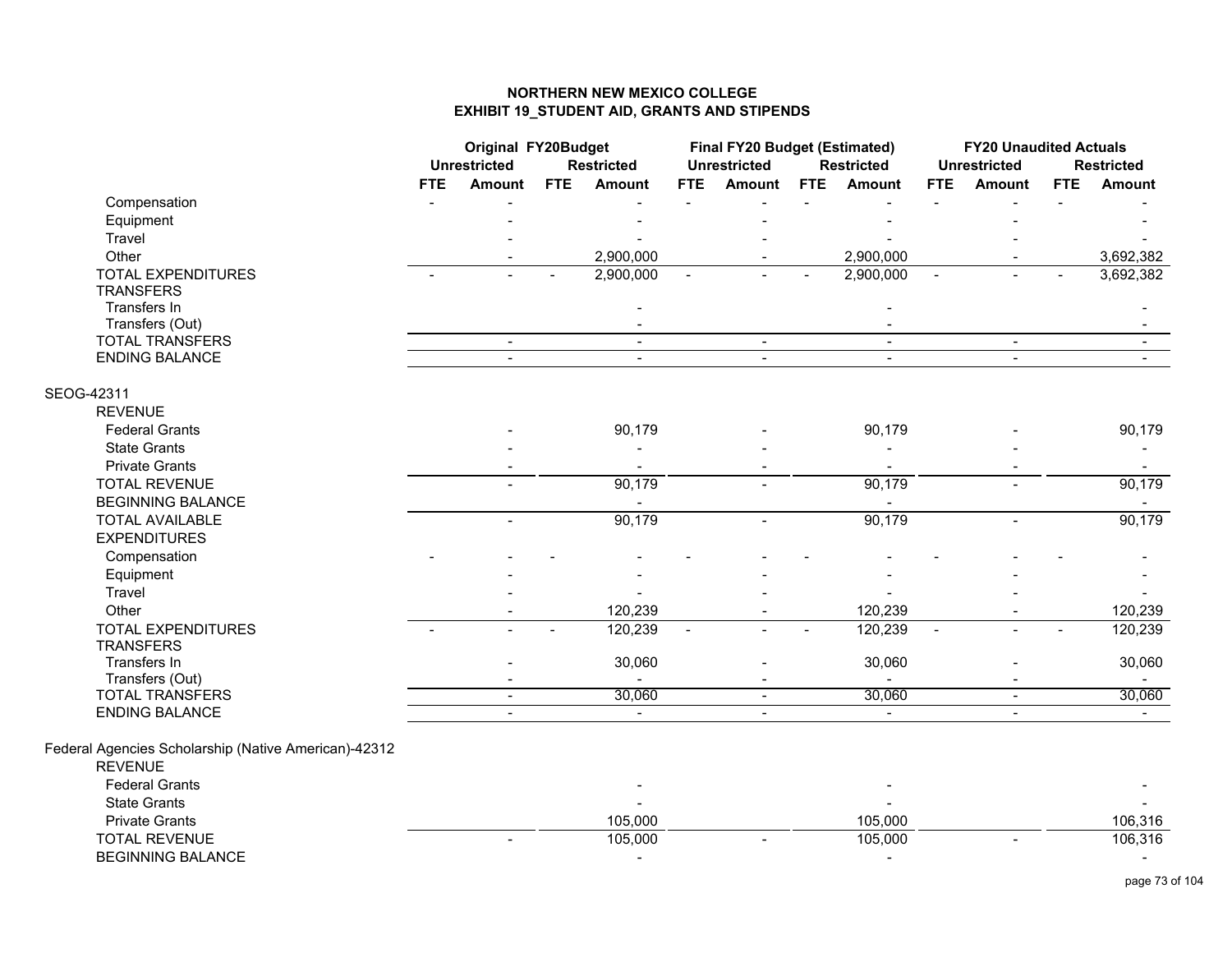**NORTHERN NEW MEXICO COLLEGE**
**EXHIBIT 19_STUDENT AID, GRANTS AND STIPENDS**

| | Original FY20Budget | | | | Final FY20 Budget (Estimated) | | | | FY20 Unaudited Actuals | | | |
|---|---|---|---|---|---|---|---|---|---|---|---|---|
| | Unrestricted | | Restricted | | Unrestricted | | Restricted | | Unrestricted | | Restricted | |
| | FTE | Amount | FTE | Amount | FTE | Amount | FTE | Amount | FTE | Amount | FTE | Amount |
| Compensation | - | - | - | - | - | - | - | - | - | - | - | - |
| Equipment | | - | | - | | - | | - | | - | | - |
| Travel | | - | | - | | - | | - | | - | | - |
| Other | | - | | 2,900,000 | | - | | 2,900,000 | | - | | 3,692,382 |
| TOTAL EXPENDITURES | - | - | - | 2,900,000 | - | - | - | 2,900,000 | - | - | - | 3,692,382 |
| TRANSFERS | | | | | | | | | | | | |
| Transfers In | | | | - | | | | - | | | | - |
| Transfers (Out) | | | | - | | | | - | | | | - |
| TOTAL TRANSFERS | | - | | - | | - | | - | | - | | - |
| ENDING BALANCE | | - | | - | | - | | - | | - | | - |
| SEOG-42311 | | | | | | | | | | | | |
| REVENUE | | | | | | | | | | | | |
| Federal Grants | | - | | 90,179 | | - | | 90,179 | | - | | 90,179 |
| State Grants | | - | | - | | - | | - | | - | | - |
| Private Grants | | - | | - | | - | | - | | - | | - |
| TOTAL REVENUE | | - | | 90,179 | | - | | 90,179 | | - | | 90,179 |
| BEGINNING BALANCE | | | | - | | | | - | | | | - |
| TOTAL AVAILABLE | | - | | 90,179 | | - | | 90,179 | | - | | 90,179 |
| EXPENDITURES | | | | | | | | | | | | |
| Compensation | - | - | - | - | - | - | - | - | - | - | - | - |
| Equipment | | - | | - | | - | | - | | - | | - |
| Travel | | - | | - | | - | | - | | - | | - |
| Other | | - | | 120,239 | | - | | 120,239 | | - | | 120,239 |
| TOTAL EXPENDITURES | - | - | - | 120,239 | - | - | - | 120,239 | - | - | - | 120,239 |
| TRANSFERS | | | | | | | | | | | | |
| Transfers In | | - | | 30,060 | | - | | 30,060 | | - | | 30,060 |
| Transfers (Out) | | - | | - | | - | | - | | - | | - |
| TOTAL TRANSFERS | | - | | 30,060 | | - | | 30,060 | | - | | 30,060 |
| ENDING BALANCE | | - | | - | | - | | - | | - | | - |
| Federal Agencies Scholarship (Native American)-42312 | | | | | | | | | | | | |
| REVENUE | | | | | | | | | | | | |
| Federal Grants | | | | - | | | | - | | | | - |
| State Grants | | | | - | | | | - | | | | - |
| Private Grants | | | | 105,000 | | | | 105,000 | | | | 106,316 |
| TOTAL REVENUE | | - | | 105,000 | | - | | 105,000 | | - | | 106,316 |
| BEGINNING BALANCE | | | | - | | | | - | | | | - |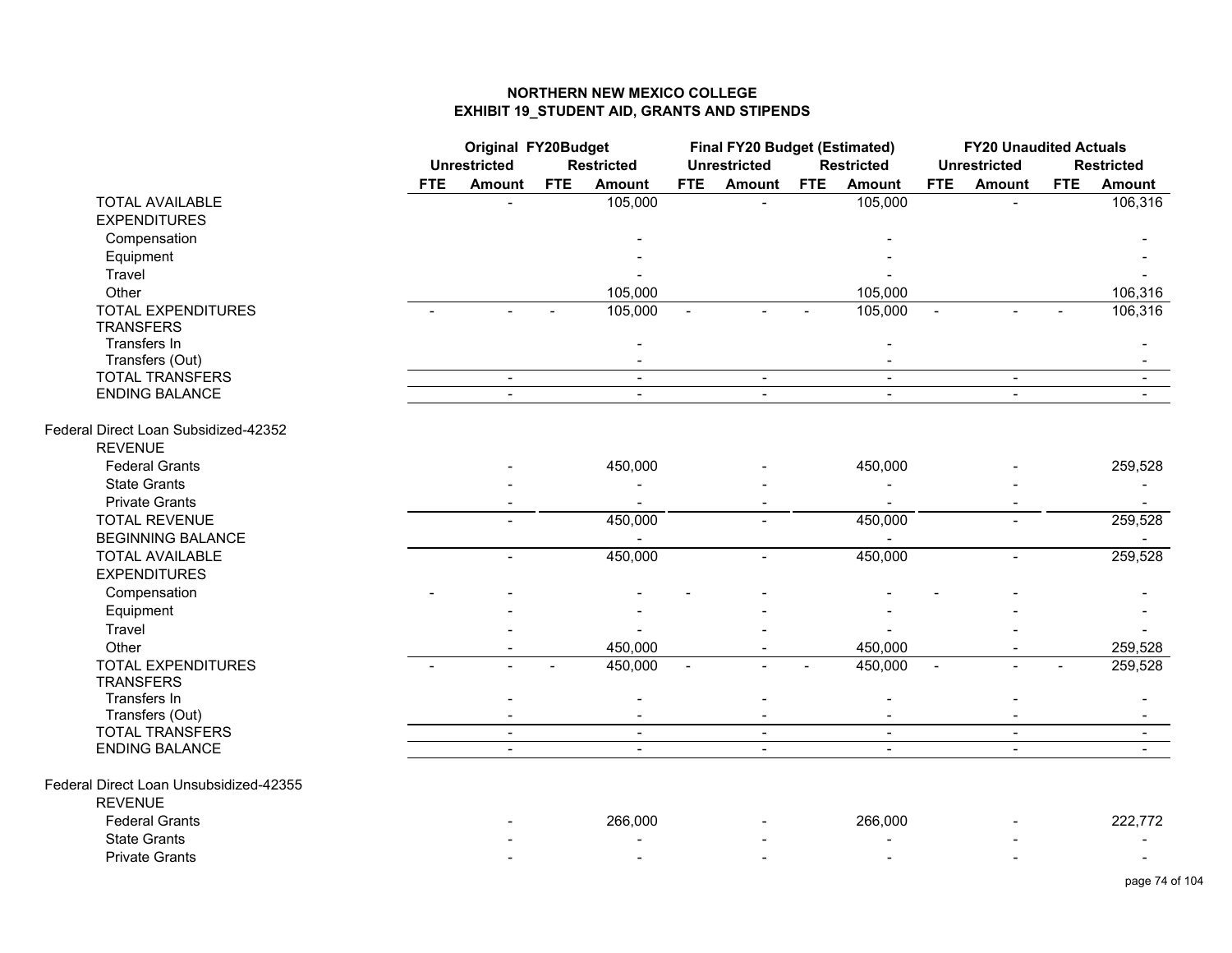# NORTHERN NEW MEXICO COLLEGE
## EXHIBIT 19_STUDENT AID, GRANTS AND STIPENDS

| | Original FY20Budget | | | | Final FY20 Budget (Estimated) | | | | FY20 Unaudited Actuals | | | |
|---|---|---|---|---|---|---|---|---|---|---|---|---|
| | Unrestricted | | Restricted | | Unrestricted | | Restricted | | Unrestricted | | Restricted | |
| | FTE | Amount | FTE | Amount | FTE | Amount | FTE | Amount | FTE | Amount | FTE | Amount |
| TOTAL AVAILABLE | | - | | 105,000 | | - | | 105,000 | | - | | 106,316 |
| EXPENDITURES | | | | | | | | | | | | |
| Compensation | | | | - | | | | - | | | | - |
| Equipment | | | | - | | | | - | | | | - |
| Travel | | | | - | | | | - | | | | - |
| Other | | | | 105,000 | | | | 105,000 | | | | 106,316 |
| TOTAL EXPENDITURES | - | - | - | 105,000 | - | - | - | 105,000 | - | - | - | 106,316 |
| TRANSFERS | | | | | | | | | | | | |
| Transfers In | | | | - | | | | - | | | | - |
| Transfers (Out) | | | | - | | | | - | | | | - |
| TOTAL TRANSFERS | | - | | - | | - | | - | | - | | - |
| ENDING BALANCE | | - | | - | | - | | - | | - | | - |
| **Federal Direct Loan Subsidized-42352** | | | | | | | | | | | | |
| REVENUE | | | | | | | | | | | | |
| Federal Grants | | - | | 450,000 | | - | | 450,000 | | - | | 259,528 |
| State Grants | | - | | - | | - | | - | | - | | - |
| Private Grants | | - | | - | | - | | - | | - | | - |
| TOTAL REVENUE | | - | | 450,000 | | - | | 450,000 | | - | | 259,528 |
| BEGINNING BALANCE | | | | - | | | | - | | | | - |
| TOTAL AVAILABLE | | - | | 450,000 | | - | | 450,000 | | - | | 259,528 |
| EXPENDITURES | | | | | | | | | | | | |
| Compensation | - | - | | - | - | - | | - | - | - | | - |
| Equipment | | - | | - | | - | | - | | - | | - |
| Travel | | - | | - | | - | | - | | - | | - |
| Other | | - | | 450,000 | | - | | 450,000 | | - | | 259,528 |
| TOTAL EXPENDITURES | - | - | - | 450,000 | - | - | - | 450,000 | - | - | - | 259,528 |
| TRANSFERS | | | | | | | | | | | | |
| Transfers In | | - | | - | | - | | - | | - | | - |
| Transfers (Out) | | - | | - | | - | | - | | - | | - |
| TOTAL TRANSFERS | | - | | - | | - | | - | | - | | - |
| ENDING BALANCE | | - | | - | | - | | - | | - | | - |
| **Federal Direct Loan Unsubsidized-42355** | | | | | | | | | | | | |
| REVENUE | | | | | | | | | | | | |
| Federal Grants | | - | | 266,000 | | - | | 266,000 | | - | | 222,772 |
| State Grants | | - | | - | | - | | - | | - | | - |
| Private Grants | | - | | - | | - | | - | | - | | - |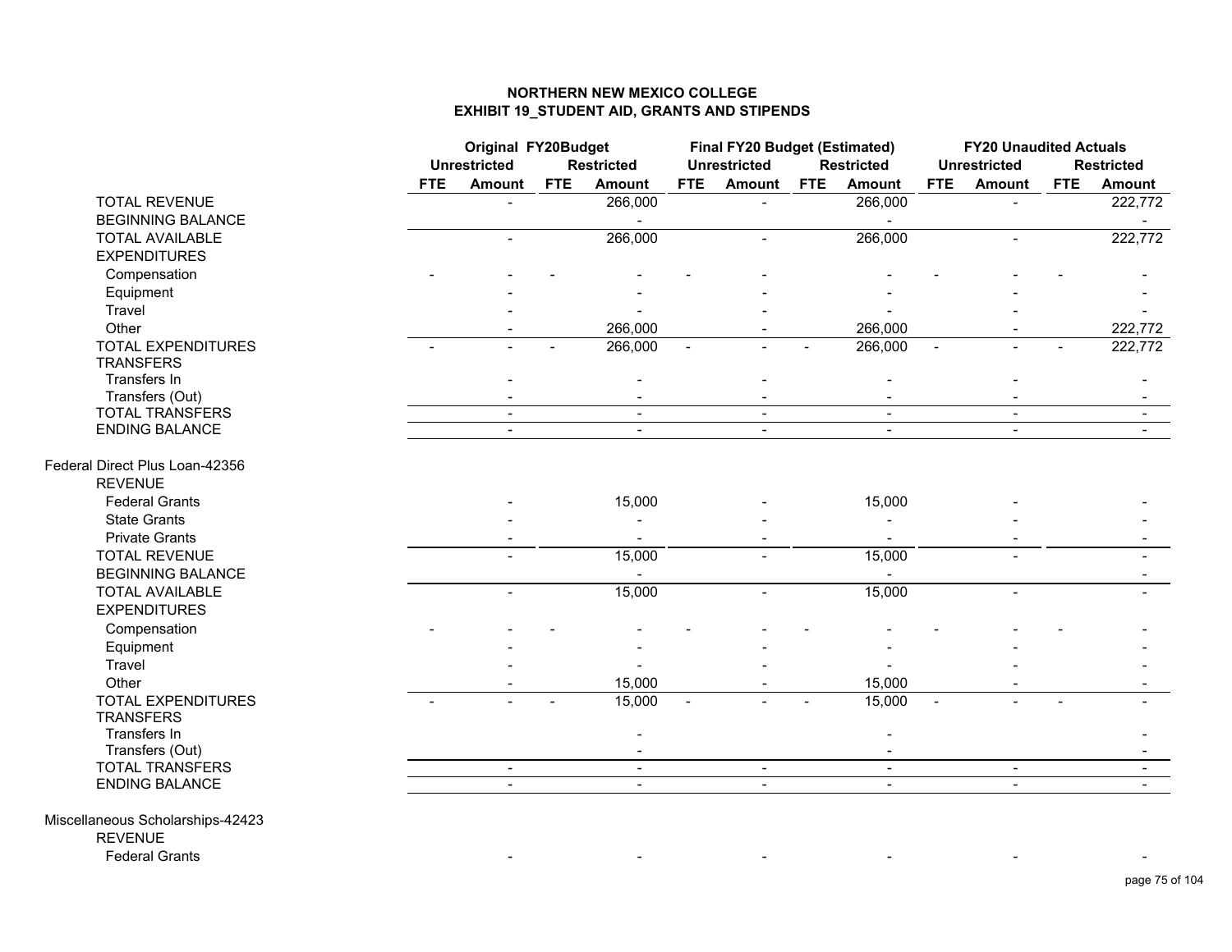# NORTHERN NEW MEXICO COLLEGE
## EXHIBIT 19_STUDENT AID, GRANTS AND STIPENDS

| | Original FY20Budget | | | | Final FY20 Budget (Estimated) | | | | FY20 Unaudited Actuals | | | |
|---|---|---|---|---|---|---|---|---|---|---|---|---|
| | Unrestricted | | Restricted | | Unrestricted | | Restricted | | Unrestricted | | Restricted | |
| | FTE | Amount | FTE | Amount | FTE | Amount | FTE | Amount | FTE | Amount | FTE | Amount |
| TOTAL REVENUE | | - | | 266,000 | | - | | 266,000 | | - | | 222,772 |
| BEGINNING BALANCE | | | | - | | | | - | | | | - |
| TOTAL AVAILABLE | | - | | 266,000 | | - | | 266,000 | | - | | 222,772 |
| EXPENDITURES | | | | | | | | | | | | |
| Compensation | - | - | - | - | - | - | | - | - | - | - | - |
| Equipment | | - | | - | | - | | - | | - | | - |
| Travel | | - | | - | | - | | - | | - | | - |
| Other | | - | | 266,000 | | - | | 266,000 | | - | | 222,772 |
| TOTAL EXPENDITURES | - | - | - | 266,000 | - | - | - | 266,000 | - | - | - | 222,772 |
| TRANSFERS | | | | | | | | | | | | |
| Transfers In | | - | | - | | - | | - | | - | | - |
| Transfers (Out) | | - | | - | | - | | - | | - | | - |
| TOTAL TRANSFERS | | - | | - | | - | | - | | - | | - |
| ENDING BALANCE | | - | | - | | - | | - | | - | | - |
| **Federal Direct Plus Loan-42356** | | | | | | | | | | | | |
| REVENUE | | | | | | | | | | | | |
| Federal Grants | | - | | 15,000 | | - | | 15,000 | | - | | - |
| State Grants | | - | | - | | - | | - | | - | | - |
| Private Grants | | - | | - | | - | | - | | - | | - |
| TOTAL REVENUE | | - | | 15,000 | | - | | 15,000 | | - | | - |
| BEGINNING BALANCE | | | | - | | | | - | | | | - |
| TOTAL AVAILABLE | | - | | 15,000 | | - | | 15,000 | | - | | - |
| EXPENDITURES | | | | | | | | | | | | |
| Compensation | - | - | - | - | - | - | - | - | - | - | - | - |
| Equipment | | - | | - | | - | | - | | - | | - |
| Travel | | - | | - | | - | | - | | - | | - |
| Other | | - | | 15,000 | | - | | 15,000 | | - | | - |
| TOTAL EXPENDITURES | - | - | - | 15,000 | - | - | - | 15,000 | - | - | - | - |
| TRANSFERS | | | | | | | | | | | | |
| Transfers In | | | | - | | | | - | | | | - |
| Transfers (Out) | | | | - | | | | - | | | | - |
| TOTAL TRANSFERS | | - | | - | | - | | - | | - | | - |
| ENDING BALANCE | | - | | - | | - | | - | | - | | - |
| **Miscellaneous Scholarships-42423** | | | | | | | | | | | | |
| REVENUE | | | | | | | | | | | | |
| Federal Grants | | - | | - | | - | | - | | - | | - |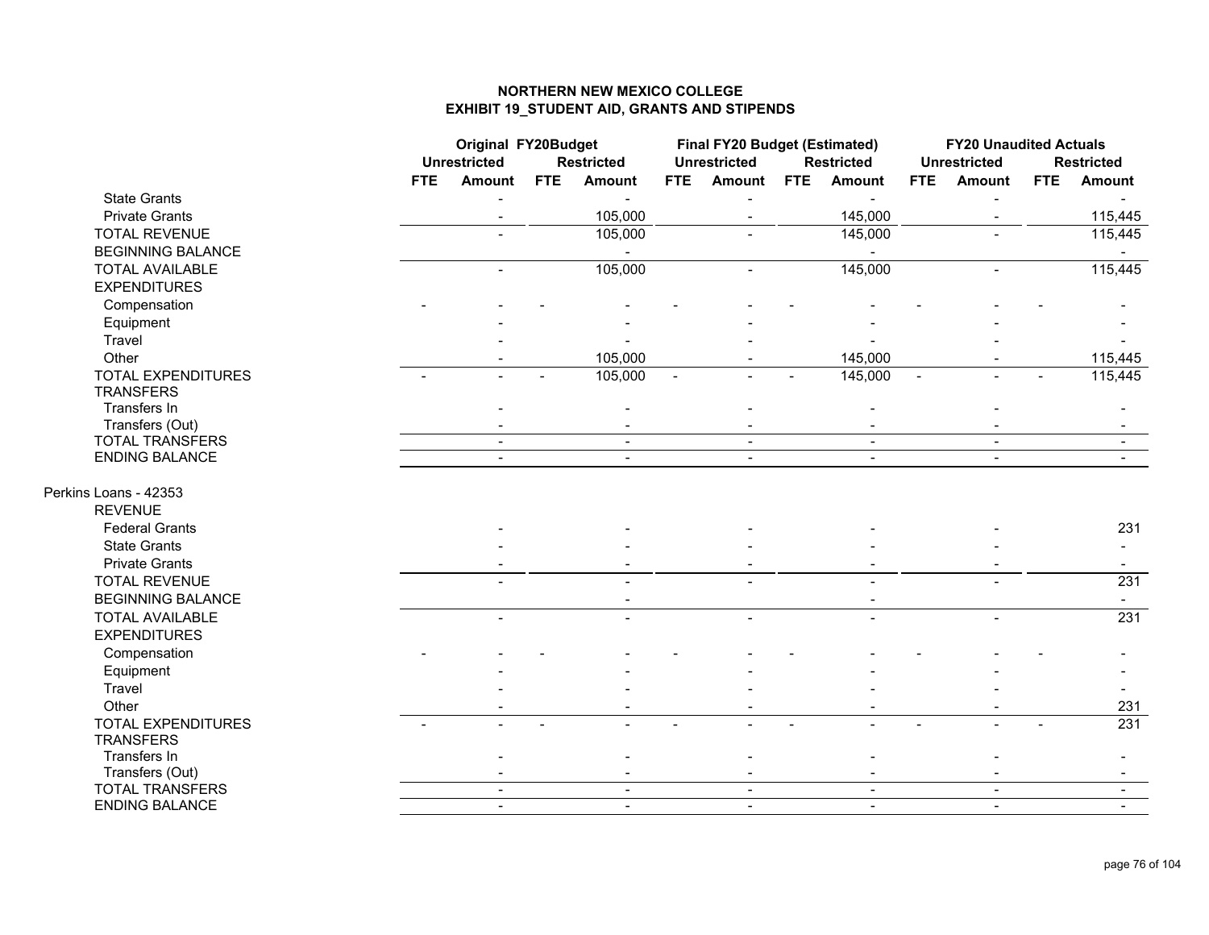# NORTHERN NEW MEXICO COLLEGE
## EXHIBIT 19_STUDENT AID, GRANTS AND STIPENDS

| | Original FY20Budget | | | | Final FY20 Budget (Estimated) | | | | FY20 Unaudited Actuals | | | |
|---|---|---|---|---|---|---|---|---|---|---|---|---|
| | Unrestricted | | Restricted | | Unrestricted | | Restricted | | Unrestricted | | Restricted | |
| | FTE | Amount | FTE | Amount | FTE | Amount | FTE | Amount | FTE | Amount | FTE | Amount |
| State Grants | | - | | - | | - | | - | | - | | - |
| Private Grants | | - | | 105,000 | | - | | 145,000 | | - | | 115,445 |
| TOTAL REVENUE | | - | | 105,000 | | - | | 145,000 | | - | | 115,445 |
| BEGINNING BALANCE | | | | - | | | | - | | | | - |
| TOTAL AVAILABLE | | - | | 105,000 | | - | | 145,000 | | - | | 115,445 |
| EXPENDITURES | | | | | | | | | | | | |
| Compensation | - | - | - | - | - | - | - | - | - | - | - | - |
| Equipment | | - | | - | | - | | - | | - | | - |
| Travel | | - | | - | | - | | - | | - | | - |
| Other | | - | | 105,000 | | - | | 145,000 | | - | | 115,445 |
| TOTAL EXPENDITURES | - | - | - | 105,000 | - | - | - | 145,000 | - | - | - | 115,445 |
| TRANSFERS | | | | | | | | | | | | |
| Transfers In | | - | | - | | - | | - | | - | | - |
| Transfers (Out) | | - | | - | | - | | - | | - | | - |
| TOTAL TRANSFERS | | - | | - | | - | | - | | - | | - |
| ENDING BALANCE | | - | | - | | - | | - | | - | | - |

Perkins Loans - 42353

| | Original FY20Budget | | | | Final FY20 Budget (Estimated) | | | | FY20 Unaudited Actuals | | | |
|---|---|---|---|---|---|---|---|---|---|---|---|---|
| | Unrestricted | | Restricted | | Unrestricted | | Restricted | | Unrestricted | | Restricted | |
| | FTE | Amount | FTE | Amount | FTE | Amount | FTE | Amount | FTE | Amount | FTE | Amount |
| REVENUE | | | | | | | | | | | | |
| Federal Grants | | - | | - | | - | | - | | - | | 231 |
| State Grants | | - | | - | | - | | - | | - | | - |
| Private Grants | | - | | - | | - | | - | | - | | - |
| TOTAL REVENUE | | - | | - | | - | | - | | - | | 231 |
| BEGINNING BALANCE | | | | - | | | | - | | | | - |
| TOTAL AVAILABLE | | - | | - | | - | | - | | - | | 231 |
| EXPENDITURES | | | | | | | | | | | | |
| Compensation | - | - | - | - | - | - | - | - | - | - | - | - |
| Equipment | | - | | - | | - | | - | | - | | - |
| Travel | | - | | - | | - | | - | | - | | - |
| Other | | - | | - | | - | | - | | - | | 231 |
| TOTAL EXPENDITURES | - | - | - | - | - | - | - | - | - | - | - | 231 |
| TRANSFERS | | | | | | | | | | | | |
| Transfers In | | - | | - | | - | | - | | - | | - |
| Transfers (Out) | | - | | - | | - | | - | | - | | - |
| TOTAL TRANSFERS | | - | | - | | - | | - | | - | | - |
| ENDING BALANCE | | - | | - | | - | | - | | - | | - |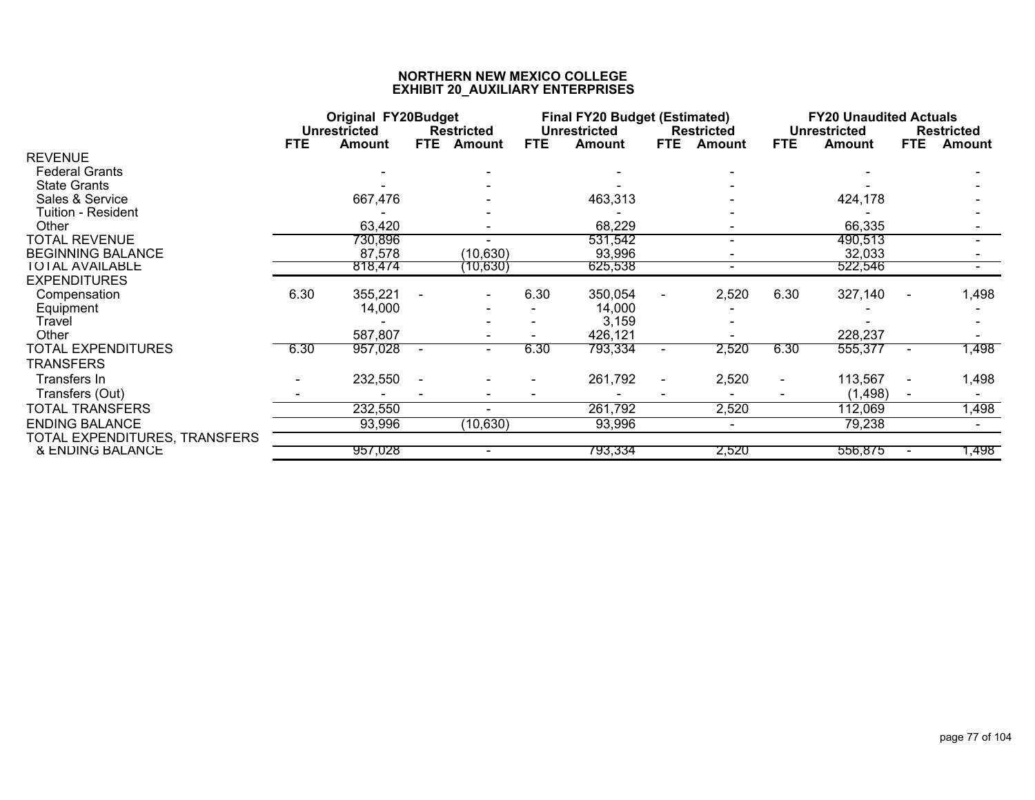# NORTHERN NEW MEXICO COLLEGE
## EXHIBIT 20_AUXILIARY ENTERPRISES

| | Original FY20Budget | | | | Final FY20 Budget (Estimated) | | | | FY20 Unaudited Actuals | | | |
|---|---|---|---|---|---|---|---|---|---|---|---|---|
| | Unrestricted | | Restricted | | Unrestricted | | Restricted | | Unrestricted | | Restricted | |
| | FTE | Amount | FTE | Amount | FTE | Amount | FTE | Amount | FTE | Amount | FTE | Amount |
| REVENUE | | | | | | | | | | | | |
| Federal Grants | | - | | - | | - | | - | | - | | - |
| State Grants | | - | | - | | - | | - | | - | | - |
| Sales & Service | | 667,476 | | - | | 463,313 | | - | | 424,178 | | - |
| Tuition - Resident | | - | | - | | - | | - | | - | | - |
| Other | | 63,420 | | - | | 68,229 | | - | | 66,335 | | - |
| TOTAL REVENUE | | 730,896 | | - | | 531,542 | | - | | 490,513 | | - |
| BEGINNING BALANCE | | 87,578 | | (10,630) | | 93,996 | | - | | 32,033 | | - |
| TOTAL AVAILABLE | | 818,474 | | (10,630) | | 625,538 | | - | | 522,546 | | - |
| EXPENDITURES | | | | | | | | | | | | |
| Compensation | 6.30 | 355,221 | - | - | 6.30 | 350,054 | - | 2,520 | 6.30 | 327,140 | - | 1,498 |
| Equipment | | 14,000 | | - | - | 14,000 | | - | | - | | - |
| Travel | | - | | - | - | 3,159 | | - | | - | | - |
| Other | | 587,807 | | - | - | 426,121 | | - | | 228,237 | | - |
| TOTAL EXPENDITURES | 6.30 | 957,028 | - | - | 6.30 | 793,334 | - | 2,520 | 6.30 | 555,377 | - | 1,498 |
| TRANSFERS | | | | | | | | | | | | |
| Transfers In | - | 232,550 | - | - | - | 261,792 | - | 2,520 | - | 113,567 | - | 1,498 |
| Transfers (Out) | - | - | - | - | - | - | - | - | - | (1,498) | - | - |
| TOTAL TRANSFERS | | 232,550 | | - | | 261,792 | | 2,520 | | 112,069 | | 1,498 |
| ENDING BALANCE | | 93,996 | | (10,630) | | 93,996 | | - | | 79,238 | | - |
| TOTAL EXPENDITURES, TRANSFERS & ENDING BALANCE | | 957,028 | | - | | 793,334 | | 2,520 | | 556,875 | - | 1,498 |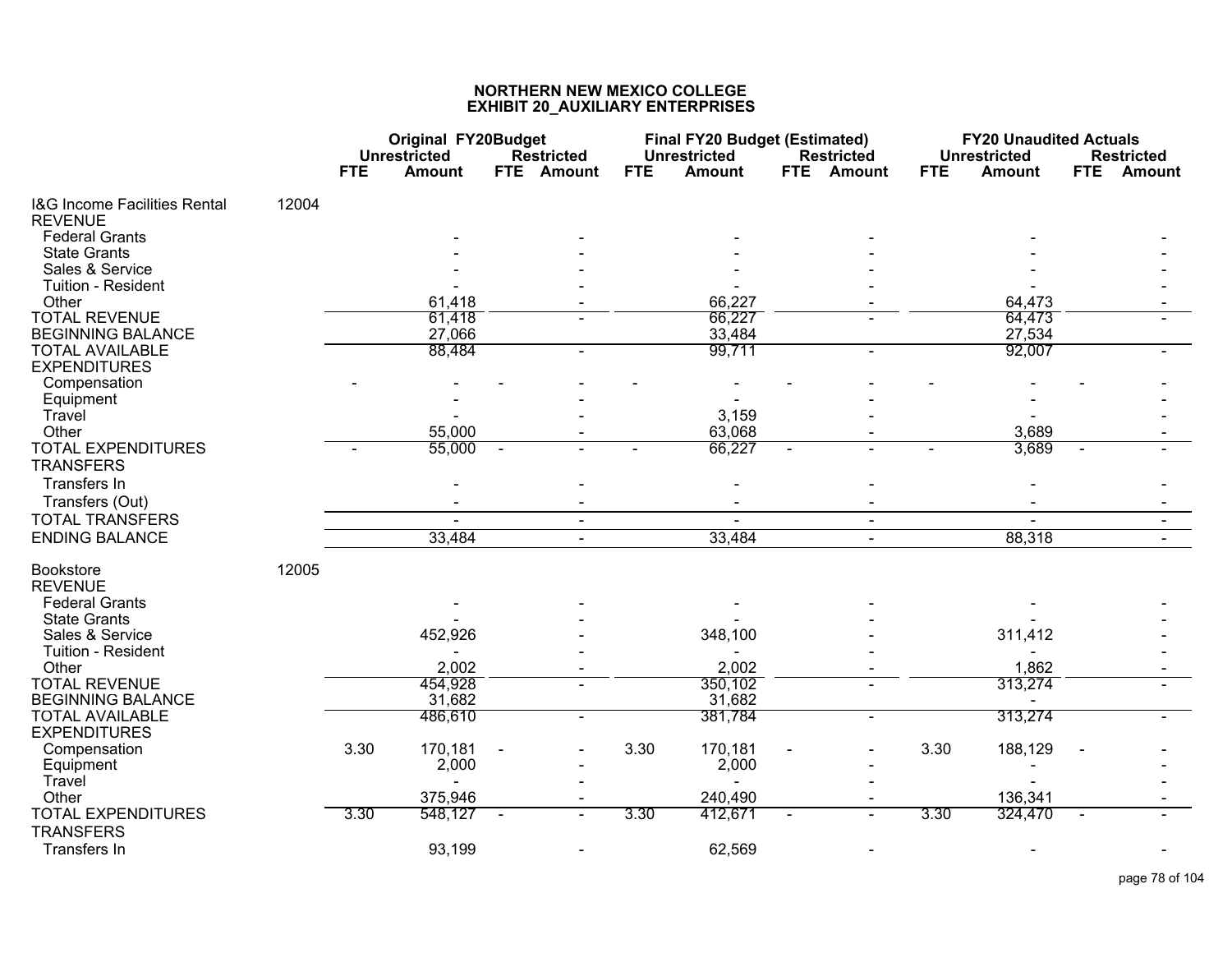# NORTHERN NEW MEXICO COLLEGE
## EXHIBIT 20_AUXILIARY ENTERPRISES

| | | Original FY20Budget | | | | Final FY20 Budget (Estimated) | | | | FY20 Unaudited Actuals | | | |
|---|---|---|---|---|---|---|---|---|---|---|---|---|---|
| | | Unrestricted | | Restricted | | Unrestricted | | Restricted | | Unrestricted | | Restricted | |
| | | FTE | Amount | FTE | Amount | FTE | Amount | FTE | Amount | FTE | Amount | FTE | Amount |
| I&G Income Facilities Rental | 12004 | | | | | | | | | | | | |
| REVENUE | | | | | | | | | | | | | |
| Federal Grants | | | - | | - | | - | | - | | - | | - |
| State Grants | | | - | | - | | - | | - | | - | | - |
| Sales & Service | | | - | | - | | - | | - | | - | | - |
| Tuition - Resident | | | - | | - | | - | | - | | - | | - |
| Other | | | 61,418 | | - | | 66,227 | | - | | 64,473 | | - |
| TOTAL REVENUE | | | 61,418 | | - | | 66,227 | | - | | 64,473 | | - |
| BEGINNING BALANCE | | | 27,066 | | | | 33,484 | | | | 27,534 | | |
| TOTAL AVAILABLE | | | 88,484 | | - | | 99,711 | | - | | 92,007 | | - |
| EXPENDITURES | | | | | | | | | | | | | |
| Compensation | | - | - | - | - | - | - | - | - | - | - | - | - |
| Equipment | | | - | | - | | - | | - | | - | | - |
| Travel | | | - | | - | | 3,159 | | - | | - | | - |
| Other | | | 55,000 | | - | | 63,068 | | - | | 3,689 | | - |
| TOTAL EXPENDITURES | | - | 55,000 | - | - | - | 66,227 | - | - | - | 3,689 | - | - |
| TRANSFERS | | | | | | | | | | | | | |
| Transfers In | | | - | | - | | - | | - | | - | | - |
| Transfers (Out) | | | - | | - | | - | | - | | - | | - |
| TOTAL TRANSFERS | | | - | | - | | - | | - | | - | | - |
| ENDING BALANCE | | | 33,484 | | - | | 33,484 | | - | | 88,318 | | - |
| Bookstore | 12005 | | | | | | | | | | | | |
| REVENUE | | | | | | | | | | | | | |
| Federal Grants | | | - | | - | | - | | - | | - | | - |
| State Grants | | | - | | - | | - | | - | | - | | - |
| Sales & Service | | | 452,926 | | - | | 348,100 | | - | | 311,412 | | - |
| Tuition - Resident | | | - | | - | | - | | - | | - | | - |
| Other | | | 2,002 | | - | | 2,002 | | - | | 1,862 | | - |
| TOTAL REVENUE | | | 454,928 | | - | | 350,102 | | - | | 313,274 | | - |
| BEGINNING BALANCE | | | 31,682 | | | | 31,682 | | | | - | | |
| TOTAL AVAILABLE | | | 486,610 | | - | | 381,784 | | - | | 313,274 | | - |
| EXPENDITURES | | | | | | | | | | | | | |
| Compensation | | 3.30 | 170,181 | - | - | 3.30 | 170,181 | - | - | 3.30 | 188,129 | - | - |
| Equipment | | | 2,000 | | - | | 2,000 | | - | | - | | - |
| Travel | | | - | | - | | - | | - | | - | | - |
| Other | | | 375,946 | | - | | 240,490 | | - | | 136,341 | | - |
| TOTAL EXPENDITURES | | 3.30 | 548,127 | - | - | 3.30 | 412,671 | - | - | 3.30 | 324,470 | - | - |
| TRANSFERS | | | | | | | | | | | | | |
| Transfers In | | | 93,199 | | - | | 62,569 | | - | | - | | - |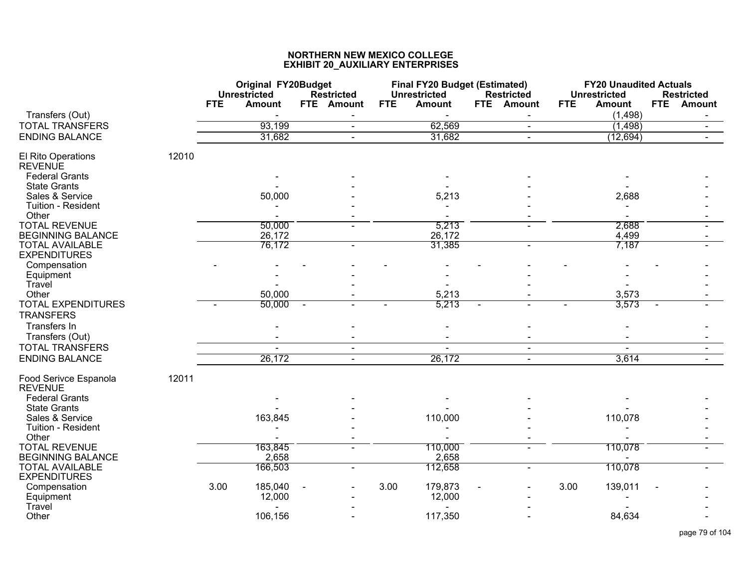# NORTHERN NEW MEXICO COLLEGE
## EXHIBIT 20_AUXILIARY ENTERPRISES

| | | Original FY20Budget | | | | Final FY20 Budget (Estimated) | | | | FY20 Unaudited Actuals | | | |
|---|---|---|---|---|---|---|---|---|---|---|---|---|---|
| | | Unrestricted | | Restricted | | Unrestricted | | Restricted | | Unrestricted | | Restricted | |
| | | FTE | Amount | FTE | Amount | FTE | Amount | FTE | Amount | FTE | Amount | FTE | Amount |
| Transfers (Out) | | | - | | - | | - | | - | | (1,498) | | - |
| TOTAL TRANSFERS | | | 93,199 | | - | | 62,569 | | - | | (1,498) | | - |
| ENDING BALANCE | | | 31,682 | | - | | 31,682 | | - | | (12,694) | | - |
| El Rito Operations | 12010 | | | | | | | | | | | | |
| REVENUE | | | | | | | | | | | | | |
| Federal Grants | | | - | | - | | - | | - | | - | | - |
| State Grants | | | - | | - | | - | | - | | - | | - |
| Sales & Service | | | 50,000 | | - | | 5,213 | | - | | 2,688 | | - |
| Tuition - Resident | | | - | | - | | - | | - | | - | | - |
| Other | | | - | | - | | - | | - | | - | | - |
| TOTAL REVENUE | | | 50,000 | | - | | 5,213 | | - | | 2,688 | | - |
| BEGINNING BALANCE | | | 26,172 | | | | 26,172 | | | | 4,499 | | - |
| TOTAL AVAILABLE | | | 76,172 | | - | | 31,385 | | - | | 7,187 | | - |
| EXPENDITURES | | | | | | | | | | | | | |
| Compensation | | - | - | - | - | - | - | - | - | - | - | - | - |
| Equipment | | | - | | - | | - | | - | | - | | - |
| Travel | | | - | | - | | - | | - | | - | | - |
| Other | | | 50,000 | | - | | 5,213 | | - | | 3,573 | | - |
| TOTAL EXPENDITURES | | - | 50,000 | - | - | - | 5,213 | - | - | - | 3,573 | - | - |
| TRANSFERS | | | | | | | | | | | | | |
| Transfers In | | | - | | - | | - | | - | | - | | - |
| Transfers (Out) | | | - | | - | | - | | - | | - | | - |
| TOTAL TRANSFERS | | | - | | - | | - | | - | | - | | - |
| ENDING BALANCE | | | 26,172 | | - | | 26,172 | | - | | 3,614 | | - |
| Food Serivce Espanola | 12011 | | | | | | | | | | | | |
| REVENUE | | | | | | | | | | | | | |
| Federal Grants | | | - | | - | | - | | - | | - | | - |
| State Grants | | | - | | - | | - | | - | | - | | - |
| Sales & Service | | | 163,845 | | - | | 110,000 | | - | | 110,078 | | - |
| Tuition - Resident | | | - | | - | | - | | - | | - | | - |
| Other | | | - | | - | | - | | - | | - | | - |
| TOTAL REVENUE | | | 163,845 | | - | | 110,000 | | - | | 110,078 | | - |
| BEGINNING BALANCE | | | 2,658 | | | | 2,658 | | | | - | | |
| TOTAL AVAILABLE | | | 166,503 | | - | | 112,658 | | - | | 110,078 | | - |
| EXPENDITURES | | | | | | | | | | | | | |
| Compensation | | 3.00 | 185,040 | - | - | 3.00 | 179,873 | - | - | 3.00 | 139,011 | - | - |
| Equipment | | | 12,000 | | - | | 12,000 | | - | | - | | - |
| Travel | | | - | | - | | - | | - | | - | | - |
| Other | | | 106,156 | | - | | 117,350 | | - | | 84,634 | | - |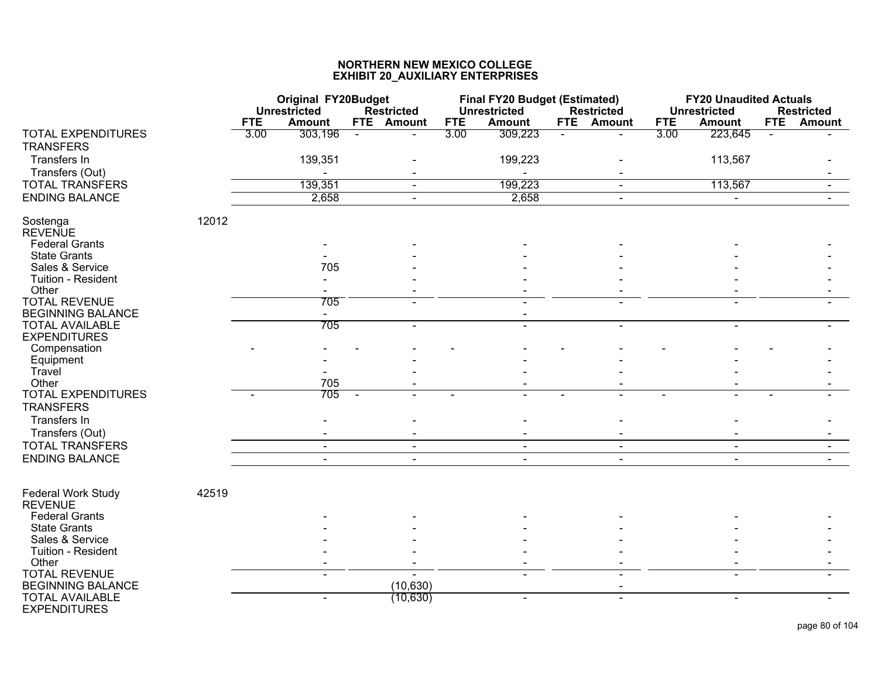# NORTHERN NEW MEXICO COLLEGE
## EXHIBIT 20_AUXILIARY ENTERPRISES

| | | Original FY20Budget | | | | Final FY20 Budget (Estimated) | | | | FY20 Unaudited Actuals | | | |
|---|---|---|---|---|---|---|---|---|---|---|---|---|---|
| | | Unrestricted | | Restricted | | Unrestricted | | Restricted | | Unrestricted | | Restricted | |
| | | FTE | Amount | FTE | Amount | FTE | Amount | FTE | Amount | FTE | Amount | FTE | Amount |
| TOTAL EXPENDITURES | | 3.00 | 303,196 | - | - | 3.00 | 309,223 | - | - | 3.00 | 223,645 | - | - |
| TRANSFERS | | | | | | | | | | | | | |
| Transfers In | | | 139,351 | | - | | 199,223 | | - | | 113,567 | | - |
| Transfers (Out) | | | - | | - | | - | | - | | | | - |
| TOTAL TRANSFERS | | | 139,351 | | - | | 199,223 | | - | | 113,567 | | - |
| ENDING BALANCE | | | 2,658 | | - | | 2,658 | | - | | - | | - |
| | | | | | | | | | | | | | |
| Sostenga | 12012 | | | | | | | | | | | | |
| REVENUE | | | | | | | | | | | | | |
| Federal Grants | | | - | | - | | - | | - | | - | | - |
| State Grants | | | - | | - | | - | | - | | - | | - |
| Sales & Service | | | 705 | | - | | - | | - | | - | | - |
| Tuition - Resident | | | - | | - | | - | | - | | - | | - |
| Other | | | - | | - | | - | | - | | - | | - |
| TOTAL REVENUE | | | 705 | | - | | - | | - | | - | | - |
| BEGINNING BALANCE | | | - | | | | - | | | | | | |
| TOTAL AVAILABLE | | | 705 | | - | | - | | - | | - | | - |
| EXPENDITURES | | | | | | | | | | | | | |
| Compensation | | - | - | - | - | - | - | - | - | - | - | - | - |
| Equipment | | | - | | - | | - | | - | | - | | - |
| Travel | | | - | | - | | - | | - | | - | | - |
| Other | | | 705 | | - | | - | | - | | - | | - |
| TOTAL EXPENDITURES | | - | 705 | - | - | - | - | - | - | - | - | - | - |
| TRANSFERS | | | | | | | | | | | | | |
| Transfers In | | | - | | - | | - | | - | | - | | - |
| Transfers (Out) | | | - | | - | | - | | - | | - | | - |
| TOTAL TRANSFERS | | | - | | - | | - | | - | | - | | - |
| ENDING BALANCE | | | - | | - | | - | | - | | - | | - |
| | | | | | | | | | | | | | |
| Federal Work Study | 42519 | | | | | | | | | | | | |
| REVENUE | | | | | | | | | | | | | |
| Federal Grants | | | - | | - | | - | | - | | - | | - |
| State Grants | | | - | | - | | - | | - | | - | | - |
| Sales & Service | | | - | | - | | - | | - | | - | | - |
| Tuition - Resident | | | - | | - | | - | | - | | - | | - |
| Other | | | - | | - | | - | | - | | - | | - |
| TOTAL REVENUE | | | - | | - | | - | | - | | - | | - |
| BEGINNING BALANCE | | | | | (10,630) | | | | - | | | | |
| TOTAL AVAILABLE | | | - | | (10,630) | | - | | - | | - | | - |
| EXPENDITURES | | | | | | | | | | | | | |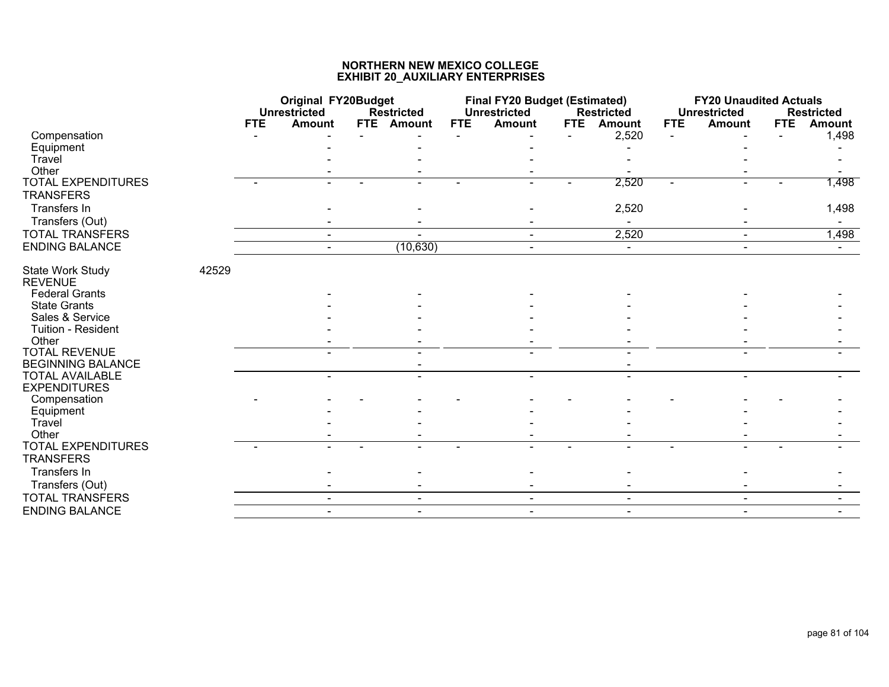# NORTHERN NEW MEXICO COLLEGE
## EXHIBIT 20_AUXILIARY ENTERPRISES

| | | Original FY20Budget | | | | Final FY20 Budget (Estimated) | | | | FY20 Unaudited Actuals | | | |
|---|---|---|---|---|---|---|---|---|---|---|---|---|---|
| | | Unrestricted | | Restricted | | Unrestricted | | Restricted | | Unrestricted | | Restricted | |
| | | FTE | Amount | FTE | Amount | FTE | Amount | FTE | Amount | FTE | Amount | FTE | Amount |
| Compensation | | - | - | - | - | - | - | - | 2,520 | - | - | - | 1,498 |
| Equipment | | | - | | - | | - | | - | | - | | - |
| Travel | | | - | | - | | - | | - | | - | | - |
| Other | | | - | | - | | - | | - | | - | | - |
| TOTAL EXPENDITURES | | - | - | - | - | - | - | - | 2,520 | - | - | - | 1,498 |
| TRANSFERS | | | | | | | | | | | | | |
| Transfers In | | | - | | - | | - | | 2,520 | | - | | 1,498 |
| Transfers (Out) | | | - | | - | | - | | - | | - | | - |
| TOTAL TRANSFERS | | | - | | - | | - | | 2,520 | | - | | 1,498 |
| ENDING BALANCE | | | - | | (10,630) | | - | | - | | - | | - |
| | | | | | | | | | | | | | |
| State Work Study | 42529 | | | | | | | | | | | | |
| REVENUE | | | | | | | | | | | | | |
| Federal Grants | | | - | | - | | - | | - | | - | | - |
| State Grants | | | - | | - | | - | | - | | - | | - |
| Sales & Service | | | - | | - | | - | | - | | - | | - |
| Tuition - Resident | | | - | | - | | - | | - | | - | | - |
| Other | | | - | | - | | - | | - | | - | | - |
| TOTAL REVENUE | | | - | | - | | - | | - | | - | | - |
| BEGINNING BALANCE | | | | | - | | | | - | | | | |
| TOTAL AVAILABLE | | | - | | - | | - | | - | | - | | - |
| EXPENDITURES | | | | | | | | | | | | | |
| Compensation | | - | - | - | - | - | - | - | - | - | - | - | - |
| Equipment | | | - | | - | | - | | - | | - | | - |
| Travel | | | - | | - | | - | | - | | - | | - |
| Other | | | - | | - | | - | | - | | - | | - |
| TOTAL EXPENDITURES | | - | - | - | - | - | - | - | - | - | - | - | - |
| TRANSFERS | | | | | | | | | | | | | |
| Transfers In | | | - | | - | | - | | - | | - | | - |
| Transfers (Out) | | | - | | - | | - | | - | | - | | - |
| TOTAL TRANSFERS | | | - | | - | | - | | - | | - | | - |
| ENDING BALANCE | | | - | | - | | - | | - | | - | | - |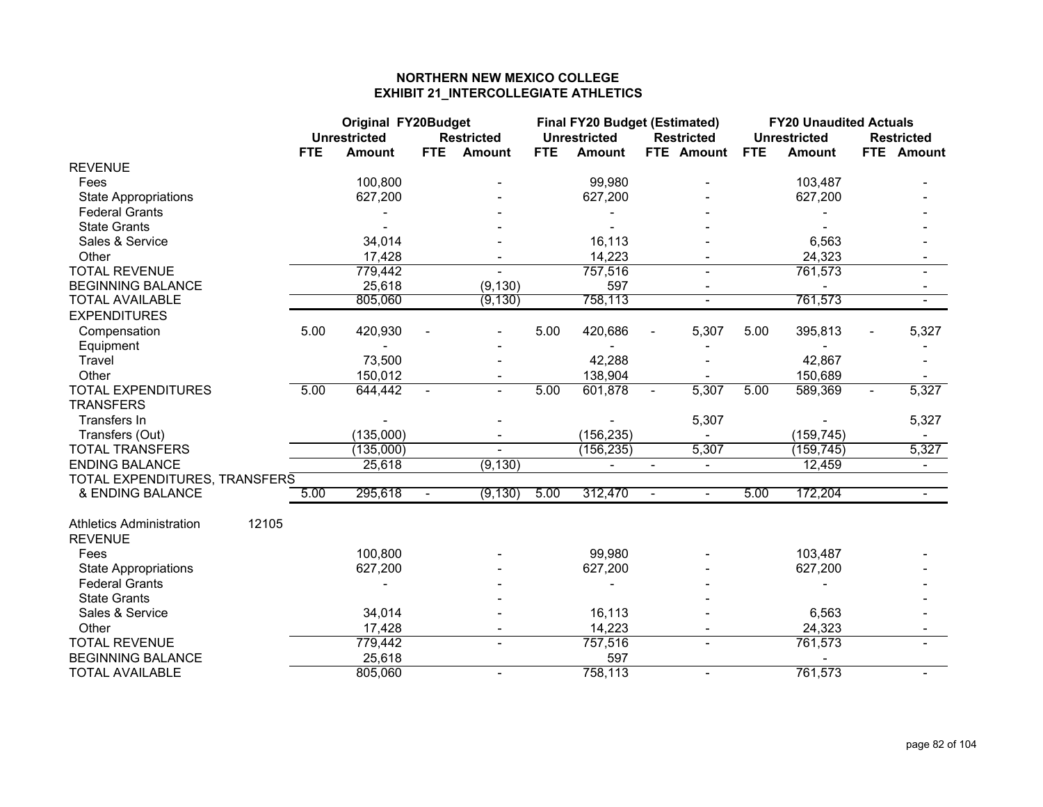# NORTHERN NEW MEXICO COLLEGE
## EXHIBIT 21_INTERCOLLEGIATE ATHLETICS

| | Original FY20Budget | | | | Final FY20 Budget (Estimated) | | | | FY20 Unaudited Actuals | | | |
|---|---|---|---|---|---|---|---|---|---|---|---|---|
| | Unrestricted | | Restricted | | Unrestricted | | Restricted | | Unrestricted | | Restricted | |
| | FTE | Amount | FTE | Amount | FTE | Amount | FTE | Amount | FTE | Amount | FTE | Amount |
| REVENUE | | | | | | | | | | | | |
| Fees | | 100,800 | | - | | 99,980 | | - | | 103,487 | | - |
| State Appropriations | | 627,200 | | - | | 627,200 | | - | | 627,200 | | - |
| Federal Grants | | - | | - | | - | | - | | - | | - |
| State Grants | | - | | - | | - | | - | | - | | - |
| Sales & Service | | 34,014 | | - | | 16,113 | | - | | 6,563 | | - |
| Other | | 17,428 | | - | | 14,223 | | - | | 24,323 | | - |
| TOTAL REVENUE | | 779,442 | | - | | 757,516 | | - | | 761,573 | | - |
| BEGINNING BALANCE | | 25,618 | | (9,130) | | 597 | | - | | - | | - |
| TOTAL AVAILABLE | | 805,060 | | (9,130) | | 758,113 | | - | | 761,573 | | - |
| EXPENDITURES | | | | | | | | | | | | |
| Compensation | 5.00 | 420,930 | - | - | 5.00 | 420,686 | - | 5,307 | 5.00 | 395,813 | - | 5,327 |
| Equipment | | - | | - | | - | | - | | - | | - |
| Travel | | 73,500 | | - | | 42,288 | | - | | 42,867 | | - |
| Other | | 150,012 | | - | | 138,904 | | - | | 150,689 | | - |
| TOTAL EXPENDITURES | 5.00 | 644,442 | - | - | 5.00 | 601,878 | - | 5,307 | 5.00 | 589,369 | - | 5,327 |
| TRANSFERS | | | | | | | | | | | | |
| Transfers In | | - | | - | | - | | 5,307 | | - | | 5,327 |
| Transfers (Out) | | (135,000) | | - | | (156,235) | | - | | (159,745) | | - |
| TOTAL TRANSFERS | | (135,000) | | - | | (156,235) | | 5,307 | | (159,745) | | 5,327 |
| ENDING BALANCE | | 25,618 | | (9,130) | | - | - | - | | 12,459 | | - |
| TOTAL EXPENDITURES, TRANSFERS & ENDING BALANCE | 5.00 | 295,618 | - | (9,130) | 5.00 | 312,470 | - | - | 5.00 | 172,204 | | - |
| Athletics Administration 12105 | | | | | | | | | | | | |
| REVENUE | | | | | | | | | | | | |
| Fees | | 100,800 | | - | | 99,980 | | - | | 103,487 | | - |
| State Appropriations | | 627,200 | | - | | 627,200 | | - | | 627,200 | | - |
| Federal Grants | | - | | - | | - | | - | | - | | - |
| State Grants | | | | - | | | | - | | | | - |
| Sales & Service | | 34,014 | | - | | 16,113 | | - | | 6,563 | | - |
| Other | | 17,428 | | - | | 14,223 | | - | | 24,323 | | - |
| TOTAL REVENUE | | 779,442 | | - | | 757,516 | | - | | 761,573 | | - |
| BEGINNING BALANCE | | 25,618 | | | | 597 | | | | - | | |
| TOTAL AVAILABLE | | 805,060 | | - | | 758,113 | | - | | 761,573 | | - |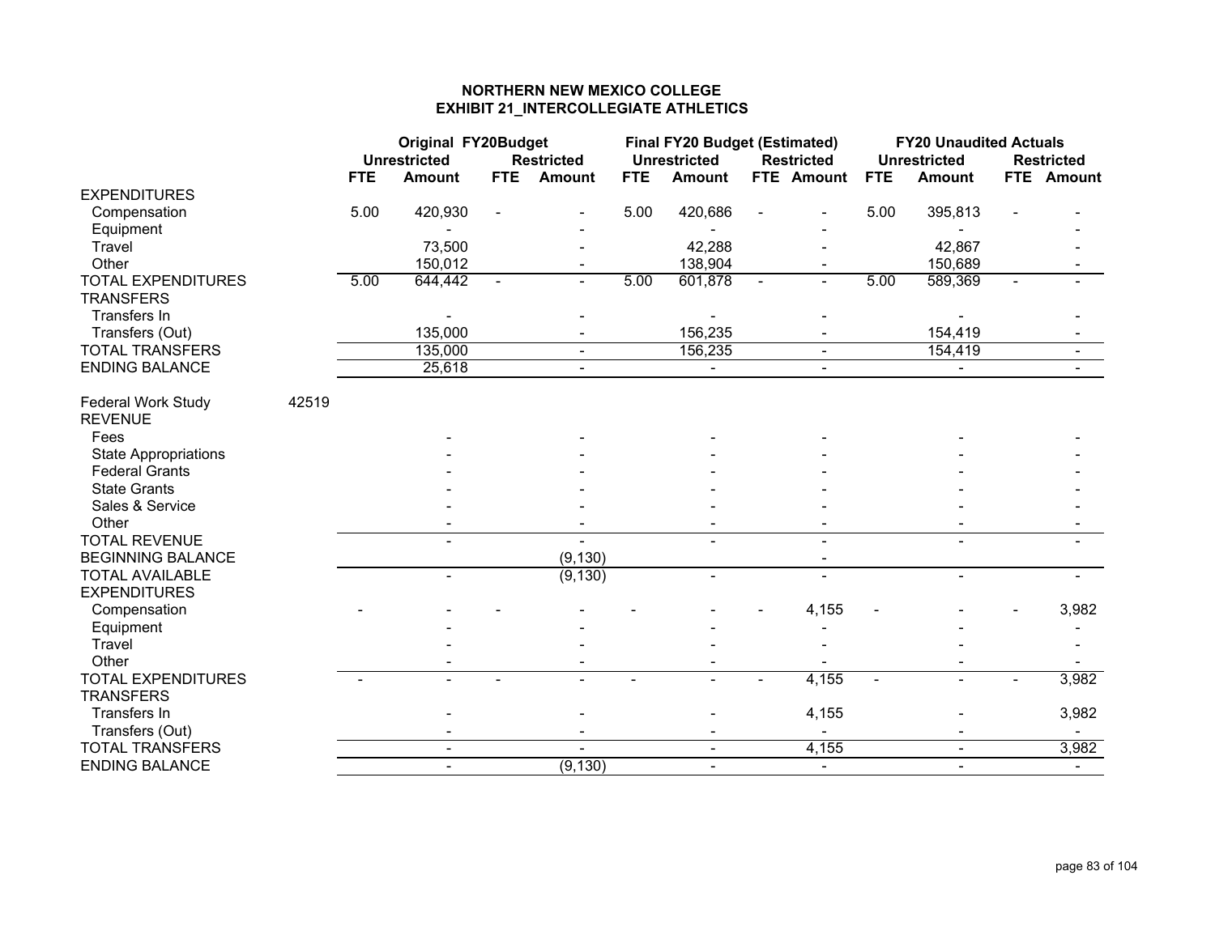## NORTHERN NEW MEXICO COLLEGE
## EXHIBIT 21_INTERCOLLEGIATE ATHLETICS

| | | Original FY20Budget | | | | Final FY20 Budget (Estimated) | | | | FY20 Unaudited Actuals | | | |
|---|---|---|---|---|---|---|---|---|---|---|---|---|---|
| | | Unrestricted | | Restricted | | Unrestricted | | Restricted | | Unrestricted | | Restricted | |
| | | FTE | Amount | FTE | Amount | FTE | Amount | FTE | Amount | FTE | Amount | FTE | Amount |
| EXPENDITURES | | | | | | | | | | | | | |
| Compensation | | 5.00 | 420,930 | - | - | 5.00 | 420,686 | - | - | 5.00 | 395,813 | - | - |
| Equipment | | | - | | - | | - | | - | | - | | - |
| Travel | | | 73,500 | | - | | 42,288 | | - | | 42,867 | | - |
| Other | | | 150,012 | | - | | 138,904 | | - | | 150,689 | | - |
| TOTAL EXPENDITURES | | 5.00 | 644,442 | - | - | 5.00 | 601,878 | - | - | 5.00 | 589,369 | - | - |
| TRANSFERS | | | | | | | | | | | | | |
| Transfers In | | | - | | - | | - | | - | | - | | - |
| Transfers (Out) | | | 135,000 | | - | | 156,235 | | - | | 154,419 | | - |
| TOTAL TRANSFERS | | | 135,000 | | - | | 156,235 | | - | | 154,419 | | - |
| ENDING BALANCE | | | 25,618 | | - | | - | | - | | - | | - |
| | | | | | | | | | | | | | |
| Federal Work Study | 42519 | | | | | | | | | | | | |
| REVENUE | | | | | | | | | | | | | |
| Fees | | | - | | - | | - | | - | | - | | - |
| State Appropriations | | | - | | - | | - | | - | | - | | - |
| Federal Grants | | | - | | - | | - | | - | | - | | - |
| State Grants | | | - | | - | | - | | - | | - | | - |
| Sales & Service | | | - | | - | | - | | - | | - | | - |
| Other | | | - | | - | | - | | - | | - | | - |
| TOTAL REVENUE | | | - | | - | | - | | - | | - | | - |
| BEGINNING BALANCE | | | | | (9,130) | | | | - | | | | |
| TOTAL AVAILABLE | | | - | | (9,130) | | - | | - | | - | | - |
| EXPENDITURES | | | | | | | | | | | | | |
| Compensation | | - | - | - | - | - | - | - | 4,155 | - | - | - | 3,982 |
| Equipment | | | - | | - | | - | | - | | - | | - |
| Travel | | | - | | - | | - | | - | | - | | - |
| Other | | | - | | - | | - | | - | | - | | - |
| TOTAL EXPENDITURES | | - | - | - | - | - | - | - | 4,155 | - | - | - | 3,982 |
| TRANSFERS | | | | | | | | | | | | | |
| Transfers In | | | - | | - | | - | | 4,155 | | - | | 3,982 |
| Transfers (Out) | | | - | | - | | - | | - | | - | | - |
| TOTAL TRANSFERS | | | - | | - | | - | | 4,155 | | - | | 3,982 |
| ENDING BALANCE | | | - | | (9,130) | | - | | - | | - | | - |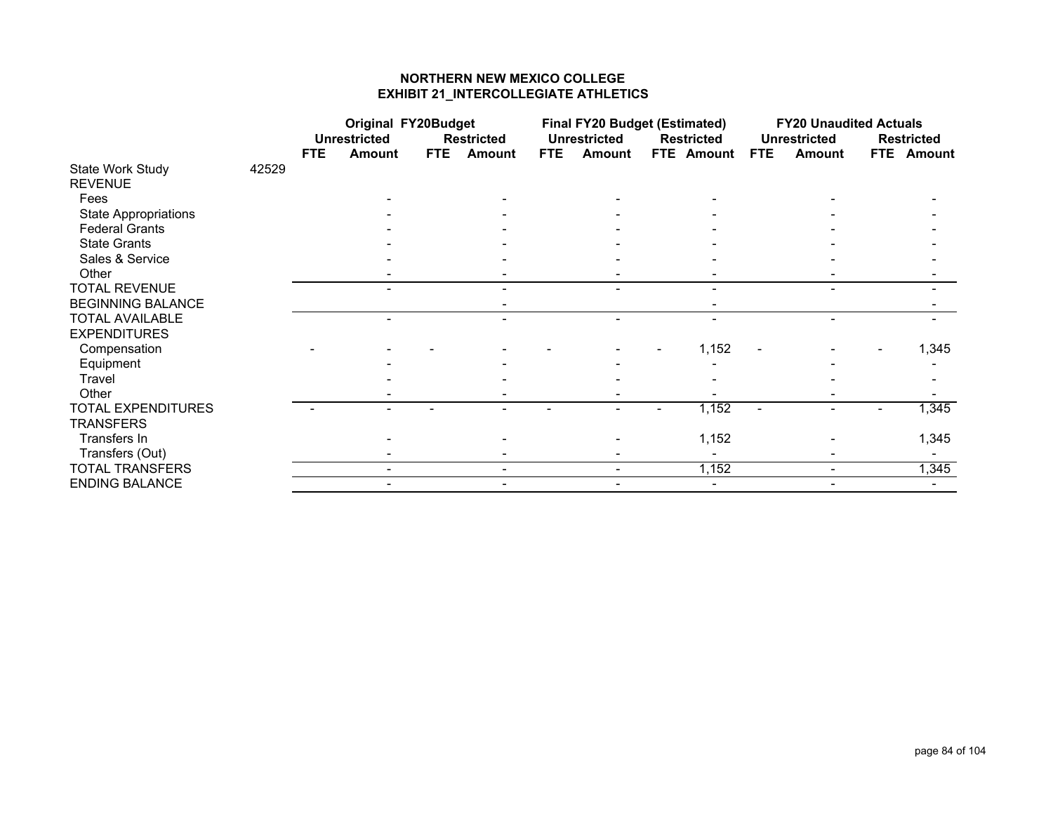# NORTHERN NEW MEXICO COLLEGE
## EXHIBIT 21_INTERCOLLEGIATE ATHLETICS

| | | Original FY20Budget | | | | Final FY20 Budget (Estimated) | | | | FY20 Unaudited Actuals | | | |
|---|---|---|---|---|---|---|---|---|---|---|---|---|---|
| | | Unrestricted | | Restricted | | Unrestricted | | Restricted | | Unrestricted | | Restricted | |
| | | FTE | Amount | FTE | Amount | FTE | Amount | FTE | Amount | FTE | Amount | FTE | Amount |
| State Work Study | 42529 | | | | | | | | | | | | |
| REVENUE | | | | | | | | | | | | | |
| Fees | | | - | | - | | - | | - | | - | | - |
| State Appropriations | | | - | | - | | - | | - | | - | | - |
| Federal Grants | | | - | | - | | - | | - | | - | | - |
| State Grants | | | - | | - | | - | | - | | - | | - |
| Sales & Service | | | - | | - | | - | | - | | - | | - |
| Other | | | - | | - | | - | | - | | - | | - |
| TOTAL REVENUE | | | - | | - | | - | | - | | - | | - |
| BEGINNING BALANCE | | | | | - | | | | - | | | | - |
| TOTAL AVAILABLE | | | - | | - | | - | | - | | - | | - |
| EXPENDITURES | | | | | | | | | | | | | |
| Compensation | | - | - | - | - | - | - | - | 1,152 | - | - | - | 1,345 |
| Equipment | | | - | | - | | - | | - | | - | | - |
| Travel | | | - | | - | | - | | - | | - | | - |
| Other | | | - | | - | | - | | - | | - | | - |
| TOTAL EXPENDITURES | | - | - | - | - | - | - | - | 1,152 | - | - | - | 1,345 |
| TRANSFERS | | | | | | | | | | | | | |
| Transfers In | | | - | | - | | - | | 1,152 | | - | | 1,345 |
| Transfers (Out) | | | - | | - | | - | | - | | - | | - |
| TOTAL TRANSFERS | | | - | | - | | - | | 1,152 | | - | | 1,345 |
| ENDING BALANCE | | | - | | - | | - | | - | | - | | - |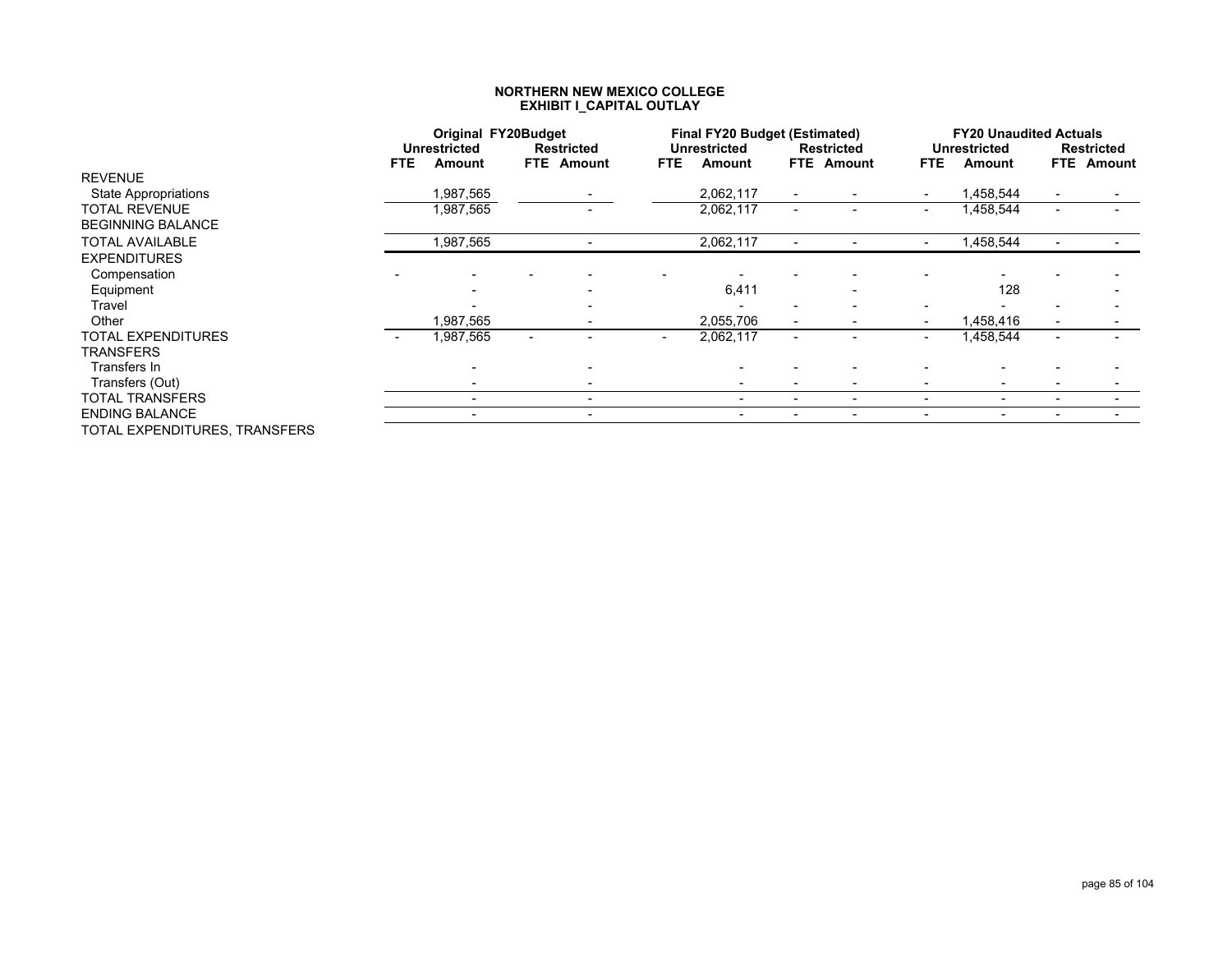# NORTHERN NEW MEXICO COLLEGE
## EXHIBIT I_CAPITAL OUTLAY

| | Original FY20Budget | | | | Final FY20 Budget (Estimated) | | | | FY20 Unaudited Actuals | | | |
|---|---|---|---|---|---|---|---|---|---|---|---|---|
| | Unrestricted | | Restricted | | Unrestricted | | Restricted | | Unrestricted | | Restricted | |
| | FTE | Amount | FTE | Amount | FTE | Amount | FTE | Amount | FTE | Amount | FTE | Amount |
| REVENUE | | | | | | | | | | | | |
| State Appropriations | | 1,987,565 | | - | | 2,062,117 | - | - | - | 1,458,544 | - | - |
| TOTAL REVENUE | | 1,987,565 | | - | | 2,062,117 | - | - | - | 1,458,544 | - | - |
| BEGINNING BALANCE | | | | | | | | | | | | |
| TOTAL AVAILABLE | | 1,987,565 | | - | | 2,062,117 | - | - | - | 1,458,544 | - | - |
| EXPENDITURES | | | | | | | | | | | | |
| Compensation | - | - | - | - | - | - | - | - | - | - | - | - |
| Equipment | | - | | - | | 6,411 | | - | | 128 | | - |
| Travel | | - | | - | | - | - | - | - | - | - | - |
| Other | | 1,987,565 | | - | | 2,055,706 | - | - | - | 1,458,416 | - | - |
| TOTAL EXPENDITURES | - | 1,987,565 | - | - | - | 2,062,117 | - | - | - | 1,458,544 | - | - |
| TRANSFERS | | | | | | | | | | | | |
| Transfers In | | - | | - | | - | - | - | - | - | - | - |
| Transfers (Out) | | - | | - | | - | - | - | - | - | - | - |
| TOTAL TRANSFERS | | - | | - | | - | - | - | - | - | - | - |
| ENDING BALANCE | | - | | - | | - | - | - | - | - | - | - |
| TOTAL EXPENDITURES, TRANSFERS | | | | | | | | | | | | |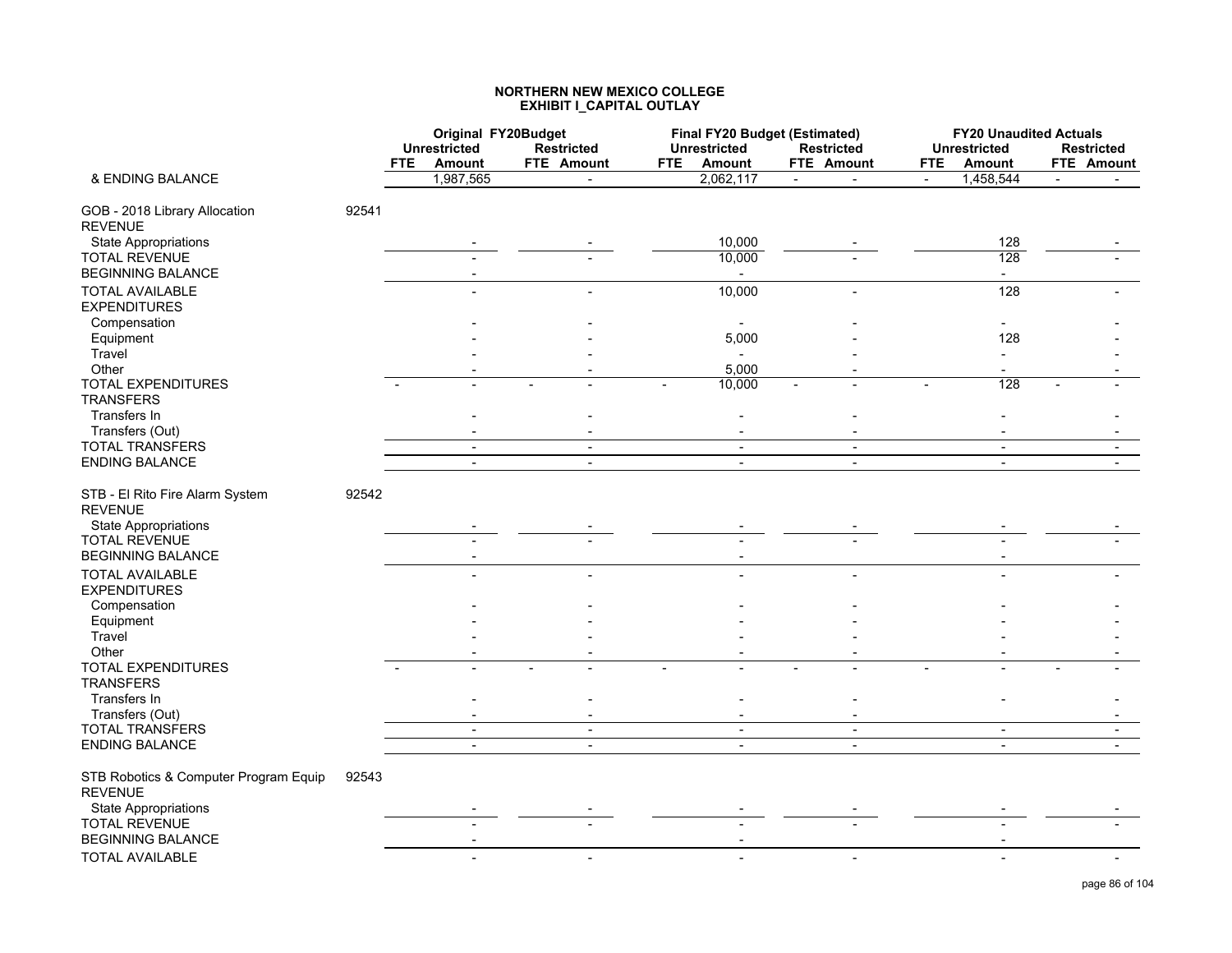# NORTHERN NEW MEXICO COLLEGE
## EXHIBIT I_CAPITAL OUTLAY

| | | Original FY20Budget | | | | Final FY20 Budget (Estimated) | | | | FY20 Unaudited Actuals | | | |
|---|---|---|---|---|---|---|---|---|---|---|---|---|---|
| | | Unrestricted | | Restricted | | Unrestricted | | Restricted | | Unrestricted | | Restricted | |
| | | FTE | Amount | FTE | Amount | FTE | Amount | FTE | Amount | FTE | Amount | FTE | Amount |
| & ENDING BALANCE | | | 1,987,565 | | - | | 2,062,117 | - | - | - | 1,458,544 | - | - |
| GOB - 2018 Library Allocation | 92541 | | | | | | | | | | | | |
| REVENUE | | | | | | | | | | | | | |
| State Appropriations | | | - | | - | | 10,000 | | - | | 128 | | - |
| TOTAL REVENUE | | | - | | - | | 10,000 | | - | | 128 | | - |
| BEGINNING BALANCE | | | - | | | | - | | | | - | | |
| TOTAL AVAILABLE | | | - | | - | | 10,000 | | - | | 128 | | - |
| EXPENDITURES | | | | | | | | | | | | | |
| Compensation | | | - | | - | | - | | - | | - | | - |
| Equipment | | | - | | - | | 5,000 | | - | | 128 | | - |
| Travel | | | - | | - | | - | | - | | - | | - |
| Other | | | - | | - | | 5,000 | | - | | - | | - |
| TOTAL EXPENDITURES | | - | - | - | - | - | 10,000 | - | - | - | 128 | - | - |
| TRANSFERS | | | | | | | | | | | | | |
| Transfers In | | | - | | - | | - | | - | | - | | - |
| Transfers (Out) | | | - | | - | | - | | - | | - | | - |
| TOTAL TRANSFERS | | | - | | - | | - | | - | | - | | - |
| ENDING BALANCE | | | - | | - | | - | | - | | - | | - |
| STB - El Rito Fire Alarm System | 92542 | | | | | | | | | | | | |
| REVENUE | | | | | | | | | | | | | |
| State Appropriations | | | - | | - | | - | | - | | - | | - |
| TOTAL REVENUE | | | - | | - | | - | | - | | - | | - |
| BEGINNING BALANCE | | | - | | | | - | | | | - | | |
| TOTAL AVAILABLE | | | - | | - | | - | | - | | - | | - |
| EXPENDITURES | | | | | | | | | | | | | |
| Compensation | | | - | | - | | - | | - | | - | | - |
| Equipment | | | - | | - | | - | | - | | - | | - |
| Travel | | | - | | - | | - | | - | | - | | - |
| Other | | | - | | - | | - | | - | | - | | - |
| TOTAL EXPENDITURES | | - | - | - | - | - | - | - | - | - | - | - | - |
| TRANSFERS | | | | | | | | | | | | | |
| Transfers In | | | - | | - | | - | | - | | - | | - |
| Transfers (Out) | | | - | | - | | - | | - | | | | - |
| TOTAL TRANSFERS | | | - | | - | | - | | - | | - | | - |
| ENDING BALANCE | | | - | | - | | - | | - | | - | | - |
| STB Robotics & Computer Program Equip | 92543 | | | | | | | | | | | | |
| REVENUE | | | | | | | | | | | | | |
| State Appropriations | | | - | | - | | - | | - | | - | | - |
| TOTAL REVENUE | | | - | | - | | - | | - | | - | | - |
| BEGINNING BALANCE | | | - | | | | - | | | | - | | |
| TOTAL AVAILABLE | | | - | | - | | - | | - | | - | | - |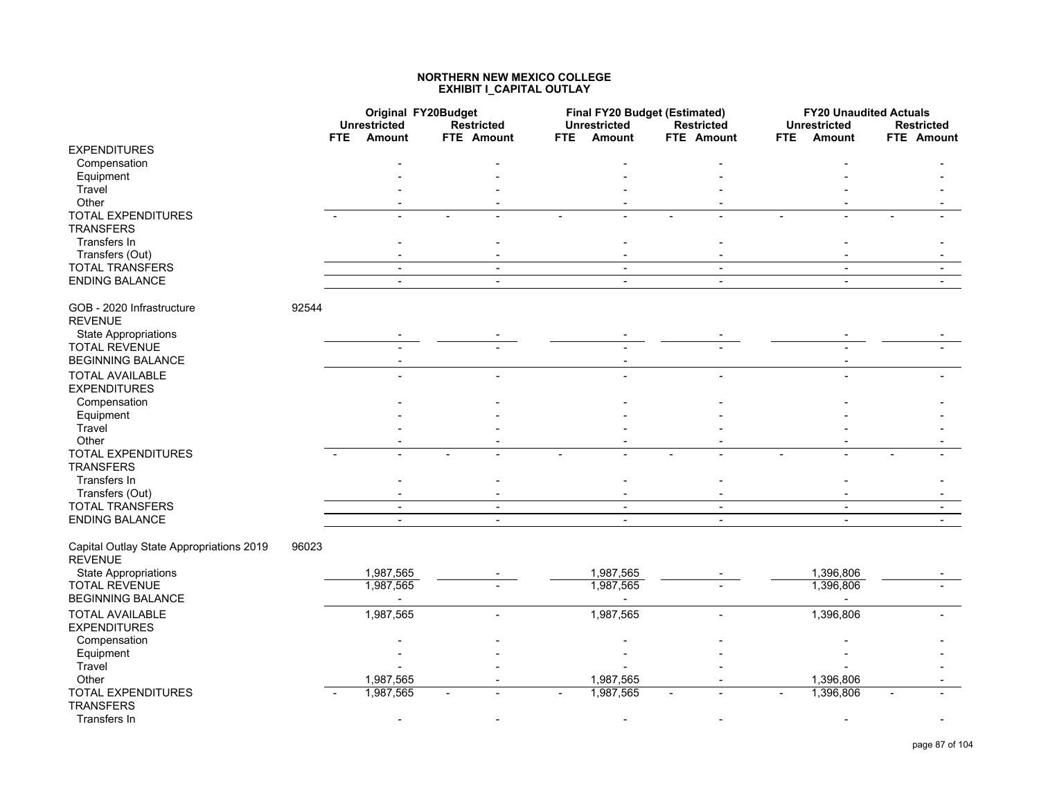# NORTHERN NEW MEXICO COLLEGE
## EXHIBIT I_CAPITAL OUTLAY

| | | Original FY20Budget | | | | Final FY20 Budget (Estimated) | | | | FY20 Unaudited Actuals | | | |
|---|---|---|---|---|---|---|---|---|---|---|---|---|---|
| | | Unrestricted | | Restricted | | Unrestricted | | Restricted | | Unrestricted | | Restricted | |
| | | FTE | Amount | FTE | Amount | FTE | Amount | FTE | Amount | FTE | Amount | FTE | Amount |
| EXPENDITURES | | | | | | | | | | | | | |
| Compensation | | | - | | - | | - | | - | | - | | - |
| Equipment | | | - | | - | | - | | - | | - | | - |
| Travel | | | - | | - | | - | | - | | - | | - |
| Other | | | - | | - | | - | | - | | - | | - |
| TOTAL EXPENDITURES | | - | - | - | - | - | - | - | - | - | - | - | - |
| TRANSFERS | | | | | | | | | | | | | |
| Transfers In | | | - | | - | | - | | - | | - | | - |
| Transfers (Out) | | | - | | - | | - | | - | | - | | - |
| TOTAL TRANSFERS | | | - | | - | | - | | - | | - | | - |
| ENDING BALANCE | | | - | | - | | - | | - | | - | | - |
| | | | | | | | | | | | | | |
| GOB - 2020 Infrastructure | 92544 | | | | | | | | | | | | |
| REVENUE | | | | | | | | | | | | | |
| State Appropriations | | | - | | - | | - | | - | | - | | - |
| TOTAL REVENUE | | | - | | - | | - | | - | | - | | - |
| BEGINNING BALANCE | | | - | | | | - | | | | - | | |
| TOTAL AVAILABLE | | | - | | - | | - | | - | | - | | - |
| EXPENDITURES | | | | | | | | | | | | | |
| Compensation | | | - | | - | | - | | - | | - | | - |
| Equipment | | | - | | - | | - | | - | | - | | - |
| Travel | | | - | | - | | - | | - | | - | | - |
| Other | | | - | | - | | - | | - | | - | | - |
| TOTAL EXPENDITURES | | - | - | - | - | - | - | - | - | - | - | - | - |
| TRANSFERS | | | | | | | | | | | | | |
| Transfers In | | | - | | - | | - | | - | | - | | - |
| Transfers (Out) | | | - | | - | | - | | - | | - | | - |
| TOTAL TRANSFERS | | | - | | - | | - | | - | | - | | - |
| ENDING BALANCE | | | - | | - | | - | | - | | - | | - |
| | | | | | | | | | | | | | |
| Capital Outlay State Appropriations 2019 | 96023 | | | | | | | | | | | | |
| REVENUE | | | | | | | | | | | | | |
| State Appropriations | | | 1,987,565 | | - | | 1,987,565 | | - | | 1,396,806 | | - |
| TOTAL REVENUE | | | 1,987,565 | | - | | 1,987,565 | | - | | 1,396,806 | | - |
| BEGINNING BALANCE | | | - | | | | - | | | | - | | |
| TOTAL AVAILABLE | | | 1,987,565 | | - | | 1,987,565 | | - | | 1,396,806 | | - |
| EXPENDITURES | | | | | | | | | | | | | |
| Compensation | | | - | | - | | - | | - | | - | | - |
| Equipment | | | - | | - | | - | | - | | - | | - |
| Travel | | | - | | - | | - | | - | | - | | - |
| Other | | | 1,987,565 | | - | | 1,987,565 | | - | | 1,396,806 | | - |
| TOTAL EXPENDITURES | | - | 1,987,565 | - | - | - | 1,987,565 | - | - | - | 1,396,806 | - | - |
| TRANSFERS | | | | | | | | | | | | | |
| Transfers In | | | - | | - | | - | | - | | - | | - |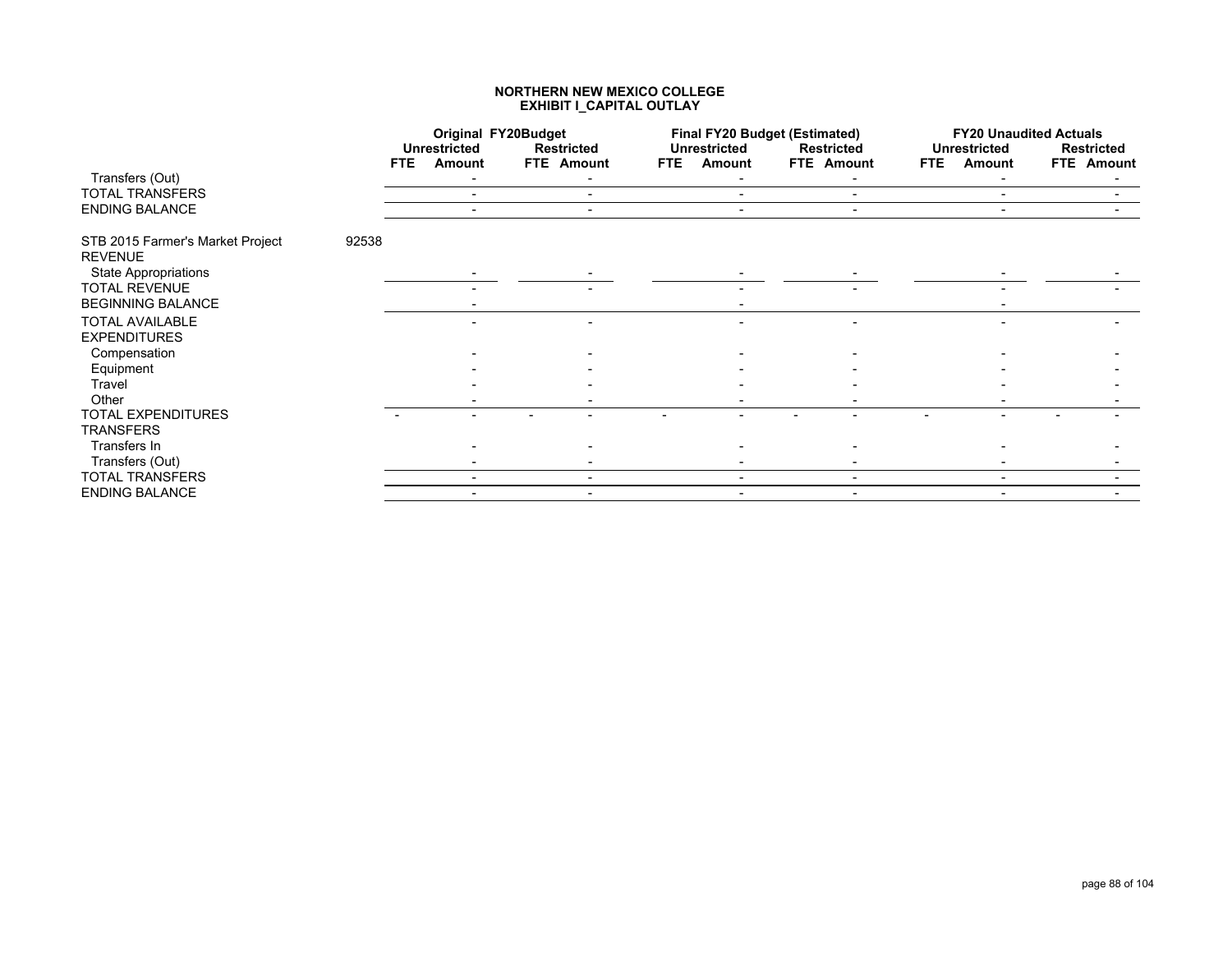**NORTHERN NEW MEXICO COLLEGE**
**EXHIBIT I_CAPITAL OUTLAY**

| | | Original FY20Budget | | | | Final FY20 Budget (Estimated) | | | | FY20 Unaudited Actuals | | | |
|---|---|---|---|---|---|---|---|---|---|---|---|---|---|
| | | Unrestricted | | Restricted | | Unrestricted | | Restricted | | Unrestricted | | Restricted | |
| | | FTE | Amount | FTE | Amount | FTE | Amount | FTE | Amount | FTE | Amount | FTE | Amount |
| Transfers (Out) | | | - | | - | | - | | - | | - | | - |
| TOTAL TRANSFERS | | | - | | - | | - | | - | | - | | - |
| ENDING BALANCE | | | - | | - | | - | | - | | - | | - |
| STB 2015 Farmer's Market Project | 92538 | | | | | | | | | | | | |
| REVENUE | | | | | | | | | | | | | |
| State Appropriations | | | - | | - | | - | | - | | - | | - |
| TOTAL REVENUE | | | - | | - | | - | | - | | - | | - |
| BEGINNING BALANCE | | | - | | | | - | | | | - | | |
| TOTAL AVAILABLE | | | - | | - | | - | | - | | - | | - |
| EXPENDITURES | | | | | | | | | | | | | |
| Compensation | | | - | | - | | - | | - | | - | | - |
| Equipment | | | - | | - | | - | | - | | - | | - |
| Travel | | | - | | - | | - | | - | | - | | - |
| Other | | | - | | - | | - | | - | | - | | - |
| TOTAL EXPENDITURES | | - | - | - | - | - | - | - | - | - | - | - | - |
| TRANSFERS | | | | | | | | | | | | | |
| Transfers In | | | - | | - | | - | | - | | - | | - |
| Transfers (Out) | | | - | | - | | - | | - | | - | | - |
| TOTAL TRANSFERS | | | - | | - | | - | | - | | - | | - |
| ENDING BALANCE | | | - | | - | | - | | - | | - | | - |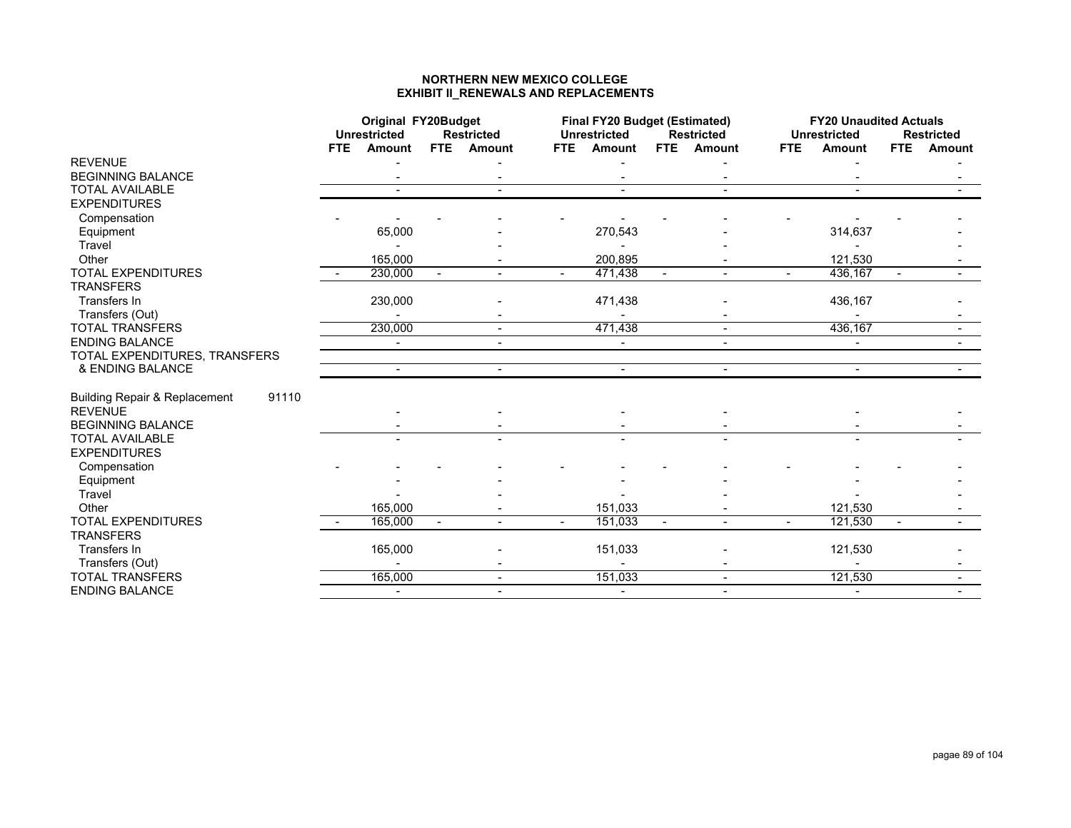**NORTHERN NEW MEXICO COLLEGE**
**EXHIBIT II_RENEWALS AND REPLACEMENTS**

| | Original FY20Budget | | | | Final FY20 Budget (Estimated) | | | | FY20 Unaudited Actuals | | | |
|---|---|---|---|---|---|---|---|---|---|---|---|---|
| | Unrestricted | | Restricted | | Unrestricted | | Restricted | | Unrestricted | | Restricted | |
| | FTE | Amount | FTE | Amount | FTE | Amount | FTE | Amount | FTE | Amount | FTE | Amount |
| REVENUE | | - | | - | | - | | - | | - | | - |
| BEGINNING BALANCE | | - | | - | | - | | - | | - | | - |
| TOTAL AVAILABLE | | - | | - | | - | | - | | - | | - |
| EXPENDITURES | | | | | | | | | | | | |
| Compensation | - | - | - | - | - | - | - | - | - | - | - | - |
| Equipment | | 65,000 | | - | | 270,543 | | - | | 314,637 | | - |
| Travel | | - | | - | | - | | - | | - | | - |
| Other | | 165,000 | | - | | 200,895 | | - | | 121,530 | | - |
| TOTAL EXPENDITURES | - | 230,000 | - | - | - | 471,438 | - | - | - | 436,167 | - | - |
| TRANSFERS | | | | | | | | | | | | |
| Transfers In | | 230,000 | | - | | 471,438 | | - | | 436,167 | | - |
| Transfers (Out) | | - | | - | | - | | - | | - | | - |
| TOTAL TRANSFERS | | 230,000 | | - | | 471,438 | | - | | 436,167 | | - |
| ENDING BALANCE | | - | | - | | - | | - | | - | | - |
| TOTAL EXPENDITURES, TRANSFERS & ENDING BALANCE | | - | | - | | - | | - | | - | | - |
| | | | | | | | | | | | | |
| Building Repair & Replacement 91110 | | | | | | | | | | | | |
| REVENUE | | - | | - | | - | | - | | - | | - |
| BEGINNING BALANCE | | - | | - | | - | | - | | - | | - |
| TOTAL AVAILABLE | | - | | - | | - | | - | | - | | - |
| EXPENDITURES | | | | | | | | | | | | |
| Compensation | - | - | - | - | - | - | - | - | - | - | - | - |
| Equipment | | - | | - | | - | | - | | - | | - |
| Travel | | - | | - | | - | | - | | - | | - |
| Other | | 165,000 | | - | | 151,033 | | - | | 121,530 | | - |
| TOTAL EXPENDITURES | - | 165,000 | - | - | - | 151,033 | - | - | - | 121,530 | - | - |
| TRANSFERS | | | | | | | | | | | | |
| Transfers In | | 165,000 | | - | | 151,033 | | - | | 121,530 | | - |
| Transfers (Out) | | - | | - | | - | | - | | - | | - |
| TOTAL TRANSFERS | | 165,000 | | - | | 151,033 | | - | | 121,530 | | - |
| ENDING BALANCE | | - | | - | | - | | - | | - | | - |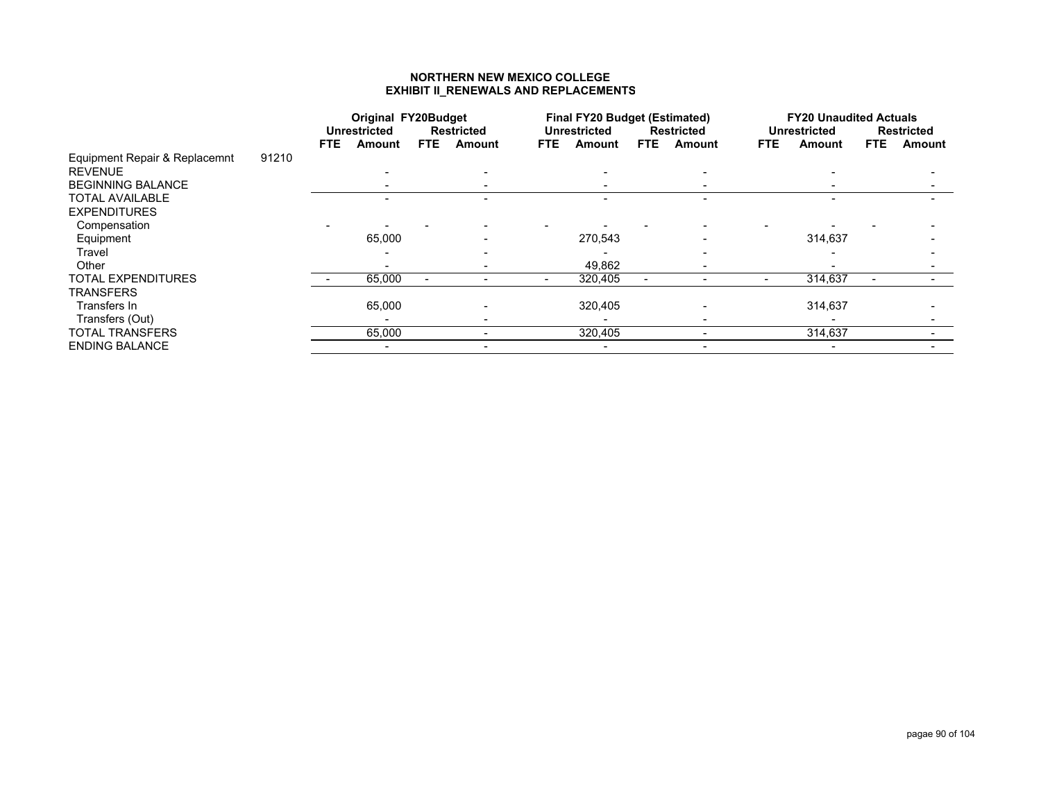# NORTHERN NEW MEXICO COLLEGE
## EXHIBIT II_RENEWALS AND REPLACEMENTS

| | | Original FY20Budget | | | | Final FY20 Budget (Estimated) | | | | FY20 Unaudited Actuals | | | |
|---|---|---|---|---|---|---|---|---|---|---|---|---|---|
| | | Unrestricted | | Restricted | | Unrestricted | | Restricted | | Unrestricted | | Restricted | |
| | | FTE | Amount | FTE | Amount | FTE | Amount | FTE | Amount | FTE | Amount | FTE | Amount |
| Equipment Repair & Replacemnt | 91210 | | | | | | | | | | | | |
| REVENUE | | | - | | - | | - | | - | | - | | - |
| BEGINNING BALANCE | | | - | | - | | - | | - | | - | | - |
| TOTAL AVAILABLE | | | - | | - | | - | | - | | - | | - |
| EXPENDITURES | | | | | | | | | | | | | |
| Compensation | | - | - | - | - | - | - | - | - | - | - | - | - |
| Equipment | | | 65,000 | | - | | 270,543 | | - | | 314,637 | | - |
| Travel | | | - | | - | | - | | - | | - | | - |
| Other | | | - | | - | | 49,862 | | - | | - | | - |
| TOTAL EXPENDITURES | | - | 65,000 | - | - | - | 320,405 | - | - | - | 314,637 | - | - |
| TRANSFERS | | | | | | | | | | | | | |
| Transfers In | | | 65,000 | | - | | 320,405 | | - | | 314,637 | | - |
| Transfers (Out) | | | - | | - | | - | | - | | - | | - |
| TOTAL TRANSFERS | | | 65,000 | | - | | 320,405 | | - | | 314,637 | | - |
| ENDING BALANCE | | | - | | - | | - | | - | | - | | - |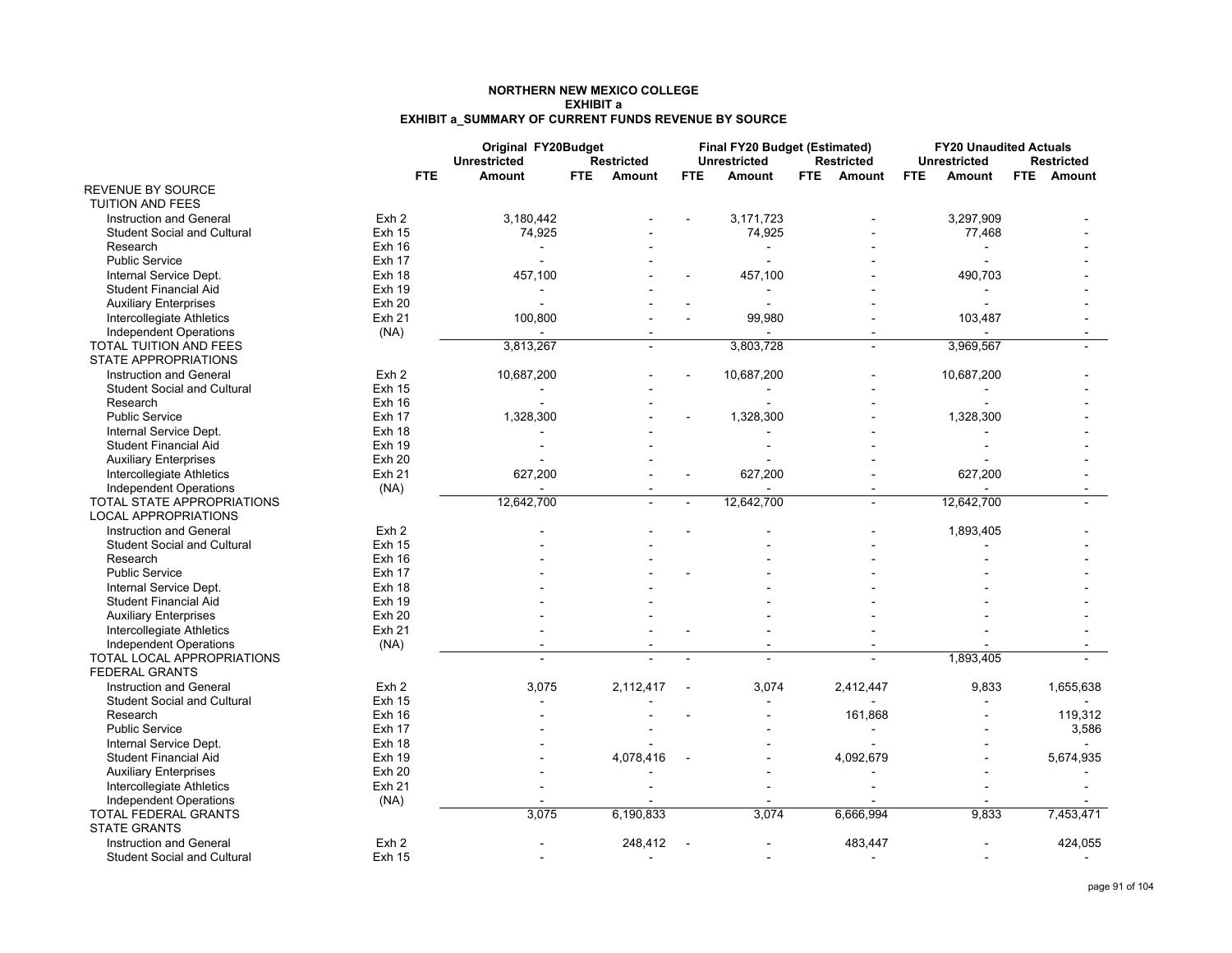**NORTHERN NEW MEXICO COLLEGE**
**EXHIBIT a**
**EXHIBIT a_SUMMARY OF CURRENT FUNDS REVENUE BY SOURCE**

| | | Original FY20Budget | | | | Final FY20 Budget (Estimated) | | | | FY20 Unaudited Actuals | | | |
|---|---|---|---|---|---|---|---|---|---|---|---|---|---|
| | | Unrestricted | | Restricted | | Unrestricted | | Restricted | | Unrestricted | | Restricted | |
| | FTE | Amount | FTE | Amount | FTE | Amount | FTE | Amount | FTE | Amount | FTE | Amount | |
| REVENUE BY SOURCE | | | | | | | | | | | | | |
| TUITION AND FEES | | | | | | | | | | | | | |
| Instruction and General | Exh 2 | 3,180,442 | | - | - | 3,171,723 | | - | | 3,297,909 | | - | |
| Student Social and Cultural | Exh 15 | 74,925 | | - | | 74,925 | | - | | 77,468 | | - | |
| Research | Exh 16 | - | | - | | - | | - | | - | | - | |
| Public Service | Exh 17 | - | | - | | - | | - | | - | | - | |
| Internal Service Dept. | Exh 18 | 457,100 | | - | - | 457,100 | | - | | 490,703 | | - | |
| Student Financial Aid | Exh 19 | - | | - | | - | | - | | - | | - | |
| Auxiliary Enterprises | Exh 20 | - | | - | - | - | | - | | - | | - | |
| Intercollegiate Athletics | Exh 21 | 100,800 | | - | - | 99,980 | | - | | 103,487 | | - | |
| Independent Operations | (NA) | - | | - | | - | | - | | - | | - | |
| TOTAL TUITION AND FEES | | 3,813,267 | | - | | 3,803,728 | | - | | 3,969,567 | | - | |
| STATE APPROPRIATIONS | | | | | | | | | | | | | |
| Instruction and General | Exh 2 | 10,687,200 | | - | - | 10,687,200 | | - | | 10,687,200 | | - | |
| Student Social and Cultural | Exh 15 | - | | - | | - | | - | | - | | - | |
| Research | Exh 16 | - | | - | | - | | - | | - | | - | |
| Public Service | Exh 17 | 1,328,300 | | - | - | 1,328,300 | | - | | 1,328,300 | | - | |
| Internal Service Dept. | Exh 18 | - | | - | | - | | - | | - | | - | |
| Student Financial Aid | Exh 19 | - | | - | | - | | - | | - | | - | |
| Auxiliary Enterprises | Exh 20 | - | | - | | - | | - | | - | | - | |
| Intercollegiate Athletics | Exh 21 | 627,200 | | - | - | 627,200 | | - | | 627,200 | | - | |
| Independent Operations | (NA) | - | | - | | - | | - | | - | | - | |
| TOTAL STATE APPROPRIATIONS | | 12,642,700 | | - | - | 12,642,700 | | - | | 12,642,700 | | - | |
| LOCAL APPROPRIATIONS | | | | | | | | | | | | | |
| Instruction and General | Exh 2 | - | | - | - | - | | - | | 1,893,405 | | - | |
| Student Social and Cultural | Exh 15 | - | | - | | - | | - | | - | | - | |
| Research | Exh 16 | - | | - | | - | | - | | - | | - | |
| Public Service | Exh 17 | - | | - | - | - | | - | | - | | - | |
| Internal Service Dept. | Exh 18 | - | | - | | - | | - | | - | | - | |
| Student Financial Aid | Exh 19 | - | | - | | - | | - | | - | | - | |
| Auxiliary Enterprises | Exh 20 | - | | - | | - | | - | | - | | - | |
| Intercollegiate Athletics | Exh 21 | - | | - | - | - | | - | | - | | - | |
| Independent Operations | (NA) | - | | - | | - | | - | | - | | - | |
| TOTAL LOCAL APPROPRIATIONS | | - | | - | - | - | | - | | 1,893,405 | | - | |
| FEDERAL GRANTS | | | | | | | | | | | | | |
| Instruction and General | Exh 2 | 3,075 | | 2,112,417 | - | 3,074 | | 2,412,447 | | 9,833 | | 1,655,638 | |
| Student Social and Cultural | Exh 15 | - | | - | | - | | - | | - | | - | |
| Research | Exh 16 | - | | - | - | - | | 161,868 | | - | | 119,312 | |
| Public Service | Exh 17 | - | | - | | - | | - | | - | | 3,586 | |
| Internal Service Dept. | Exh 18 | - | | - | | - | | - | | - | | - | |
| Student Financial Aid | Exh 19 | - | | 4,078,416 | - | - | | 4,092,679 | | - | | 5,674,935 | |
| Auxiliary Enterprises | Exh 20 | - | | - | | - | | - | | - | | - | |
| Intercollegiate Athletics | Exh 21 | - | | - | | - | | - | | - | | - | |
| Independent Operations | (NA) | - | | - | | - | | - | | - | | - | |
| TOTAL FEDERAL GRANTS | | 3,075 | | 6,190,833 | | 3,074 | | 6,666,994 | | 9,833 | | 7,453,471 | |
| STATE GRANTS | | | | | | | | | | | | | |
| Instruction and General | Exh 2 | - | | 248,412 | - | - | | 483,447 | | - | | 424,055 | |
| Student Social and Cultural | Exh 15 | - | | - | | - | | - | | - | | - | |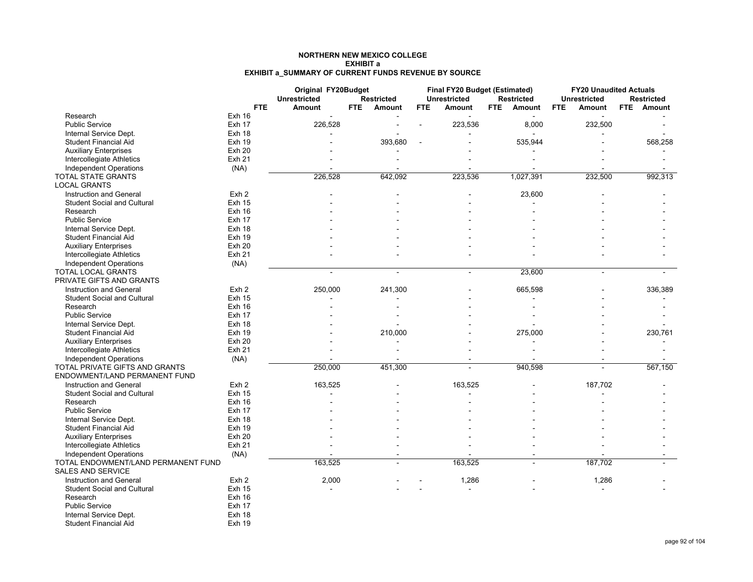**NORTHERN NEW MEXICO COLLEGE**
**EXHIBIT a**
**EXHIBIT a_SUMMARY OF CURRENT FUNDS REVENUE BY SOURCE**

| | | Original FY20Budget | | | | Final FY20 Budget (Estimated) | | | | FY20 Unaudited Actuals | | | |
|---|---|---|---|---|---|---|---|---|---|---|---|---|---|
| | | Unrestricted | | Restricted | | Unrestricted | | Restricted | | Unrestricted | | Restricted | |
| | FTE | Amount | FTE | Amount | FTE | Amount | FTE | Amount | FTE | Amount | FTE | Amount | |
| Research | Exh 16 | - | | - | | - | | - | | - | | - |
| Public Service | Exh 17 | 226,528 | | - | - | 223,536 | | 8,000 | | 232,500 | | - |
| Internal Service Dept. | Exh 18 | - | | - | | - | | - | | - | | - |
| Student Financial Aid | Exh 19 | - | | 393,680 | - | - | | 535,944 | | - | | 568,258 |
| Auxiliary Enterprises | Exh 20 | - | | - | | - | | - | | - | | - |
| Intercollegiate Athletics | Exh 21 | - | | - | | - | | - | | - | | - |
| Independent Operations | (NA) | - | | - | | - | | - | | - | | - |
| TOTAL STATE GRANTS | | 226,528 | | 642,092 | | 223,536 | | 1,027,391 | | 232,500 | | 992,313 |
| LOCAL GRANTS | | | | | | | | | | | | |
| Instruction and General | Exh 2 | - | | - | | - | | 23,600 | | - | | - |
| Student Social and Cultural | Exh 15 | - | | - | | - | | - | | - | | - |
| Research | Exh 16 | - | | - | | - | | - | | - | | - |
| Public Service | Exh 17 | - | | - | | - | | - | | - | | - |
| Internal Service Dept. | Exh 18 | - | | - | | - | | - | | - | | - |
| Student Financial Aid | Exh 19 | - | | - | | - | | - | | - | | - |
| Auxiliary Enterprises | Exh 20 | - | | - | | - | | - | | - | | - |
| Intercollegiate Athletics | Exh 21 | - | | - | | - | | - | | - | | - |
| Independent Operations | (NA) | | | | | | | | | | | |
| TOTAL LOCAL GRANTS | | - | | - | | - | | 23,600 | | - | | - |
| PRIVATE GIFTS AND GRANTS | | | | | | | | | | | | |
| Instruction and General | Exh 2 | 250,000 | | 241,300 | | - | | 665,598 | | - | | 336,389 |
| Student Social and Cultural | Exh 15 | - | | - | | - | | - | | - | | - |
| Research | Exh 16 | - | | - | | - | | - | | - | | - |
| Public Service | Exh 17 | - | | - | | - | | - | | - | | - |
| Internal Service Dept. | Exh 18 | - | | - | | - | | - | | - | | - |
| Student Financial Aid | Exh 19 | - | | 210,000 | | - | | 275,000 | | - | | 230,761 |
| Auxiliary Enterprises | Exh 20 | - | | - | | - | | - | | - | | - |
| Intercollegiate Athletics | Exh 21 | - | | - | | - | | - | | - | | - |
| Independent Operations | (NA) | - | | - | | - | | - | | - | | - |
| TOTAL PRIVATE GIFTS AND GRANTS | | 250,000 | | 451,300 | | - | | 940,598 | | - | | 567,150 |
| ENDOWMENT/LAND PERMANENT FUND | | | | | | | | | | | | |
| Instruction and General | Exh 2 | 163,525 | | - | | 163,525 | | - | | 187,702 | | - |
| Student Social and Cultural | Exh 15 | - | | - | | - | | - | | - | | - |
| Research | Exh 16 | - | | - | | - | | - | | - | | - |
| Public Service | Exh 17 | - | | - | | - | | - | | - | | - |
| Internal Service Dept. | Exh 18 | - | | - | | - | | - | | - | | - |
| Student Financial Aid | Exh 19 | - | | - | | - | | - | | - | | - |
| Auxiliary Enterprises | Exh 20 | - | | - | | - | | - | | - | | - |
| Intercollegiate Athletics | Exh 21 | - | | - | | - | | - | | - | | - |
| Independent Operations | (NA) | - | | - | | - | | - | | - | | - |
| TOTAL ENDOWMENT/LAND PERMANENT FUND | | 163,525 | | - | | 163,525 | | - | | 187,702 | | - |
| SALES AND SERVICE | | | | | | | | | | | | |
| Instruction and General | Exh 2 | 2,000 | | - | - | 1,286 | | - | | 1,286 | | - |
| Student Social and Cultural | Exh 15 | - | | - | - | - | | - | | - | | - |
| Research | Exh 16 | | | | | | | | | | | |
| Public Service | Exh 17 | | | | | | | | | | | |
| Internal Service Dept. | Exh 18 | | | | | | | | | | | |
| Student Financial Aid | Exh 19 | | | | | | | | | | | |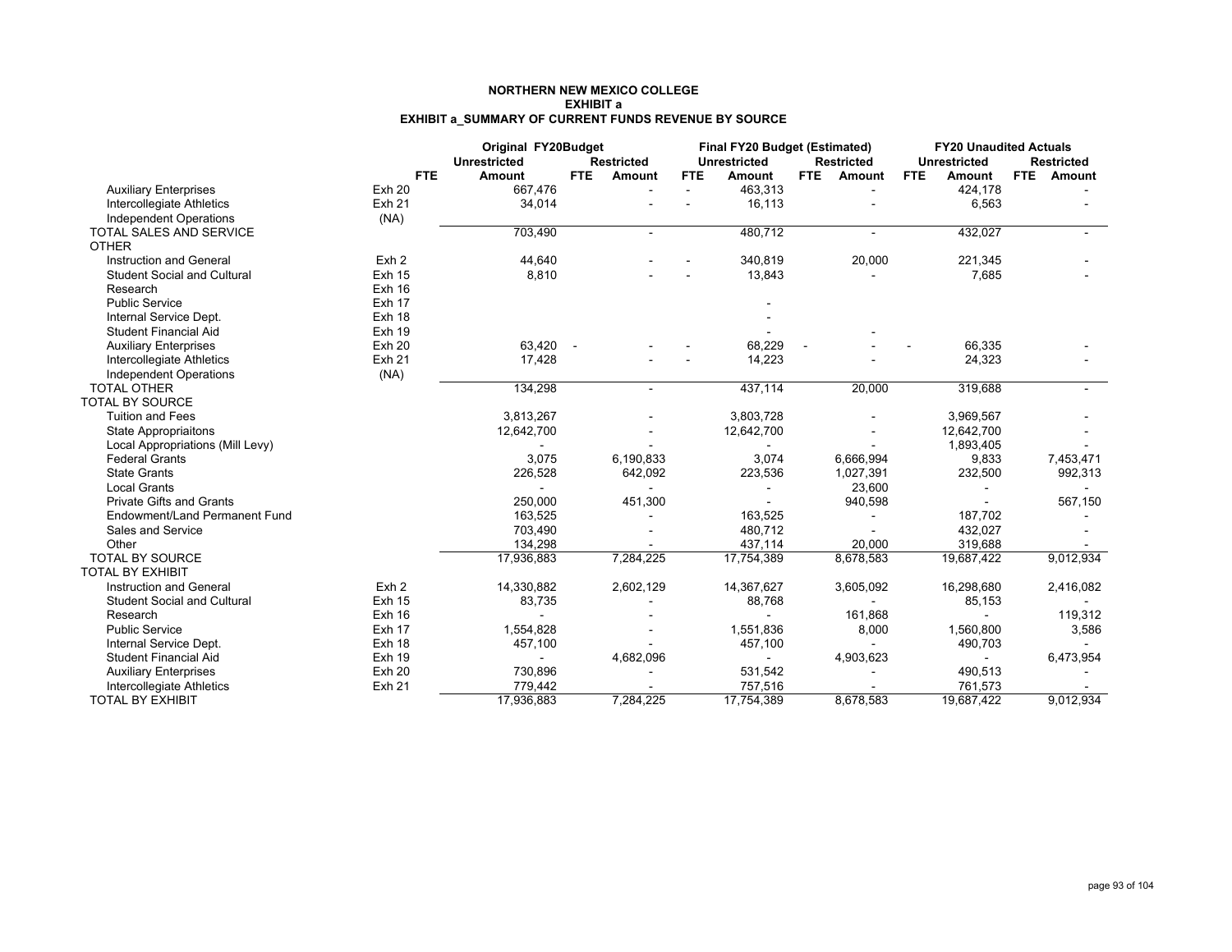# NORTHERN NEW MEXICO COLLEGE
## EXHIBIT a
## EXHIBIT a_SUMMARY OF CURRENT FUNDS REVENUE BY SOURCE

| | | Original FY20Budget | | | | Final FY20 Budget (Estimated) | | | | FY20 Unaudited Actuals | | | |
|---|---|---|---|---|---|---|---|---|---|---|---|---|---|
| | | Unrestricted | | Restricted | | Unrestricted | | Restricted | | Unrestricted | | Restricted | |
| | FTE | Amount | FTE | Amount | FTE | Amount | FTE | Amount | FTE | Amount | FTE | Amount | |
| Auxiliary Enterprises | Exh 20 | 667,476 | | - | - | 463,313 | | - | | 424,178 | | - | |
| Intercollegiate Athletics | Exh 21 | 34,014 | | - | - | 16,113 | | - | | 6,563 | | - | |
| Independent Operations | (NA) | | | | | | | | | | | | |
| TOTAL SALES AND SERVICE | | 703,490 | | - | | 480,712 | | - | | 432,027 | | - | |
| OTHER | | | | | | | | | | | | | |
| Instruction and General | Exh 2 | 44,640 | | - | - | 340,819 | | 20,000 | | 221,345 | | - | |
| Student Social and Cultural | Exh 15 | 8,810 | | - | - | 13,843 | | - | | 7,685 | | - | |
| Research | Exh 16 | | | | | | | | | | | | |
| Public Service | Exh 17 | | | | | - | | | | | | | |
| Internal Service Dept. | Exh 18 | | | | | - | | | | | | | |
| Student Financial Aid | Exh 19 | | | | | - | | - | | | | | |
| Auxiliary Enterprises | Exh 20 | 63,420 | - | - | - | 68,229 | - | - | - | 66,335 | | - | |
| Intercollegiate Athletics | Exh 21 | 17,428 | | - | - | 14,223 | | - | | 24,323 | | - | |
| Independent Operations | (NA) | | | | | | | | | | | | |
| TOTAL OTHER | | 134,298 | | - | | 437,114 | | 20,000 | | 319,688 | | - | |
| TOTAL BY SOURCE | | | | | | | | | | | | | |
| Tuition and Fees | | 3,813,267 | | - | | 3,803,728 | | - | | 3,969,567 | | - | |
| State Appropriaitons | | 12,642,700 | | - | | 12,642,700 | | - | | 12,642,700 | | - | |
| Local Appropriations (Mill Levy) | | - | | - | | - | | - | | 1,893,405 | | - | |
| Federal Grants | | 3,075 | | 6,190,833 | | 3,074 | | 6,666,994 | | 9,833 | | 7,453,471 | |
| State Grants | | 226,528 | | 642,092 | | 223,536 | | 1,027,391 | | 232,500 | | 992,313 | |
| Local Grants | | - | | - | | - | | 23,600 | | - | | - | |
| Private Gifts and Grants | | 250,000 | | 451,300 | | - | | 940,598 | | - | | 567,150 | |
| Endowment/Land Permanent Fund | | 163,525 | | - | | 163,525 | | - | | 187,702 | | - | |
| Sales and Service | | 703,490 | | - | | 480,712 | | - | | 432,027 | | - | |
| Other | | 134,298 | | - | | 437,114 | | 20,000 | | 319,688 | | - | |
| TOTAL BY SOURCE | | 17,936,883 | | 7,284,225 | | 17,754,389 | | 8,678,583 | | 19,687,422 | | 9,012,934 | |
| TOTAL BY EXHIBIT | | | | | | | | | | | | | |
| Instruction and General | Exh 2 | 14,330,882 | | 2,602,129 | | 14,367,627 | | 3,605,092 | | 16,298,680 | | 2,416,082 | |
| Student Social and Cultural | Exh 15 | 83,735 | | - | | 88,768 | | - | | 85,153 | | - | |
| Research | Exh 16 | - | | - | | - | | 161,868 | | - | | 119,312 | |
| Public Service | Exh 17 | 1,554,828 | | - | | 1,551,836 | | 8,000 | | 1,560,800 | | 3,586 | |
| Internal Service Dept. | Exh 18 | 457,100 | | - | | 457,100 | | - | | 490,703 | | - | |
| Student Financial Aid | Exh 19 | - | | 4,682,096 | | - | | 4,903,623 | | - | | 6,473,954 | |
| Auxiliary Enterprises | Exh 20 | 730,896 | | - | | 531,542 | | - | | 490,513 | | - | |
| Intercollegiate Athletics | Exh 21 | 779,442 | | - | | 757,516 | | - | | 761,573 | | - | |
| TOTAL BY EXHIBIT | | 17,936,883 | | 7,284,225 | | 17,754,389 | | 8,678,583 | | 19,687,422 | | 9,012,934 | |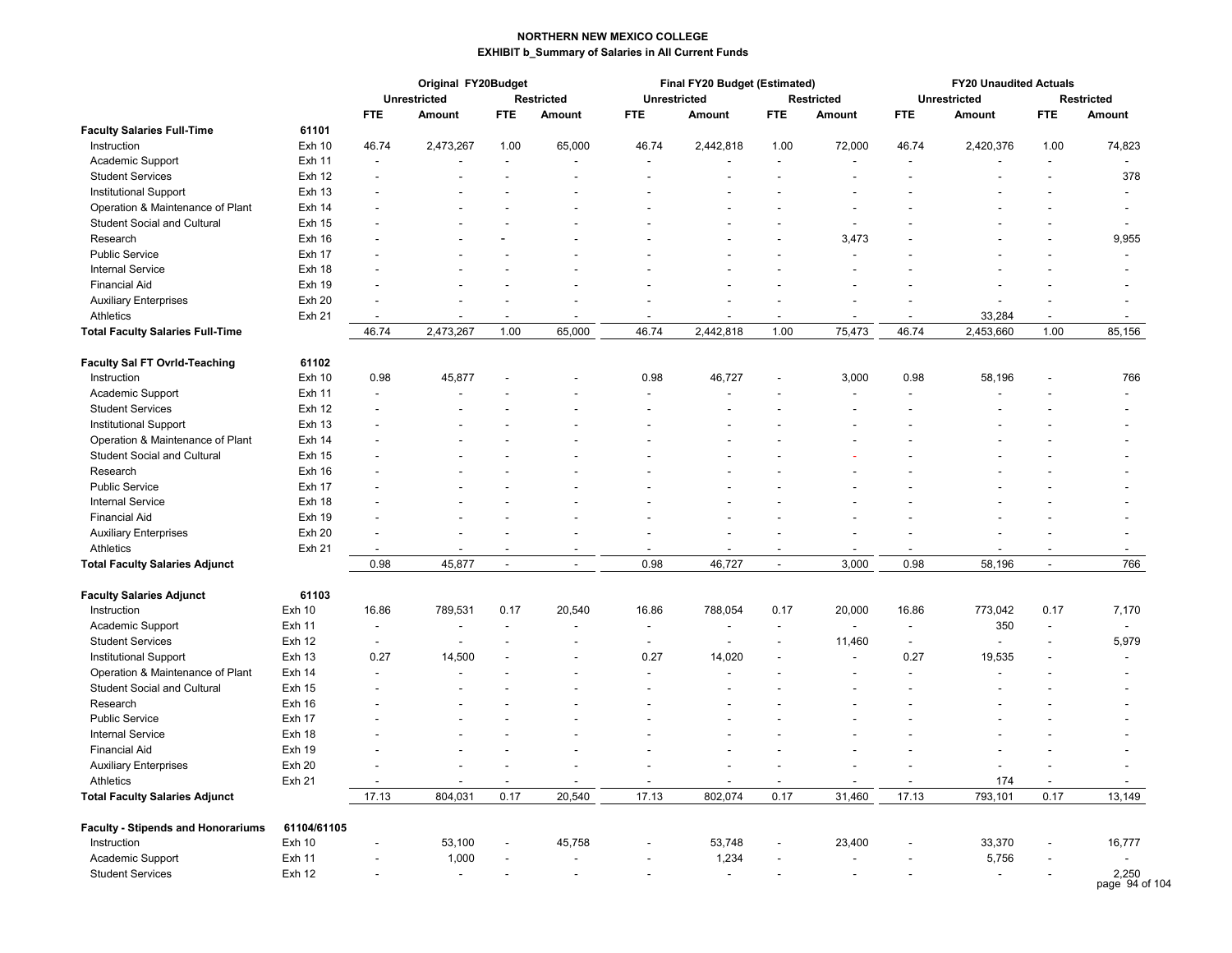**NORTHERN NEW MEXICO COLLEGE**

**EXHIBIT b_Summary of Salaries in All Current Funds**

| | | Original FY20Budget | | | | Final FY20 Budget (Estimated) | | | | FY20 Unaudited Actuals | | | |
|---|---|---|---|---|---|---|---|---|---|---|---|---|---|
| | | Unrestricted | | Restricted | | Unrestricted | | Restricted | | Unrestricted | | Restricted | |
| | | FTE | Amount | FTE | Amount | FTE | Amount | FTE | Amount | FTE | Amount | FTE | Amount |
| **Faculty Salaries Full-Time** | **61101** | | | | | | | | | | | | |
| Instruction | Exh 10 | 46.74 | 2,473,267 | 1.00 | 65,000 | 46.74 | 2,442,818 | 1.00 | 72,000 | 46.74 | 2,420,376 | 1.00 | 74,823 |
| Academic Support | Exh 11 | - | - | - | - | - | - | - | - | - | - | - | - |
| Student Services | Exh 12 | - | - | - | - | - | - | - | - | - | - | - | 378 |
| Institutional Support | Exh 13 | - | - | - | - | - | - | - | - | - | - | - | - |
| Operation & Maintenance of Plant | Exh 14 | - | - | - | - | - | - | - | - | - | - | - | - |
| Student Social and Cultural | Exh 15 | - | - | - | - | - | - | - | - | - | - | - | - |
| Research | Exh 16 | - | - | - | - | - | - | - | 3,473 | - | - | - | 9,955 |
| Public Service | Exh 17 | - | - | - | - | - | - | - | - | - | - | - | - |
| Internal Service | Exh 18 | - | - | - | - | - | - | - | - | - | - | - | - |
| Financial Aid | Exh 19 | - | - | - | - | - | - | - | - | - | - | - | - |
| Auxiliary Enterprises | Exh 20 | - | - | - | - | - | - | - | - | - | - | - | - |
| Athletics | Exh 21 | - | - | - | - | - | - | - | - | - | 33,284 | - | - |
| **Total Faculty Salaries Full-Time** | | 46.74 | 2,473,267 | 1.00 | 65,000 | 46.74 | 2,442,818 | 1.00 | 75,473 | 46.74 | 2,453,660 | 1.00 | 85,156 |
| **Faculty Sal FT Ovrld-Teaching** | **61102** | | | | | | | | | | | | |
| Instruction | Exh 10 | 0.98 | 45,877 | - | - | 0.98 | 46,727 | - | 3,000 | 0.98 | 58,196 | - | 766 |
| Academic Support | Exh 11 | - | - | - | - | - | - | - | - | - | - | - | - |
| Student Services | Exh 12 | - | - | - | - | - | - | - | - | - | - | - | - |
| Institutional Support | Exh 13 | - | - | - | - | - | - | - | - | - | - | - | - |
| Operation & Maintenance of Plant | Exh 14 | - | - | - | - | - | - | - | - | - | - | - | - |
| Student Social and Cultural | Exh 15 | - | - | - | - | - | - | - | - | - | - | - | - |
| Research | Exh 16 | - | - | - | - | - | - | - | - | - | - | - | - |
| Public Service | Exh 17 | - | - | - | - | - | - | - | - | - | - | - | - |
| Internal Service | Exh 18 | - | - | - | - | - | - | - | - | - | - | - | - |
| Financial Aid | Exh 19 | - | - | - | - | - | - | - | - | - | - | - | - |
| Auxiliary Enterprises | Exh 20 | - | - | - | - | - | - | - | - | - | - | - | - |
| Athletics | Exh 21 | - | - | - | - | - | - | - | - | - | - | - | - |
| **Total Faculty Salaries Adjunct** | | 0.98 | 45,877 | - | - | 0.98 | 46,727 | - | 3,000 | 0.98 | 58,196 | - | 766 |
| **Faculty Salaries Adjunct** | **61103** | | | | | | | | | | | | |
| Instruction | Exh 10 | 16.86 | 789,531 | 0.17 | 20,540 | 16.86 | 788,054 | 0.17 | 20,000 | 16.86 | 773,042 | 0.17 | 7,170 |
| Academic Support | Exh 11 | - | - | - | - | - | - | - | - | - | 350 | - | - |
| Student Services | Exh 12 | - | - | - | - | - | - | - | 11,460 | - | - | - | 5,979 |
| Institutional Support | Exh 13 | 0.27 | 14,500 | - | - | 0.27 | 14,020 | - | - | 0.27 | 19,535 | - | - |
| Operation & Maintenance of Plant | Exh 14 | - | - | - | - | - | - | - | - | - | - | - | - |
| Student Social and Cultural | Exh 15 | - | - | - | - | - | - | - | - | - | - | - | - |
| Research | Exh 16 | - | - | - | - | - | - | - | - | - | - | - | - |
| Public Service | Exh 17 | - | - | - | - | - | - | - | - | - | - | - | - |
| Internal Service | Exh 18 | - | - | - | - | - | - | - | - | - | - | - | - |
| Financial Aid | Exh 19 | - | - | - | - | - | - | - | - | - | - | - | - |
| Auxiliary Enterprises | Exh 20 | - | - | - | - | - | - | - | - | - | - | - | - |
| Athletics | Exh 21 | - | - | - | - | - | - | - | - | - | 174 | - | - |
| **Total Faculty Salaries Adjunct** | | 17.13 | 804,031 | 0.17 | 20,540 | 17.13 | 802,074 | 0.17 | 31,460 | 17.13 | 793,101 | 0.17 | 13,149 |
| **Faculty - Stipends and Honorariums** | **61104/61105** | | | | | | | | | | | | |
| Instruction | Exh 10 | - | 53,100 | - | 45,758 | - | 53,748 | - | 23,400 | - | 33,370 | - | 16,777 |
| Academic Support | Exh 11 | - | 1,000 | - | - | - | 1,234 | - | - | - | 5,756 | - | - |
| Student Services | Exh 12 | - | - | - | - | - | - | - | - | - | - | - | 2,250 |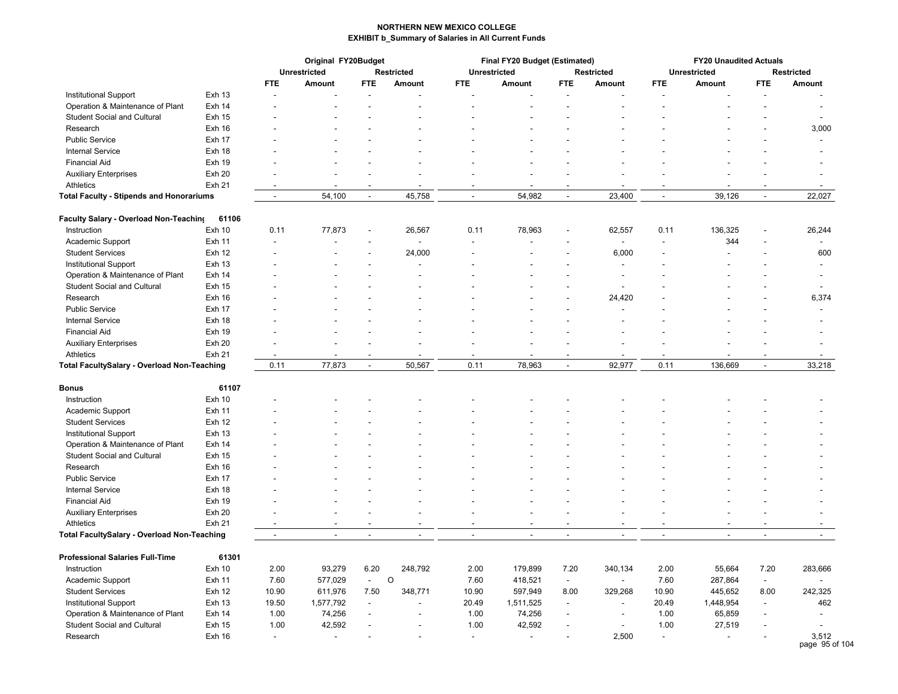**NORTHERN NEW MEXICO COLLEGE**
**EXHIBIT b_Summary of Salaries in All Current Funds**

| | | Original FY20Budget | | | | Final FY20 Budget (Estimated) | | | | FY20 Unaudited Actuals | | | |
|---|---|---|---|---|---|---|---|---|---|---|---|---|---|
| | | Unrestricted | | Restricted | | Unrestricted | | Restricted | | Unrestricted | | Restricted | |
| | | FTE | Amount | FTE | Amount | FTE | Amount | FTE | Amount | FTE | Amount | FTE | Amount |
| Institutional Support | Exh 13 | - | - | - | - | - | - | - | - | - | - | - | - |
| Operation & Maintenance of Plant | Exh 14 | - | - | - | - | - | - | - | - | - | - | - | - |
| Student Social and Cultural | Exh 15 | - | - | - | - | - | - | - | - | - | - | - | - |
| Research | Exh 16 | - | - | - | - | - | - | - | - | - | - | - | 3,000 |
| Public Service | Exh 17 | - | - | - | - | - | - | - | - | - | - | - | - |
| Internal Service | Exh 18 | - | - | - | - | - | - | - | - | - | - | - | - |
| Financial Aid | Exh 19 | - | - | - | - | - | - | - | - | - | - | - | - |
| Auxiliary Enterprises | Exh 20 | - | - | - | - | - | - | - | - | - | - | - | - |
| Athletics | Exh 21 | - | - | - | - | - | - | - | - | - | - | - | - |
| **Total Faculty - Stipends and Honorariums** | | - | 54,100 | - | 45,758 | - | 54,982 | - | 23,400 | - | 39,126 | - | 22,027 |
| | | | | | | | | | | | | | |
| **Faculty Salary - Overload Non-Teaching** | **61106** | | | | | | | | | | | | |
| Instruction | Exh 10 | 0.11 | 77,873 | - | 26,567 | 0.11 | 78,963 | - | 62,557 | 0.11 | 136,325 | - | 26,244 |
| Academic Support | Exh 11 | - | - | - | - | - | - | - | - | - | 344 | - | - |
| Student Services | Exh 12 | - | - | - | 24,000 | - | - | - | 6,000 | - | - | - | 600 |
| Institutional Support | Exh 13 | - | - | - | - | - | - | - | - | - | - | - | - |
| Operation & Maintenance of Plant | Exh 14 | - | - | - | - | - | - | - | - | - | - | - | - |
| Student Social and Cultural | Exh 15 | - | - | - | - | - | - | - | - | - | - | - | - |
| Research | Exh 16 | - | - | - | - | - | - | - | 24,420 | - | - | - | 6,374 |
| Public Service | Exh 17 | - | - | - | - | - | - | - | - | - | - | - | - |
| Internal Service | Exh 18 | - | - | - | - | - | - | - | - | - | - | - | - |
| Financial Aid | Exh 19 | - | - | - | - | - | - | - | - | - | - | - | - |
| Auxiliary Enterprises | Exh 20 | - | - | - | - | - | - | - | - | - | - | - | - |
| Athletics | Exh 21 | - | - | - | - | - | - | - | - | - | - | - | - |
| **Total FacultySalary - Overload Non-Teaching** | | 0.11 | 77,873 | - | 50,567 | 0.11 | 78,963 | - | 92,977 | 0.11 | 136,669 | - | 33,218 |
| | | | | | | | | | | | | | |
| **Bonus** | **61107** | | | | | | | | | | | | |
| Instruction | Exh 10 | - | - | - | - | - | - | - | - | - | - | - | - |
| Academic Support | Exh 11 | - | - | - | - | - | - | - | - | - | - | - | - |
| Student Services | Exh 12 | - | - | - | - | - | - | - | - | - | - | - | - |
| Institutional Support | Exh 13 | - | - | - | - | - | - | - | - | - | - | - | - |
| Operation & Maintenance of Plant | Exh 14 | - | - | - | - | - | - | - | - | - | - | - | - |
| Student Social and Cultural | Exh 15 | - | - | - | - | - | - | - | - | - | - | - | - |
| Research | Exh 16 | - | - | - | - | - | - | - | - | - | - | - | - |
| Public Service | Exh 17 | - | - | - | - | - | - | - | - | - | - | - | - |
| Internal Service | Exh 18 | - | - | - | - | - | - | - | - | - | - | - | - |
| Financial Aid | Exh 19 | - | - | - | - | - | - | - | - | - | - | - | - |
| Auxiliary Enterprises | Exh 20 | - | - | - | - | - | - | - | - | - | - | - | - |
| Athletics | Exh 21 | - | - | - | - | - | - | - | - | - | - | - | - |
| **Total FacultySalary - Overload Non-Teaching** | | - | - | - | - | - | - | - | - | - | - | - | - |
| | | | | | | | | | | | | | |
| **Professional Salaries Full-Time** | **61301** | | | | | | | | | | | | |
| Instruction | Exh 10 | 2.00 | 93,279 | 6.20 | 248,792 | 2.00 | 179,899 | 7.20 | 340,134 | 2.00 | 55,664 | 7.20 | 283,666 |
| Academic Support | Exh 11 | 7.60 | 577,029 | - | O | 7.60 | 418,521 | - | - | 7.60 | 287,864 | - | - |
| Student Services | Exh 12 | 10.90 | 611,976 | 7.50 | 348,771 | 10.90 | 597,949 | 8.00 | 329,268 | 10.90 | 445,652 | 8.00 | 242,325 |
| Institutional Support | Exh 13 | 19.50 | 1,577,792 | - | - | 20.49 | 1,511,525 | - | - | 20.49 | 1,448,954 | - | 462 |
| Operation & Maintenance of Plant | Exh 14 | 1.00 | 74,256 | - | - | 1.00 | 74,256 | - | - | 1.00 | 65,859 | - | - |
| Student Social and Cultural | Exh 15 | 1.00 | 42,592 | - | - | 1.00 | 42,592 | - | - | 1.00 | 27,519 | - | - |
| Research | Exh 16 | - | - | - | - | - | - | - | 2,500 | - | - | - | 3,512 |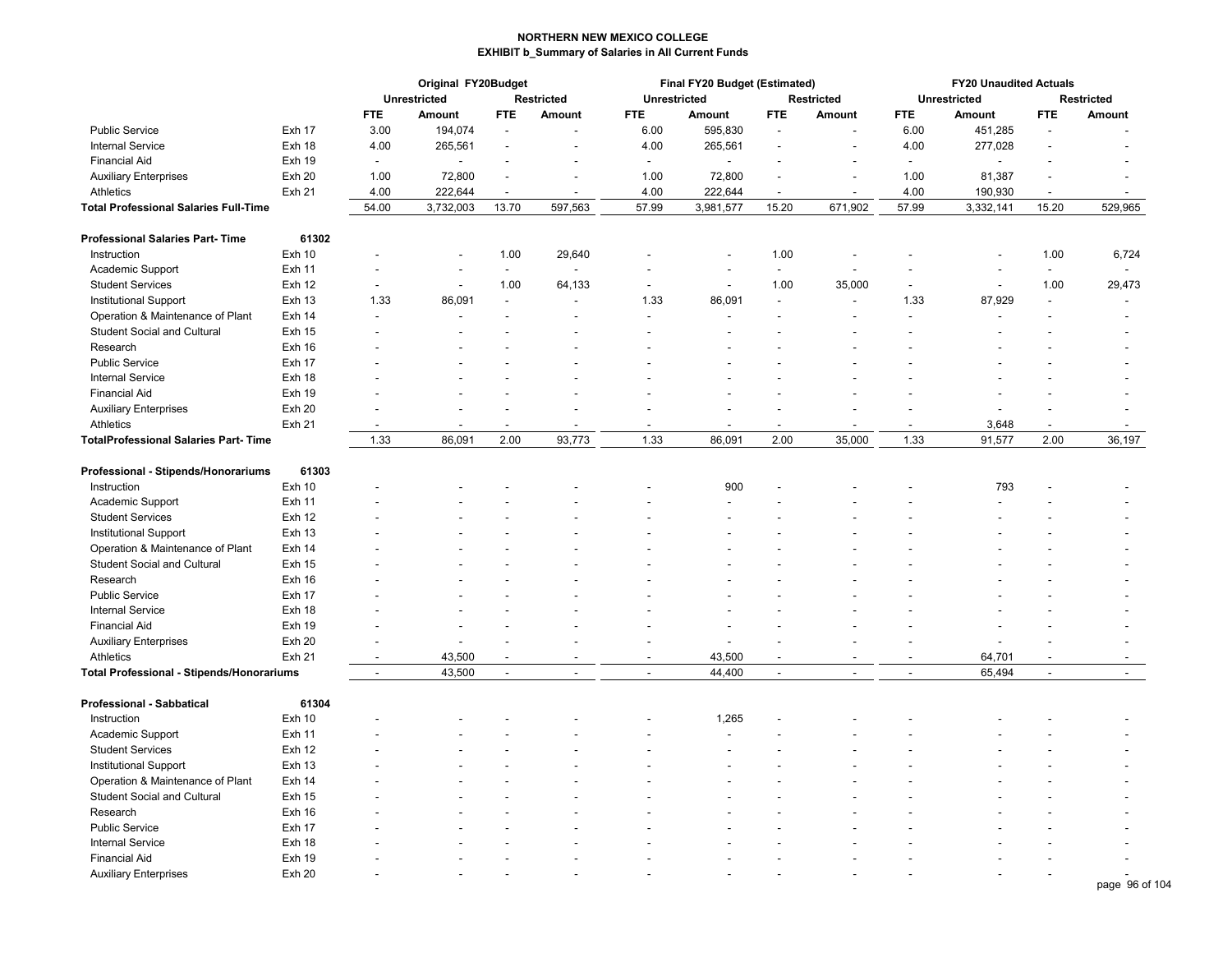**NORTHERN NEW MEXICO COLLEGE**
**EXHIBIT b_Summary of Salaries in All Current Funds**

| | | Original FY20Budget | | | | Final FY20 Budget (Estimated) | | | | FY20 Unaudited Actuals | | | |
|---|---|---|---|---|---|---|---|---|---|---|---|---|---|
| | | Unrestricted | | Restricted | | Unrestricted | | Restricted | | Unrestricted | | Restricted | |
| | | FTE | Amount | FTE | Amount | FTE | Amount | FTE | Amount | FTE | Amount | FTE | Amount |
| Public Service | Exh 17 | 3.00 | 194,074 | - | - | 6.00 | 595,830 | - | - | 6.00 | 451,285 | - | - |
| Internal Service | Exh 18 | 4.00 | 265,561 | - | - | 4.00 | 265,561 | - | - | 4.00 | 277,028 | - | - |
| Financial Aid | Exh 19 | - | - | - | - | - | - | - | - | - | - | - | - |
| Auxiliary Enterprises | Exh 20 | 1.00 | 72,800 | - | - | 1.00 | 72,800 | - | - | 1.00 | 81,387 | - | - |
| Athletics | Exh 21 | 4.00 | 222,644 | - | - | 4.00 | 222,644 | - | - | 4.00 | 190,930 | - | - |
| **Total Professional Salaries Full-Time** | | 54.00 | 3,732,003 | 13.70 | 597,563 | 57.99 | 3,981,577 | 15.20 | 671,902 | 57.99 | 3,332,141 | 15.20 | 529,965 |
| | | | | | | | | | | | | | |
| **Professional Salaries Part- Time** | **61302** | | | | | | | | | | | | |
| Instruction | Exh 10 | - | - | 1.00 | 29,640 | - | - | 1.00 | - | - | - | 1.00 | 6,724 |
| Academic Support | Exh 11 | - | - | - | - | - | - | - | - | - | - | - | - |
| Student Services | Exh 12 | - | - | 1.00 | 64,133 | - | - | 1.00 | 35,000 | - | - | 1.00 | 29,473 |
| Institutional Support | Exh 13 | 1.33 | 86,091 | - | - | 1.33 | 86,091 | - | - | 1.33 | 87,929 | - | - |
| Operation & Maintenance of Plant | Exh 14 | - | - | - | - | - | - | - | - | - | - | - | - |
| Student Social and Cultural | Exh 15 | - | - | - | - | - | - | - | - | - | - | - | - |
| Research | Exh 16 | - | - | - | - | - | - | - | - | - | - | - | - |
| Public Service | Exh 17 | - | - | - | - | - | - | - | - | - | - | - | - |
| Internal Service | Exh 18 | - | - | - | - | - | - | - | - | - | - | - | - |
| Financial Aid | Exh 19 | - | - | - | - | - | - | - | - | - | - | - | - |
| Auxiliary Enterprises | Exh 20 | - | - | - | - | - | - | - | - | - | - | - | - |
| Athletics | Exh 21 | - | - | - | - | - | - | - | - | - | 3,648 | - | - |
| **TotalProfessional Salaries Part- Time** | | 1.33 | 86,091 | 2.00 | 93,773 | 1.33 | 86,091 | 2.00 | 35,000 | 1.33 | 91,577 | 2.00 | 36,197 |
| | | | | | | | | | | | | | |
| **Professional - Stipends/Honorariums** | **61303** | | | | | | | | | | | | |
| Instruction | Exh 10 | - | - | - | - | - | 900 | - | - | - | 793 | - | - |
| Academic Support | Exh 11 | - | - | - | - | - | - | - | - | - | - | - | - |
| Student Services | Exh 12 | - | - | - | - | - | - | - | - | - | - | - | - |
| Institutional Support | Exh 13 | - | - | - | - | - | - | - | - | - | - | - | - |
| Operation & Maintenance of Plant | Exh 14 | - | - | - | - | - | - | - | - | - | - | - | - |
| Student Social and Cultural | Exh 15 | - | - | - | - | - | - | - | - | - | - | - | - |
| Research | Exh 16 | - | - | - | - | - | - | - | - | - | - | - | - |
| Public Service | Exh 17 | - | - | - | - | - | - | - | - | - | - | - | - |
| Internal Service | Exh 18 | - | - | - | - | - | - | - | - | - | - | - | - |
| Financial Aid | Exh 19 | - | - | - | - | - | - | - | - | - | - | - | - |
| Auxiliary Enterprises | Exh 20 | - | - | - | - | - | - | - | - | - | - | - | - |
| Athletics | Exh 21 | - | 43,500 | - | - | - | 43,500 | - | - | - | 64,701 | - | - |
| **Total Professional - Stipends/Honorariums** | | - | 43,500 | - | - | - | 44,400 | - | - | - | 65,494 | - | - |
| | | | | | | | | | | | | | |
| **Professional - Sabbatical** | **61304** | | | | | | | | | | | | |
| Instruction | Exh 10 | - | - | - | - | - | 1,265 | - | - | - | - | - | - |
| Academic Support | Exh 11 | - | - | - | - | - | - | - | - | - | - | - | - |
| Student Services | Exh 12 | - | - | - | - | - | - | - | - | - | - | - | - |
| Institutional Support | Exh 13 | - | - | - | - | - | - | - | - | - | - | - | - |
| Operation & Maintenance of Plant | Exh 14 | - | - | - | - | - | - | - | - | - | - | - | - |
| Student Social and Cultural | Exh 15 | - | - | - | - | - | - | - | - | - | - | - | - |
| Research | Exh 16 | - | - | - | - | - | - | - | - | - | - | - | - |
| Public Service | Exh 17 | - | - | - | - | - | - | - | - | - | - | - | - |
| Internal Service | Exh 18 | - | - | - | - | - | - | - | - | - | - | - | - |
| Financial Aid | Exh 19 | - | - | - | - | - | - | - | - | - | - | - | - |
| Auxiliary Enterprises | Exh 20 | - | - | - | - | - | - | - | - | - | - | - | - |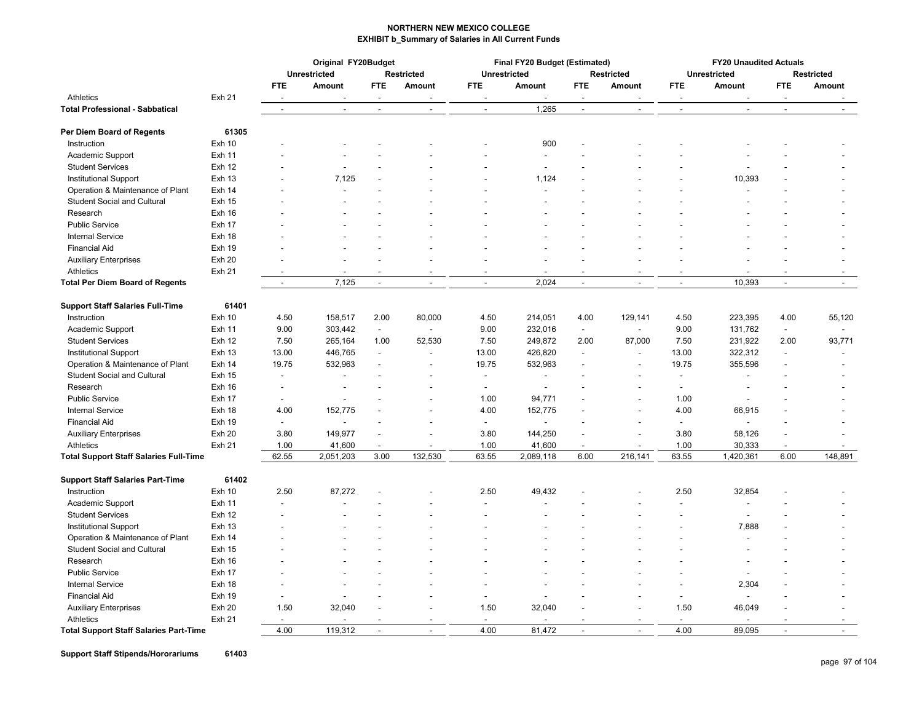**NORTHERN NEW MEXICO COLLEGE**
**EXHIBIT b_Summary of Salaries in All Current Funds**

| | | Original FY20Budget | | | | Final FY20 Budget (Estimated) | | | | FY20 Unaudited Actuals | | | |
|---|---|---|---|---|---|---|---|---|---|---|---|---|---|
| | | Unrestricted | | Restricted | | Unrestricted | | Restricted | | Unrestricted | | Restricted | |
| | | FTE | Amount | FTE | Amount | FTE | Amount | FTE | Amount | FTE | Amount | FTE | Amount |
| Athletics | Exh 21 | - | - | - | - | - | - | - | - | - | - | - | - |
| **Total Professional - Sabbatical** | | - | - | - | - | - | 1,265 | - | - | - | - | - | - |
| | | | | | | | | | | | | | |
| **Per Diem Board of Regents** | **61305** | | | | | | | | | | | | |
| Instruction | Exh 10 | - | - | - | - | - | 900 | - | - | - | - | - | - |
| Academic Support | Exh 11 | - | - | - | - | - | - | - | - | - | - | - | - |
| Student Services | Exh 12 | - | - | - | - | - | - | - | - | - | - | - | - |
| Institutional Support | Exh 13 | - | 7,125 | - | - | - | 1,124 | - | - | - | 10,393 | - | - |
| Operation & Maintenance of Plant | Exh 14 | - | - | - | - | - | - | - | - | - | - | - | - |
| Student Social and Cultural | Exh 15 | - | - | - | - | - | - | - | - | - | - | - | - |
| Research | Exh 16 | - | - | - | - | - | - | - | - | - | - | - | - |
| Public Service | Exh 17 | - | - | - | - | - | - | - | - | - | - | - | - |
| Internal Service | Exh 18 | - | - | - | - | - | - | - | - | - | - | - | - |
| Financial Aid | Exh 19 | - | - | - | - | - | - | - | - | - | - | - | - |
| Auxiliary Enterprises | Exh 20 | - | - | - | - | - | - | - | - | - | - | - | - |
| Athletics | Exh 21 | - | - | - | - | - | - | - | - | - | - | - | - |
| **Total Per Diem Board of Regents** | | - | 7,125 | - | - | - | 2,024 | - | - | - | 10,393 | - | - |
| | | | | | | | | | | | | | |
| **Support Staff Salaries Full-Time** | **61401** | | | | | | | | | | | | |
| Instruction | Exh 10 | 4.50 | 158,517 | 2.00 | 80,000 | 4.50 | 214,051 | 4.00 | 129,141 | 4.50 | 223,395 | 4.00 | 55,120 |
| Academic Support | Exh 11 | 9.00 | 303,442 | - | - | 9.00 | 232,016 | - | - | 9.00 | 131,762 | - | - |
| Student Services | Exh 12 | 7.50 | 265,164 | 1.00 | 52,530 | 7.50 | 249,872 | 2.00 | 87,000 | 7.50 | 231,922 | 2.00 | 93,771 |
| Institutional Support | Exh 13 | 13.00 | 446,765 | - | - | 13.00 | 426,820 | - | - | 13.00 | 322,312 | - | - |
| Operation & Maintenance of Plant | Exh 14 | 19.75 | 532,963 | - | - | 19.75 | 532,963 | - | - | 19.75 | 355,596 | - | - |
| Student Social and Cultural | Exh 15 | - | - | - | - | - | - | - | - | - | - | - | - |
| Research | Exh 16 | - | - | - | - | - | - | - | - | - | - | - | - |
| Public Service | Exh 17 | - | - | - | - | 1.00 | 94,771 | - | - | 1.00 | - | - | - |
| Internal Service | Exh 18 | 4.00 | 152,775 | - | - | 4.00 | 152,775 | - | - | 4.00 | 66,915 | - | - |
| Financial Aid | Exh 19 | - | - | - | - | - | - | - | - | - | - | - | - |
| Auxiliary Enterprises | Exh 20 | 3.80 | 149,977 | - | - | 3.80 | 144,250 | - | - | 3.80 | 58,126 | - | - |
| Athletics | Exh 21 | 1.00 | 41,600 | - | - | 1.00 | 41,600 | - | - | 1.00 | 30,333 | - | - |
| **Total Support Staff Salaries Full-Time** | | 62.55 | 2,051,203 | 3.00 | 132,530 | 63.55 | 2,089,118 | 6.00 | 216,141 | 63.55 | 1,420,361 | 6.00 | 148,891 |
| | | | | | | | | | | | | | |
| **Support Staff Salaries Part-Time** | **61402** | | | | | | | | | | | | |
| Instruction | Exh 10 | 2.50 | 87,272 | - | - | 2.50 | 49,432 | - | - | 2.50 | 32,854 | - | - |
| Academic Support | Exh 11 | - | - | - | - | - | - | - | - | - | - | - | - |
| Student Services | Exh 12 | - | - | - | - | - | - | - | - | - | - | - | - |
| Institutional Support | Exh 13 | - | - | - | - | - | - | - | - | - | 7,888 | - | - |
| Operation & Maintenance of Plant | Exh 14 | - | - | - | - | - | - | - | - | - | - | - | - |
| Student Social and Cultural | Exh 15 | - | - | - | - | - | - | - | - | - | - | - | - |
| Research | Exh 16 | - | - | - | - | - | - | - | - | - | - | - | - |
| Public Service | Exh 17 | - | - | - | - | - | - | - | - | - | - | - | - |
| Internal Service | Exh 18 | - | - | - | - | - | - | - | - | - | 2,304 | - | - |
| Financial Aid | Exh 19 | - | - | - | - | - | - | - | - | - | - | - | - |
| Auxiliary Enterprises | Exh 20 | 1.50 | 32,040 | - | - | 1.50 | 32,040 | - | - | 1.50 | 46,049 | - | - |
| Athletics | Exh 21 | - | - | - | - | - | - | - | - | - | - | - | - |
| **Total Support Staff Salaries Part-Time** | | 4.00 | 119,312 | - | - | 4.00 | 81,472 | - | - | 4.00 | 89,095 | - | - |
| | | | | | | | | | | | | | |
| **Support Staff Stipends/Hororariums** | **61403** | | | | | | | | | | | | |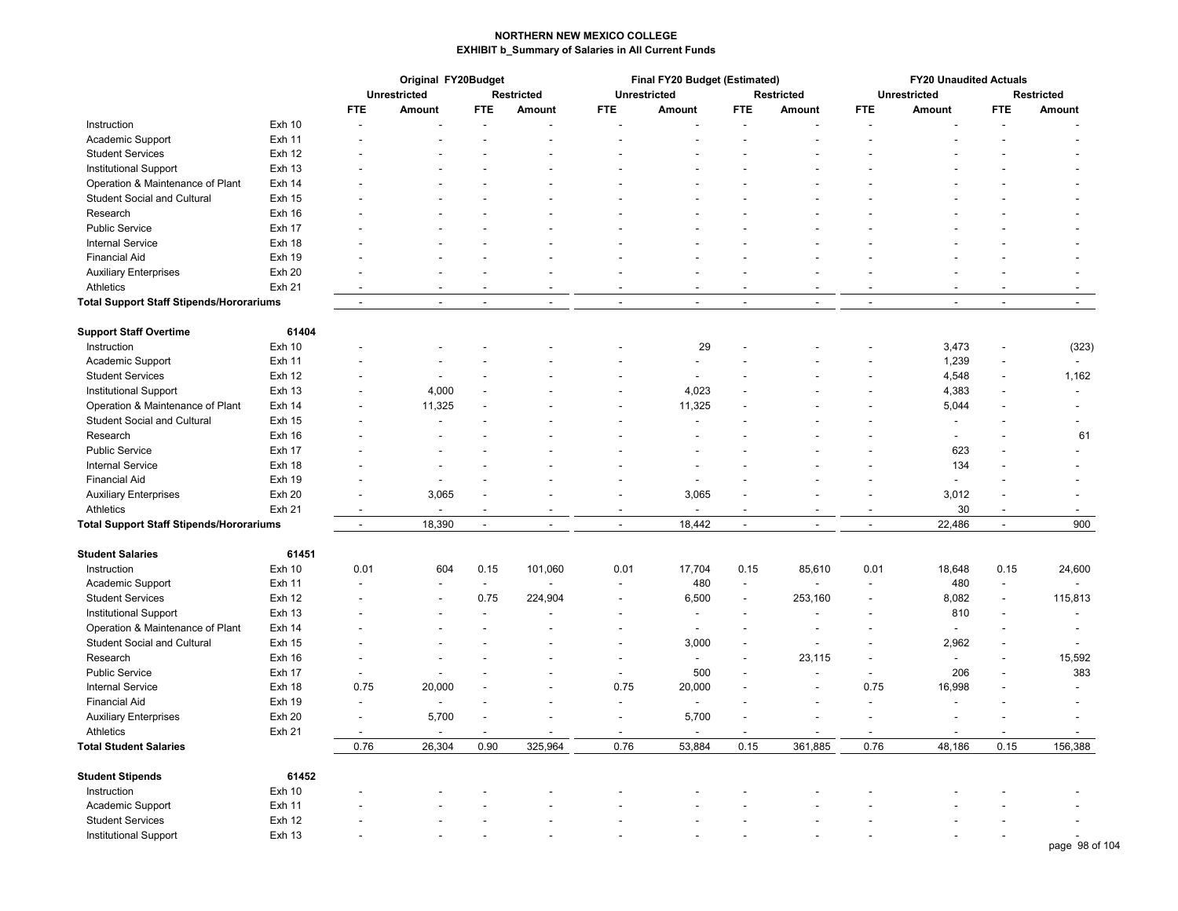**NORTHERN NEW MEXICO COLLEGE**
**EXHIBIT b_Summary of Salaries in All Current Funds**

| | | Original FY20Budget | | | | Final FY20 Budget (Estimated) | | | | FY20 Unaudited Actuals | | | |
|---|---|---|---|---|---|---|---|---|---|---|---|---|---|
| | | Unrestricted | | Restricted | | Unrestricted | | Restricted | | Unrestricted | | Restricted | |
| | | FTE | Amount | FTE | Amount | FTE | Amount | FTE | Amount | FTE | Amount | FTE | Amount |
| Instruction | Exh 10 | - | - | - | - | - | - | - | - | - | - | - | - |
| Academic Support | Exh 11 | - | - | - | - | - | - | - | - | - | - | - | - |
| Student Services | Exh 12 | - | - | - | - | - | - | - | - | - | - | - | - |
| Institutional Support | Exh 13 | - | - | - | - | - | - | - | - | - | - | - | - |
| Operation & Maintenance of Plant | Exh 14 | - | - | - | - | - | - | - | - | - | - | - | - |
| Student Social and Cultural | Exh 15 | - | - | - | - | - | - | - | - | - | - | - | - |
| Research | Exh 16 | - | - | - | - | - | - | - | - | - | - | - | - |
| Public Service | Exh 17 | - | - | - | - | - | - | - | - | - | - | - | - |
| Internal Service | Exh 18 | - | - | - | - | - | - | - | - | - | - | - | - |
| Financial Aid | Exh 19 | - | - | - | - | - | - | - | - | - | - | - | - |
| Auxiliary Enterprises | Exh 20 | - | - | - | - | - | - | - | - | - | - | - | - |
| Athletics | Exh 21 | - | - | - | - | - | - | - | - | - | - | - | - |
| **Total Support Staff Stipends/Hororariums** | | - | - | - | - | - | - | - | - | - | - | - | - |
| | | | | | | | | | | | | | |
| **Support Staff Overtime** | **61404** | | | | | | | | | | | | |
| Instruction | Exh 10 | - | - | - | - | - | 29 | - | - | - | 3,473 | - | (323) |
| Academic Support | Exh 11 | - | - | - | - | - | - | - | - | - | 1,239 | - | - |
| Student Services | Exh 12 | - | - | - | - | - | - | - | - | - | 4,548 | - | 1,162 |
| Institutional Support | Exh 13 | - | 4,000 | - | - | - | 4,023 | - | - | - | 4,383 | - | - |
| Operation & Maintenance of Plant | Exh 14 | - | 11,325 | - | - | - | 11,325 | - | - | - | 5,044 | - | - |
| Student Social and Cultural | Exh 15 | - | - | - | - | - | - | - | - | - | - | - | - |
| Research | Exh 16 | - | - | - | - | - | - | - | - | - | - | - | 61 |
| Public Service | Exh 17 | - | - | - | - | - | - | - | - | - | 623 | - | - |
| Internal Service | Exh 18 | - | - | - | - | - | - | - | - | - | 134 | - | - |
| Financial Aid | Exh 19 | - | - | - | - | - | - | - | - | - | - | - | - |
| Auxiliary Enterprises | Exh 20 | - | 3,065 | - | - | - | 3,065 | - | - | - | 3,012 | - | - |
| Athletics | Exh 21 | - | - | - | - | - | - | - | - | - | 30 | - | - |
| **Total Support Staff Stipends/Hororariums** | | - | 18,390 | - | - | - | 18,442 | - | - | - | 22,486 | - | 900 |
| | | | | | | | | | | | | | |
| **Student Salaries** | **61451** | | | | | | | | | | | | |
| Instruction | Exh 10 | 0.01 | 604 | 0.15 | 101,060 | 0.01 | 17,704 | 0.15 | 85,610 | 0.01 | 18,648 | 0.15 | 24,600 |
| Academic Support | Exh 11 | - | - | - | - | - | 480 | - | - | - | 480 | - | - |
| Student Services | Exh 12 | - | - | 0.75 | 224,904 | - | 6,500 | - | 253,160 | - | 8,082 | - | 115,813 |
| Institutional Support | Exh 13 | - | - | - | - | - | - | - | - | - | 810 | - | - |
| Operation & Maintenance of Plant | Exh 14 | - | - | - | - | - | - | - | - | - | - | - | - |
| Student Social and Cultural | Exh 15 | - | - | - | - | - | 3,000 | - | - | - | 2,962 | - | - |
| Research | Exh 16 | - | - | - | - | - | - | - | 23,115 | - | - | - | 15,592 |
| Public Service | Exh 17 | - | - | - | - | - | 500 | - | - | - | 206 | - | 383 |
| Internal Service | Exh 18 | 0.75 | 20,000 | - | - | 0.75 | 20,000 | - | - | 0.75 | 16,998 | - | - |
| Financial Aid | Exh 19 | - | - | - | - | - | - | - | - | - | - | - | - |
| Auxiliary Enterprises | Exh 20 | - | 5,700 | - | - | - | 5,700 | - | - | - | - | - | - |
| Athletics | Exh 21 | - | - | - | - | - | - | - | - | - | - | - | - |
| **Total Student Salaries** | | 0.76 | 26,304 | 0.90 | 325,964 | 0.76 | 53,884 | 0.15 | 361,885 | 0.76 | 48,186 | 0.15 | 156,388 |
| | | | | | | | | | | | | | |
| **Student Stipends** | **61452** | | | | | | | | | | | | |
| Instruction | Exh 10 | - | - | - | - | - | - | - | - | - | - | - | - |
| Academic Support | Exh 11 | - | - | - | - | - | - | - | - | - | - | - | - |
| Student Services | Exh 12 | - | - | - | - | - | - | - | - | - | - | - | - |
| Institutional Support | Exh 13 | - | - | - | - | - | - | - | - | - | - | - | - |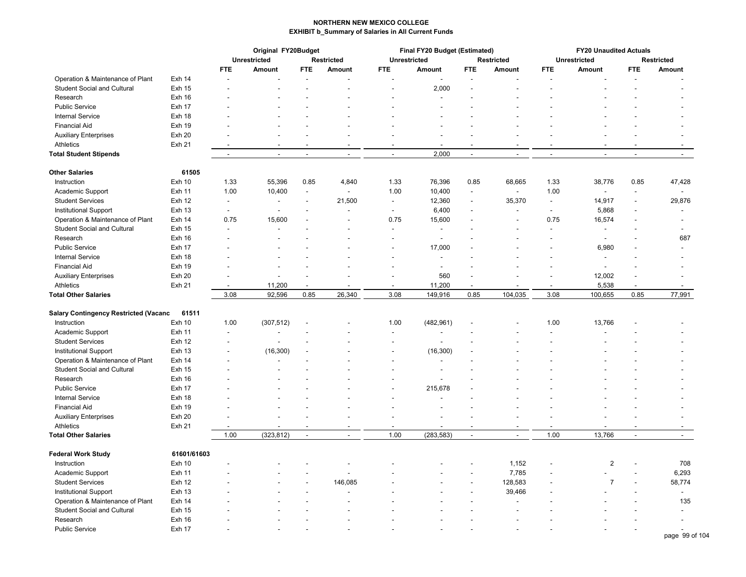**NORTHERN NEW MEXICO COLLEGE**
**EXHIBIT b_Summary of Salaries in All Current Funds**

| | | Original FY20Budget | | | | Final FY20 Budget (Estimated) | | | | FY20 Unaudited Actuals | | | |
|---|---|---|---|---|---|---|---|---|---|---|---|---|---|
| | | Unrestricted | | Restricted | | Unrestricted | | Restricted | | Unrestricted | | Restricted | |
| | | FTE | Amount | FTE | Amount | FTE | Amount | FTE | Amount | FTE | Amount | FTE | Amount |
| Operation & Maintenance of Plant | Exh 14 | - | - | - | - | - | - | - | - | - | - | - | - |
| Student Social and Cultural | Exh 15 | - | - | - | - | - | 2,000 | - | - | - | - | - | - |
| Research | Exh 16 | - | - | - | - | - | - | - | - | - | - | - | - |
| Public Service | Exh 17 | - | - | - | - | - | - | - | - | - | - | - | - |
| Internal Service | Exh 18 | - | - | - | - | - | - | - | - | - | - | - | - |
| Financial Aid | Exh 19 | - | - | - | - | - | - | - | - | - | - | - | - |
| Auxiliary Enterprises | Exh 20 | - | - | - | - | - | - | - | - | - | - | - | - |
| Athletics | Exh 21 | - | - | - | - | - | - | - | - | - | - | - | - |
| **Total Student Stipends** | | - | - | - | - | - | 2,000 | - | - | - | - | - | - |
| | | | | | | | | | | | | | |
| **Other Salaries** | **61505** | | | | | | | | | | | | |
| Instruction | Exh 10 | 1.33 | 55,396 | 0.85 | 4,840 | 1.33 | 76,396 | 0.85 | 68,665 | 1.33 | 38,776 | 0.85 | 47,428 |
| Academic Support | Exh 11 | 1.00 | 10,400 | - | - | 1.00 | 10,400 | - | - | 1.00 | - | - | - |
| Student Services | Exh 12 | - | - | - | 21,500 | - | 12,360 | - | 35,370 | - | 14,917 | - | 29,876 |
| Institutional Support | Exh 13 | - | - | - | - | - | 6,400 | - | - | - | 5,868 | - | - |
| Operation & Maintenance of Plant | Exh 14 | 0.75 | 15,600 | - | - | 0.75 | 15,600 | - | - | 0.75 | 16,574 | - | - |
| Student Social and Cultural | Exh 15 | - | - | - | - | - | - | - | - | - | - | - | - |
| Research | Exh 16 | - | - | - | - | - | - | - | - | - | - | - | 687 |
| Public Service | Exh 17 | - | - | - | - | - | 17,000 | - | - | - | 6,980 | - | - |
| Internal Service | Exh 18 | - | - | - | - | - | - | - | - | - | - | - | - |
| Financial Aid | Exh 19 | - | - | - | - | - | - | - | - | - | - | - | - |
| Auxiliary Enterprises | Exh 20 | - | - | - | - | - | 560 | - | - | - | 12,002 | - | - |
| Athletics | Exh 21 | - | 11,200 | - | - | - | 11,200 | - | - | - | 5,538 | - | - |
| **Total Other Salaries** | | 3.08 | 92,596 | 0.85 | 26,340 | 3.08 | 149,916 | 0.85 | 104,035 | 3.08 | 100,655 | 0.85 | 77,991 |
| | | | | | | | | | | | | | |
| **Salary Contingency Restricted (Vacanc** | **61511** | | | | | | | | | | | | |
| Instruction | Exh 10 | 1.00 | (307,512) | - | - | 1.00 | (482,961) | - | - | 1.00 | 13,766 | - | - |
| Academic Support | Exh 11 | - | - | - | - | - | - | - | - | - | - | - | - |
| Student Services | Exh 12 | - | - | - | - | - | - | - | - | - | - | - | - |
| Institutional Support | Exh 13 | - | (16,300) | - | - | - | (16,300) | - | - | - | - | - | - |
| Operation & Maintenance of Plant | Exh 14 | - | - | - | - | - | - | - | - | - | - | - | - |
| Student Social and Cultural | Exh 15 | - | - | - | - | - | - | - | - | - | - | - | - |
| Research | Exh 16 | - | - | - | - | - | - | - | - | - | - | - | - |
| Public Service | Exh 17 | - | - | - | - | - | 215,678 | - | - | - | - | - | - |
| Internal Service | Exh 18 | - | - | - | - | - | - | - | - | - | - | - | - |
| Financial Aid | Exh 19 | - | - | - | - | - | - | - | - | - | - | - | - |
| Auxiliary Enterprises | Exh 20 | - | - | - | - | - | - | - | - | - | - | - | - |
| Athletics | Exh 21 | - | - | - | - | - | - | - | - | - | - | - | - |
| **Total Other Salaries** | | 1.00 | (323,812) | - | - | 1.00 | (283,583) | - | - | 1.00 | 13,766 | - | - |
| | | | | | | | | | | | | | |
| **Federal Work Study** | **61601/61603** | | | | | | | | | | | | |
| Instruction | Exh 10 | - | - | - | - | - | - | - | 1,152 | - | 2 | - | 708 |
| Academic Support | Exh 11 | - | - | - | - | - | - | - | 7,785 | - | - | - | 6,293 |
| Student Services | Exh 12 | - | - | - | 146,085 | - | - | - | 128,583 | - | 7 | - | 58,774 |
| Institutional Support | Exh 13 | - | - | - | - | - | - | - | 39,466 | - | - | - | - |
| Operation & Maintenance of Plant | Exh 14 | - | - | - | - | - | - | - | - | - | - | - | 135 |
| Student Social and Cultural | Exh 15 | - | - | - | - | - | - | - | - | - | - | - | - |
| Research | Exh 16 | - | - | - | - | - | - | - | - | - | - | - | - |
| Public Service | Exh 17 | - | - | - | - | - | - | - | - | - | - | - | - |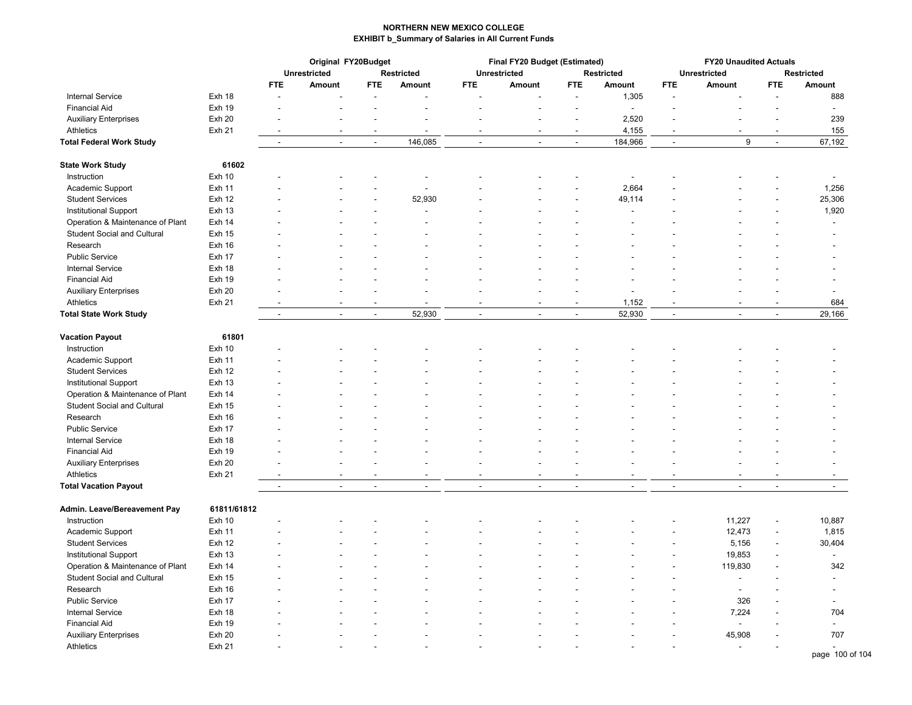**NORTHERN NEW MEXICO COLLEGE**
**EXHIBIT b_Summary of Salaries in All Current Funds**

| | | Original FY20Budget | | | | Final FY20 Budget (Estimated) | | | | FY20 Unaudited Actuals | | | |
|---|---|---|---|---|---|---|---|---|---|---|---|---|---|
| | | Unrestricted | | Restricted | | Unrestricted | | Restricted | | Unrestricted | | Restricted | |
| | | FTE | Amount | FTE | Amount | FTE | Amount | FTE | Amount | FTE | Amount | FTE | Amount |
| Internal Service | Exh 18 | - | - | - | - | - | - | - | 1,305 | - | - | - | 888 |
| Financial Aid | Exh 19 | - | - | - | - | - | - | - | - | - | - | - | - |
| Auxiliary Enterprises | Exh 20 | - | - | - | - | - | - | - | 2,520 | - | - | - | 239 |
| Athletics | Exh 21 | - | - | - | - | - | - | - | 4,155 | - | - | - | 155 |
| **Total Federal Work Study** | | - | - | - | 146,085 | - | - | - | 184,966 | - | 9 | - | 67,192 |
| | | | | | | | | | | | | | |
| **State Work Study** | **61602** | | | | | | | | | | | | |
| Instruction | Exh 10 | - | - | - | - | - | - | - | - | - | - | - | - |
| Academic Support | Exh 11 | - | - | - | - | - | - | - | 2,664 | - | - | - | 1,256 |
| Student Services | Exh 12 | - | - | - | 52,930 | - | - | - | 49,114 | - | - | - | 25,306 |
| Institutional Support | Exh 13 | - | - | - | - | - | - | - | - | - | - | - | 1,920 |
| Operation & Maintenance of Plant | Exh 14 | - | - | - | - | - | - | - | - | - | - | - | - |
| Student Social and Cultural | Exh 15 | - | - | - | - | - | - | - | - | - | - | - | - |
| Research | Exh 16 | - | - | - | - | - | - | - | - | - | - | - | - |
| Public Service | Exh 17 | - | - | - | - | - | - | - | - | - | - | - | - |
| Internal Service | Exh 18 | - | - | - | - | - | - | - | - | - | - | - | - |
| Financial Aid | Exh 19 | - | - | - | - | - | - | - | - | - | - | - | - |
| Auxiliary Enterprises | Exh 20 | - | - | - | - | - | - | - | - | - | - | - | - |
| Athletics | Exh 21 | - | - | - | - | - | - | - | 1,152 | - | - | - | 684 |
| **Total State Work Study** | | - | - | - | 52,930 | - | - | - | 52,930 | - | - | - | 29,166 |
| | | | | | | | | | | | | | |
| **Vacation Payout** | **61801** | | | | | | | | | | | | |
| Instruction | Exh 10 | - | - | - | - | - | - | - | - | - | - | - | - |
| Academic Support | Exh 11 | - | - | - | - | - | - | - | - | - | - | - | - |
| Student Services | Exh 12 | - | - | - | - | - | - | - | - | - | - | - | - |
| Institutional Support | Exh 13 | - | - | - | - | - | - | - | - | - | - | - | - |
| Operation & Maintenance of Plant | Exh 14 | - | - | - | - | - | - | - | - | - | - | - | - |
| Student Social and Cultural | Exh 15 | - | - | - | - | - | - | - | - | - | - | - | - |
| Research | Exh 16 | - | - | - | - | - | - | - | - | - | - | - | - |
| Public Service | Exh 17 | - | - | - | - | - | - | - | - | - | - | - | - |
| Internal Service | Exh 18 | - | - | - | - | - | - | - | - | - | - | - | - |
| Financial Aid | Exh 19 | - | - | - | - | - | - | - | - | - | - | - | - |
| Auxiliary Enterprises | Exh 20 | - | - | - | - | - | - | - | - | - | - | - | - |
| Athletics | Exh 21 | - | - | - | - | - | - | - | - | - | - | - | - |
| **Total Vacation Payout** | | - | - | - | - | - | - | - | - | - | - | - | - |
| | | | | | | | | | | | | | |
| **Admin. Leave/Bereavement Pay** | **61811/61812** | | | | | | | | | | | | |
| Instruction | Exh 10 | - | - | - | - | - | - | - | - | - | 11,227 | - | 10,887 |
| Academic Support | Exh 11 | - | - | - | - | - | - | - | - | - | 12,473 | - | 1,815 |
| Student Services | Exh 12 | - | - | - | - | - | - | - | - | - | 5,156 | - | 30,404 |
| Institutional Support | Exh 13 | - | - | - | - | - | - | - | - | - | 19,853 | - | - |
| Operation & Maintenance of Plant | Exh 14 | - | - | - | - | - | - | - | - | - | 119,830 | - | 342 |
| Student Social and Cultural | Exh 15 | - | - | - | - | - | - | - | - | - | - | - | - |
| Research | Exh 16 | - | - | - | - | - | - | - | - | - | - | - | - |
| Public Service | Exh 17 | - | - | - | - | - | - | - | - | - | 326 | - | - |
| Internal Service | Exh 18 | - | - | - | - | - | - | - | - | - | 7,224 | - | 704 |
| Financial Aid | Exh 19 | - | - | - | - | - | - | - | - | - | - | - | - |
| Auxiliary Enterprises | Exh 20 | - | - | - | - | - | - | - | - | - | 45,908 | - | 707 |
| Athletics | Exh 21 | - | - | - | - | - | - | - | - | - | - | - | - |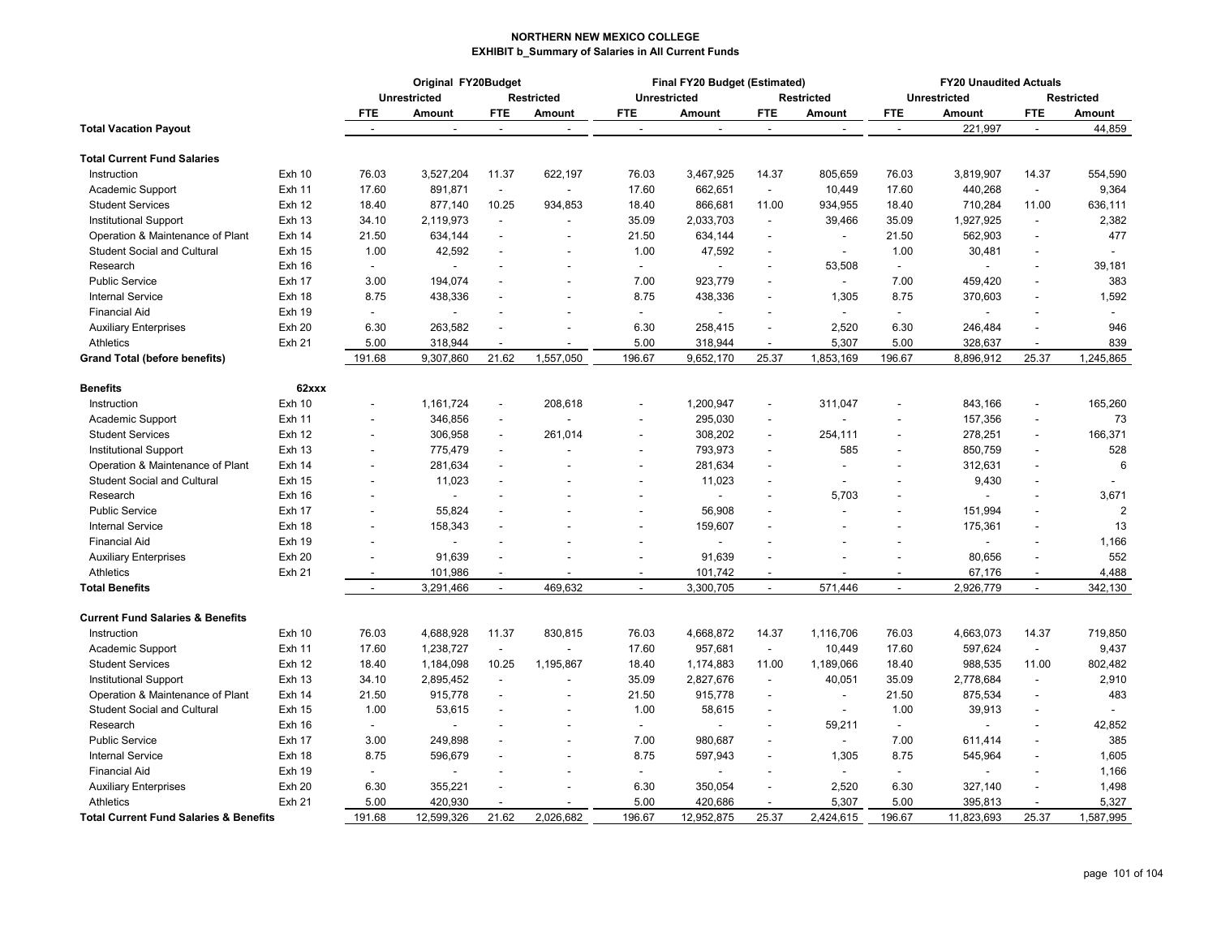# NORTHERN NEW MEXICO COLLEGE

## EXHIBIT b_Summary of Salaries in All Current Funds

| | | Original FY20Budget | | | | Final FY20 Budget (Estimated) | | | | FY20 Unaudited Actuals | | | |
|---|---|---|---|---|---|---|---|---|---|---|---|---|---|
| | | Unrestricted | | Restricted | | Unrestricted | | Restricted | | Unrestricted | | Restricted | |
| | | FTE | Amount | FTE | Amount | FTE | Amount | FTE | Amount | FTE | Amount | FTE | Amount |
| **Total Vacation Payout** | | - | - | - | - | - | - | - | - | - | 221,997 | - | 44,859 |
| **Total Current Fund Salaries** | | | | | | | | | | | | | |
| Instruction | Exh 10 | 76.03 | 3,527,204 | 11.37 | 622,197 | 76.03 | 3,467,925 | 14.37 | 805,659 | 76.03 | 3,819,907 | 14.37 | 554,590 |
| Academic Support | Exh 11 | 17.60 | 891,871 | - | - | 17.60 | 662,651 | - | 10,449 | 17.60 | 440,268 | - | 9,364 |
| Student Services | Exh 12 | 18.40 | 877,140 | 10.25 | 934,853 | 18.40 | 866,681 | 11.00 | 934,955 | 18.40 | 710,284 | 11.00 | 636,111 |
| Institutional Support | Exh 13 | 34.10 | 2,119,973 | - | - | 35.09 | 2,033,703 | - | 39,466 | 35.09 | 1,927,925 | - | 2,382 |
| Operation & Maintenance of Plant | Exh 14 | 21.50 | 634,144 | - | - | 21.50 | 634,144 | - | - | 21.50 | 562,903 | - | 477 |
| Student Social and Cultural | Exh 15 | 1.00 | 42,592 | - | - | 1.00 | 47,592 | - | - | 1.00 | 30,481 | - | - |
| Research | Exh 16 | - | - | - | - | - | - | - | 53,508 | - | - | - | 39,181 |
| Public Service | Exh 17 | 3.00 | 194,074 | - | - | 7.00 | 923,779 | - | - | 7.00 | 459,420 | - | 383 |
| Internal Service | Exh 18 | 8.75 | 438,336 | - | - | 8.75 | 438,336 | - | 1,305 | 8.75 | 370,603 | - | 1,592 |
| Financial Aid | Exh 19 | - | - | - | - | - | - | - | - | - | - | - | - |
| Auxiliary Enterprises | Exh 20 | 6.30 | 263,582 | - | - | 6.30 | 258,415 | - | 2,520 | 6.30 | 246,484 | - | 946 |
| Athletics | Exh 21 | 5.00 | 318,944 | - | - | 5.00 | 318,944 | - | 5,307 | 5.00 | 328,637 | - | 839 |
| **Grand Total (before benefits)** | | 191.68 | 9,307,860 | 21.62 | 1,557,050 | 196.67 | 9,652,170 | 25.37 | 1,853,169 | 196.67 | 8,896,912 | 25.37 | 1,245,865 |
| **Benefits** | **62xxx** | | | | | | | | | | | | |
| Instruction | Exh 10 | - | 1,161,724 | - | 208,618 | - | 1,200,947 | - | 311,047 | - | 843,166 | - | 165,260 |
| Academic Support | Exh 11 | - | 346,856 | - | - | - | 295,030 | - | - | - | 157,356 | - | 73 |
| Student Services | Exh 12 | - | 306,958 | - | 261,014 | - | 308,202 | - | 254,111 | - | 278,251 | - | 166,371 |
| Institutional Support | Exh 13 | - | 775,479 | - | - | - | 793,973 | - | 585 | - | 850,759 | - | 528 |
| Operation & Maintenance of Plant | Exh 14 | - | 281,634 | - | - | - | 281,634 | - | - | - | 312,631 | - | 6 |
| Student Social and Cultural | Exh 15 | - | 11,023 | - | - | - | 11,023 | - | - | - | 9,430 | - | - |
| Research | Exh 16 | - | - | - | - | - | - | - | 5,703 | - | - | - | 3,671 |
| Public Service | Exh 17 | - | 55,824 | - | - | - | 56,908 | - | - | - | 151,994 | - | 2 |
| Internal Service | Exh 18 | - | 158,343 | - | - | - | 159,607 | - | - | - | 175,361 | - | 13 |
| Financial Aid | Exh 19 | - | - | - | - | - | - | - | - | - | - | - | 1,166 |
| Auxiliary Enterprises | Exh 20 | - | 91,639 | - | - | - | 91,639 | - | - | - | 80,656 | - | 552 |
| Athletics | Exh 21 | - | 101,986 | - | - | - | 101,742 | - | - | - | 67,176 | - | 4,488 |
| **Total Benefits** | | - | 3,291,466 | - | 469,632 | - | 3,300,705 | - | 571,446 | - | 2,926,779 | - | 342,130 |
| **Current Fund Salaries & Benefits** | | | | | | | | | | | | | |
| Instruction | Exh 10 | 76.03 | 4,688,928 | 11.37 | 830,815 | 76.03 | 4,668,872 | 14.37 | 1,116,706 | 76.03 | 4,663,073 | 14.37 | 719,850 |
| Academic Support | Exh 11 | 17.60 | 1,238,727 | - | - | 17.60 | 957,681 | - | 10,449 | 17.60 | 597,624 | - | 9,437 |
| Student Services | Exh 12 | 18.40 | 1,184,098 | 10.25 | 1,195,867 | 18.40 | 1,174,883 | 11.00 | 1,189,066 | 18.40 | 988,535 | 11.00 | 802,482 |
| Institutional Support | Exh 13 | 34.10 | 2,895,452 | - | - | 35.09 | 2,827,676 | - | 40,051 | 35.09 | 2,778,684 | - | 2,910 |
| Operation & Maintenance of Plant | Exh 14 | 21.50 | 915,778 | - | - | 21.50 | 915,778 | - | - | 21.50 | 875,534 | - | 483 |
| Student Social and Cultural | Exh 15 | 1.00 | 53,615 | - | - | 1.00 | 58,615 | - | - | 1.00 | 39,913 | - | - |
| Research | Exh 16 | - | - | - | - | - | - | - | 59,211 | - | - | - | 42,852 |
| Public Service | Exh 17 | 3.00 | 249,898 | - | - | 7.00 | 980,687 | - | - | 7.00 | 611,414 | - | 385 |
| Internal Service | Exh 18 | 8.75 | 596,679 | - | - | 8.75 | 597,943 | - | 1,305 | 8.75 | 545,964 | - | 1,605 |
| Financial Aid | Exh 19 | - | - | - | - | - | - | - | - | - | - | - | 1,166 |
| Auxiliary Enterprises | Exh 20 | 6.30 | 355,221 | - | - | 6.30 | 350,054 | - | 2,520 | 6.30 | 327,140 | - | 1,498 |
| Athletics | Exh 21 | 5.00 | 420,930 | - | - | 5.00 | 420,686 | - | 5,307 | 5.00 | 395,813 | - | 5,327 |
| **Total Current Fund Salaries & Benefits** | | 191.68 | 12,599,326 | 21.62 | 2,026,682 | 196.67 | 12,952,875 | 25.37 | 2,424,615 | 196.67 | 11,823,693 | 25.37 | 1,587,995 |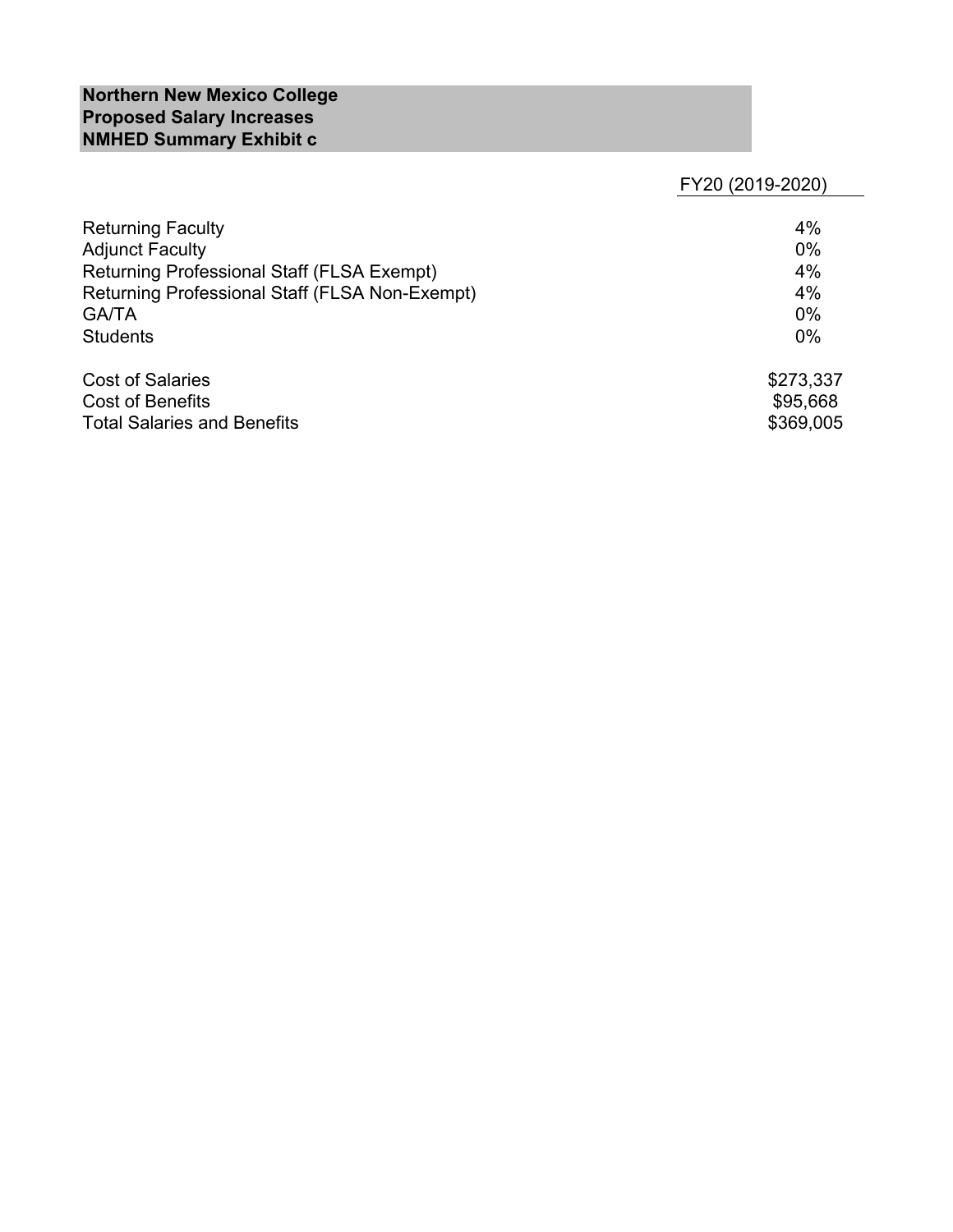**Northern New Mexico College**
**Proposed Salary Increases**
**NMHED Summary Exhibit c**

| | FY20 (2019-2020) |
|---|---|
| Returning Faculty | 4% |
| Adjunct Faculty | 0% |
| Returning Professional Staff (FLSA Exempt) | 4% |
| Returning Professional Staff (FLSA Non-Exempt) | 4% |
| GA/TA | 0% |
| Students | 0% |
| | |
| Cost of Salaries | $273,337 |
| Cost of Benefits | $95,668 |
| Total Salaries and Benefits | $369,005 |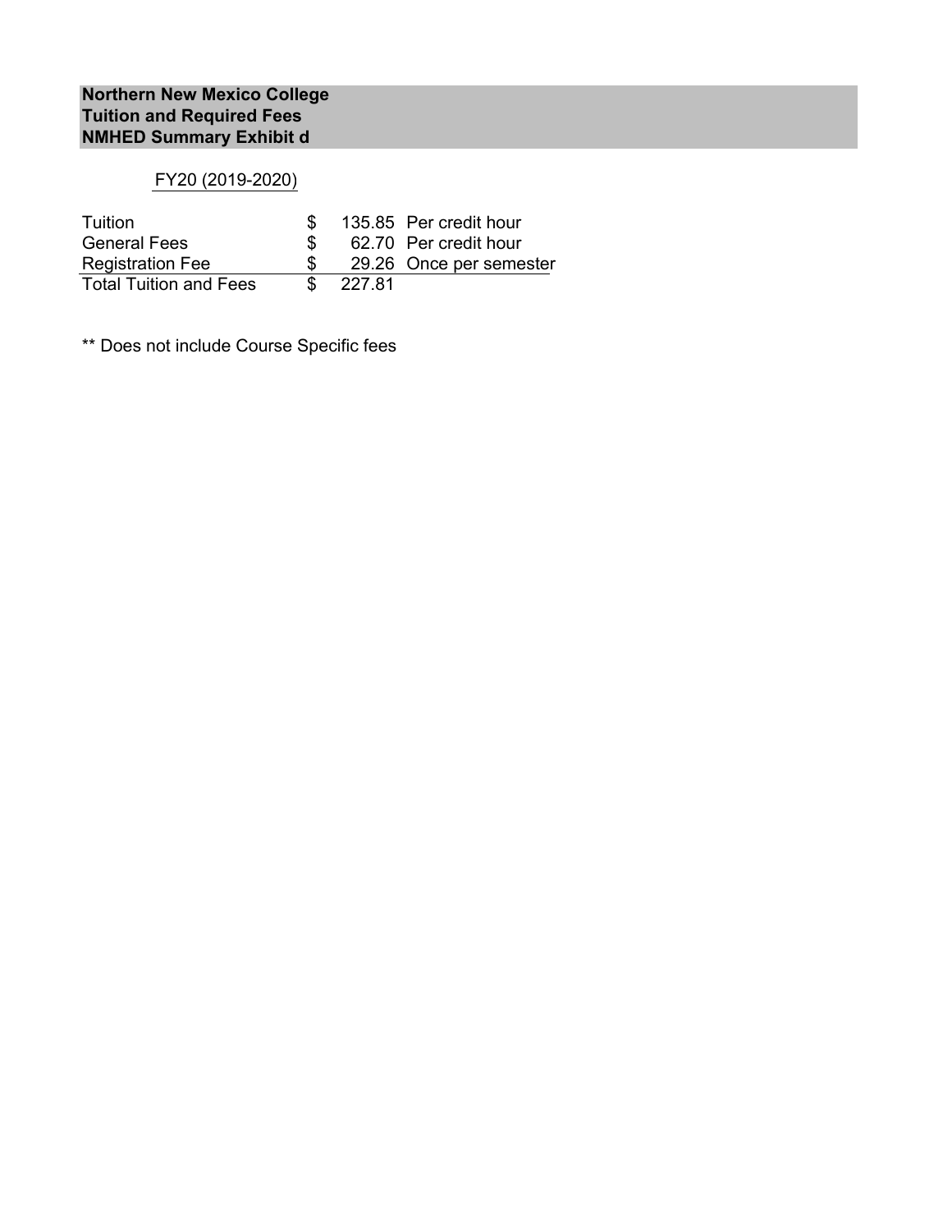**Northern New Mexico College**
**Tuition and Required Fees**
**NMHED Summary Exhibit d**

FY20 (2019-2020)

| | | | |
|---|---|---|---|
| Tuition | $ | 135.85 | Per credit hour |
| General Fees | $ | 62.70 | Per credit hour |
| Registration Fee | $ | 29.26 | Once per semester |
| Total Tuition and Fees | $ | 227.81 | |

** Does not include Course Specific fees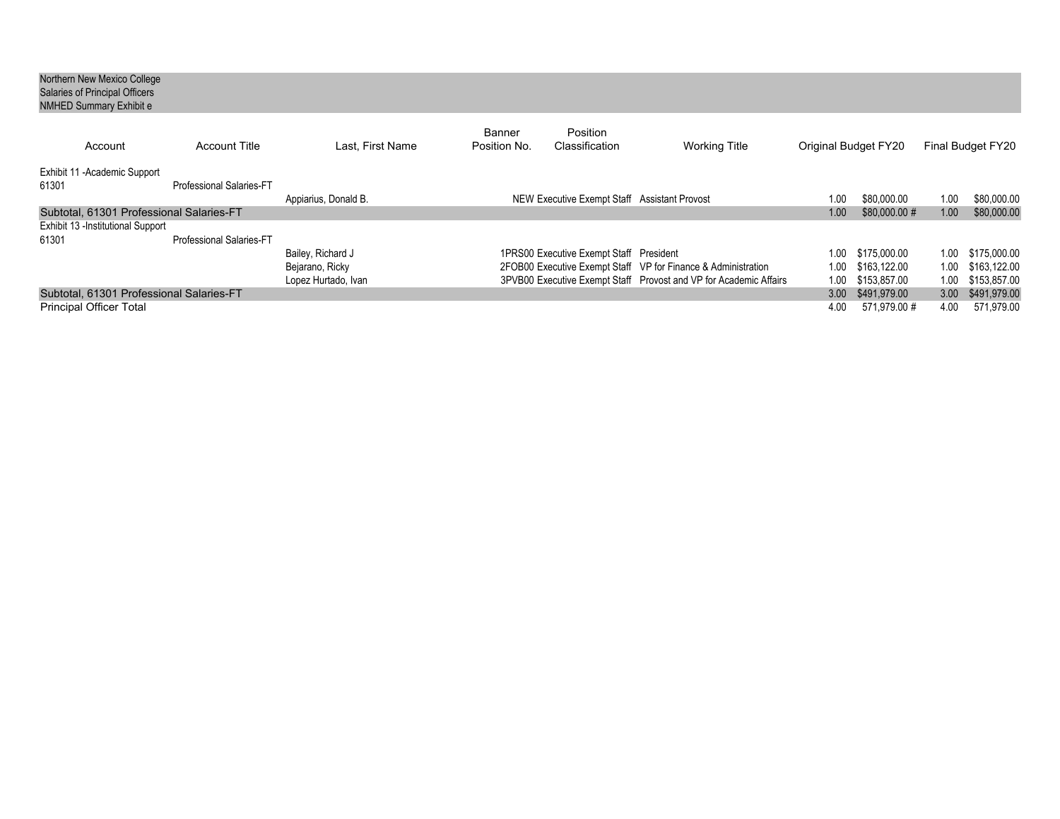Northern New Mexico College
Salaries of Principal Officers
NMHED Summary Exhibit e

| Account | Account Title | Last, First Name | Banner Position No. | Position Classification | Working Title | Original Budget FY20 | | Final Budget FY20 | |
|---|---|---|---|---|---|---|---|---|---|
| Exhibit 11 -Academic Support | | | | | | | | | |
| 61301 | Professional Salaries-FT | | | | | | | | |
| | | Appiarius, Donald B. | NEW | Executive Exempt Staff | Assistant Provost | 1.00 | $80,000.00 | 1.00 | $80,000.00 |
| Subtotal, 61301 Professional Salaries-FT | | | | | | 1.00 | $80,000.00 # | 1.00 | $80,000.00 |
| Exhibit 13 -Institutional Support | | | | | | | | | |
| 61301 | Professional Salaries-FT | | | | | | | | |
| | | Bailey, Richard J | 1PRS00 | Executive Exempt Staff | President | 1.00 | $175,000.00 | 1.00 | $175,000.00 |
| | | Bejarano, Ricky | 2FOB00 | Executive Exempt Staff | VP for Finance & Administration | 1.00 | $163,122.00 | 1.00 | $163,122.00 |
| | | Lopez Hurtado, Ivan | 3PVB00 | Executive Exempt Staff | Provost and VP for Academic Affairs | 1.00 | $153,857.00 | 1.00 | $153,857.00 |
| Subtotal, 61301 Professional Salaries-FT | | | | | | 3.00 | $491,979.00 | 3.00 | $491,979.00 |
| Principal Officer Total | | | | | | 4.00 | 571,979.00 # | 4.00 | 571,979.00 |